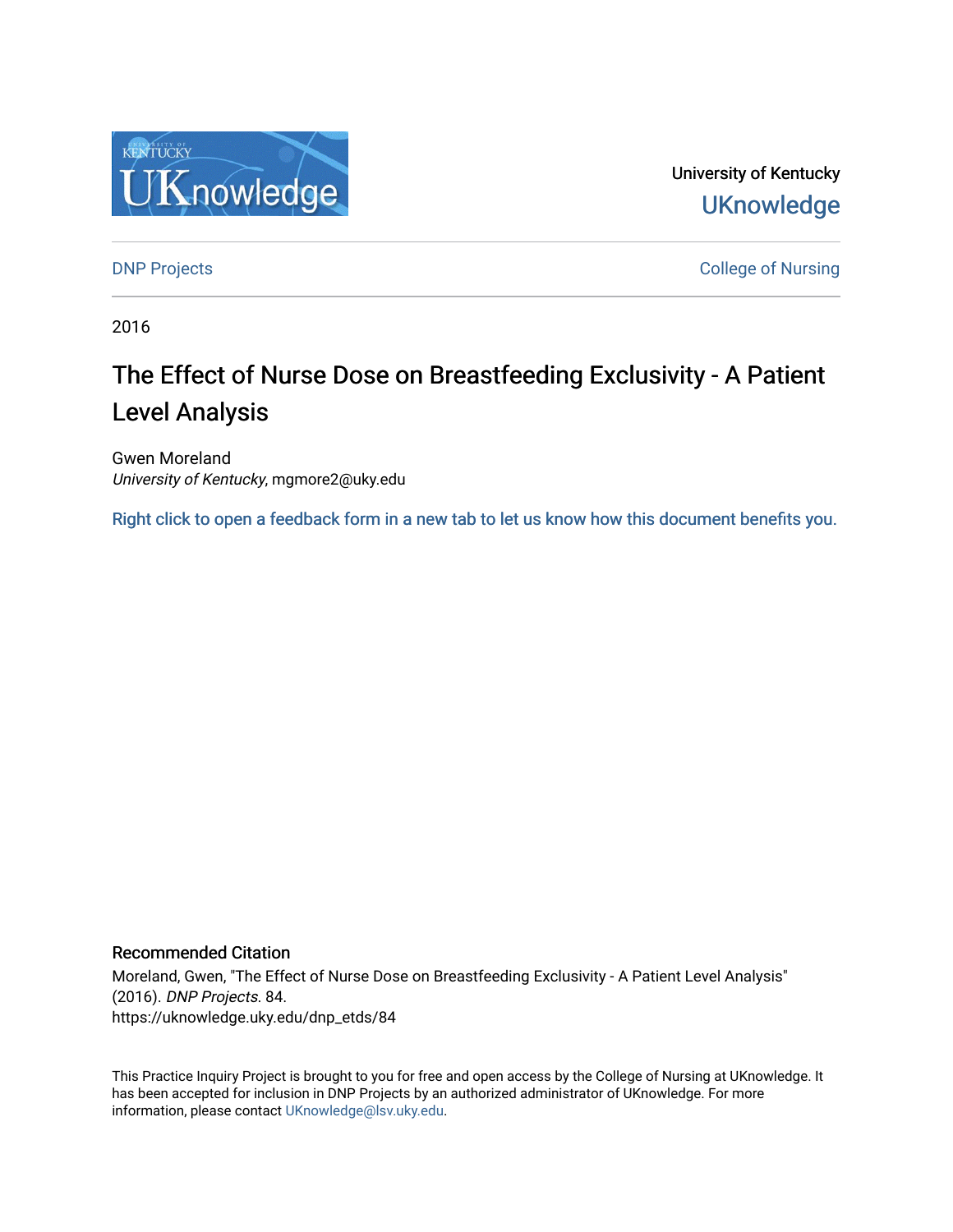University of Kentucky

UKnowledge

DNP Projects

College of Nursing

2016

# The Effect of Nurse Dose on Breastfeeding Exclusivity - A Patient Level Analysis

Gwen Moreland
*University of Kentucky*, mgmore2@uky.edu

Right click to open a feedback form in a new tab to let us know how this document benefits you.

## Recommended Citation

Moreland, Gwen, "The Effect of Nurse Dose on Breastfeeding Exclusivity - A Patient Level Analysis" (2016). *DNP Projects*. 84.
https://uknowledge.uky.edu/dnp_etds/84

This Practice Inquiry Project is brought to you for free and open access by the College of Nursing at UKnowledge. It has been accepted for inclusion in DNP Projects by an authorized administrator of UKnowledge. For more information, please contact UKnowledge@lsv.uky.edu.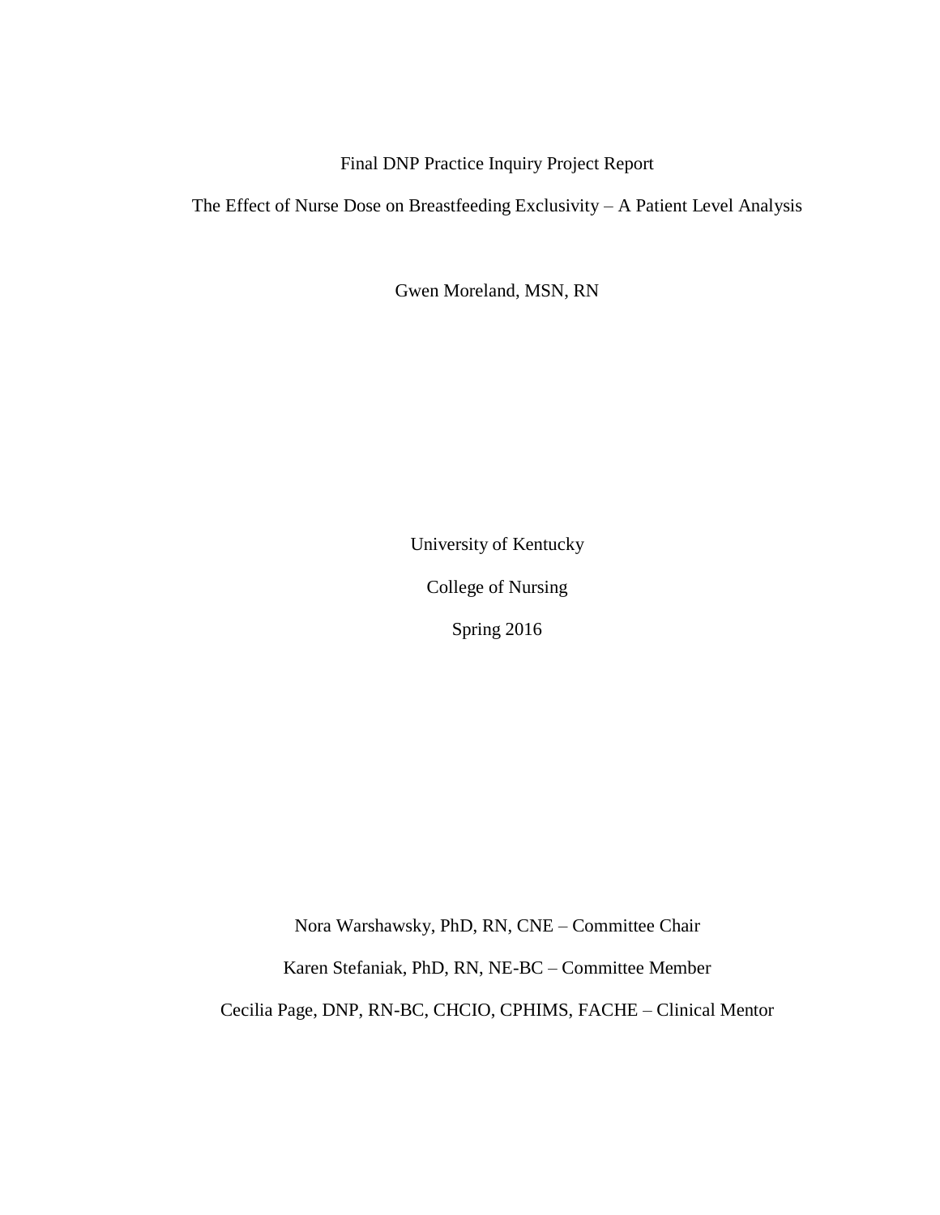Final DNP Practice Inquiry Project Report

# The Effect of Nurse Dose on Breastfeeding Exclusivity – A Patient Level Analysis

Gwen Moreland, MSN, RN

University of Kentucky

College of Nursing

Spring 2016

Nora Warshawsky, PhD, RN, CNE – Committee Chair

Karen Stefaniak, PhD, RN, NE-BC – Committee Member

Cecilia Page, DNP, RN-BC, CHCIO, CPHIMS, FACHE – Clinical Mentor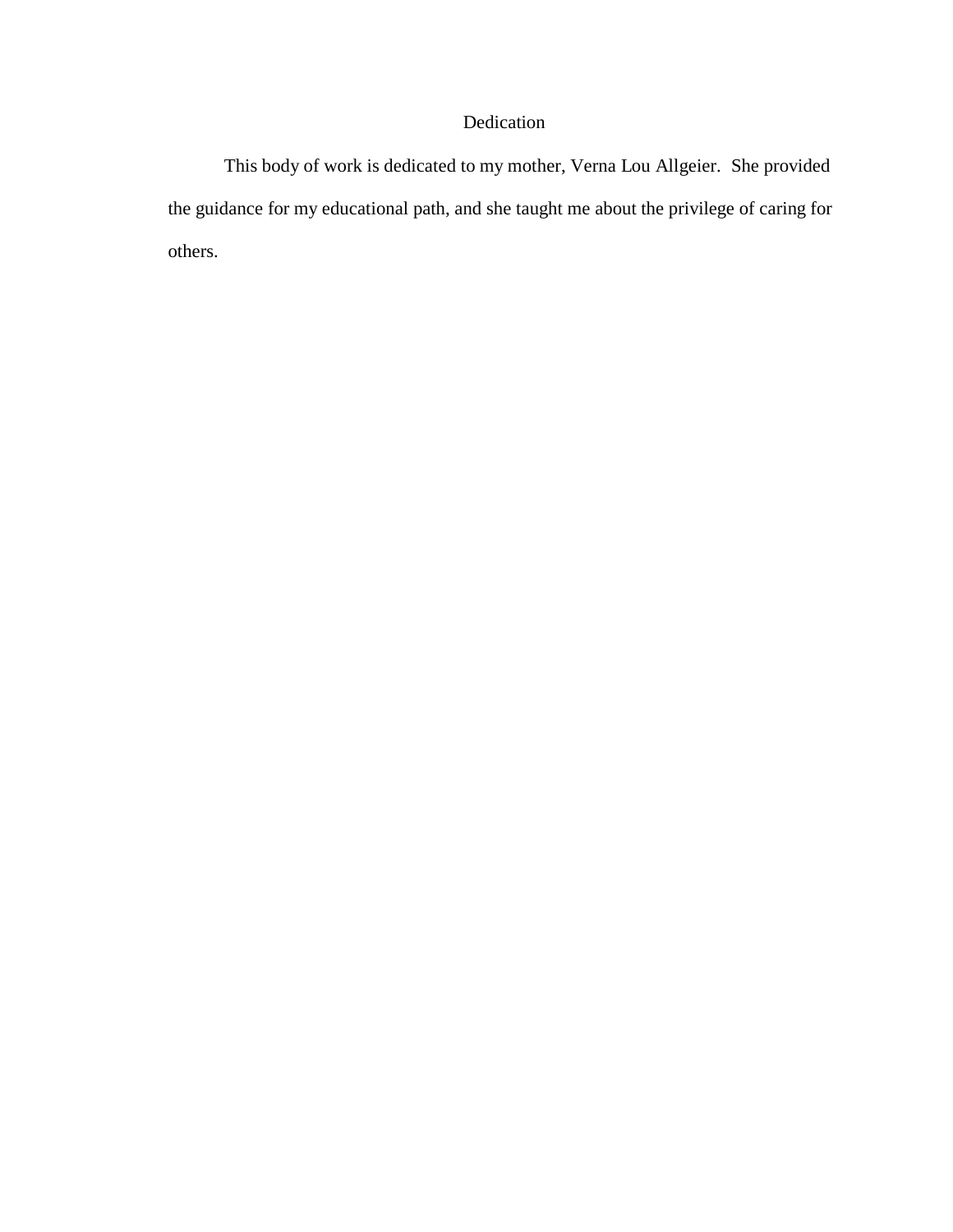# Dedication

This body of work is dedicated to my mother, Verna Lou Allgeier. She provided the guidance for my educational path, and she taught me about the privilege of caring for others.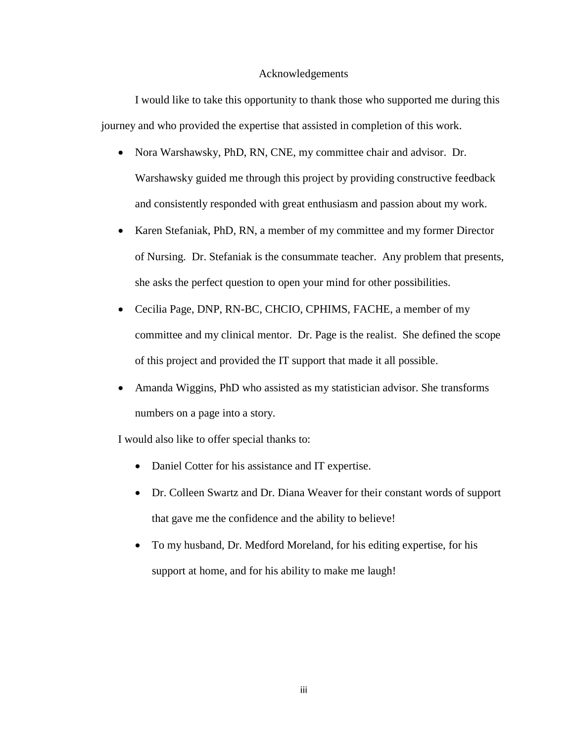# Acknowledgements

I would like to take this opportunity to thank those who supported me during this journey and who provided the expertise that assisted in completion of this work.

- Nora Warshawsky, PhD, RN, CNE, my committee chair and advisor. Dr. Warshawsky guided me through this project by providing constructive feedback and consistently responded with great enthusiasm and passion about my work.
- Karen Stefaniak, PhD, RN, a member of my committee and my former Director of Nursing. Dr. Stefaniak is the consummate teacher. Any problem that presents, she asks the perfect question to open your mind for other possibilities.
- Cecilia Page, DNP, RN-BC, CHCIO, CPHIMS, FACHE, a member of my committee and my clinical mentor. Dr. Page is the realist. She defined the scope of this project and provided the IT support that made it all possible.
- Amanda Wiggins, PhD who assisted as my statistician advisor. She transforms numbers on a page into a story.

I would also like to offer special thanks to:

- Daniel Cotter for his assistance and IT expertise.
- Dr. Colleen Swartz and Dr. Diana Weaver for their constant words of support that gave me the confidence and the ability to believe!
- To my husband, Dr. Medford Moreland, for his editing expertise, for his support at home, and for his ability to make me laugh!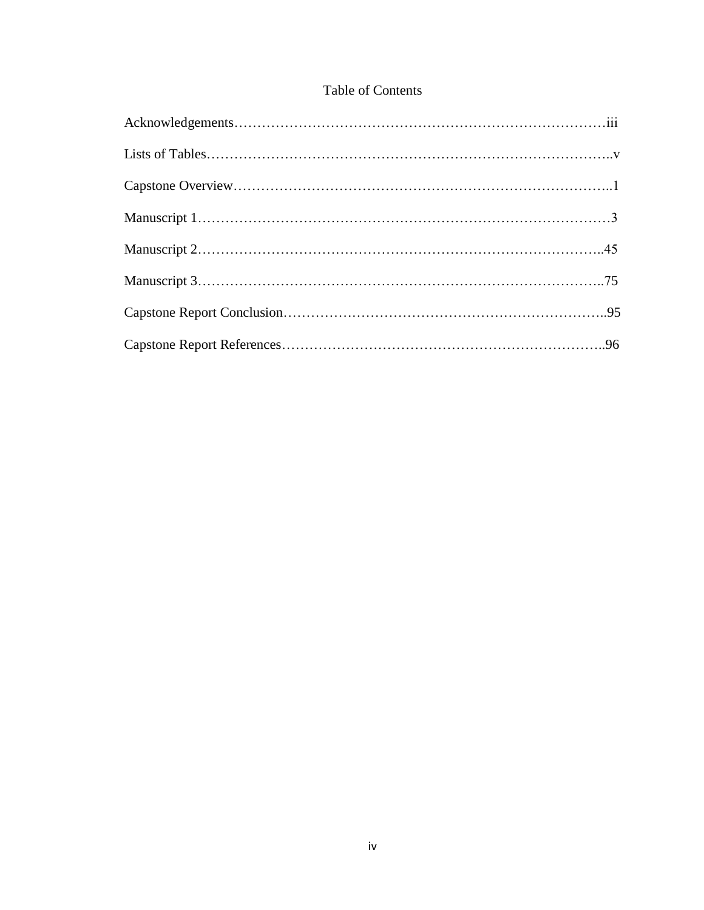# Table of Contents

Acknowledgements……………………………………………………………………………iii

Lists of Tables…………………………………………………………………………………..v

Capstone Overview……………………………………………………………………………..1

Manuscript 1……………………………………………………………………………………3

Manuscript 2…………………………………………………………………………………..45

Manuscript 3…………………………………………………………………………………..75

Capstone Report Conclusion…………………………………………………………………..95

Capstone Report References…………………………………………………………………..96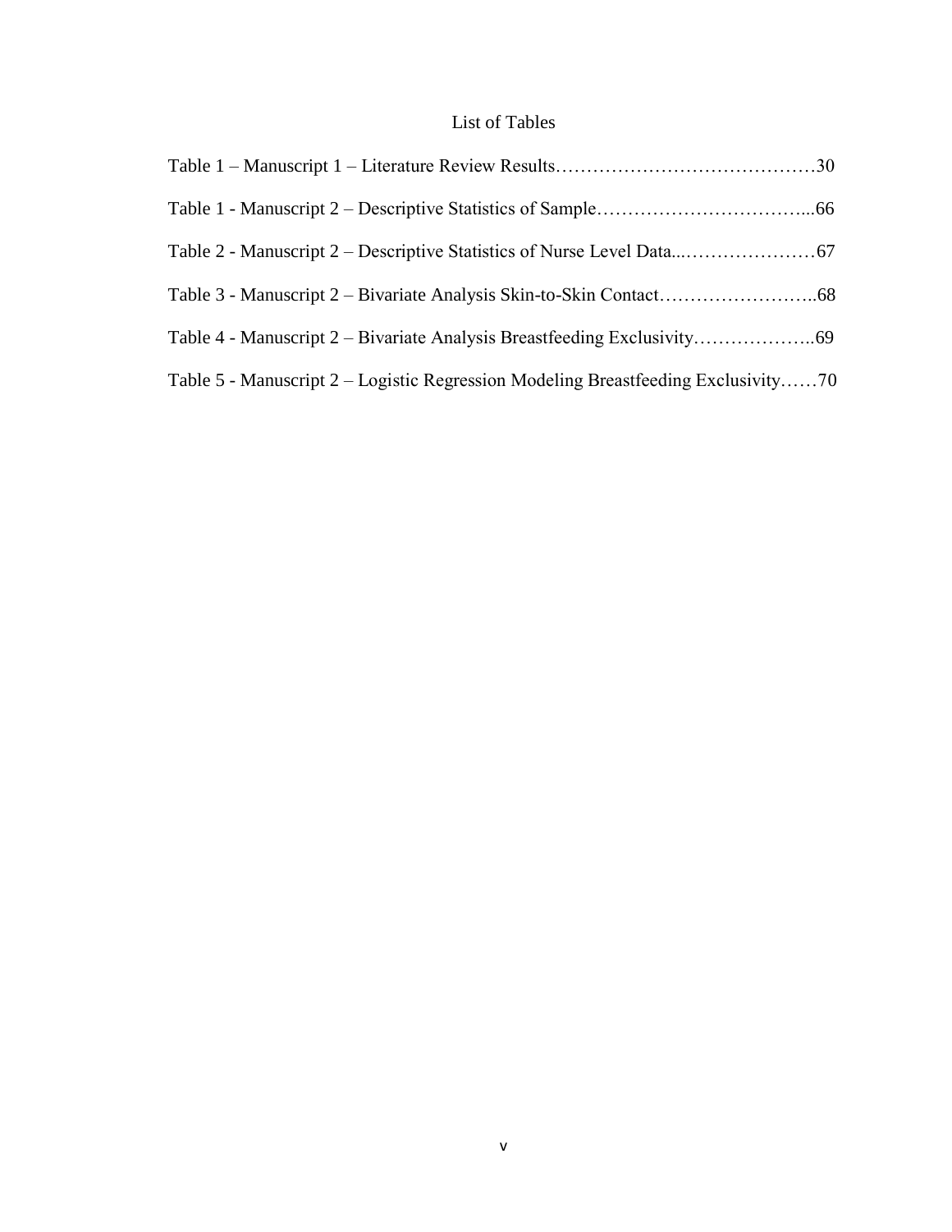# List of Tables

Table 1 – Manuscript 1 – Literature Review Results……………………………………30

Table 1 - Manuscript 2 – Descriptive Statistics of Sample……………………………...66

Table 2 - Manuscript 2 – Descriptive Statistics of Nurse Level Data...…………………67

Table 3 - Manuscript 2 – Bivariate Analysis Skin-to-Skin Contact…………………….68

Table 4 - Manuscript 2 – Bivariate Analysis Breastfeeding Exclusivity………………..69

Table 5 - Manuscript 2 – Logistic Regression Modeling Breastfeeding Exclusivity……70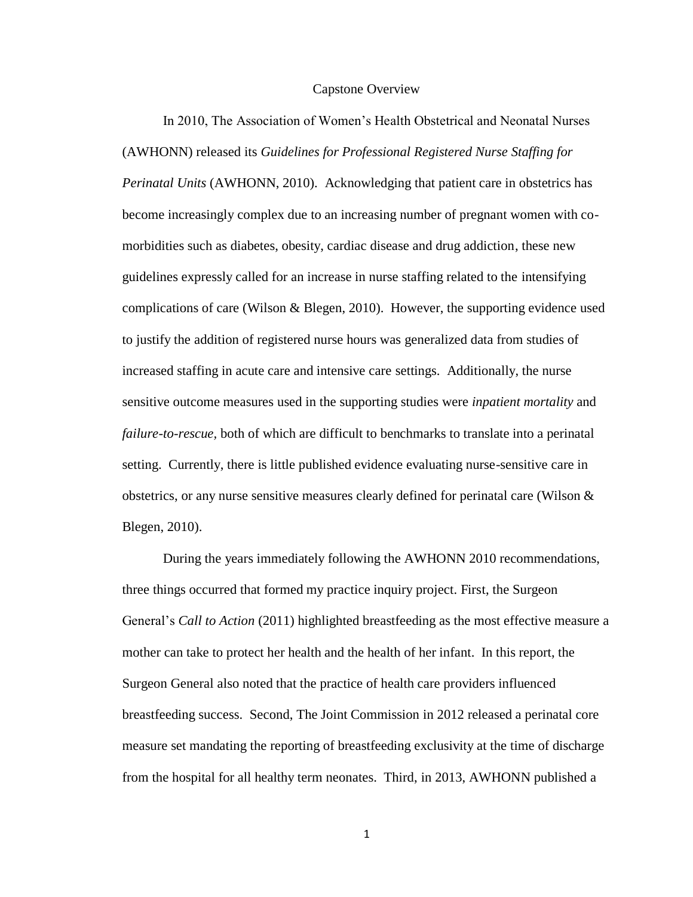# Capstone Overview

In 2010, The Association of Women's Health Obstetrical and Neonatal Nurses (AWHONN) released its *Guidelines for Professional Registered Nurse Staffing for Perinatal Units* (AWHONN, 2010). Acknowledging that patient care in obstetrics has become increasingly complex due to an increasing number of pregnant women with co-morbidities such as diabetes, obesity, cardiac disease and drug addiction, these new guidelines expressly called for an increase in nurse staffing related to the intensifying complications of care (Wilson & Blegen, 2010). However, the supporting evidence used to justify the addition of registered nurse hours was generalized data from studies of increased staffing in acute care and intensive care settings. Additionally, the nurse sensitive outcome measures used in the supporting studies were *inpatient mortality* and *failure-to-rescue,* both of which are difficult to benchmarks to translate into a perinatal setting. Currently, there is little published evidence evaluating nurse-sensitive care in obstetrics, or any nurse sensitive measures clearly defined for perinatal care (Wilson & Blegen, 2010).

During the years immediately following the AWHONN 2010 recommendations, three things occurred that formed my practice inquiry project. First, the Surgeon General's *Call to Action* (2011) highlighted breastfeeding as the most effective measure a mother can take to protect her health and the health of her infant. In this report, the Surgeon General also noted that the practice of health care providers influenced breastfeeding success. Second, The Joint Commission in 2012 released a perinatal core measure set mandating the reporting of breastfeeding exclusivity at the time of discharge from the hospital for all healthy term neonates. Third, in 2013, AWHONN published a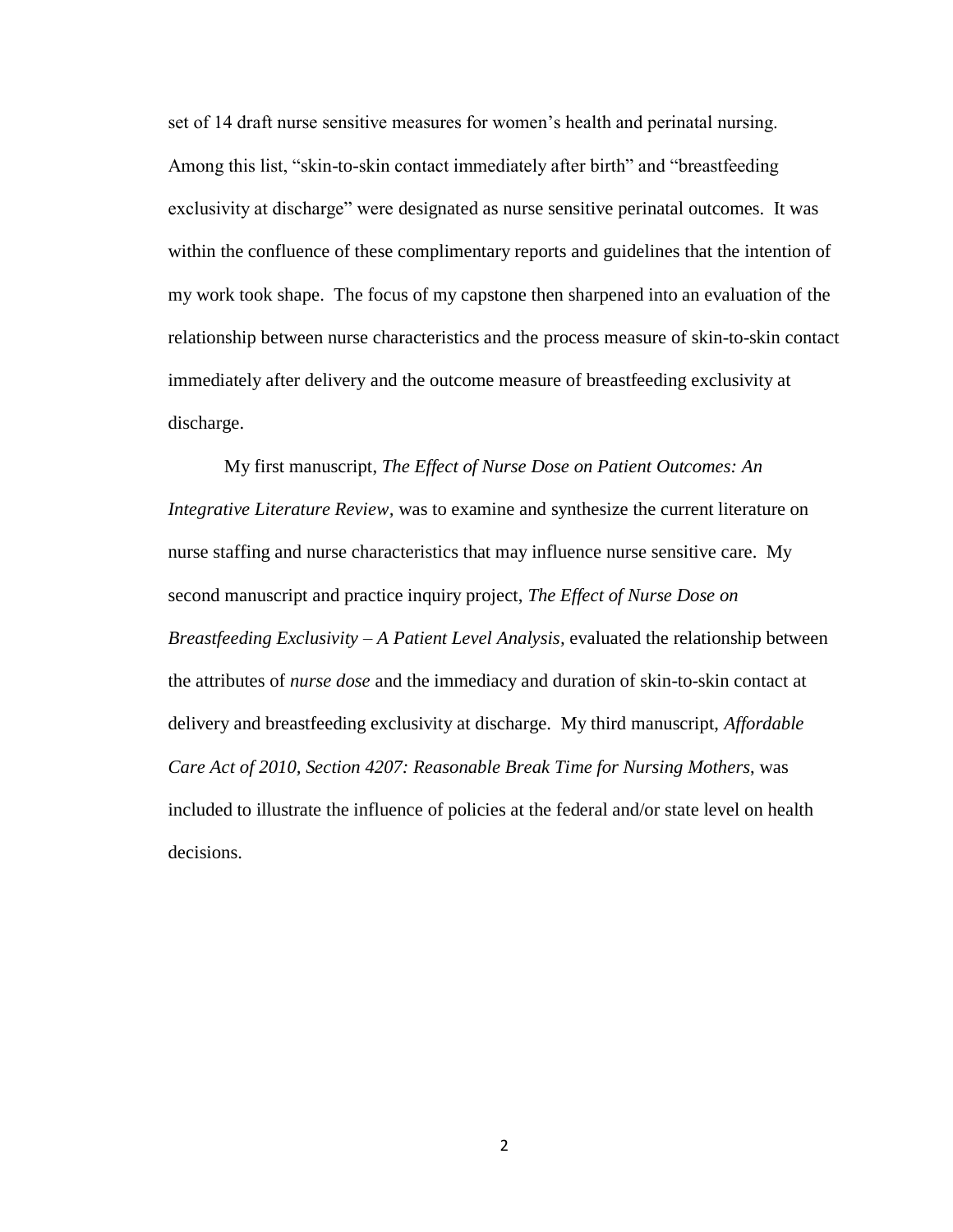set of 14 draft nurse sensitive measures for women's health and perinatal nursing. Among this list, "skin-to-skin contact immediately after birth" and "breastfeeding exclusivity at discharge" were designated as nurse sensitive perinatal outcomes. It was within the confluence of these complimentary reports and guidelines that the intention of my work took shape. The focus of my capstone then sharpened into an evaluation of the relationship between nurse characteristics and the process measure of skin-to-skin contact immediately after delivery and the outcome measure of breastfeeding exclusivity at discharge.

My first manuscript, *The Effect of Nurse Dose on Patient Outcomes: An Integrative Literature Review*, was to examine and synthesize the current literature on nurse staffing and nurse characteristics that may influence nurse sensitive care. My second manuscript and practice inquiry project, *The Effect of Nurse Dose on Breastfeeding Exclusivity – A Patient Level Analysis*, evaluated the relationship between the attributes of *nurse dose* and the immediacy and duration of skin-to-skin contact at delivery and breastfeeding exclusivity at discharge. My third manuscript, *Affordable Care Act of 2010, Section 4207: Reasonable Break Time for Nursing Mothers*, was included to illustrate the influence of policies at the federal and/or state level on health decisions.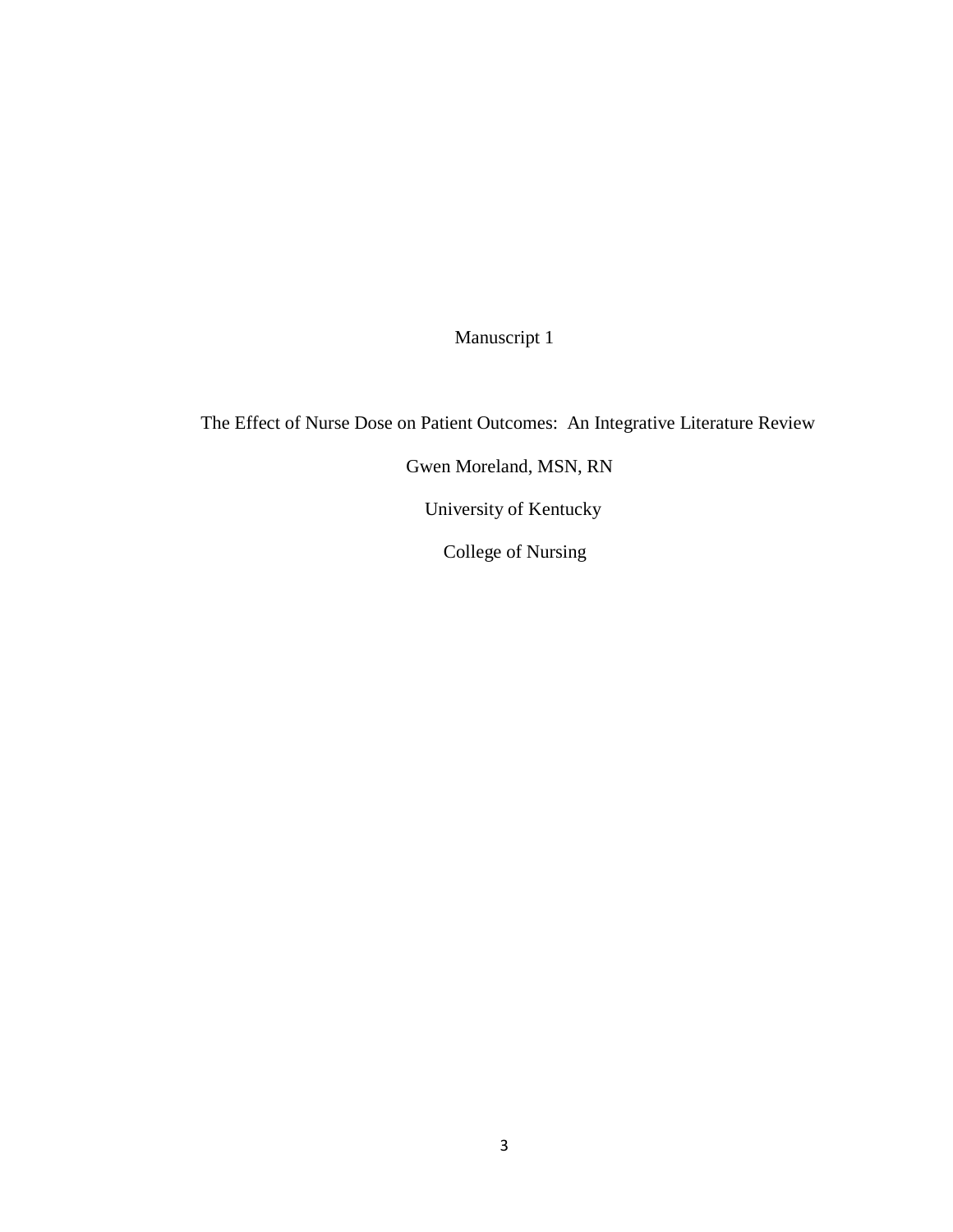# Manuscript 1

## The Effect of Nurse Dose on Patient Outcomes: An Integrative Literature Review

Gwen Moreland, MSN, RN

University of Kentucky

College of Nursing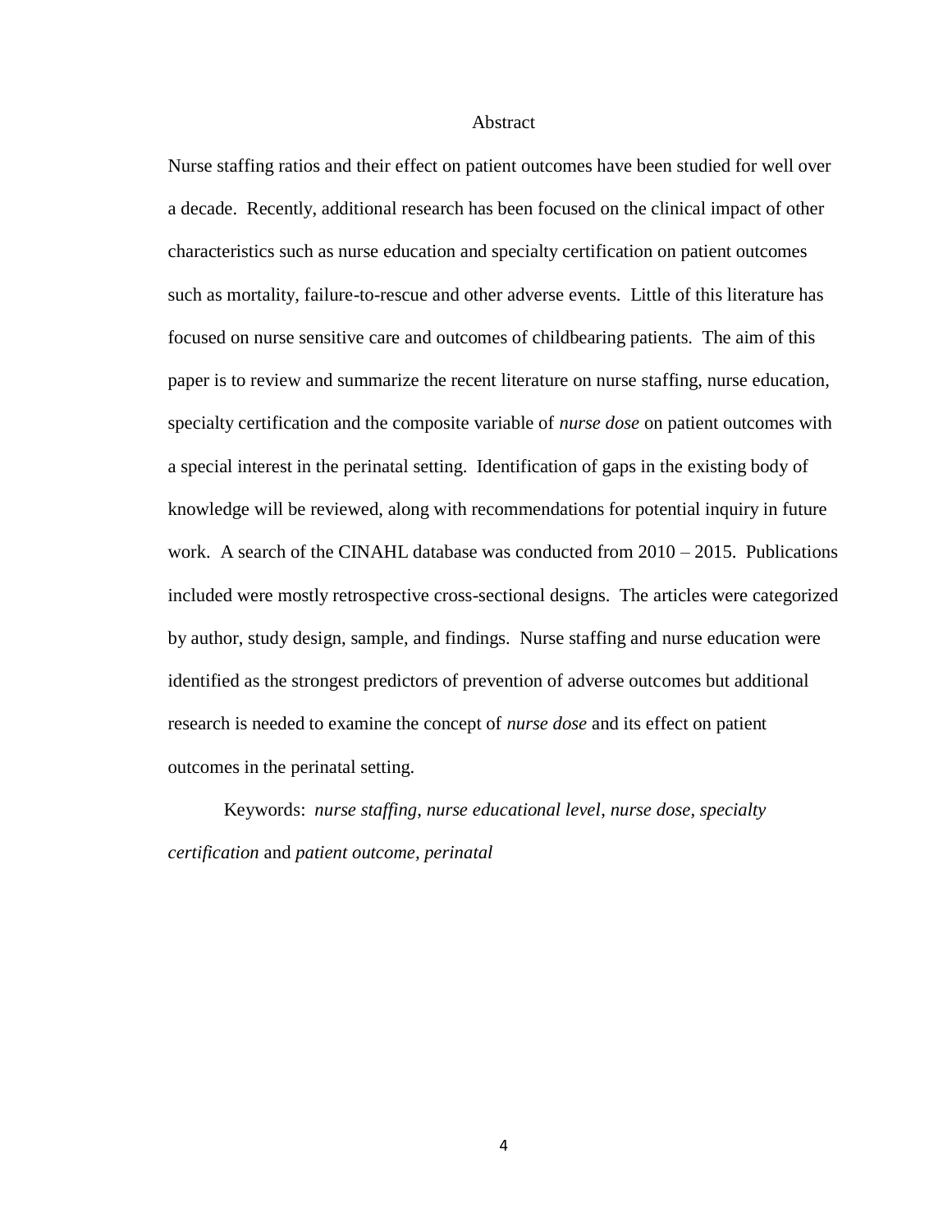# Abstract

Nurse staffing ratios and their effect on patient outcomes have been studied for well over a decade. Recently, additional research has been focused on the clinical impact of other characteristics such as nurse education and specialty certification on patient outcomes such as mortality, failure-to-rescue and other adverse events. Little of this literature has focused on nurse sensitive care and outcomes of childbearing patients. The aim of this paper is to review and summarize the recent literature on nurse staffing, nurse education, specialty certification and the composite variable of *nurse dose* on patient outcomes with a special interest in the perinatal setting. Identification of gaps in the existing body of knowledge will be reviewed, along with recommendations for potential inquiry in future work. A search of the CINAHL database was conducted from 2010 – 2015. Publications included were mostly retrospective cross-sectional designs. The articles were categorized by author, study design, sample, and findings. Nurse staffing and nurse education were identified as the strongest predictors of prevention of adverse outcomes but additional research is needed to examine the concept of *nurse dose* and its effect on patient outcomes in the perinatal setting.

Keywords: *nurse staffing*, *nurse educational level*, *nurse dose*, *specialty certification* and *patient outcome, perinatal*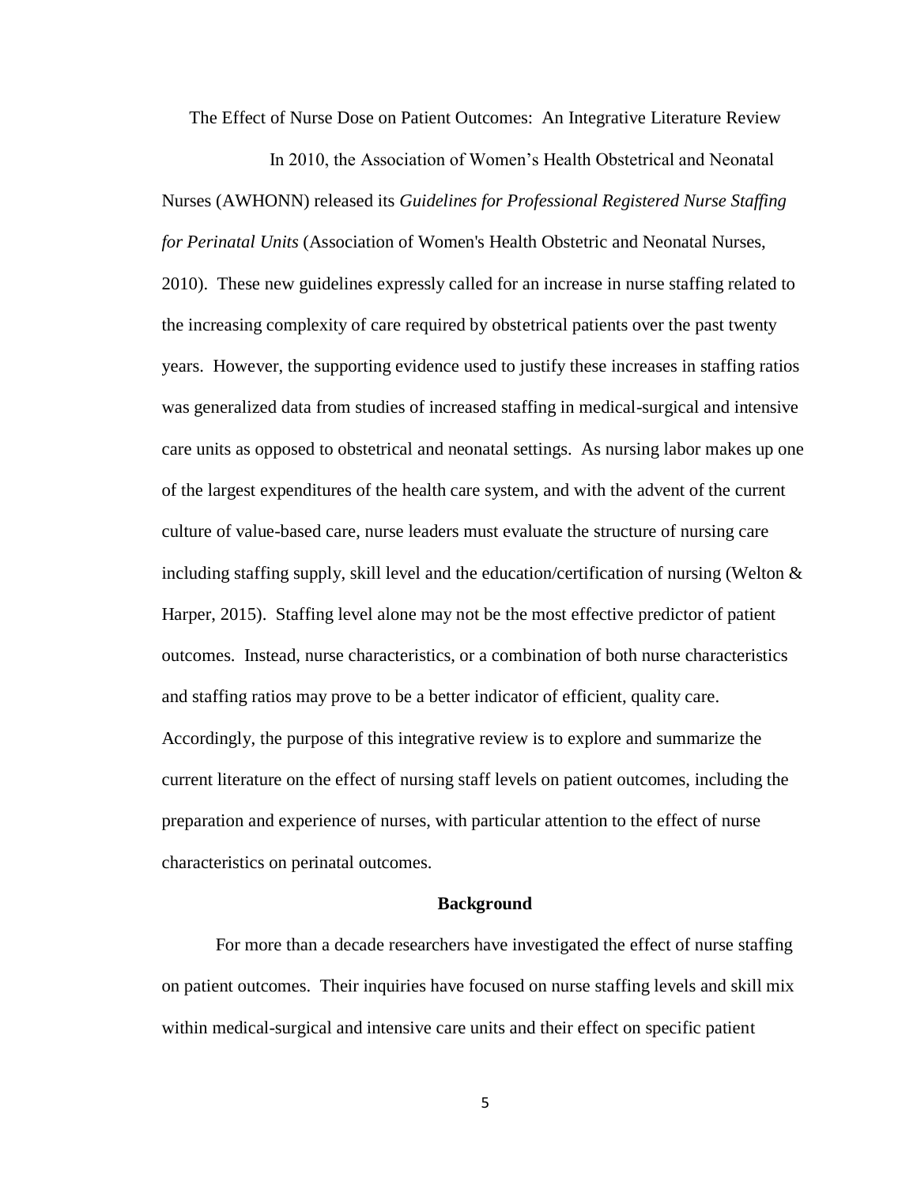# The Effect of Nurse Dose on Patient Outcomes: An Integrative Literature Review

In 2010, the Association of Women's Health Obstetrical and Neonatal Nurses (AWHONN) released its *Guidelines for Professional Registered Nurse Staffing for Perinatal Units* (Association of Women's Health Obstetric and Neonatal Nurses, 2010). These new guidelines expressly called for an increase in nurse staffing related to the increasing complexity of care required by obstetrical patients over the past twenty years. However, the supporting evidence used to justify these increases in staffing ratios was generalized data from studies of increased staffing in medical-surgical and intensive care units as opposed to obstetrical and neonatal settings. As nursing labor makes up one of the largest expenditures of the health care system, and with the advent of the current culture of value-based care, nurse leaders must evaluate the structure of nursing care including staffing supply, skill level and the education/certification of nursing (Welton & Harper, 2015). Staffing level alone may not be the most effective predictor of patient outcomes. Instead, nurse characteristics, or a combination of both nurse characteristics and staffing ratios may prove to be a better indicator of efficient, quality care. Accordingly, the purpose of this integrative review is to explore and summarize the current literature on the effect of nursing staff levels on patient outcomes, including the preparation and experience of nurses, with particular attention to the effect of nurse characteristics on perinatal outcomes.

## Background

For more than a decade researchers have investigated the effect of nurse staffing on patient outcomes. Their inquiries have focused on nurse staffing levels and skill mix within medical-surgical and intensive care units and their effect on specific patient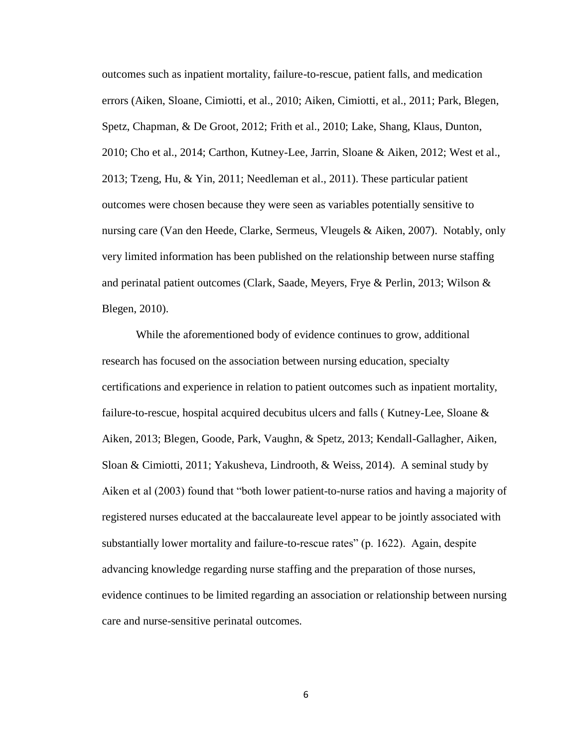outcomes such as inpatient mortality, failure-to-rescue, patient falls, and medication errors (Aiken, Sloane, Cimiotti, et al., 2010; Aiken, Cimiotti, et al., 2011; Park, Blegen, Spetz, Chapman, & De Groot, 2012; Frith et al., 2010; Lake, Shang, Klaus, Dunton, 2010; Cho et al., 2014; Carthon, Kutney-Lee, Jarrin, Sloane & Aiken, 2012; West et al., 2013; Tzeng, Hu, & Yin, 2011; Needleman et al., 2011). These particular patient outcomes were chosen because they were seen as variables potentially sensitive to nursing care (Van den Heede, Clarke, Sermeus, Vleugels & Aiken, 2007). Notably, only very limited information has been published on the relationship between nurse staffing and perinatal patient outcomes (Clark, Saade, Meyers, Frye & Perlin, 2013; Wilson & Blegen, 2010).

While the aforementioned body of evidence continues to grow, additional research has focused on the association between nursing education, specialty certifications and experience in relation to patient outcomes such as inpatient mortality, failure-to-rescue, hospital acquired decubitus ulcers and falls ( Kutney-Lee, Sloane & Aiken, 2013; Blegen, Goode, Park, Vaughn, & Spetz, 2013; Kendall-Gallagher, Aiken, Sloan & Cimiotti, 2011; Yakusheva, Lindrooth, & Weiss, 2014). A seminal study by Aiken et al (2003) found that "both lower patient-to-nurse ratios and having a majority of registered nurses educated at the baccalaureate level appear to be jointly associated with substantially lower mortality and failure-to-rescue rates" (p. 1622). Again, despite advancing knowledge regarding nurse staffing and the preparation of those nurses, evidence continues to be limited regarding an association or relationship between nursing care and nurse-sensitive perinatal outcomes.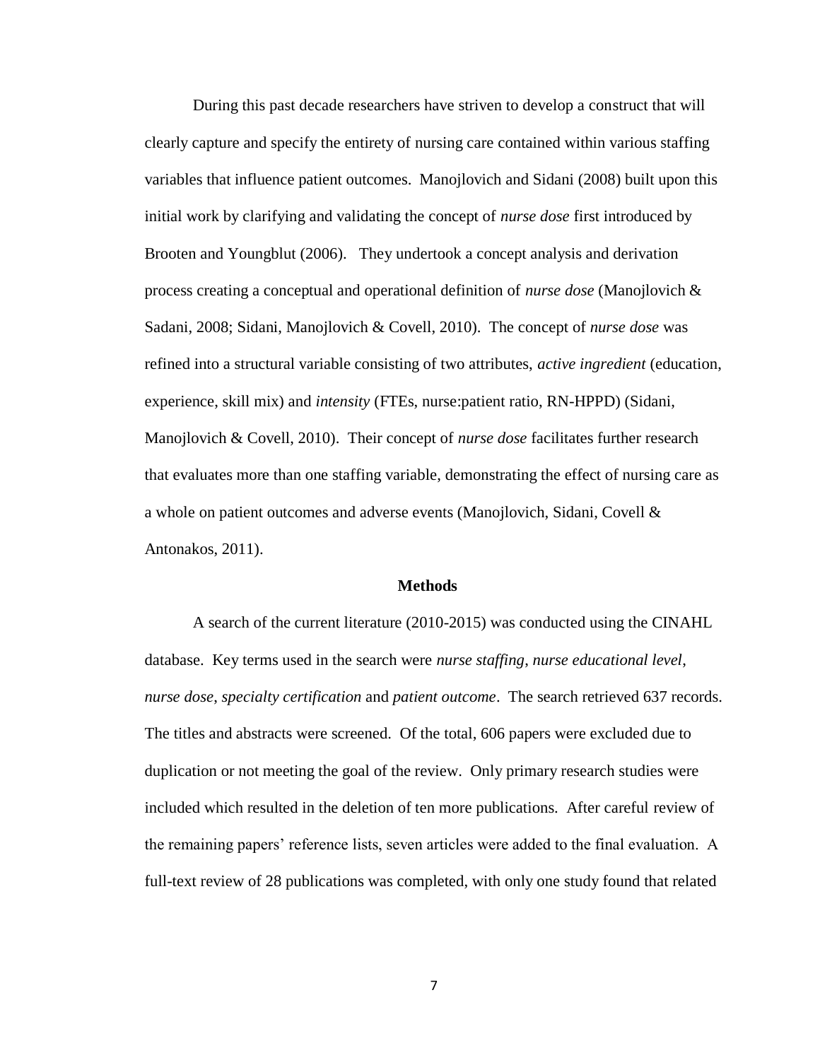During this past decade researchers have striven to develop a construct that will clearly capture and specify the entirety of nursing care contained within various staffing variables that influence patient outcomes. Manojlovich and Sidani (2008) built upon this initial work by clarifying and validating the concept of *nurse dose* first introduced by Brooten and Youngblut (2006). They undertook a concept analysis and derivation process creating a conceptual and operational definition of *nurse dose* (Manojlovich & Sadani, 2008; Sidani, Manojlovich & Covell, 2010). The concept of *nurse dose* was refined into a structural variable consisting of two attributes, *active ingredient* (education, experience, skill mix) and *intensity* (FTEs, nurse:patient ratio, RN-HPPD) (Sidani, Manojlovich & Covell, 2010). Their concept of *nurse dose* facilitates further research that evaluates more than one staffing variable, demonstrating the effect of nursing care as a whole on patient outcomes and adverse events (Manojlovich, Sidani, Covell & Antonakos, 2011).

## Methods

A search of the current literature (2010-2015) was conducted using the CINAHL database. Key terms used in the search were *nurse staffing*, *nurse educational level*, *nurse dose*, *specialty certification* and *patient outcome*. The search retrieved 637 records. The titles and abstracts were screened. Of the total, 606 papers were excluded due to duplication or not meeting the goal of the review. Only primary research studies were included which resulted in the deletion of ten more publications. After careful review of the remaining papers' reference lists, seven articles were added to the final evaluation. A full-text review of 28 publications was completed, with only one study found that related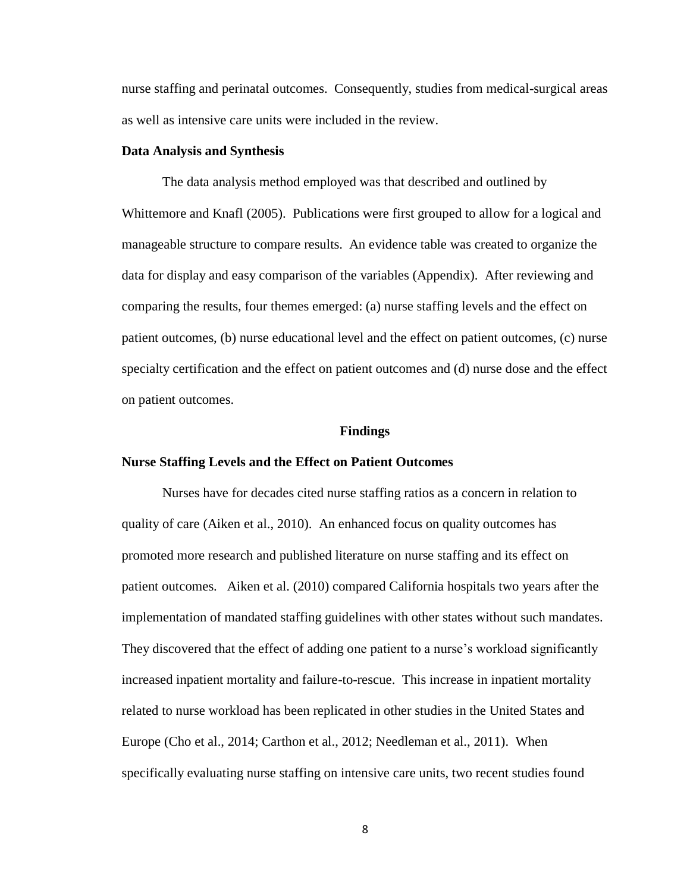nurse staffing and perinatal outcomes. Consequently, studies from medical-surgical areas as well as intensive care units were included in the review.

**Data Analysis and Synthesis**

The data analysis method employed was that described and outlined by Whittemore and Knafl (2005). Publications were first grouped to allow for a logical and manageable structure to compare results. An evidence table was created to organize the data for display and easy comparison of the variables (Appendix). After reviewing and comparing the results, four themes emerged: (a) nurse staffing levels and the effect on patient outcomes, (b) nurse educational level and the effect on patient outcomes, (c) nurse specialty certification and the effect on patient outcomes and (d) nurse dose and the effect on patient outcomes.

## Findings

**Nurse Staffing Levels and the Effect on Patient Outcomes**

Nurses have for decades cited nurse staffing ratios as a concern in relation to quality of care (Aiken et al., 2010). An enhanced focus on quality outcomes has promoted more research and published literature on nurse staffing and its effect on patient outcomes. Aiken et al. (2010) compared California hospitals two years after the implementation of mandated staffing guidelines with other states without such mandates. They discovered that the effect of adding one patient to a nurse's workload significantly increased inpatient mortality and failure-to-rescue. This increase in inpatient mortality related to nurse workload has been replicated in other studies in the United States and Europe (Cho et al., 2014; Carthon et al., 2012; Needleman et al., 2011). When specifically evaluating nurse staffing on intensive care units, two recent studies found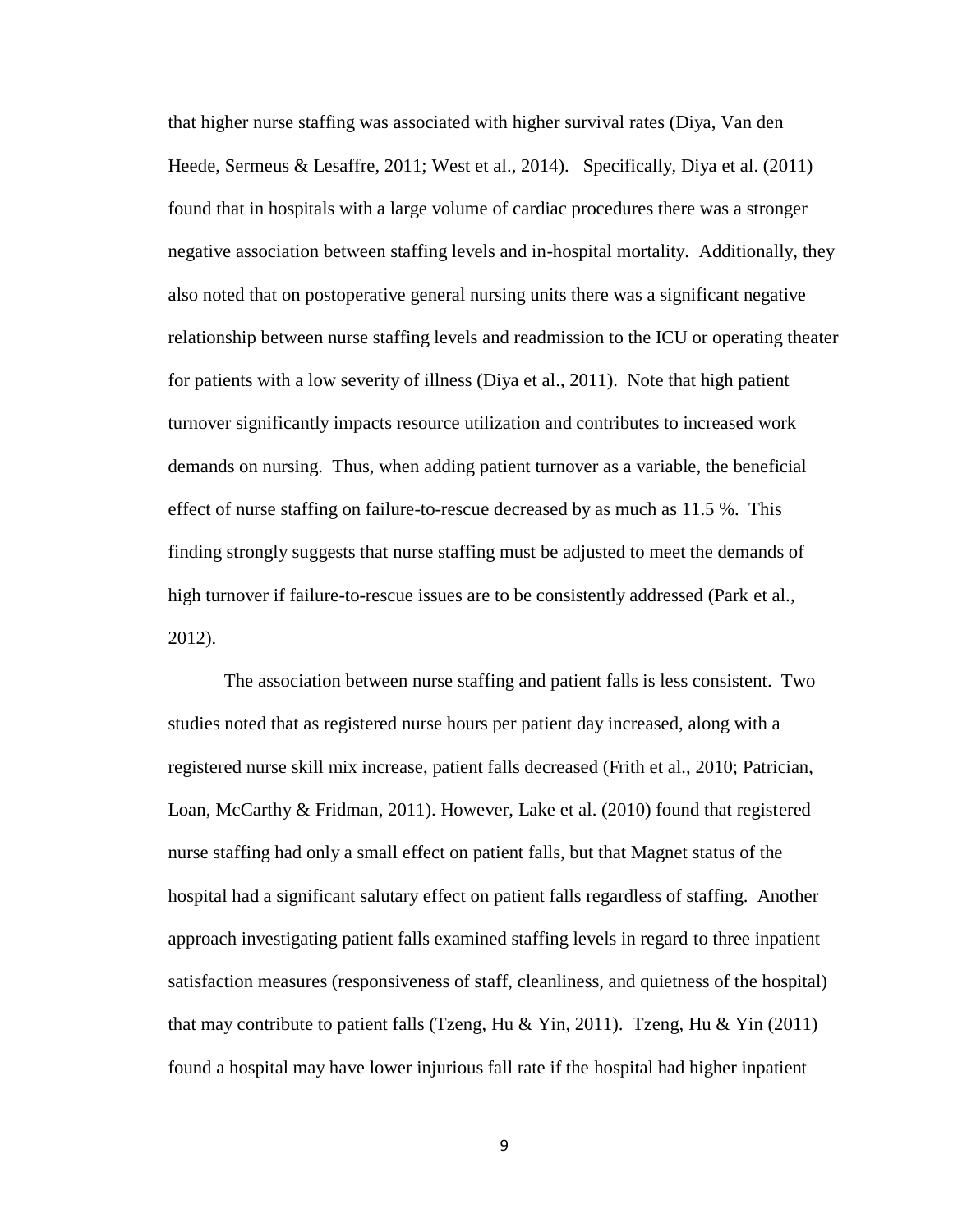that higher nurse staffing was associated with higher survival rates (Diya, Van den Heede, Sermeus & Lesaffre, 2011; West et al., 2014). Specifically, Diya et al. (2011) found that in hospitals with a large volume of cardiac procedures there was a stronger negative association between staffing levels and in-hospital mortality. Additionally, they also noted that on postoperative general nursing units there was a significant negative relationship between nurse staffing levels and readmission to the ICU or operating theater for patients with a low severity of illness (Diya et al., 2011). Note that high patient turnover significantly impacts resource utilization and contributes to increased work demands on nursing. Thus, when adding patient turnover as a variable, the beneficial effect of nurse staffing on failure-to-rescue decreased by as much as 11.5 %. This finding strongly suggests that nurse staffing must be adjusted to meet the demands of high turnover if failure-to-rescue issues are to be consistently addressed (Park et al., 2012).

The association between nurse staffing and patient falls is less consistent. Two studies noted that as registered nurse hours per patient day increased, along with a registered nurse skill mix increase, patient falls decreased (Frith et al., 2010; Patrician, Loan, McCarthy & Fridman, 2011). However, Lake et al. (2010) found that registered nurse staffing had only a small effect on patient falls, but that Magnet status of the hospital had a significant salutary effect on patient falls regardless of staffing. Another approach investigating patient falls examined staffing levels in regard to three inpatient satisfaction measures (responsiveness of staff, cleanliness, and quietness of the hospital) that may contribute to patient falls (Tzeng, Hu & Yin, 2011). Tzeng, Hu & Yin (2011) found a hospital may have lower injurious fall rate if the hospital had higher inpatient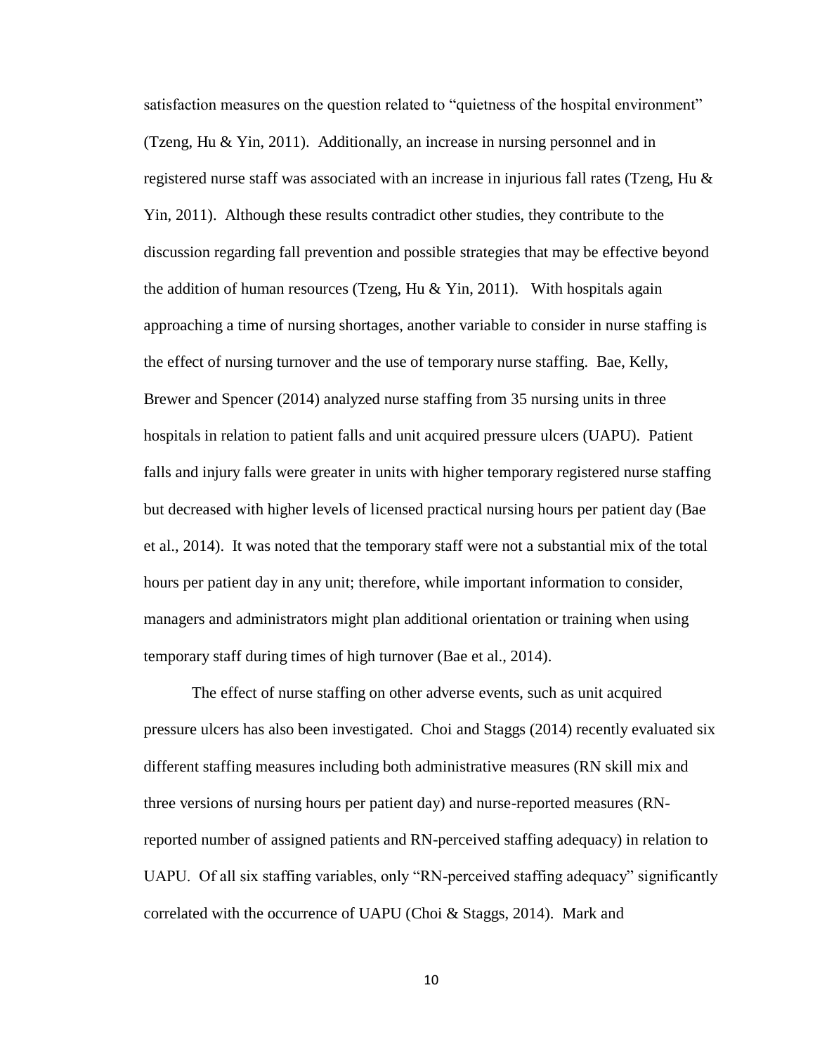satisfaction measures on the question related to "quietness of the hospital environment" (Tzeng, Hu & Yin, 2011). Additionally, an increase in nursing personnel and in registered nurse staff was associated with an increase in injurious fall rates (Tzeng, Hu & Yin, 2011). Although these results contradict other studies, they contribute to the discussion regarding fall prevention and possible strategies that may be effective beyond the addition of human resources (Tzeng, Hu & Yin, 2011). With hospitals again approaching a time of nursing shortages, another variable to consider in nurse staffing is the effect of nursing turnover and the use of temporary nurse staffing. Bae, Kelly, Brewer and Spencer (2014) analyzed nurse staffing from 35 nursing units in three hospitals in relation to patient falls and unit acquired pressure ulcers (UAPU). Patient falls and injury falls were greater in units with higher temporary registered nurse staffing but decreased with higher levels of licensed practical nursing hours per patient day (Bae et al., 2014). It was noted that the temporary staff were not a substantial mix of the total hours per patient day in any unit; therefore, while important information to consider, managers and administrators might plan additional orientation or training when using temporary staff during times of high turnover (Bae et al., 2014).

The effect of nurse staffing on other adverse events, such as unit acquired pressure ulcers has also been investigated. Choi and Staggs (2014) recently evaluated six different staffing measures including both administrative measures (RN skill mix and three versions of nursing hours per patient day) and nurse-reported measures (RN-reported number of assigned patients and RN-perceived staffing adequacy) in relation to UAPU. Of all six staffing variables, only "RN-perceived staffing adequacy" significantly correlated with the occurrence of UAPU (Choi & Staggs, 2014). Mark and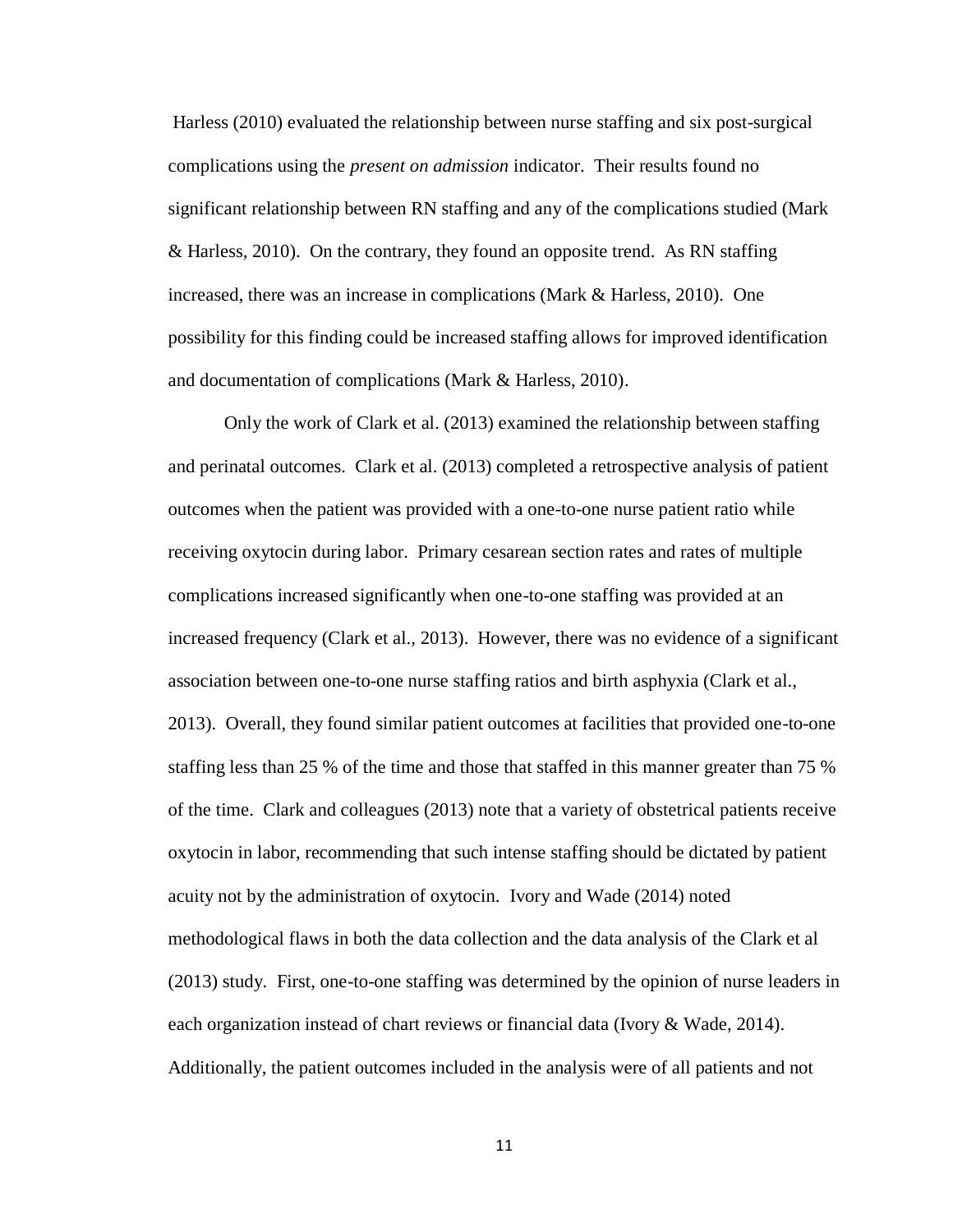Harless (2010) evaluated the relationship between nurse staffing and six post-surgical complications using the *present on admission* indicator. Their results found no significant relationship between RN staffing and any of the complications studied (Mark & Harless, 2010). On the contrary, they found an opposite trend. As RN staffing increased, there was an increase in complications (Mark & Harless, 2010). One possibility for this finding could be increased staffing allows for improved identification and documentation of complications (Mark & Harless, 2010).

Only the work of Clark et al. (2013) examined the relationship between staffing and perinatal outcomes. Clark et al. (2013) completed a retrospective analysis of patient outcomes when the patient was provided with a one-to-one nurse patient ratio while receiving oxytocin during labor. Primary cesarean section rates and rates of multiple complications increased significantly when one-to-one staffing was provided at an increased frequency (Clark et al., 2013). However, there was no evidence of a significant association between one-to-one nurse staffing ratios and birth asphyxia (Clark et al., 2013). Overall, they found similar patient outcomes at facilities that provided one-to-one staffing less than 25 % of the time and those that staffed in this manner greater than 75 % of the time. Clark and colleagues (2013) note that a variety of obstetrical patients receive oxytocin in labor, recommending that such intense staffing should be dictated by patient acuity not by the administration of oxytocin. Ivory and Wade (2014) noted methodological flaws in both the data collection and the data analysis of the Clark et al (2013) study. First, one-to-one staffing was determined by the opinion of nurse leaders in each organization instead of chart reviews or financial data (Ivory & Wade, 2014). Additionally, the patient outcomes included in the analysis were of all patients and not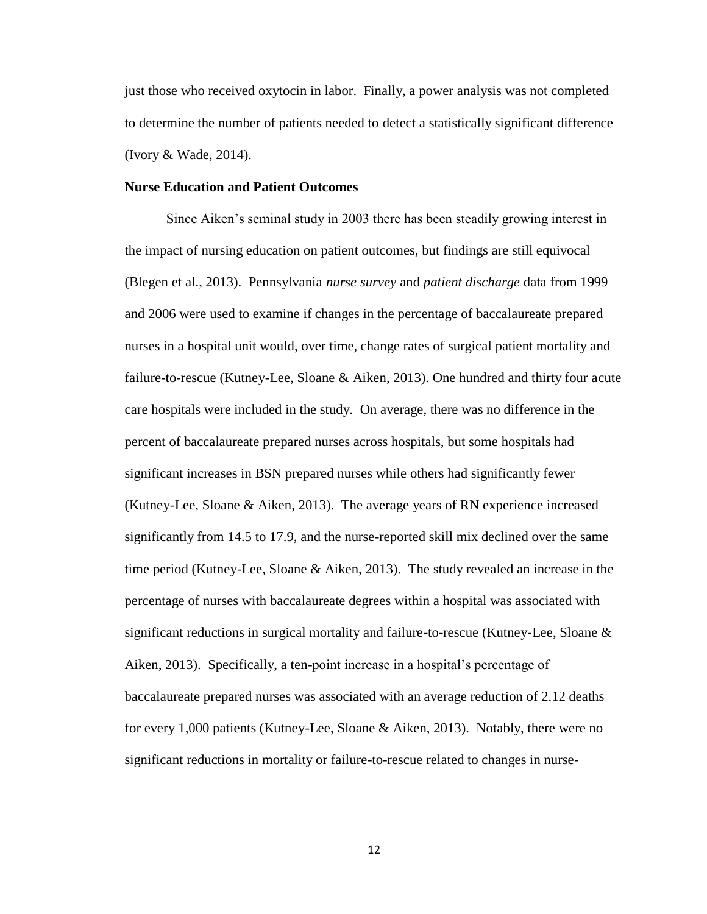just those who received oxytocin in labor. Finally, a power analysis was not completed to determine the number of patients needed to detect a statistically significant difference (Ivory & Wade, 2014).

**Nurse Education and Patient Outcomes**

Since Aiken's seminal study in 2003 there has been steadily growing interest in the impact of nursing education on patient outcomes, but findings are still equivocal (Blegen et al., 2013). Pennsylvania *nurse survey* and *patient discharge* data from 1999 and 2006 were used to examine if changes in the percentage of baccalaureate prepared nurses in a hospital unit would, over time, change rates of surgical patient mortality and failure-to-rescue (Kutney-Lee, Sloane & Aiken, 2013). One hundred and thirty four acute care hospitals were included in the study. On average, there was no difference in the percent of baccalaureate prepared nurses across hospitals, but some hospitals had significant increases in BSN prepared nurses while others had significantly fewer (Kutney-Lee, Sloane & Aiken, 2013). The average years of RN experience increased significantly from 14.5 to 17.9, and the nurse-reported skill mix declined over the same time period (Kutney-Lee, Sloane & Aiken, 2013). The study revealed an increase in the percentage of nurses with baccalaureate degrees within a hospital was associated with significant reductions in surgical mortality and failure-to-rescue (Kutney-Lee, Sloane & Aiken, 2013). Specifically, a ten-point increase in a hospital's percentage of baccalaureate prepared nurses was associated with an average reduction of 2.12 deaths for every 1,000 patients (Kutney-Lee, Sloane & Aiken, 2013). Notably, there were no significant reductions in mortality or failure-to-rescue related to changes in nurse-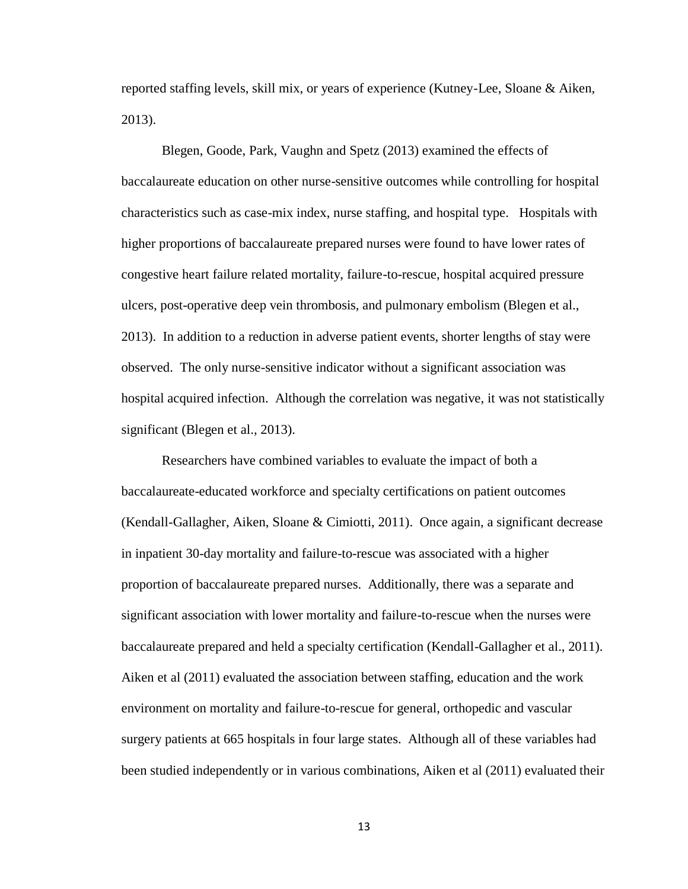reported staffing levels, skill mix, or years of experience (Kutney-Lee, Sloane & Aiken, 2013).

Blegen, Goode, Park, Vaughn and Spetz (2013) examined the effects of baccalaureate education on other nurse-sensitive outcomes while controlling for hospital characteristics such as case-mix index, nurse staffing, and hospital type. Hospitals with higher proportions of baccalaureate prepared nurses were found to have lower rates of congestive heart failure related mortality, failure-to-rescue, hospital acquired pressure ulcers, post-operative deep vein thrombosis, and pulmonary embolism (Blegen et al., 2013). In addition to a reduction in adverse patient events, shorter lengths of stay were observed. The only nurse-sensitive indicator without a significant association was hospital acquired infection. Although the correlation was negative, it was not statistically significant (Blegen et al., 2013).

Researchers have combined variables to evaluate the impact of both a baccalaureate-educated workforce and specialty certifications on patient outcomes (Kendall-Gallagher, Aiken, Sloane & Cimiotti, 2011). Once again, a significant decrease in inpatient 30-day mortality and failure-to-rescue was associated with a higher proportion of baccalaureate prepared nurses. Additionally, there was a separate and significant association with lower mortality and failure-to-rescue when the nurses were baccalaureate prepared and held a specialty certification (Kendall-Gallagher et al., 2011). Aiken et al (2011) evaluated the association between staffing, education and the work environment on mortality and failure-to-rescue for general, orthopedic and vascular surgery patients at 665 hospitals in four large states. Although all of these variables had been studied independently or in various combinations, Aiken et al (2011) evaluated their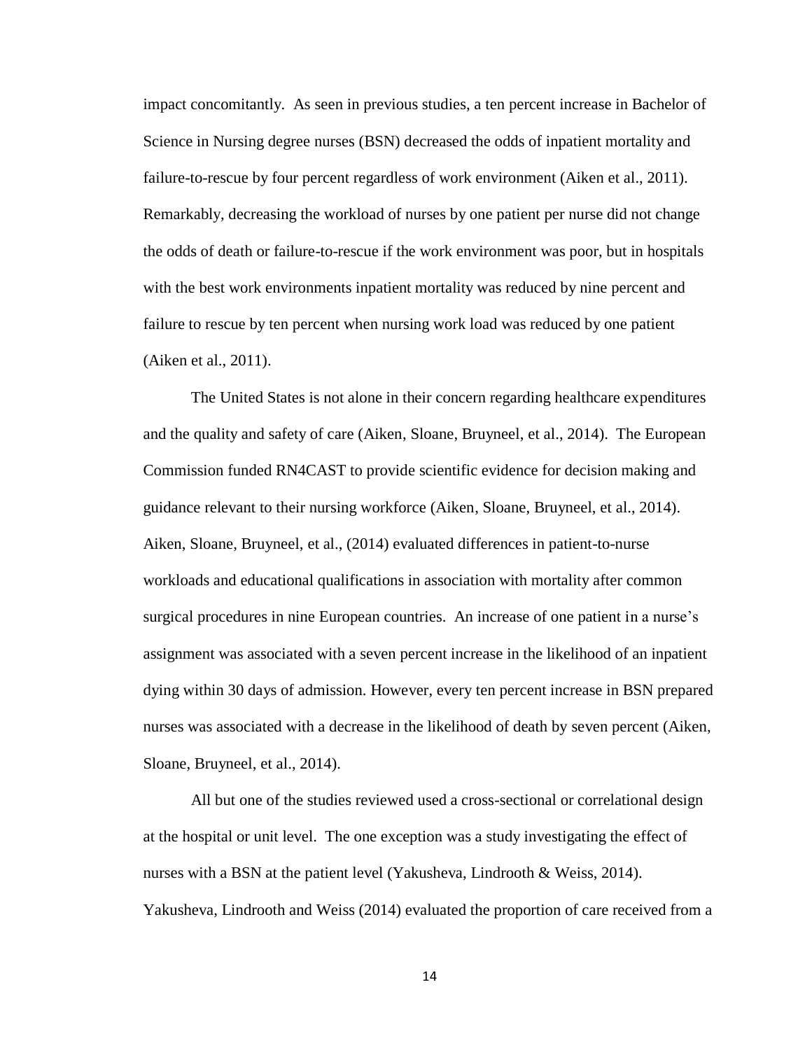impact concomitantly. As seen in previous studies, a ten percent increase in Bachelor of Science in Nursing degree nurses (BSN) decreased the odds of inpatient mortality and failure-to-rescue by four percent regardless of work environment (Aiken et al., 2011). Remarkably, decreasing the workload of nurses by one patient per nurse did not change the odds of death or failure-to-rescue if the work environment was poor, but in hospitals with the best work environments inpatient mortality was reduced by nine percent and failure to rescue by ten percent when nursing work load was reduced by one patient (Aiken et al., 2011).

The United States is not alone in their concern regarding healthcare expenditures and the quality and safety of care (Aiken, Sloane, Bruyneel, et al., 2014). The European Commission funded RN4CAST to provide scientific evidence for decision making and guidance relevant to their nursing workforce (Aiken, Sloane, Bruyneel, et al., 2014). Aiken, Sloane, Bruyneel, et al., (2014) evaluated differences in patient-to-nurse workloads and educational qualifications in association with mortality after common surgical procedures in nine European countries. An increase of one patient in a nurse's assignment was associated with a seven percent increase in the likelihood of an inpatient dying within 30 days of admission. However, every ten percent increase in BSN prepared nurses was associated with a decrease in the likelihood of death by seven percent (Aiken, Sloane, Bruyneel, et al., 2014).

All but one of the studies reviewed used a cross-sectional or correlational design at the hospital or unit level. The one exception was a study investigating the effect of nurses with a BSN at the patient level (Yakusheva, Lindrooth & Weiss, 2014). Yakusheva, Lindrooth and Weiss (2014) evaluated the proportion of care received from a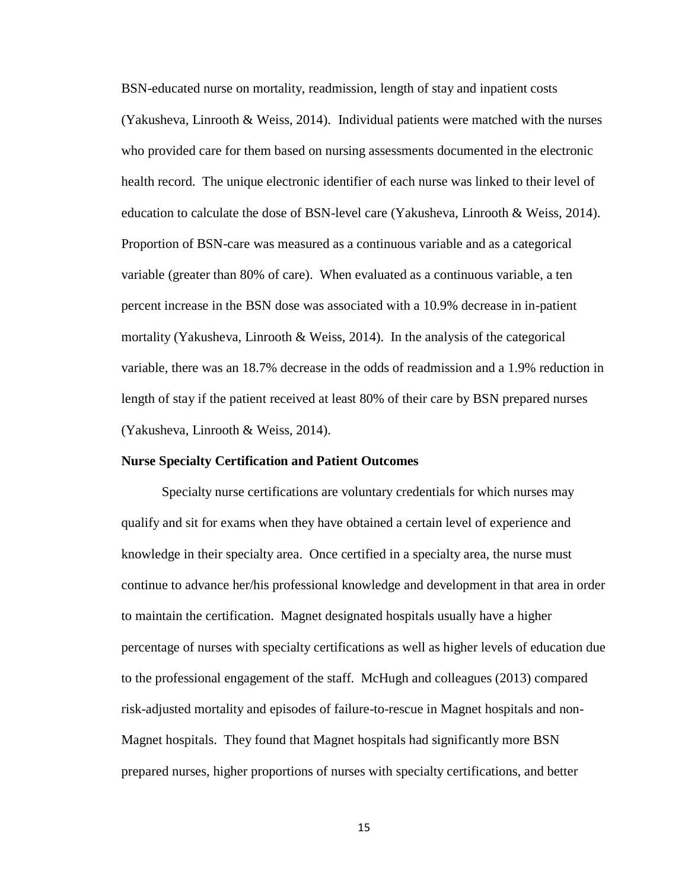BSN-educated nurse on mortality, readmission, length of stay and inpatient costs (Yakusheva, Linrooth & Weiss, 2014). Individual patients were matched with the nurses who provided care for them based on nursing assessments documented in the electronic health record. The unique electronic identifier of each nurse was linked to their level of education to calculate the dose of BSN-level care (Yakusheva, Linrooth & Weiss, 2014). Proportion of BSN-care was measured as a continuous variable and as a categorical variable (greater than 80% of care). When evaluated as a continuous variable, a ten percent increase in the BSN dose was associated with a 10.9% decrease in in-patient mortality (Yakusheva, Linrooth & Weiss, 2014). In the analysis of the categorical variable, there was an 18.7% decrease in the odds of readmission and a 1.9% reduction in length of stay if the patient received at least 80% of their care by BSN prepared nurses (Yakusheva, Linrooth & Weiss, 2014).

**Nurse Specialty Certification and Patient Outcomes**

Specialty nurse certifications are voluntary credentials for which nurses may qualify and sit for exams when they have obtained a certain level of experience and knowledge in their specialty area. Once certified in a specialty area, the nurse must continue to advance her/his professional knowledge and development in that area in order to maintain the certification. Magnet designated hospitals usually have a higher percentage of nurses with specialty certifications as well as higher levels of education due to the professional engagement of the staff. McHugh and colleagues (2013) compared risk-adjusted mortality and episodes of failure-to-rescue in Magnet hospitals and non-Magnet hospitals. They found that Magnet hospitals had significantly more BSN prepared nurses, higher proportions of nurses with specialty certifications, and better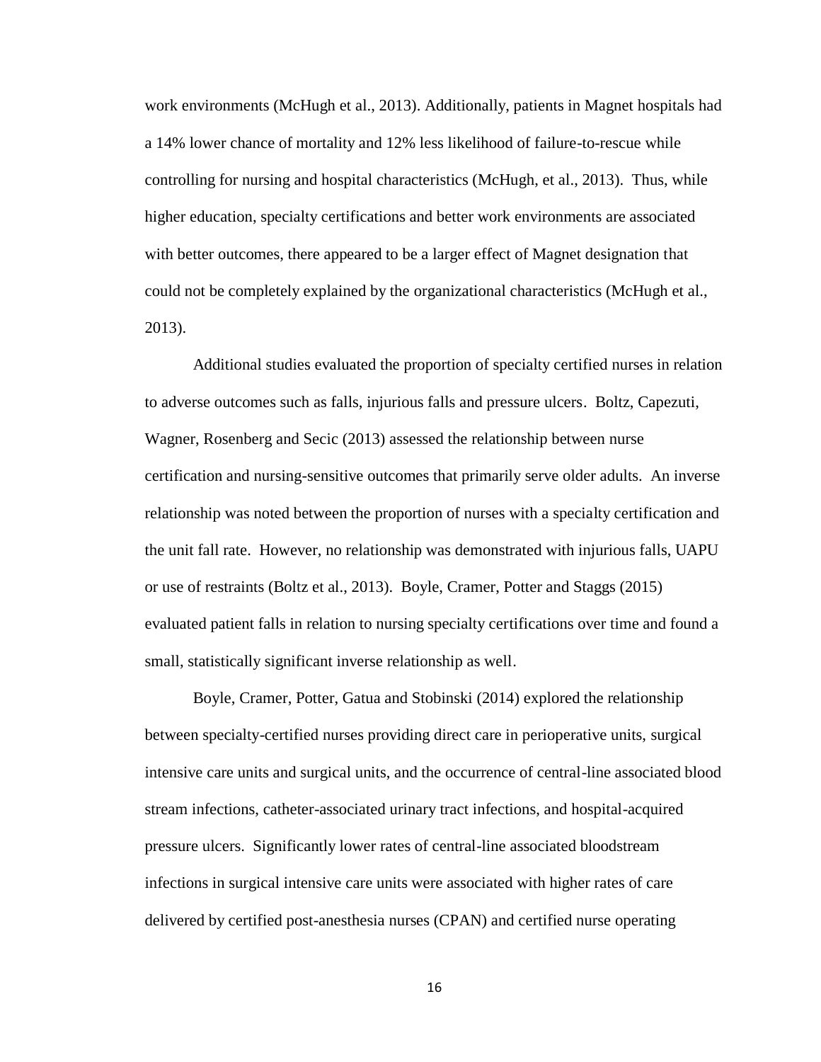work environments (McHugh et al., 2013). Additionally, patients in Magnet hospitals had a 14% lower chance of mortality and 12% less likelihood of failure-to-rescue while controlling for nursing and hospital characteristics (McHugh, et al., 2013). Thus, while higher education, specialty certifications and better work environments are associated with better outcomes, there appeared to be a larger effect of Magnet designation that could not be completely explained by the organizational characteristics (McHugh et al., 2013).

Additional studies evaluated the proportion of specialty certified nurses in relation to adverse outcomes such as falls, injurious falls and pressure ulcers. Boltz, Capezuti, Wagner, Rosenberg and Secic (2013) assessed the relationship between nurse certification and nursing-sensitive outcomes that primarily serve older adults. An inverse relationship was noted between the proportion of nurses with a specialty certification and the unit fall rate. However, no relationship was demonstrated with injurious falls, UAPU or use of restraints (Boltz et al., 2013). Boyle, Cramer, Potter and Staggs (2015) evaluated patient falls in relation to nursing specialty certifications over time and found a small, statistically significant inverse relationship as well.

Boyle, Cramer, Potter, Gatua and Stobinski (2014) explored the relationship between specialty-certified nurses providing direct care in perioperative units, surgical intensive care units and surgical units, and the occurrence of central-line associated blood stream infections, catheter-associated urinary tract infections, and hospital-acquired pressure ulcers. Significantly lower rates of central-line associated bloodstream infections in surgical intensive care units were associated with higher rates of care delivered by certified post-anesthesia nurses (CPAN) and certified nurse operating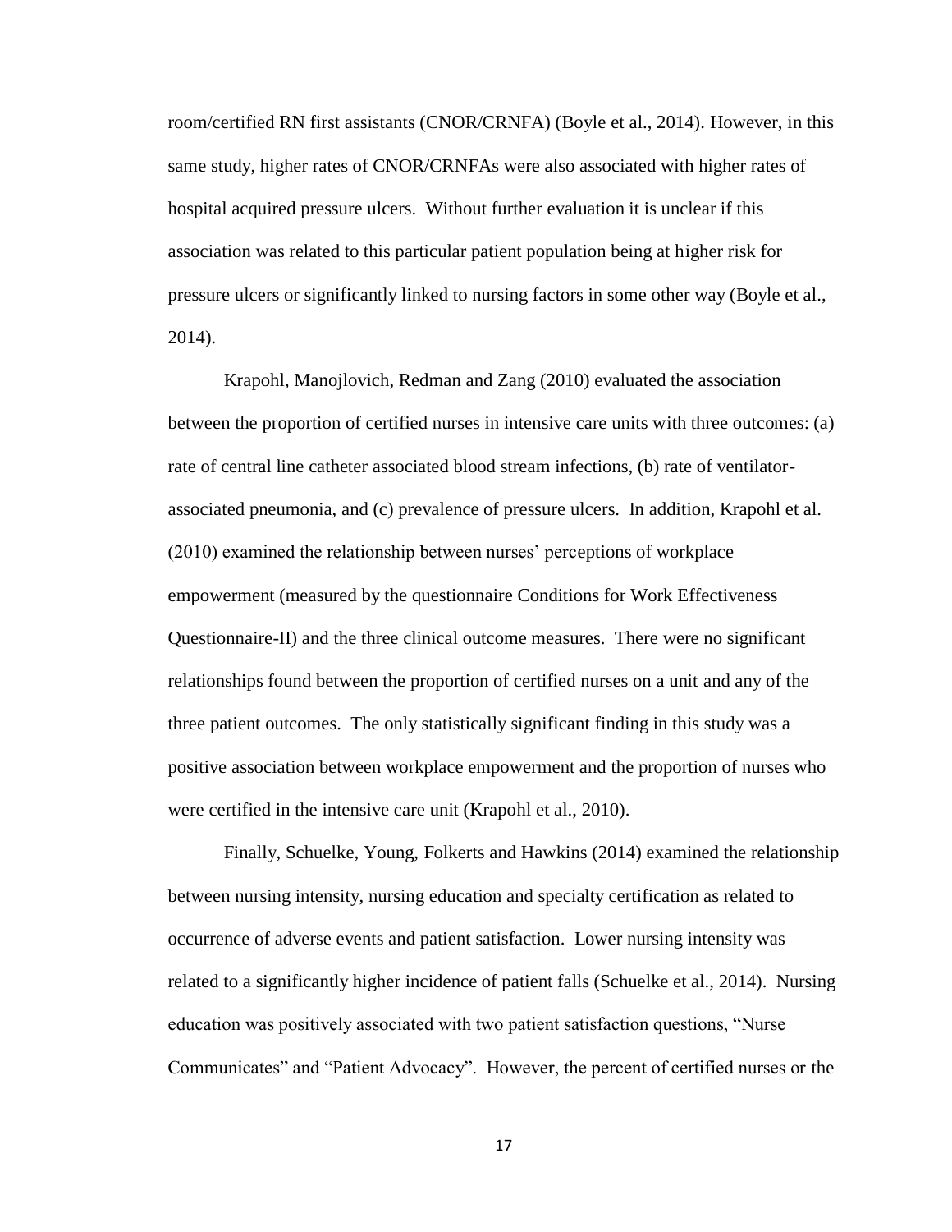room/certified RN first assistants (CNOR/CRNFA) (Boyle et al., 2014). However, in this same study, higher rates of CNOR/CRNFAs were also associated with higher rates of hospital acquired pressure ulcers. Without further evaluation it is unclear if this association was related to this particular patient population being at higher risk for pressure ulcers or significantly linked to nursing factors in some other way (Boyle et al., 2014).

Krapohl, Manojlovich, Redman and Zang (2010) evaluated the association between the proportion of certified nurses in intensive care units with three outcomes: (a) rate of central line catheter associated blood stream infections, (b) rate of ventilator-associated pneumonia, and (c) prevalence of pressure ulcers. In addition, Krapohl et al. (2010) examined the relationship between nurses' perceptions of workplace empowerment (measured by the questionnaire Conditions for Work Effectiveness Questionnaire-II) and the three clinical outcome measures. There were no significant relationships found between the proportion of certified nurses on a unit and any of the three patient outcomes. The only statistically significant finding in this study was a positive association between workplace empowerment and the proportion of nurses who were certified in the intensive care unit (Krapohl et al., 2010).

Finally, Schuelke, Young, Folkerts and Hawkins (2014) examined the relationship between nursing intensity, nursing education and specialty certification as related to occurrence of adverse events and patient satisfaction. Lower nursing intensity was related to a significantly higher incidence of patient falls (Schuelke et al., 2014). Nursing education was positively associated with two patient satisfaction questions, "Nurse Communicates" and "Patient Advocacy". However, the percent of certified nurses or the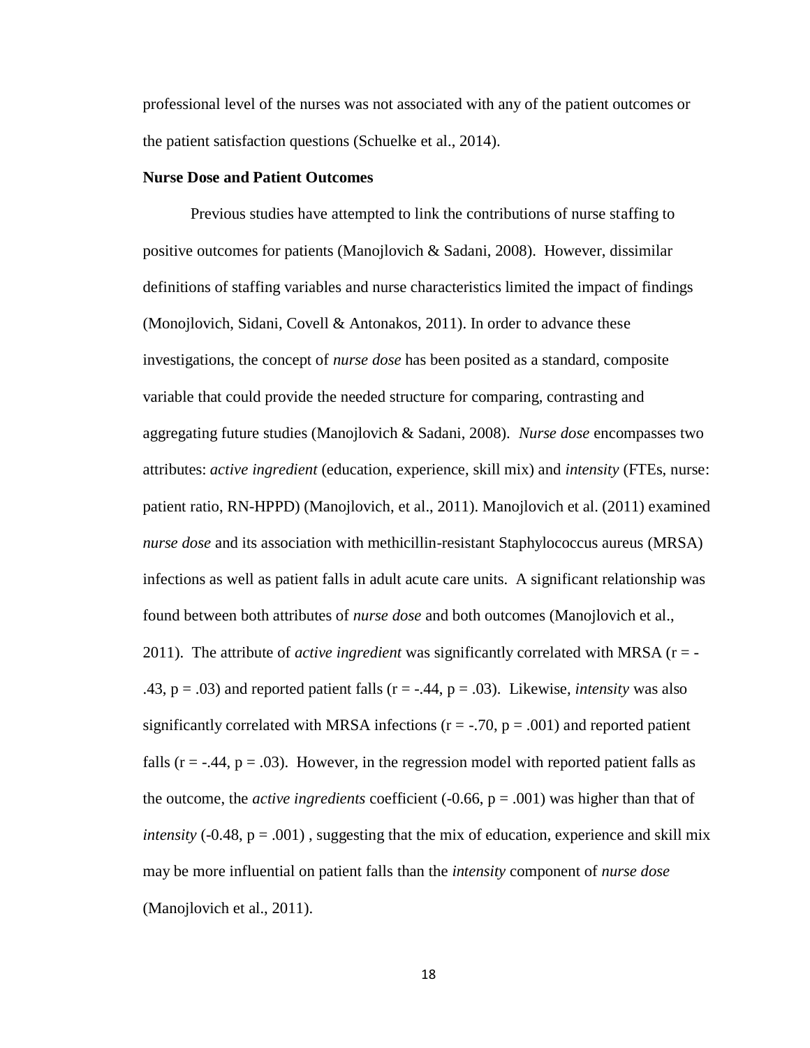professional level of the nurses was not associated with any of the patient outcomes or the patient satisfaction questions (Schuelke et al., 2014).

**Nurse Dose and Patient Outcomes**

Previous studies have attempted to link the contributions of nurse staffing to positive outcomes for patients (Manojlovich & Sadani, 2008). However, dissimilar definitions of staffing variables and nurse characteristics limited the impact of findings (Monojlovich, Sidani, Covell & Antonakos, 2011). In order to advance these investigations, the concept of *nurse dose* has been posited as a standard, composite variable that could provide the needed structure for comparing, contrasting and aggregating future studies (Manojlovich & Sadani, 2008). *Nurse dose* encompasses two attributes: *active ingredient* (education, experience, skill mix) and *intensity* (FTEs, nurse: patient ratio, RN-HPPD) (Manojlovich, et al., 2011). Manojlovich et al. (2011) examined *nurse dose* and its association with methicillin-resistant Staphylococcus aureus (MRSA) infections as well as patient falls in adult acute care units. A significant relationship was found between both attributes of *nurse dose* and both outcomes (Manojlovich et al., 2011). The attribute of *active ingredient* was significantly correlated with MRSA ($r = -.43$, $p = .03$) and reported patient falls ($r = -.44$, $p = .03$). Likewise, *intensity* was also significantly correlated with MRSA infections ($r = -.70$, $p = .001$) and reported patient falls ($r = -.44$, $p = .03$). However, in the regression model with reported patient falls as the outcome, the *active ingredients* coefficient ($-0.66$, $p = .001$) was higher than that of *intensity* ($-0.48$, $p = .001$) , suggesting that the mix of education, experience and skill mix may be more influential on patient falls than the *intensity* component of *nurse dose* (Manojlovich et al., 2011).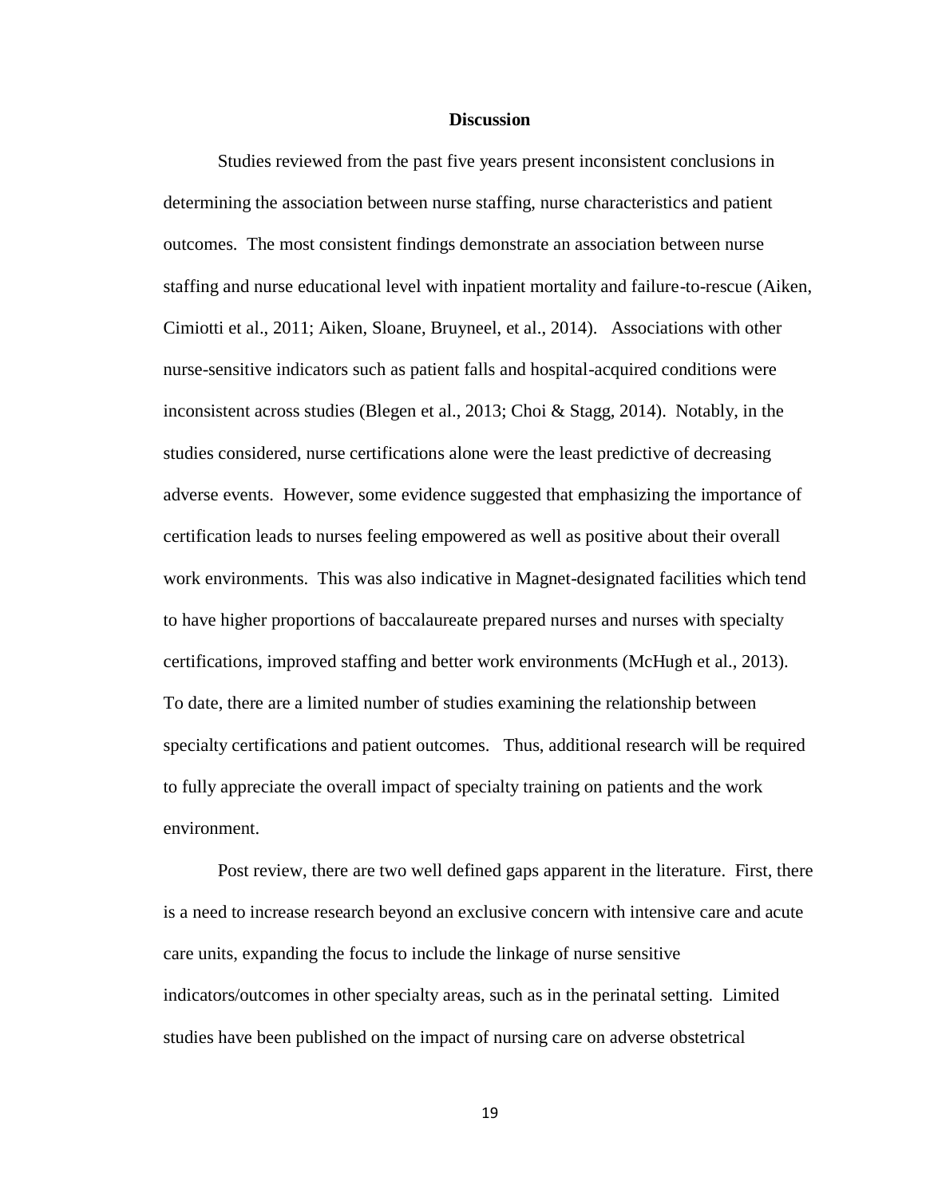## Discussion

Studies reviewed from the past five years present inconsistent conclusions in determining the association between nurse staffing, nurse characteristics and patient outcomes. The most consistent findings demonstrate an association between nurse staffing and nurse educational level with inpatient mortality and failure-to-rescue (Aiken, Cimiotti et al., 2011; Aiken, Sloane, Bruyneel, et al., 2014). Associations with other nurse-sensitive indicators such as patient falls and hospital-acquired conditions were inconsistent across studies (Blegen et al., 2013; Choi & Stagg, 2014). Notably, in the studies considered, nurse certifications alone were the least predictive of decreasing adverse events. However, some evidence suggested that emphasizing the importance of certification leads to nurses feeling empowered as well as positive about their overall work environments. This was also indicative in Magnet-designated facilities which tend to have higher proportions of baccalaureate prepared nurses and nurses with specialty certifications, improved staffing and better work environments (McHugh et al., 2013). To date, there are a limited number of studies examining the relationship between specialty certifications and patient outcomes. Thus, additional research will be required to fully appreciate the overall impact of specialty training on patients and the work environment.

Post review, there are two well defined gaps apparent in the literature. First, there is a need to increase research beyond an exclusive concern with intensive care and acute care units, expanding the focus to include the linkage of nurse sensitive indicators/outcomes in other specialty areas, such as in the perinatal setting. Limited studies have been published on the impact of nursing care on adverse obstetrical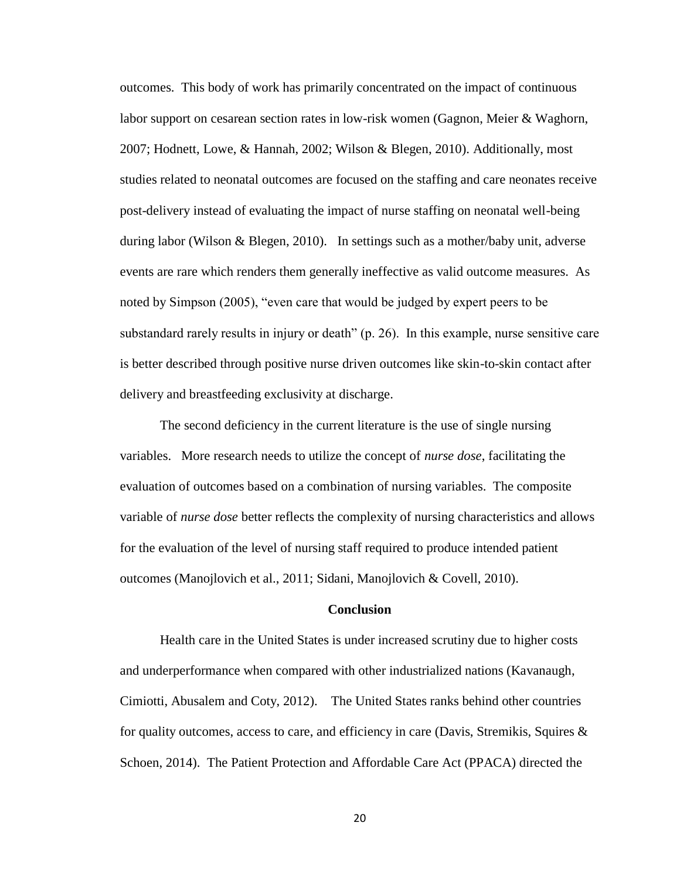outcomes. This body of work has primarily concentrated on the impact of continuous labor support on cesarean section rates in low-risk women (Gagnon, Meier & Waghorn, 2007; Hodnett, Lowe, & Hannah, 2002; Wilson & Blegen, 2010). Additionally, most studies related to neonatal outcomes are focused on the staffing and care neonates receive post-delivery instead of evaluating the impact of nurse staffing on neonatal well-being during labor (Wilson & Blegen, 2010). In settings such as a mother/baby unit, adverse events are rare which renders them generally ineffective as valid outcome measures. As noted by Simpson (2005), "even care that would be judged by expert peers to be substandard rarely results in injury or death" (p. 26). In this example, nurse sensitive care is better described through positive nurse driven outcomes like skin-to-skin contact after delivery and breastfeeding exclusivity at discharge.

The second deficiency in the current literature is the use of single nursing variables. More research needs to utilize the concept of *nurse dose*, facilitating the evaluation of outcomes based on a combination of nursing variables. The composite variable of *nurse dose* better reflects the complexity of nursing characteristics and allows for the evaluation of the level of nursing staff required to produce intended patient outcomes (Manojlovich et al., 2011; Sidani, Manojlovich & Covell, 2010).

## Conclusion

Health care in the United States is under increased scrutiny due to higher costs and underperformance when compared with other industrialized nations (Kavanaugh, Cimiotti, Abusalem and Coty, 2012). The United States ranks behind other countries for quality outcomes, access to care, and efficiency in care (Davis, Stremikis, Squires & Schoen, 2014). The Patient Protection and Affordable Care Act (PPACA) directed the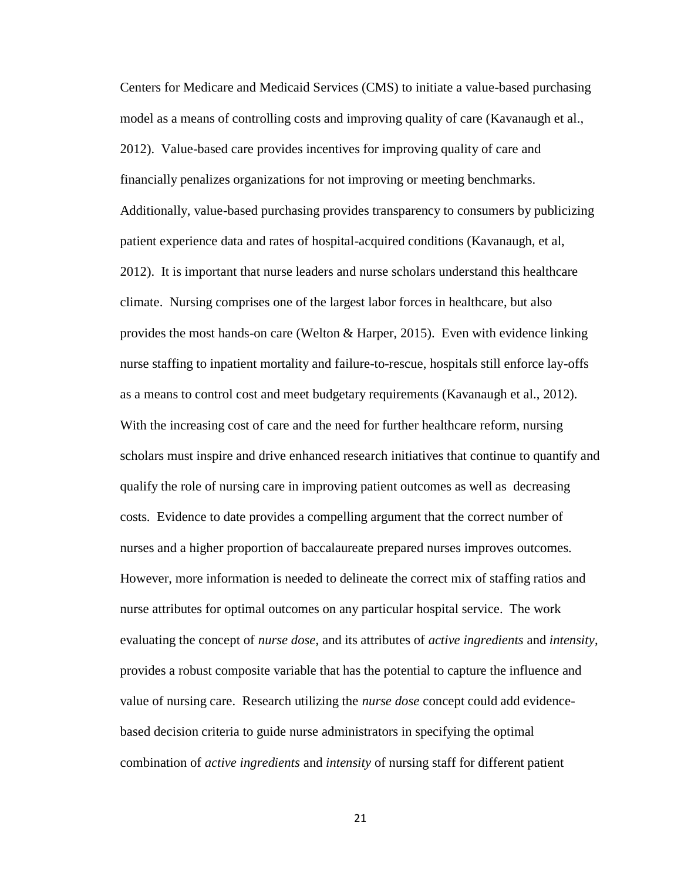Centers for Medicare and Medicaid Services (CMS) to initiate a value-based purchasing model as a means of controlling costs and improving quality of care (Kavanaugh et al., 2012). Value-based care provides incentives for improving quality of care and financially penalizes organizations for not improving or meeting benchmarks. Additionally, value-based purchasing provides transparency to consumers by publicizing patient experience data and rates of hospital-acquired conditions (Kavanaugh, et al, 2012). It is important that nurse leaders and nurse scholars understand this healthcare climate. Nursing comprises one of the largest labor forces in healthcare, but also provides the most hands-on care (Welton & Harper, 2015). Even with evidence linking nurse staffing to inpatient mortality and failure-to-rescue, hospitals still enforce lay-offs as a means to control cost and meet budgetary requirements (Kavanaugh et al., 2012). With the increasing cost of care and the need for further healthcare reform, nursing scholars must inspire and drive enhanced research initiatives that continue to quantify and qualify the role of nursing care in improving patient outcomes as well as decreasing costs. Evidence to date provides a compelling argument that the correct number of nurses and a higher proportion of baccalaureate prepared nurses improves outcomes. However, more information is needed to delineate the correct mix of staffing ratios and nurse attributes for optimal outcomes on any particular hospital service. The work evaluating the concept of *nurse dose*, and its attributes of *active ingredients* and *intensity*, provides a robust composite variable that has the potential to capture the influence and value of nursing care. Research utilizing the *nurse dose* concept could add evidence-based decision criteria to guide nurse administrators in specifying the optimal combination of *active ingredients* and *intensity* of nursing staff for different patient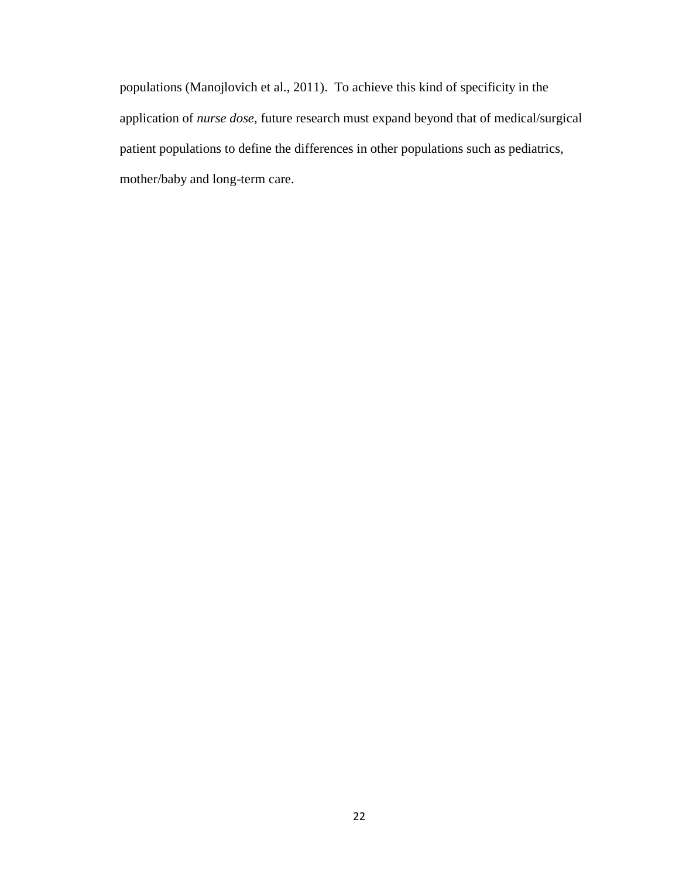populations (Manojlovich et al., 2011). To achieve this kind of specificity in the application of *nurse dose*, future research must expand beyond that of medical/surgical patient populations to define the differences in other populations such as pediatrics, mother/baby and long-term care.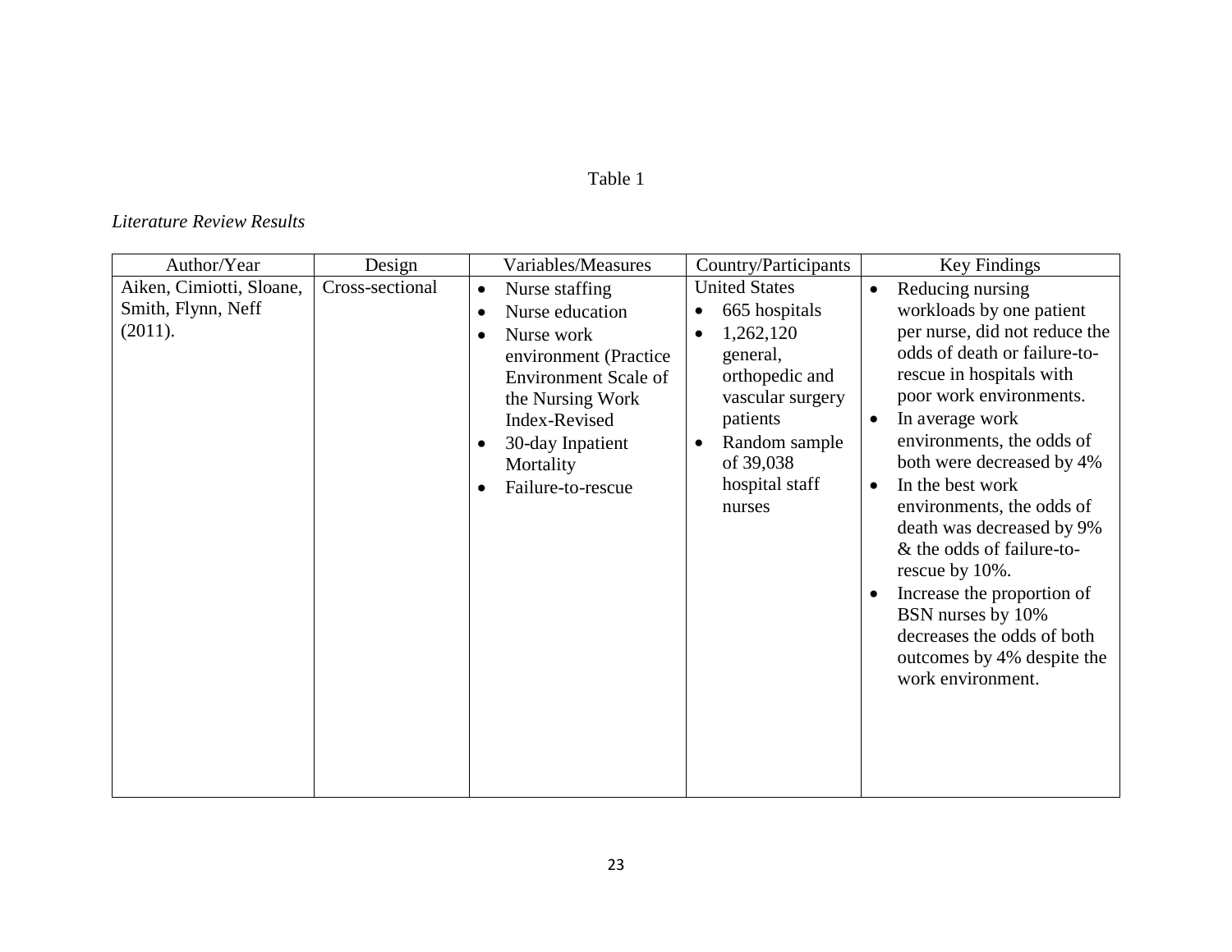Table 1

*Literature Review Results*

| Author/Year | Design | Variables/Measures | Country/Participants | Key Findings |
|---|---|---|---|---|
| Aiken, Cimiotti, Sloane, Smith, Flynn, Neff (2011). | Cross-sectional | • Nurse staffing<br>• Nurse education<br>• Nurse work environment (Practice Environment Scale of the Nursing Work Index-Revised<br>• 30-day Inpatient Mortality<br>• Failure-to-rescue | United States<br>• 665 hospitals<br>• 1,262,120 general, orthopedic and vascular surgery patients<br>• Random sample of 39,038 hospital staff nurses | • Reducing nursing workloads by one patient per nurse, did not reduce the odds of death or failure-to-rescue in hospitals with poor work environments.<br>• In average work environments, the odds of both were decreased by 4%<br>• In the best work environments, the odds of death was decreased by 9% & the odds of failure-to-rescue by 10%.<br>• Increase the proportion of BSN nurses by 10% decreases the odds of both outcomes by 4% despite the work environment. |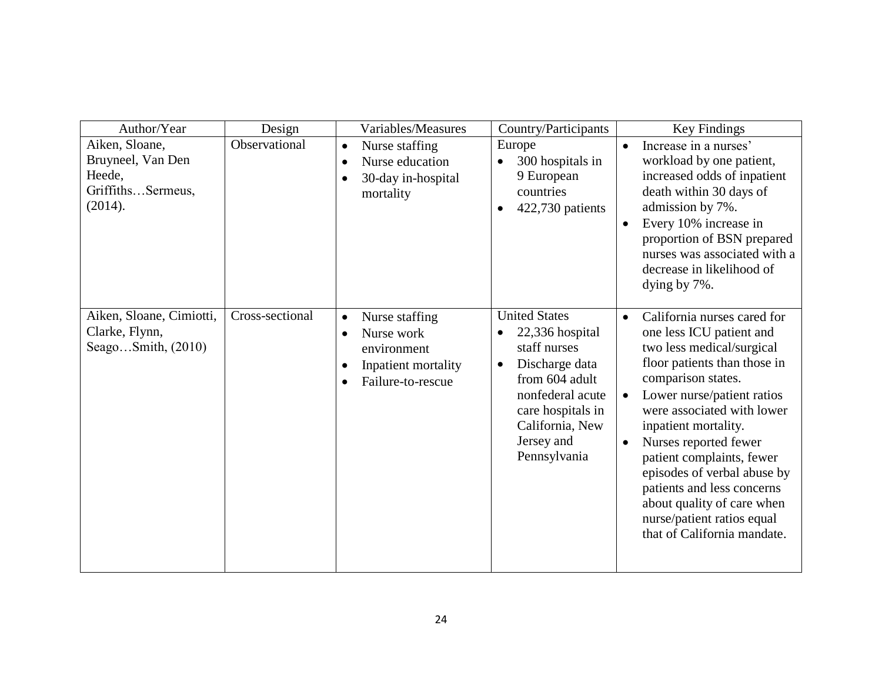| Author/Year | Design | Variables/Measures | Country/Participants | Key Findings |
|---|---|---|---|---|
| Aiken, Sloane, Bruyneel, Van Den Heede, Griffiths…Sermeus, (2014). | Observational | • Nurse staffing<br>• Nurse education<br>• 30-day in-hospital mortality | Europe<br>• 300 hospitals in 9 European countries<br>• 422,730 patients | • Increase in a nurses' workload by one patient, increased odds of inpatient death within 30 days of admission by 7%.<br>• Every 10% increase in proportion of BSN prepared nurses was associated with a decrease in likelihood of dying by 7%. |
| Aiken, Sloane, Cimiotti, Clarke, Flynn, Seago…Smith, (2010) | Cross-sectional | • Nurse staffing<br>• Nurse work environment<br>• Inpatient mortality<br>• Failure-to-rescue | United States<br>• 22,336 hospital staff nurses<br>• Discharge data from 604 adult nonfederal acute care hospitals in California, New Jersey and Pennsylvania | • California nurses cared for one less ICU patient and two less medical/surgical floor patients than those in comparison states.<br>• Lower nurse/patient ratios were associated with lower inpatient mortality.<br>• Nurses reported fewer patient complaints, fewer episodes of verbal abuse by patients and less concerns about quality of care when nurse/patient ratios equal that of California mandate. |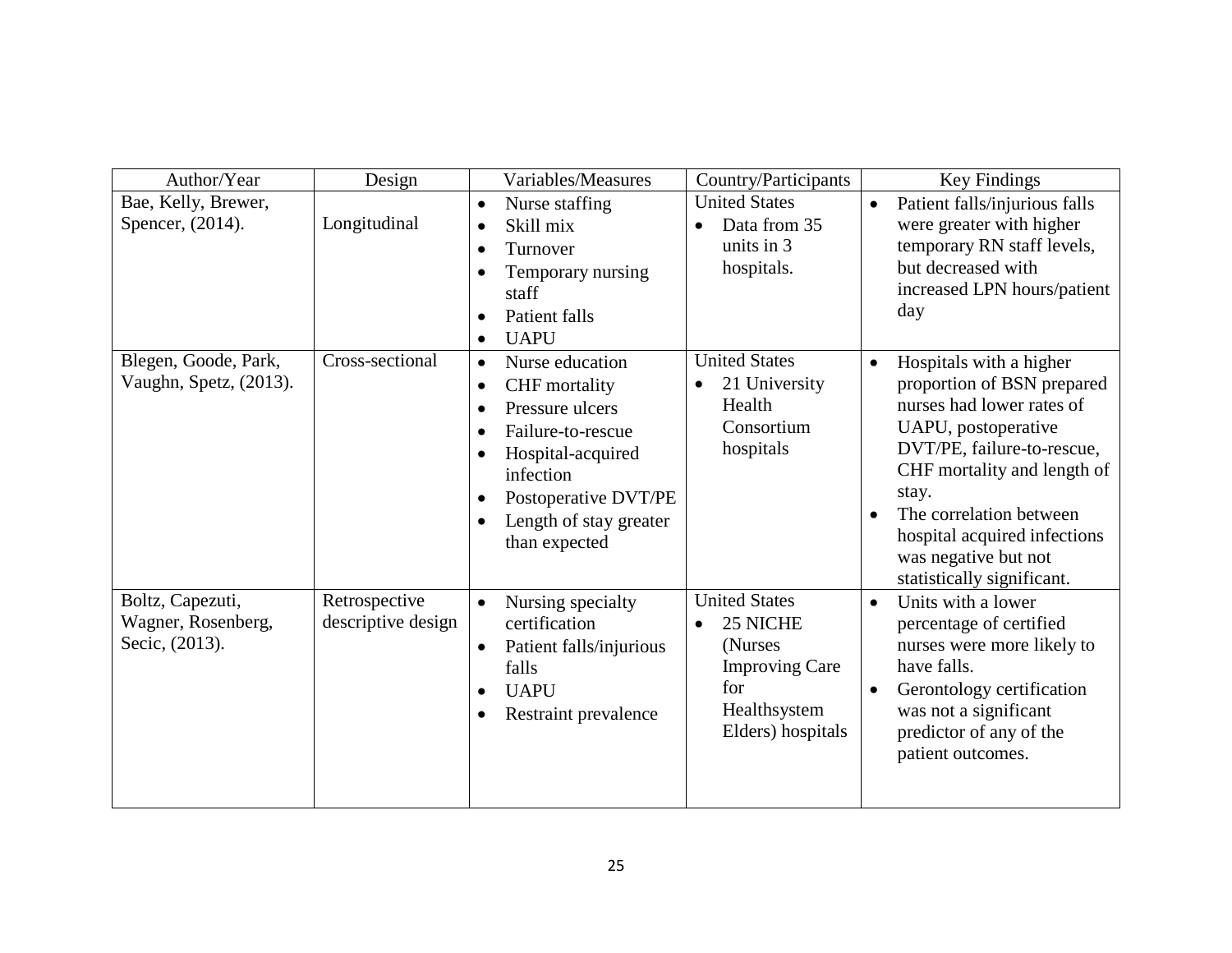| Author/Year | Design | Variables/Measures | Country/Participants | Key Findings |
|---|---|---|---|---|
| Bae, Kelly, Brewer, Spencer, (2014). | Longitudinal | • Nurse staffing<br>• Skill mix<br>• Turnover<br>• Temporary nursing staff<br>• Patient falls<br>• UAPU | United States<br>• Data from 35 units in 3 hospitals. | • Patient falls/injurious falls were greater with higher temporary RN staff levels, but decreased with increased LPN hours/patient day |
| Blegen, Goode, Park, Vaughn, Spetz, (2013). | Cross-sectional | • Nurse education<br>• CHF mortality<br>• Pressure ulcers<br>• Failure-to-rescue<br>• Hospital-acquired infection<br>• Postoperative DVT/PE<br>• Length of stay greater than expected | United States<br>• 21 University Health Consortium hospitals | • Hospitals with a higher proportion of BSN prepared nurses had lower rates of UAPU, postoperative DVT/PE, failure-to-rescue, CHF mortality and length of stay.<br>• The correlation between hospital acquired infections was negative but not statistically significant. |
| Boltz, Capezuti, Wagner, Rosenberg, Secic, (2013). | Retrospective descriptive design | • Nursing specialty certification<br>• Patient falls/injurious falls<br>• UAPU<br>• Restraint prevalence | United States<br>• 25 NICHE (Nurses Improving Care for Healthsystem Elders) hospitals | • Units with a lower percentage of certified nurses were more likely to have falls.<br>• Gerontology certification was not a significant predictor of any of the patient outcomes. |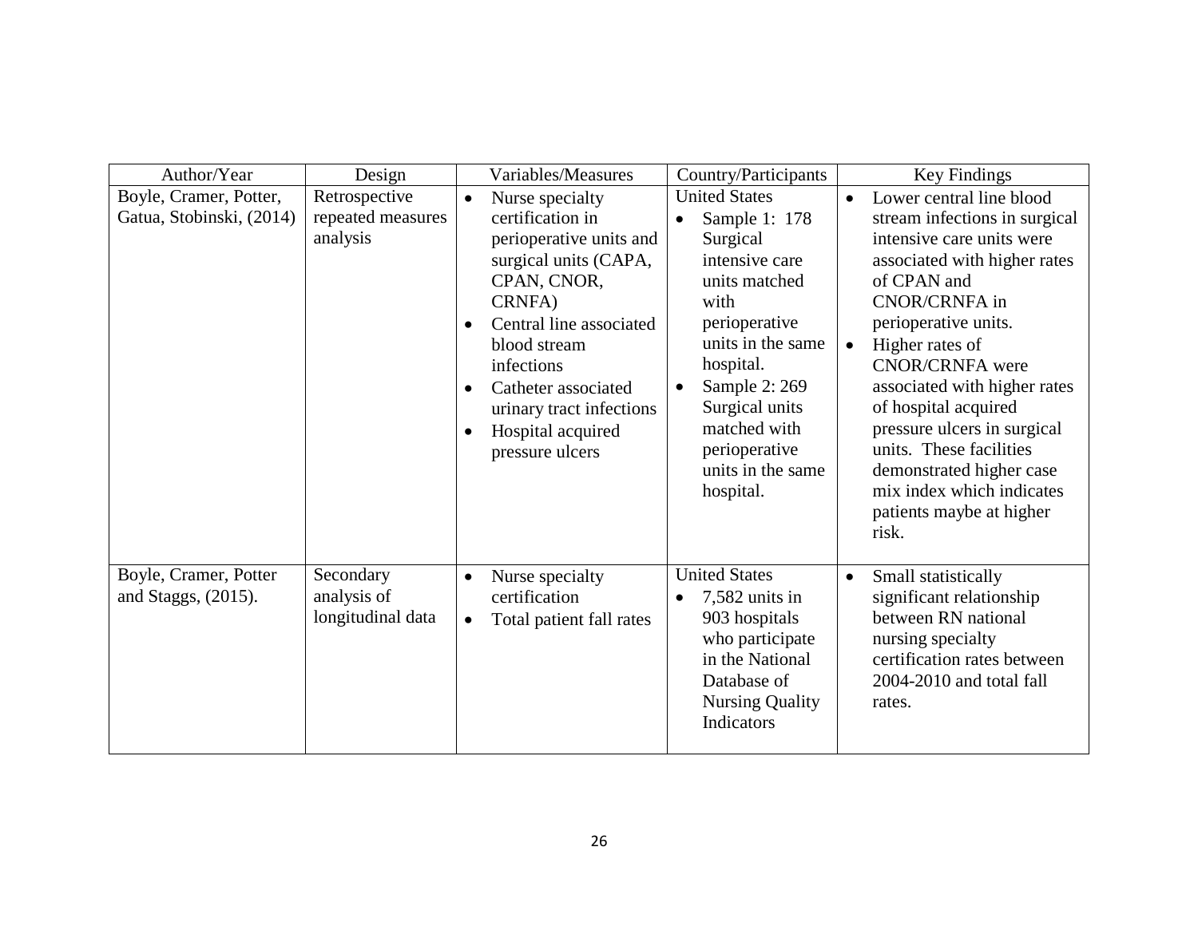| Author/Year | Design | Variables/Measures | Country/Participants | Key Findings |
|---|---|---|---|---|
| Boyle, Cramer, Potter, Gatua, Stobinski, (2014) | Retrospective repeated measures analysis | • Nurse specialty certification in perioperative units and surgical units (CAPA, CPAN, CNOR, CRNFA)<br>• Central line associated blood stream infections<br>• Catheter associated urinary tract infections<br>• Hospital acquired pressure ulcers | United States<br>• Sample 1: 178 Surgical intensive care units matched with perioperative units in the same hospital.<br>• Sample 2: 269 Surgical units matched with perioperative units in the same hospital. | • Lower central line blood stream infections in surgical intensive care units were associated with higher rates of CPAN and CNOR/CRNFA in perioperative units.<br>• Higher rates of CNOR/CRNFA were associated with higher rates of hospital acquired pressure ulcers in surgical units. These facilities demonstrated higher case mix index which indicates patients maybe at higher risk. |
| Boyle, Cramer, Potter and Staggs, (2015). | Secondary analysis of longitudinal data | • Nurse specialty certification<br>• Total patient fall rates | United States<br>• 7,582 units in 903 hospitals who participate in the National Database of Nursing Quality Indicators | • Small statistically significant relationship between RN national nursing specialty certification rates between 2004-2010 and total fall rates. |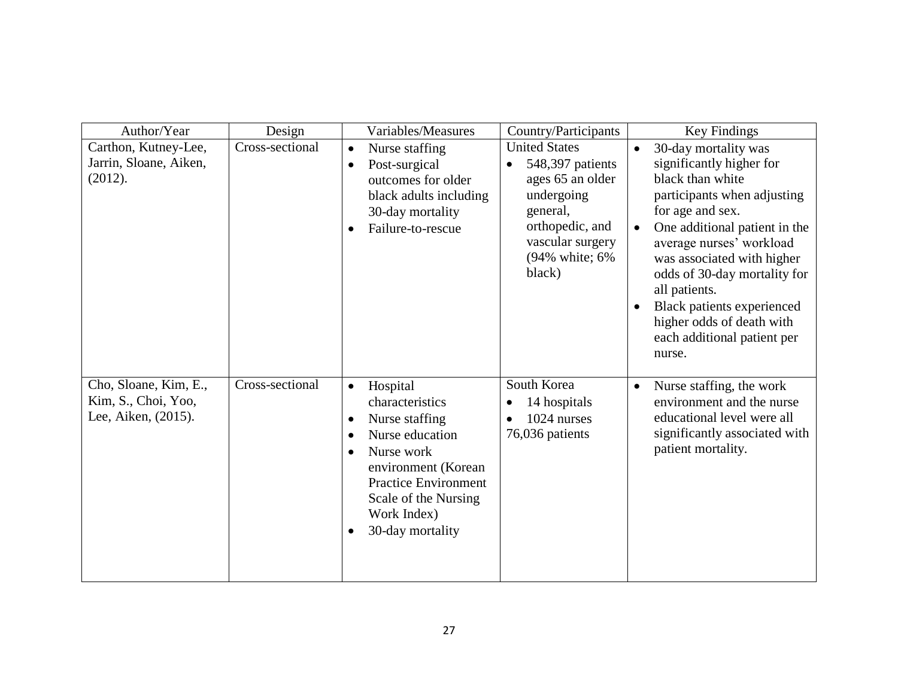| Author/Year | Design | Variables/Measures | Country/Participants | Key Findings |
|---|---|---|---|---|
| Carthon, Kutney-Lee, Jarrin, Sloane, Aiken, (2012). | Cross-sectional | • Nurse staffing<br>• Post-surgical outcomes for older black adults including 30-day mortality<br>• Failure-to-rescue | United States<br>• 548,397 patients ages 65 an older undergoing general, orthopedic, and vascular surgery (94% white; 6% black) | • 30-day mortality was significantly higher for black than white participants when adjusting for age and sex.<br>• One additional patient in the average nurses' workload was associated with higher odds of 30-day mortality for all patients.<br>• Black patients experienced higher odds of death with each additional patient per nurse. |
| Cho, Sloane, Kim, E., Kim, S., Choi, Yoo, Lee, Aiken, (2015). | Cross-sectional | • Hospital characteristics<br>• Nurse staffing<br>• Nurse education<br>• Nurse work environment (Korean Practice Environment Scale of the Nursing Work Index)<br>• 30-day mortality | South Korea<br>• 14 hospitals<br>• 1024 nurses<br>76,036 patients | • Nurse staffing, the work environment and the nurse educational level were all significantly associated with patient mortality. |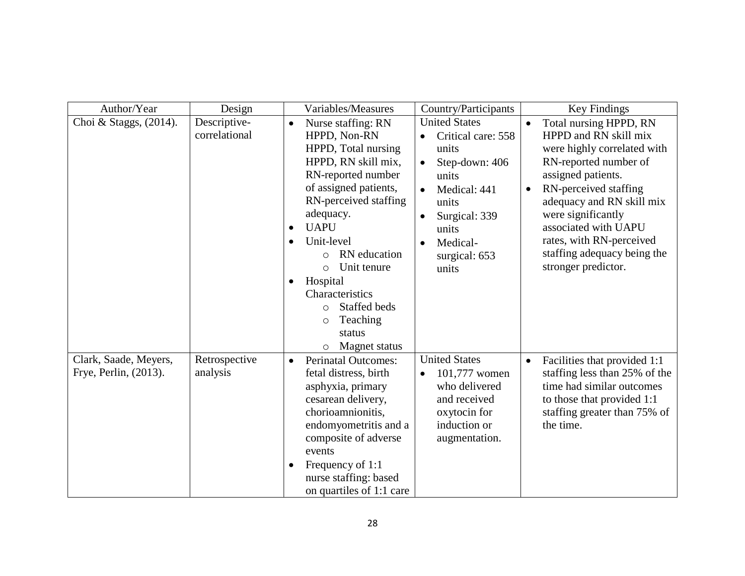| Author/Year | Design | Variables/Measures | Country/Participants | Key Findings |
| --- | --- | --- | --- | --- |
| Choi & Staggs, (2014). | Descriptive-correlational | • Nurse staffing: RN HPPD, Non-RN HPPD, Total nursing HPPD, RN skill mix, RN-reported number of assigned patients, RN-perceived staffing adequacy.<br>• UAPU<br>• Unit-level<br>  ○ RN education<br>  ○ Unit tenure<br>• Hospital Characteristics<br>  ○ Staffed beds<br>  ○ Teaching status<br>  ○ Magnet status | United States<br>• Critical care: 558 units<br>• Step-down: 406 units<br>• Medical: 441 units<br>• Surgical: 339 units<br>• Medical-surgical: 653 units | • Total nursing HPPD, RN HPPD and RN skill mix were highly correlated with RN-reported number of assigned patients.<br>• RN-perceived staffing adequacy and RN skill mix were significantly associated with UAPU rates, with RN-perceived staffing adequacy being the stronger predictor. |
| Clark, Saade, Meyers, Frye, Perlin, (2013). | Retrospective analysis | • Perinatal Outcomes: fetal distress, birth asphyxia, primary cesarean delivery, chorioamnionitis, endomyometritis and a composite of adverse events<br>• Frequency of 1:1 nurse staffing: based on quartiles of 1:1 care | United States<br>• 101,777 women who delivered and received oxytocin for induction or augmentation. | • Facilities that provided 1:1 staffing less than 25% of the time had similar outcomes to those that provided 1:1 staffing greater than 75% of the time. |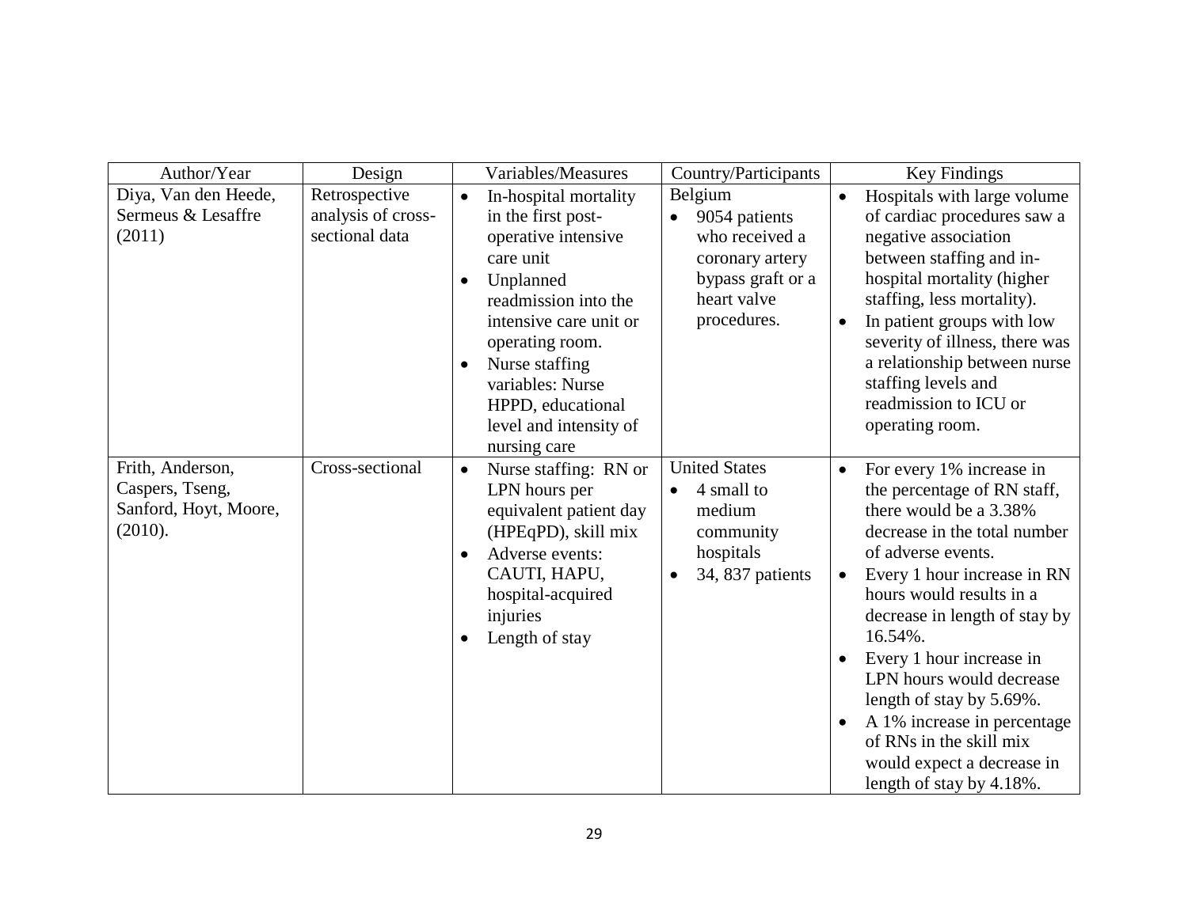| Author/Year | Design | Variables/Measures | Country/Participants | Key Findings |
|---|---|---|---|---|
| Diya, Van den Heede, Sermeus & Lesaffre (2011) | Retrospective analysis of cross-sectional data | • In-hospital mortality in the first post-operative intensive care unit<br>• Unplanned readmission into the intensive care unit or operating room.<br>• Nurse staffing variables: Nurse HPPD, educational level and intensity of nursing care | Belgium<br>• 9054 patients who received a coronary artery bypass graft or a heart valve procedures. | • Hospitals with large volume of cardiac procedures saw a negative association between staffing and in-hospital mortality (higher staffing, less mortality).<br>• In patient groups with low severity of illness, there was a relationship between nurse staffing levels and readmission to ICU or operating room. |
| Frith, Anderson, Caspers, Tseng, Sanford, Hoyt, Moore, (2010). | Cross-sectional | • Nurse staffing: RN or LPN hours per equivalent patient day (HPEqPD), skill mix<br>• Adverse events: CAUTI, HAPU, hospital-acquired injuries<br>• Length of stay | United States<br>• 4 small to medium community hospitals<br>• 34, 837 patients | • For every 1% increase in the percentage of RN staff, there would be a 3.38% decrease in the total number of adverse events.<br>• Every 1 hour increase in RN hours would results in a decrease in length of stay by 16.54%.<br>• Every 1 hour increase in LPN hours would decrease length of stay by 5.69%.<br>• A 1% increase in percentage of RNs in the skill mix would expect a decrease in length of stay by 4.18%. |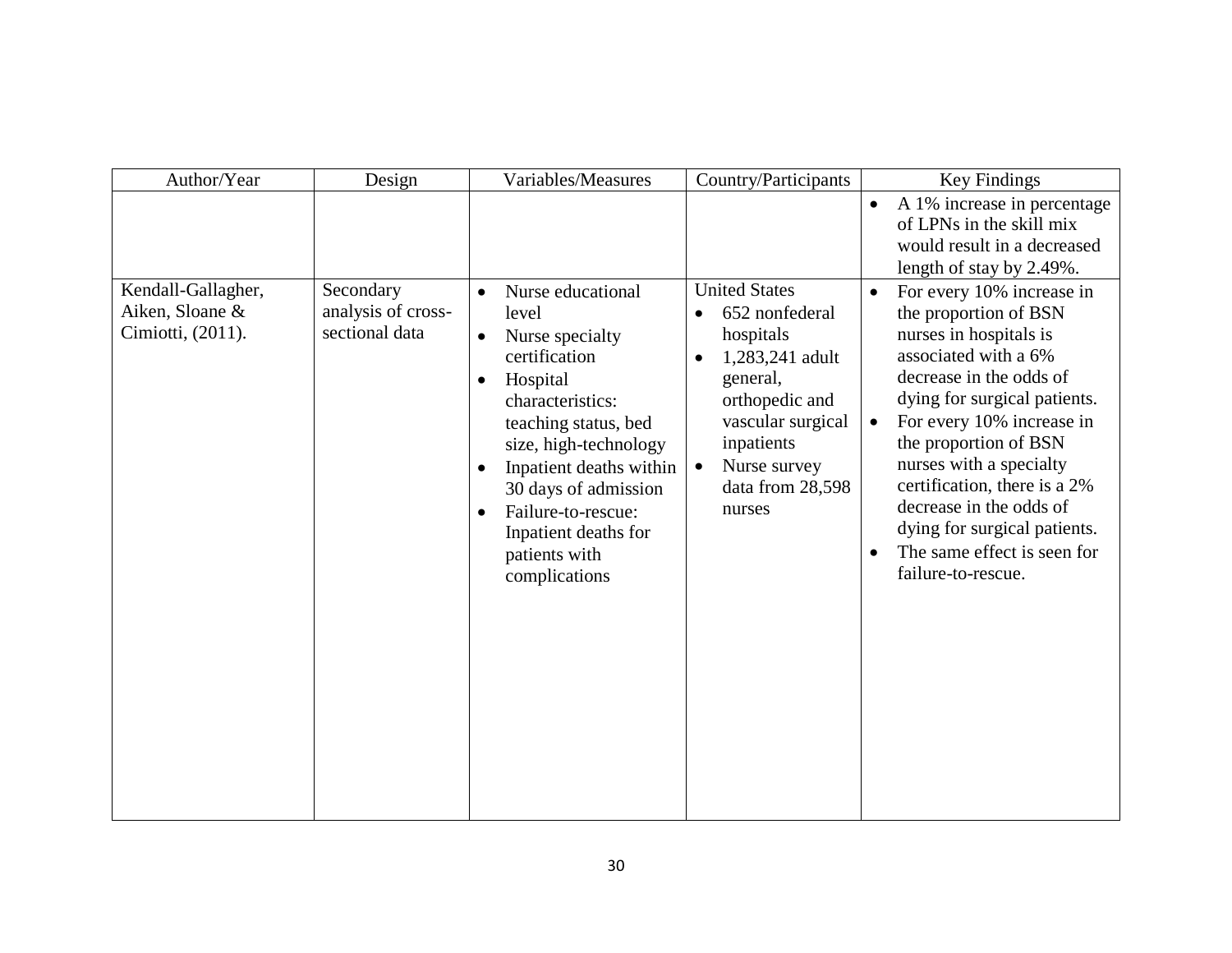| Author/Year | Design | Variables/Measures | Country/Participants | Key Findings |
|---|---|---|---|---|
| | | | | • A 1% increase in percentage of LPNs in the skill mix would result in a decreased length of stay by 2.49%. |
| Kendall-Gallagher, Aiken, Sloane & Cimiotti, (2011). | Secondary analysis of cross-sectional data | • Nurse educational level<br>• Nurse specialty certification<br>• Hospital characteristics: teaching status, bed size, high-technology<br>• Inpatient deaths within 30 days of admission<br>• Failure-to-rescue: Inpatient deaths for patients with complications | United States<br>• 652 nonfederal hospitals<br>• 1,283,241 adult general, orthopedic and vascular surgical inpatients<br>• Nurse survey data from 28,598 nurses | • For every 10% increase in the proportion of BSN nurses in hospitals is associated with a 6% decrease in the odds of dying for surgical patients.<br>• For every 10% increase in the proportion of BSN nurses with a specialty certification, there is a 2% decrease in the odds of dying for surgical patients.<br>• The same effect is seen for failure-to-rescue. |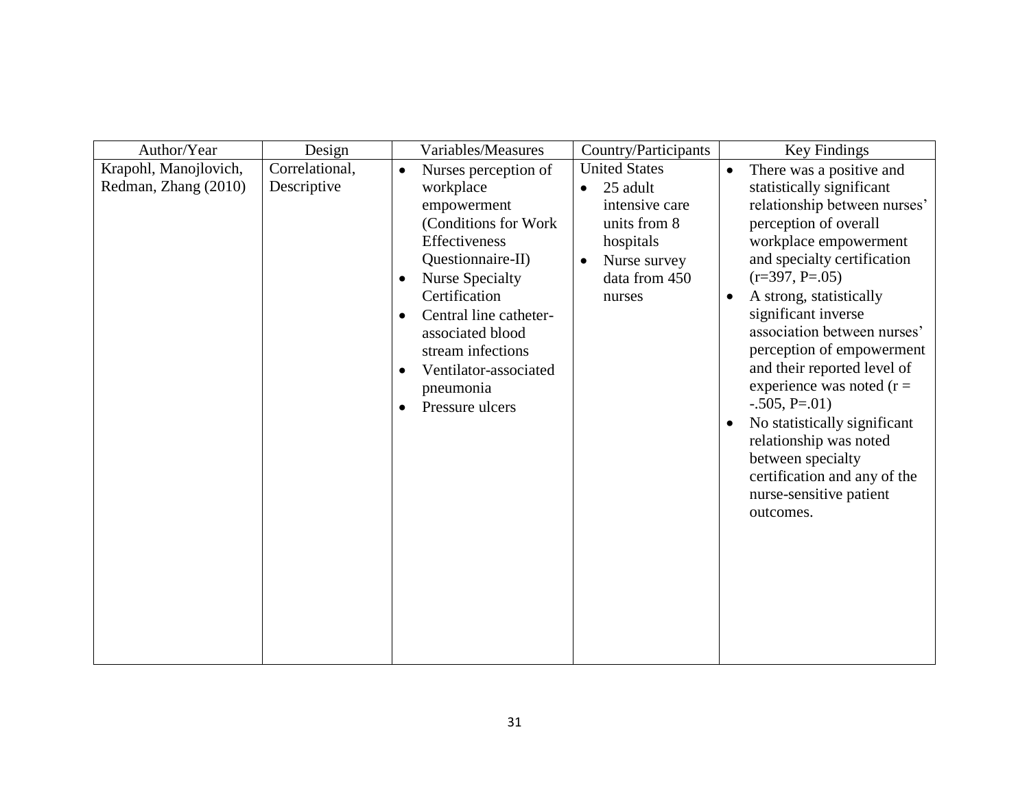| Author/Year | Design | Variables/Measures | Country/Participants | Key Findings |
|---|---|---|---|---|
| Krapohl, Manojlovich, Redman, Zhang (2010) | Correlational, Descriptive | • Nurses perception of workplace empowerment (Conditions for Work Effectiveness Questionnaire-II)<br>• Nurse Specialty Certification<br>• Central line catheter-associated blood stream infections<br>• Ventilator-associated pneumonia<br>• Pressure ulcers | United States<br>• 25 adult intensive care units from 8 hospitals<br>• Nurse survey data from 450 nurses | • There was a positive and statistically significant relationship between nurses' perception of overall workplace empowerment and specialty certification (r=397, P=.05)<br>• A strong, statistically significant inverse association between nurses' perception of empowerment and their reported level of experience was noted (r = -.505, P=.01)<br>• No statistically significant relationship was noted between specialty certification and any of the nurse-sensitive patient outcomes. |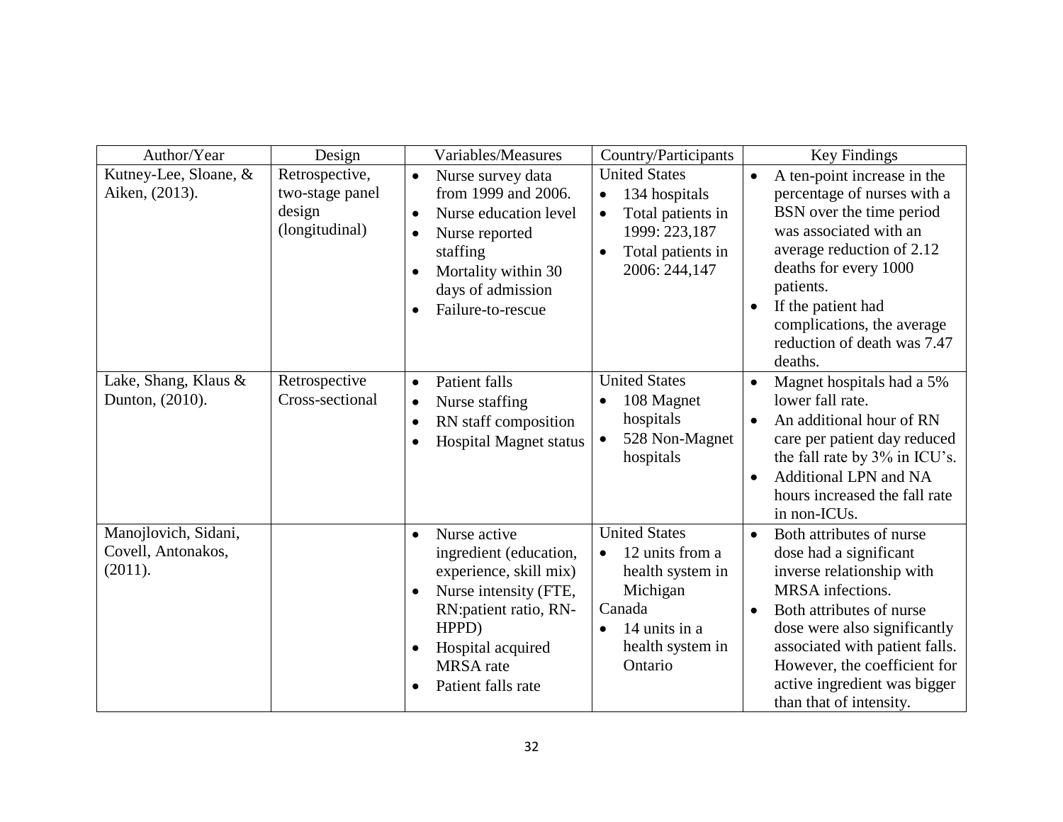| Author/Year | Design | Variables/Measures | Country/Participants | Key Findings |
|---|---|---|---|---|
| Kutney-Lee, Sloane, & Aiken, (2013). | Retrospective, two-stage panel design (longitudinal) | • Nurse survey data from 1999 and 2006.<br>• Nurse education level<br>• Nurse reported staffing<br>• Mortality within 30 days of admission<br>• Failure-to-rescue | United States<br>• 134 hospitals<br>• Total patients in 1999: 223,187<br>• Total patients in 2006: 244,147 | • A ten-point increase in the percentage of nurses with a BSN over the time period was associated with an average reduction of 2.12 deaths for every 1000 patients.<br>• If the patient had complications, the average reduction of death was 7.47 deaths. |
| Lake, Shang, Klaus & Dunton, (2010). | Retrospective Cross-sectional | • Patient falls<br>• Nurse staffing<br>• RN staff composition<br>• Hospital Magnet status | United States<br>• 108 Magnet hospitals<br>• 528 Non-Magnet hospitals | • Magnet hospitals had a 5% lower fall rate.<br>• An additional hour of RN care per patient day reduced the fall rate by 3% in ICU's.<br>• Additional LPN and NA hours increased the fall rate in non-ICUs. |
| Manojlovich, Sidani, Covell, Antonakos, (2011). | | • Nurse active ingredient (education, experience, skill mix)<br>• Nurse intensity (FTE, RN:patient ratio, RN-HPPD)<br>• Hospital acquired MRSA rate<br>• Patient falls rate | United States<br>• 12 units from a health system in Michigan<br>Canada<br>• 14 units in a health system in Ontario | • Both attributes of nurse dose had a significant inverse relationship with MRSA infections.<br>• Both attributes of nurse dose were also significantly associated with patient falls. However, the coefficient for active ingredient was bigger than that of intensity. |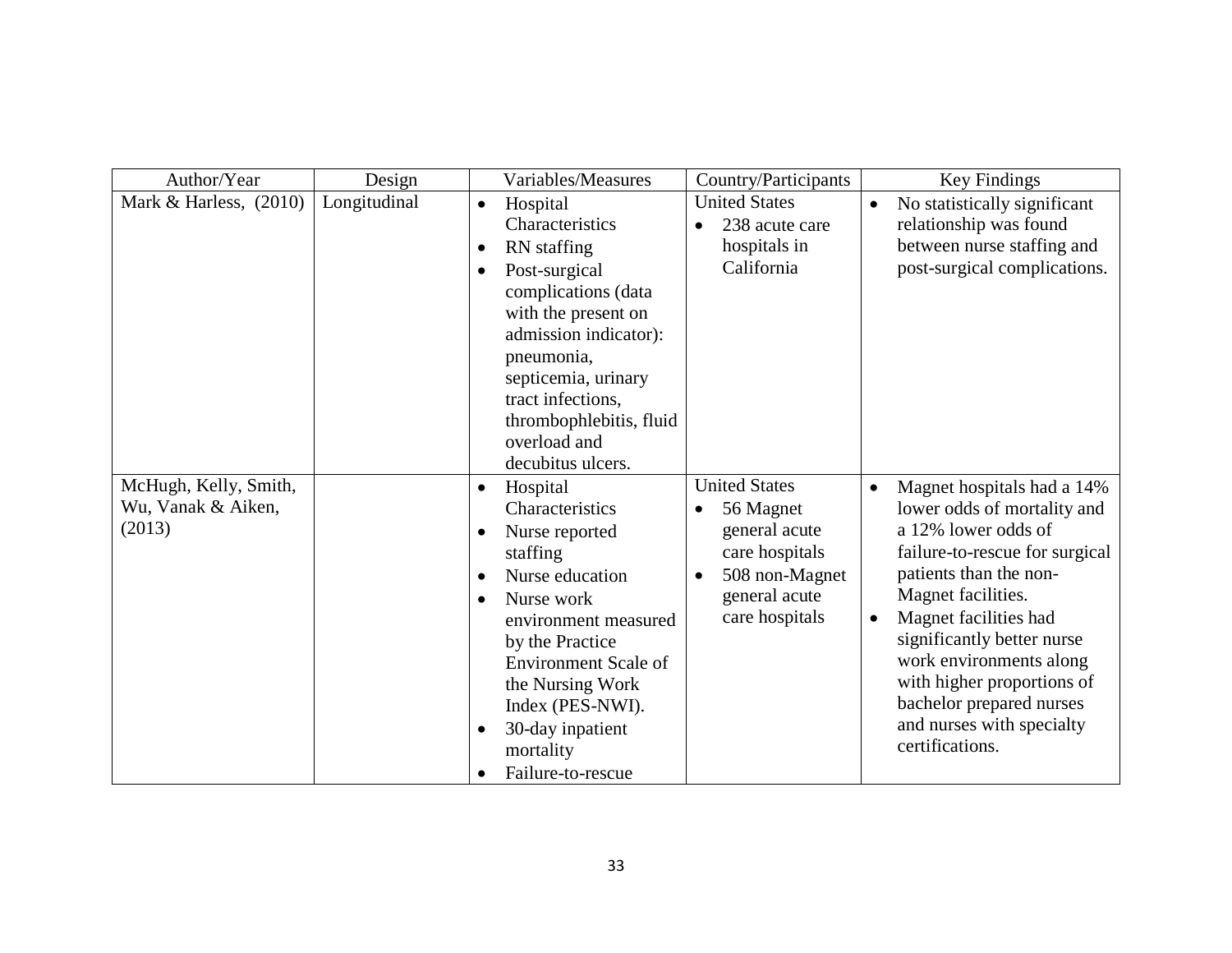| Author/Year | Design | Variables/Measures | Country/Participants | Key Findings |
|---|---|---|---|---|
| Mark & Harless, (2010) | Longitudinal | • Hospital Characteristics<br>• RN staffing<br>• Post-surgical complications (data with the present on admission indicator): pneumonia, septicemia, urinary tract infections, thrombophlebitis, fluid overload and decubitus ulcers. | United States<br>• 238 acute care hospitals in California | • No statistically significant relationship was found between nurse staffing and post-surgical complications. |
| McHugh, Kelly, Smith, Wu, Vanak & Aiken, (2013) | | • Hospital Characteristics<br>• Nurse reported staffing<br>• Nurse education<br>• Nurse work environment measured by the Practice Environment Scale of the Nursing Work Index (PES-NWI).<br>• 30-day inpatient mortality<br>• Failure-to-rescue | United States<br>• 56 Magnet general acute care hospitals<br>• 508 non-Magnet general acute care hospitals | • Magnet hospitals had a 14% lower odds of mortality and a 12% lower odds of failure-to-rescue for surgical patients than the non-Magnet facilities.<br>• Magnet facilities had significantly better nurse work environments along with higher proportions of bachelor prepared nurses and nurses with specialty certifications. |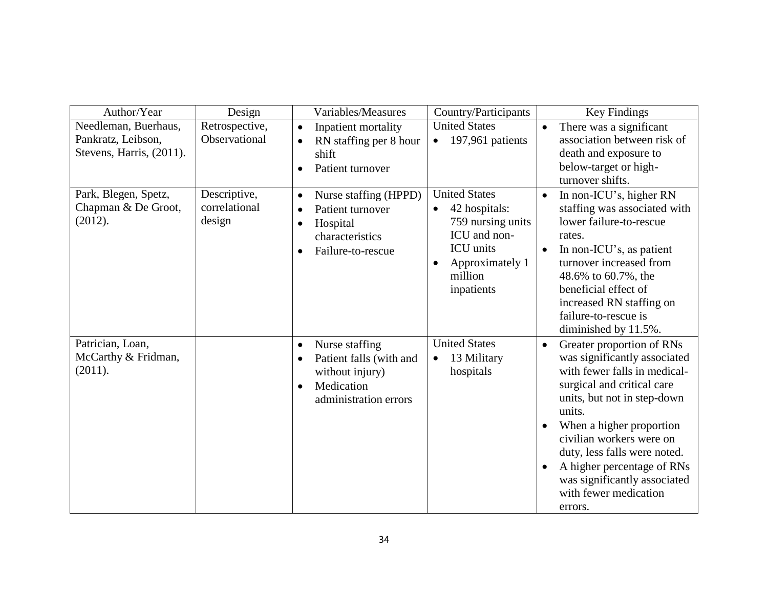| Author/Year | Design | Variables/Measures | Country/Participants | Key Findings |
|---|---|---|---|---|
| Needleman, Buerhaus, Pankratz, Leibson, Stevens, Harris, (2011). | Retrospective, Observational | • Inpatient mortality<br>• RN staffing per 8 hour shift<br>• Patient turnover | United States<br>• 197,961 patients | • There was a significant association between risk of death and exposure to below-target or high-turnover shifts. |
| Park, Blegen, Spetz, Chapman & De Groot, (2012). | Descriptive, correlational design | • Nurse staffing (HPPD)<br>• Patient turnover<br>• Hospital characteristics<br>• Failure-to-rescue | United States<br>• 42 hospitals: 759 nursing units ICU and non-ICU units<br>• Approximately 1 million inpatients | • In non-ICU's, higher RN staffing was associated with lower failure-to-rescue rates.<br>• In non-ICU's, as patient turnover increased from 48.6% to 60.7%, the beneficial effect of increased RN staffing on failure-to-rescue is diminished by 11.5%. |
| Patrician, Loan, McCarthy & Fridman, (2011). | | • Nurse staffing<br>• Patient falls (with and without injury)<br>• Medication administration errors | United States<br>• 13 Military hospitals | • Greater proportion of RNs was significantly associated with fewer falls in medical-surgical and critical care units, but not in step-down units.<br>• When a higher proportion civilian workers were on duty, less falls were noted.<br>• A higher percentage of RNs was significantly associated with fewer medication errors. |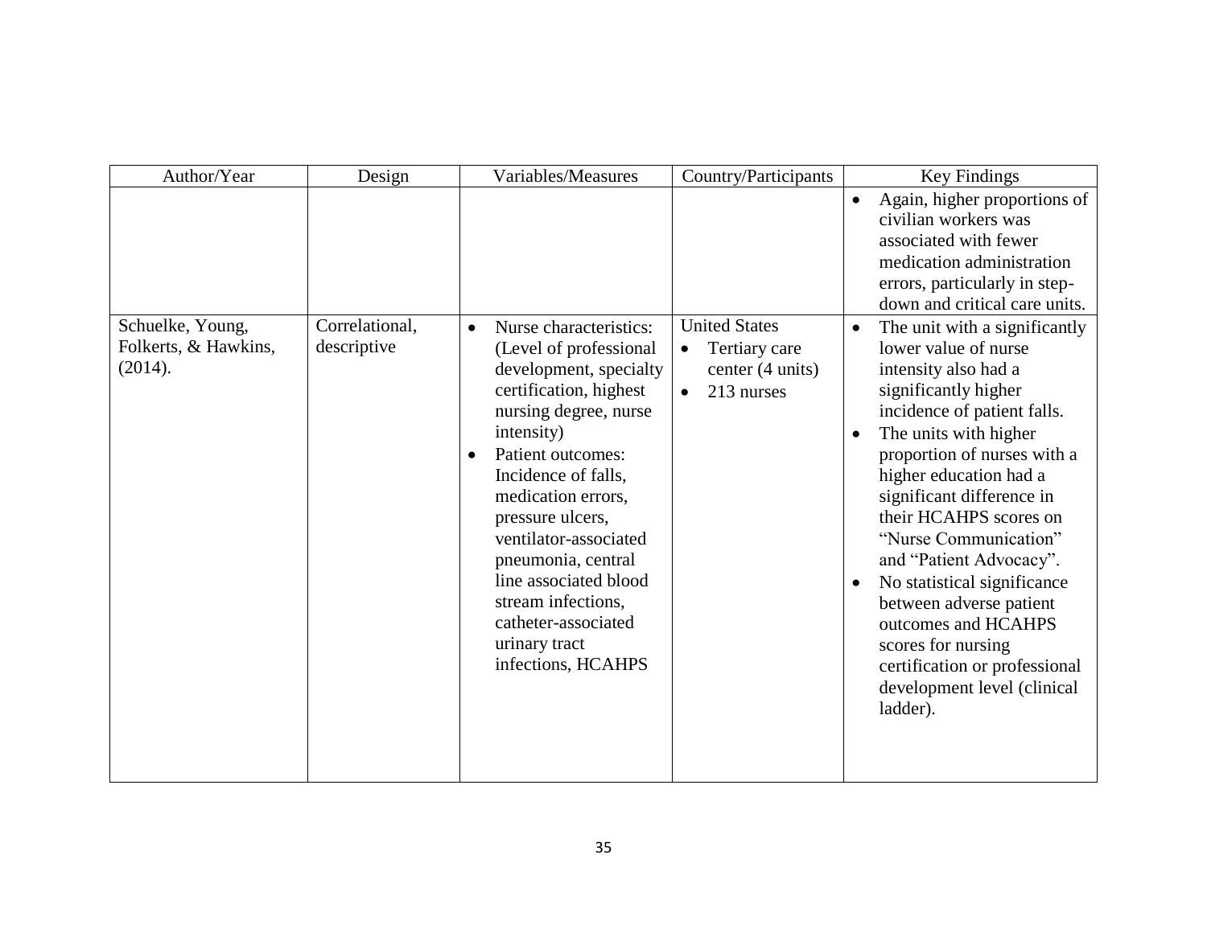| Author/Year | Design | Variables/Measures | Country/Participants | Key Findings |
|---|---|---|---|---|
| | | | | • Again, higher proportions of civilian workers was associated with fewer medication administration errors, particularly in step-down and critical care units. |
| Schuelke, Young, Folkerts, & Hawkins, (2014). | Correlational, descriptive | • Nurse characteristics: (Level of professional development, specialty certification, highest nursing degree, nurse intensity)<br>• Patient outcomes: Incidence of falls, medication errors, pressure ulcers, ventilator-associated pneumonia, central line associated blood stream infections, catheter-associated urinary tract infections, HCAHPS | United States<br>• Tertiary care center (4 units)<br>• 213 nurses | • The unit with a significantly lower value of nurse intensity also had a significantly higher incidence of patient falls.<br>• The units with higher proportion of nurses with a higher education had a significant difference in their HCAHPS scores on "Nurse Communication" and "Patient Advocacy".<br>• No statistical significance between adverse patient outcomes and HCAHPS scores for nursing certification or professional development level (clinical ladder). |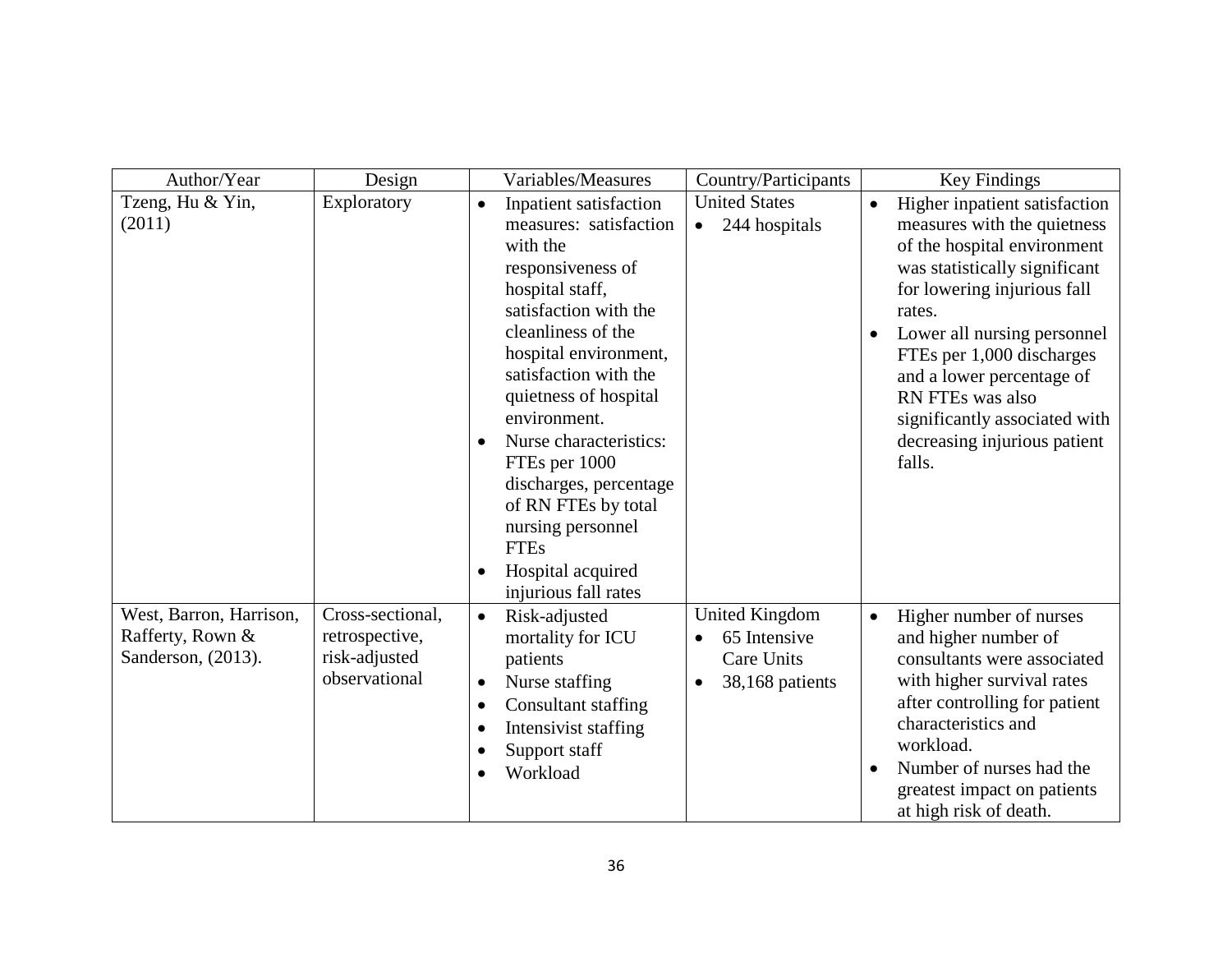| Author/Year | Design | Variables/Measures | Country/Participants | Key Findings |
|---|---|---|---|---|
| Tzeng, Hu & Yin, (2011) | Exploratory | • Inpatient satisfaction measures: satisfaction with the responsiveness of hospital staff, satisfaction with the cleanliness of the hospital environment, satisfaction with the quietness of hospital environment.<br>• Nurse characteristics: FTEs per 1000 discharges, percentage of RN FTEs by total nursing personnel FTEs<br>• Hospital acquired injurious fall rates | United States<br>• 244 hospitals | • Higher inpatient satisfaction measures with the quietness of the hospital environment was statistically significant for lowering injurious fall rates.<br>• Lower all nursing personnel FTEs per 1,000 discharges and a lower percentage of RN FTEs was also significantly associated with decreasing injurious patient falls. |
| West, Barron, Harrison, Rafferty, Rown & Sanderson, (2013). | Cross-sectional, retrospective, risk-adjusted observational | • Risk-adjusted mortality for ICU patients<br>• Nurse staffing<br>• Consultant staffing<br>• Intensivist staffing<br>• Support staff<br>• Workload | United Kingdom<br>• 65 Intensive Care Units<br>• 38,168 patients | • Higher number of nurses and higher number of consultants were associated with higher survival rates after controlling for patient characteristics and workload.<br>• Number of nurses had the greatest impact on patients at high risk of death. |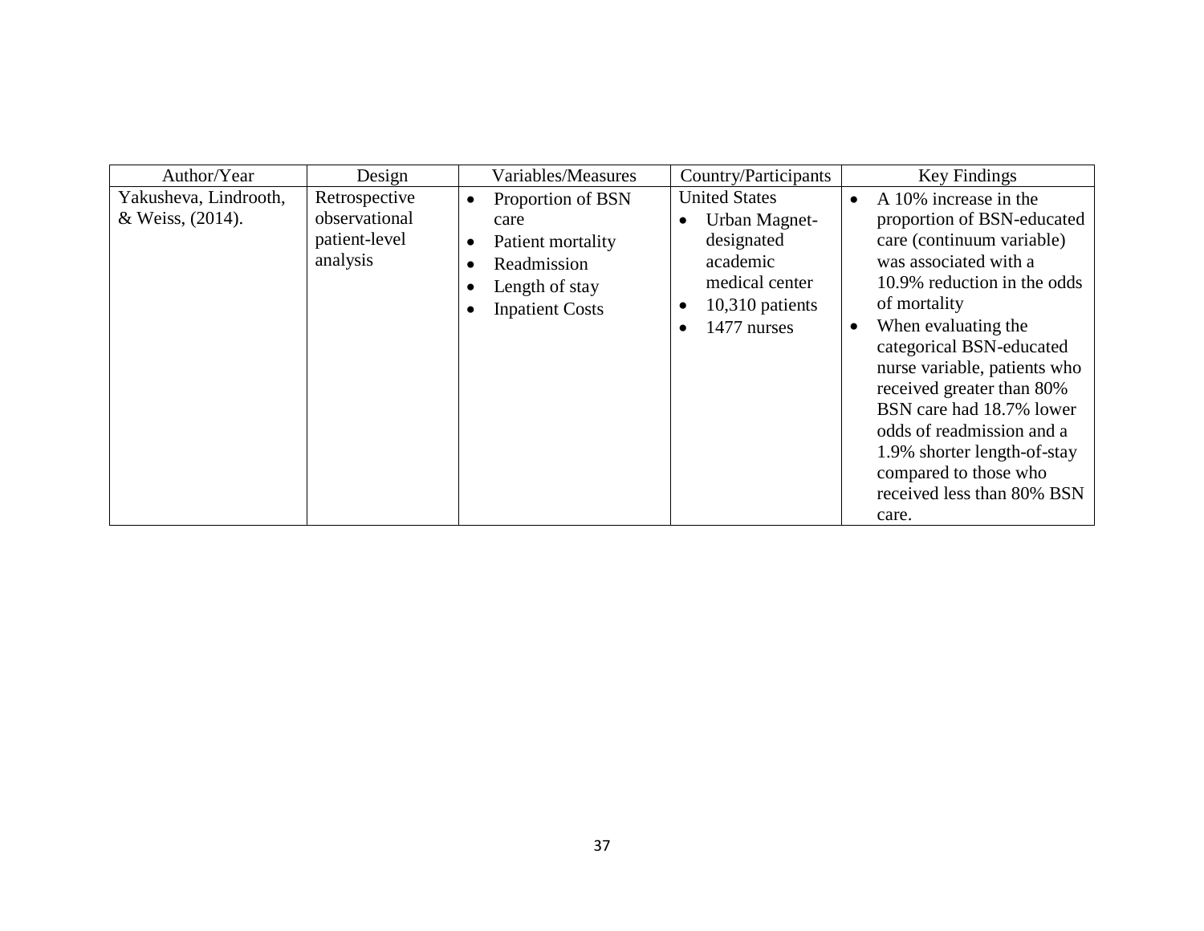| Author/Year | Design | Variables/Measures | Country/Participants | Key Findings |
|---|---|---|---|---|
| Yakusheva, Lindrooth, & Weiss, (2014). | Retrospective observational patient-level analysis | • Proportion of BSN care<br>• Patient mortality<br>• Readmission<br>• Length of stay<br>• Inpatient Costs | United States<br>• Urban Magnet-designated academic medical center<br>• 10,310 patients<br>• 1477 nurses | • A 10% increase in the proportion of BSN-educated care (continuum variable) was associated with a 10.9% reduction in the odds of mortality<br>• When evaluating the categorical BSN-educated nurse variable, patients who received greater than 80% BSN care had 18.7% lower odds of readmission and a 1.9% shorter length-of-stay compared to those who received less than 80% BSN care. |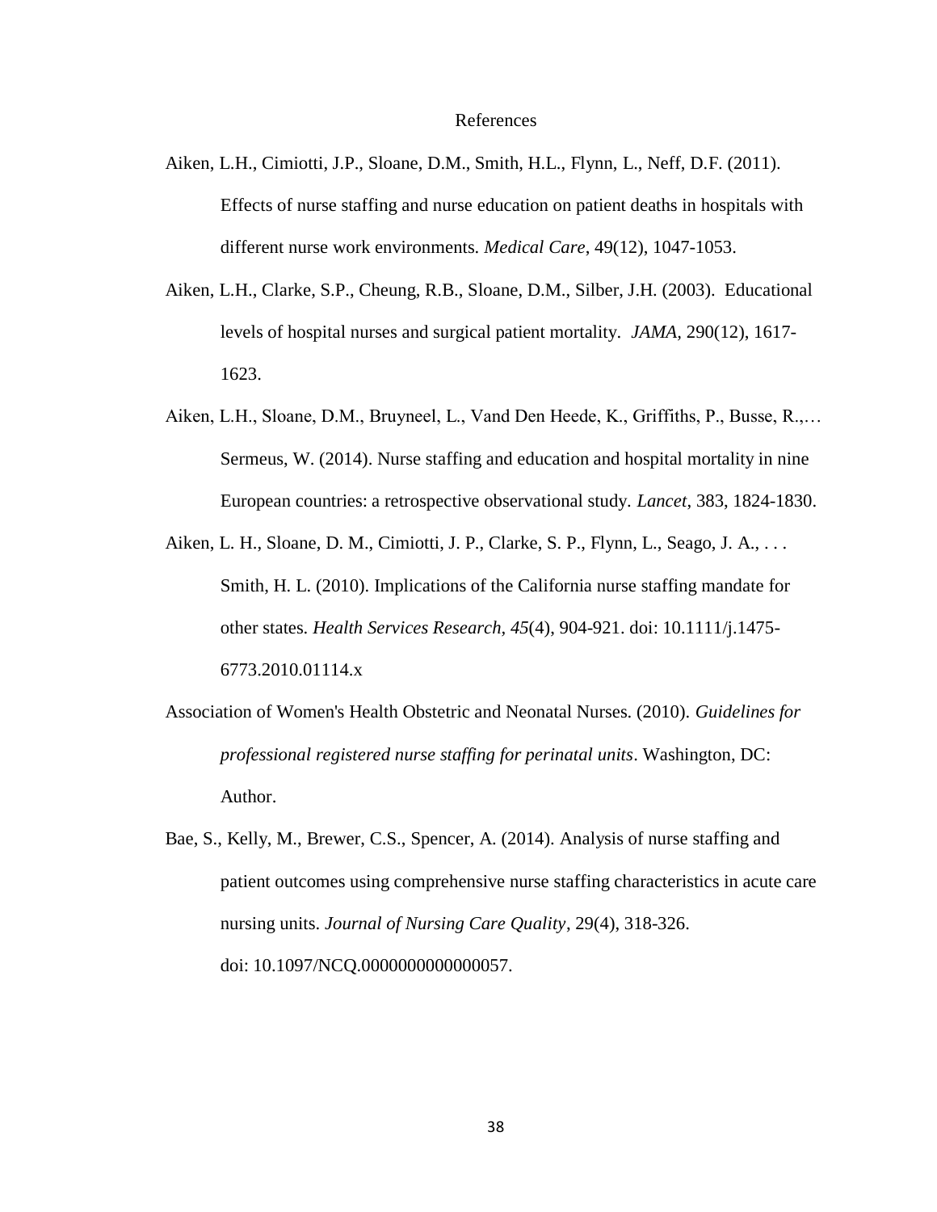# References

Aiken, L.H., Cimiotti, J.P., Sloane, D.M., Smith, H.L., Flynn, L., Neff, D.F. (2011). Effects of nurse staffing and nurse education on patient deaths in hospitals with different nurse work environments. *Medical Care*, 49(12), 1047-1053.

Aiken, L.H., Clarke, S.P., Cheung, R.B., Sloane, D.M., Silber, J.H. (2003). Educational levels of hospital nurses and surgical patient mortality. *JAMA*, 290(12), 1617-1623.

Aiken, L.H., Sloane, D.M., Bruyneel, L., Vand Den Heede, K., Griffiths, P., Busse, R.,… Sermeus, W. (2014). Nurse staffing and education and hospital mortality in nine European countries: a retrospective observational study. *Lancet*, 383, 1824-1830.

Aiken, L. H., Sloane, D. M., Cimiotti, J. P., Clarke, S. P., Flynn, L., Seago, J. A., . . . Smith, H. L. (2010). Implications of the California nurse staffing mandate for other states. *Health Services Research, 45*(4), 904-921. doi: 10.1111/j.1475-6773.2010.01114.x

Association of Women's Health Obstetric and Neonatal Nurses. (2010). *Guidelines for professional registered nurse staffing for perinatal units*. Washington, DC: Author.

Bae, S., Kelly, M., Brewer, C.S., Spencer, A. (2014). Analysis of nurse staffing and patient outcomes using comprehensive nurse staffing characteristics in acute care nursing units. *Journal of Nursing Care Quality*, 29(4), 318-326. doi: 10.1097/NCQ.0000000000000057.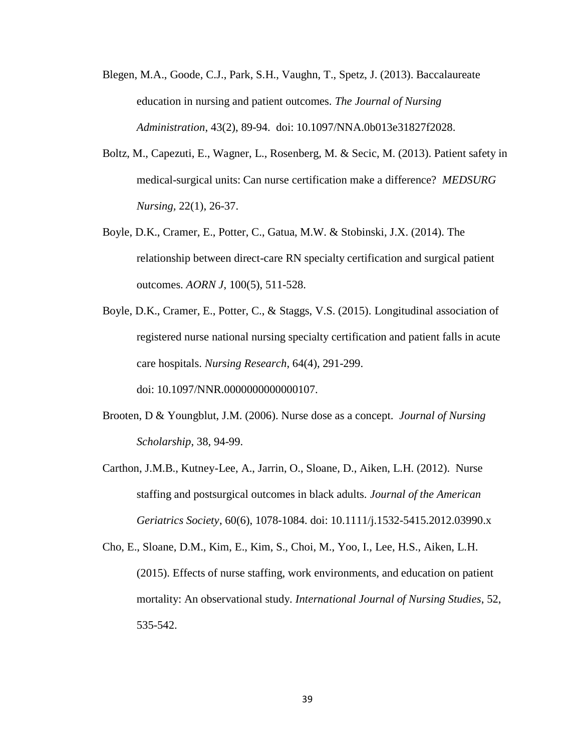Blegen, M.A., Goode, C.J., Park, S.H., Vaughn, T., Spetz, J. (2013). Baccalaureate education in nursing and patient outcomes. *The Journal of Nursing Administration*, 43(2), 89-94. doi: 10.1097/NNA.0b013e31827f2028.

Boltz, M., Capezuti, E., Wagner, L., Rosenberg, M. & Secic, M. (2013). Patient safety in medical-surgical units: Can nurse certification make a difference? *MEDSURG Nursing*, 22(1), 26-37.

Boyle, D.K., Cramer, E., Potter, C., Gatua, M.W. & Stobinski, J.X. (2014). The relationship between direct-care RN specialty certification and surgical patient outcomes. *AORN J*, 100(5), 511-528.

Boyle, D.K., Cramer, E., Potter, C., & Staggs, V.S. (2015). Longitudinal association of registered nurse national nursing specialty certification and patient falls in acute care hospitals. *Nursing Research*, 64(4), 291-299. doi: 10.1097/NNR.0000000000000107.

Brooten, D & Youngblut, J.M. (2006). Nurse dose as a concept. *Journal of Nursing Scholarship*, 38, 94-99.

Carthon, J.M.B., Kutney-Lee, A., Jarrin, O., Sloane, D., Aiken, L.H. (2012). Nurse staffing and postsurgical outcomes in black adults. *Journal of the American Geriatrics Society*, 60(6), 1078-1084. doi: 10.1111/j.1532-5415.2012.03990.x

Cho, E., Sloane, D.M., Kim, E., Kim, S., Choi, M., Yoo, I., Lee, H.S., Aiken, L.H. (2015). Effects of nurse staffing, work environments, and education on patient mortality: An observational study. *International Journal of Nursing Studies*, 52, 535-542.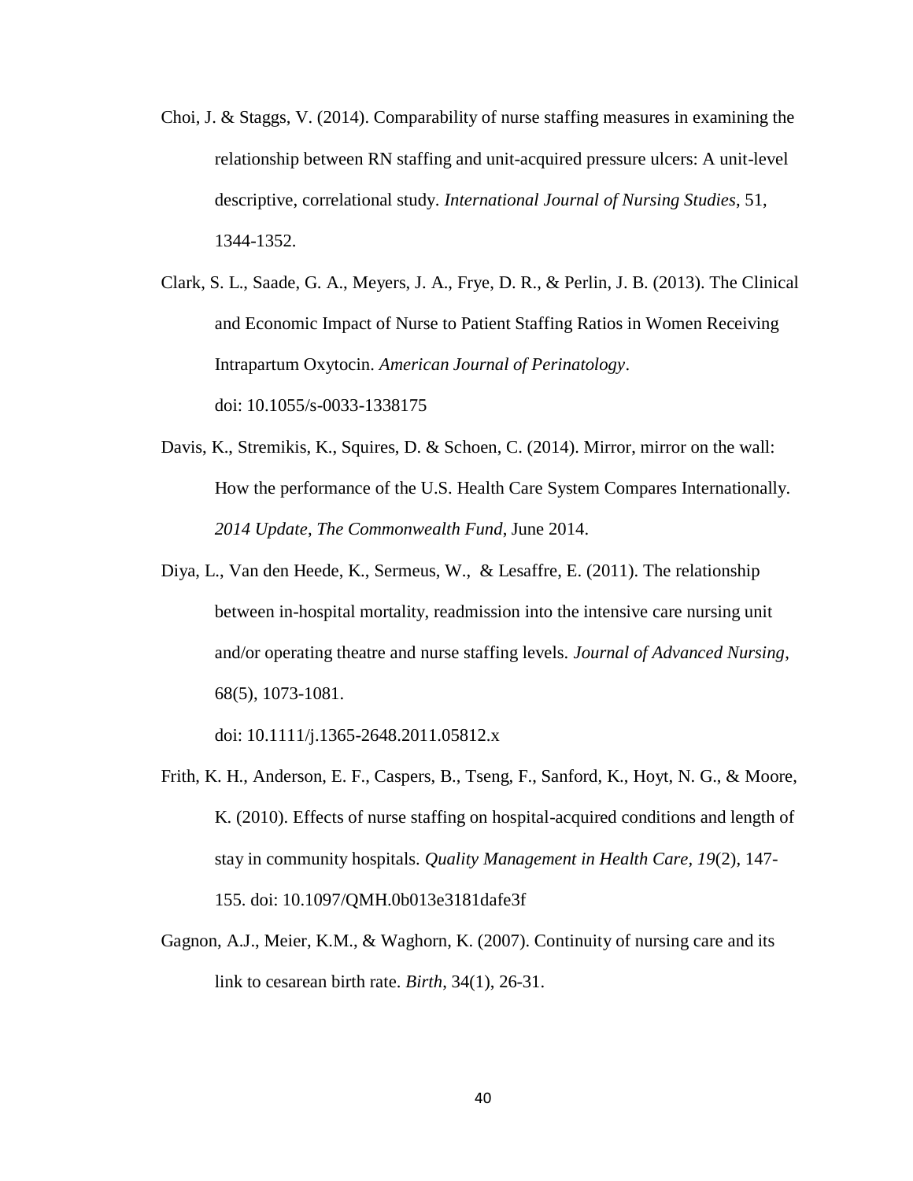Choi, J. & Staggs, V. (2014). Comparability of nurse staffing measures in examining the relationship between RN staffing and unit-acquired pressure ulcers: A unit-level descriptive, correlational study. *International Journal of Nursing Studies*, 51, 1344-1352.

Clark, S. L., Saade, G. A., Meyers, J. A., Frye, D. R., & Perlin, J. B. (2013). The Clinical and Economic Impact of Nurse to Patient Staffing Ratios in Women Receiving Intrapartum Oxytocin. *American Journal of Perinatology*. doi: 10.1055/s-0033-1338175

Davis, K., Stremikis, K., Squires, D. & Schoen, C. (2014). Mirror, mirror on the wall: How the performance of the U.S. Health Care System Compares Internationally. *2014 Update*, *The Commonwealth Fund*, June 2014.

Diya, L., Van den Heede, K., Sermeus, W., & Lesaffre, E. (2011). The relationship between in-hospital mortality, readmission into the intensive care nursing unit and/or operating theatre and nurse staffing levels. *Journal of Advanced Nursing*, 68(5), 1073-1081.

doi: 10.1111/j.1365-2648.2011.05812.x

Frith, K. H., Anderson, E. F., Caspers, B., Tseng, F., Sanford, K., Hoyt, N. G., & Moore, K. (2010). Effects of nurse staffing on hospital-acquired conditions and length of stay in community hospitals. *Quality Management in Health Care, 19*(2), 147-155. doi: 10.1097/QMH.0b013e3181dafe3f

Gagnon, A.J., Meier, K.M., & Waghorn, K. (2007). Continuity of nursing care and its link to cesarean birth rate. *Birth*, 34(1), 26-31.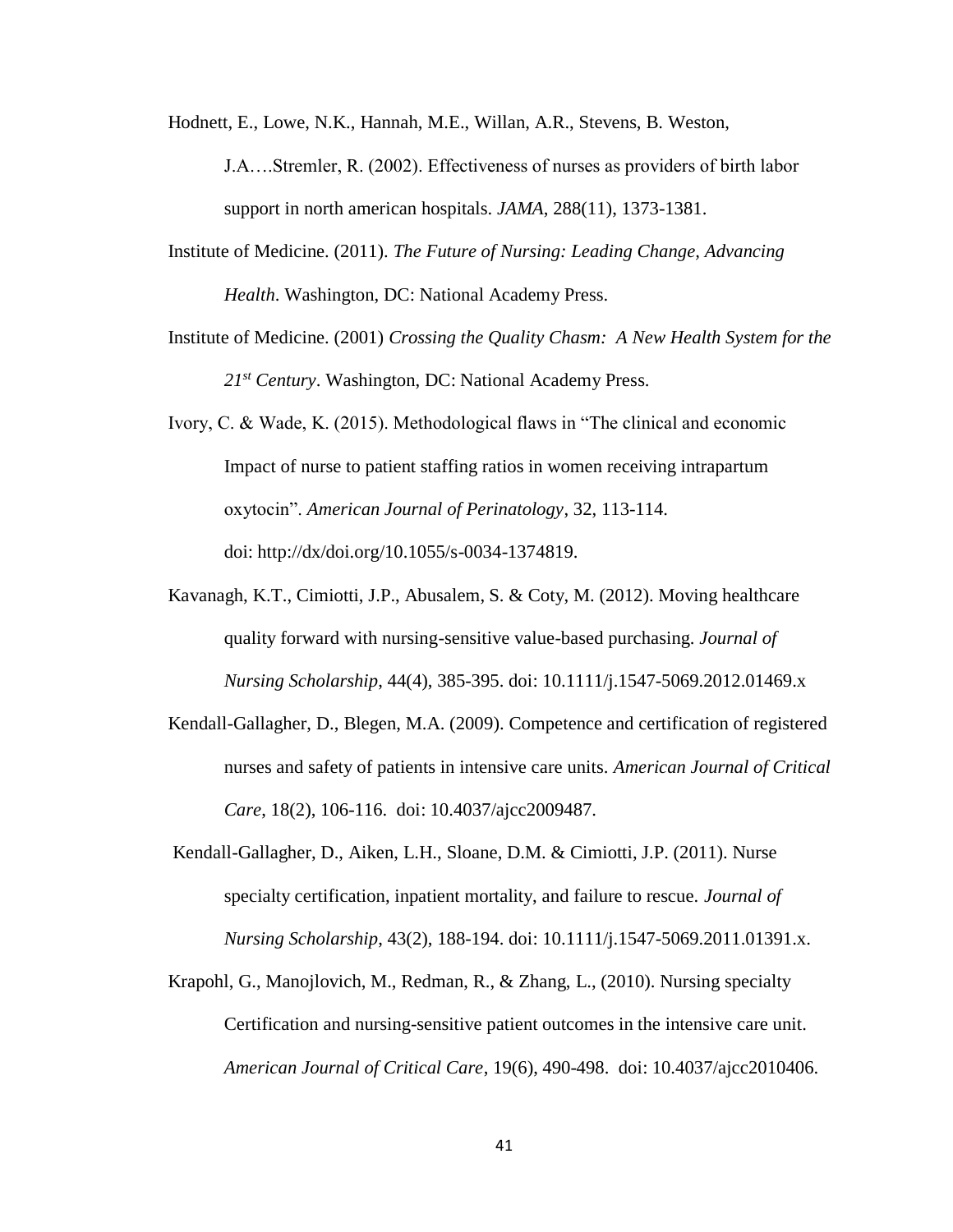Hodnett, E., Lowe, N.K., Hannah, M.E., Willan, A.R., Stevens, B. Weston, J.A….Stremler, R. (2002). Effectiveness of nurses as providers of birth labor support in north american hospitals. *JAMA*, 288(11), 1373-1381.

Institute of Medicine. (2011). *The Future of Nursing: Leading Change, Advancing Health*. Washington, DC: National Academy Press.

Institute of Medicine. (2001) *Crossing the Quality Chasm: A New Health System for the 21st Century*. Washington, DC: National Academy Press.

Ivory, C. & Wade, K. (2015). Methodological flaws in "The clinical and economic Impact of nurse to patient staffing ratios in women receiving intrapartum oxytocin". *American Journal of Perinatology*, 32, 113-114. doi: http://dx/doi.org/10.1055/s-0034-1374819.

Kavanagh, K.T., Cimiotti, J.P., Abusalem, S. & Coty, M. (2012). Moving healthcare quality forward with nursing-sensitive value-based purchasing. *Journal of Nursing Scholarship*, 44(4), 385-395. doi: 10.1111/j.1547-5069.2012.01469.x

Kendall-Gallagher, D., Blegen, M.A. (2009). Competence and certification of registered nurses and safety of patients in intensive care units. *American Journal of Critical Care*, 18(2), 106-116. doi: 10.4037/ajcc2009487.

Kendall-Gallagher, D., Aiken, L.H., Sloane, D.M. & Cimiotti, J.P. (2011). Nurse specialty certification, inpatient mortality, and failure to rescue. *Journal of Nursing Scholarship*, 43(2), 188-194. doi: 10.1111/j.1547-5069.2011.01391.x.

Krapohl, G., Manojlovich, M., Redman, R., & Zhang, L., (2010). Nursing specialty Certification and nursing-sensitive patient outcomes in the intensive care unit. *American Journal of Critical Care*, 19(6), 490-498. doi: 10.4037/ajcc2010406.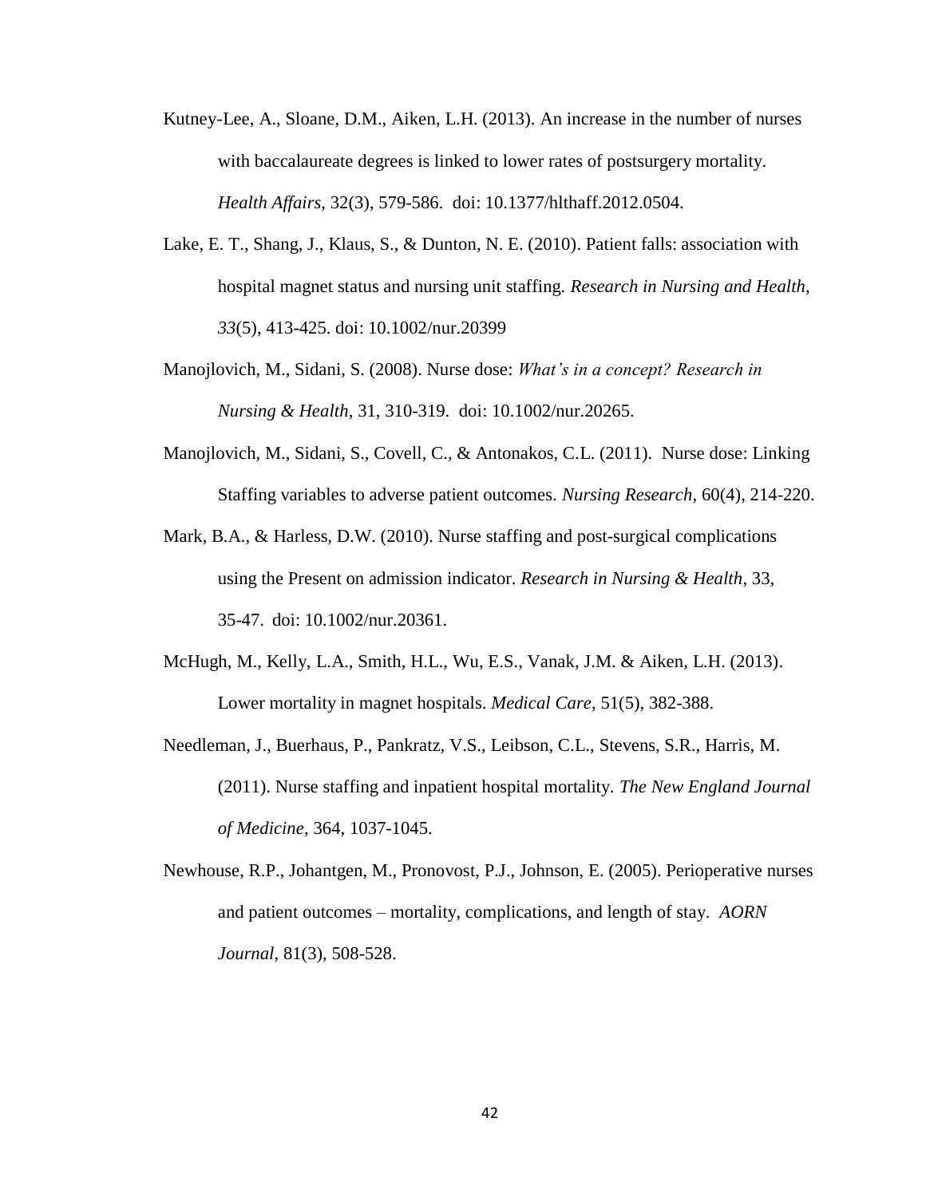Kutney-Lee, A., Sloane, D.M., Aiken, L.H. (2013). An increase in the number of nurses with baccalaureate degrees is linked to lower rates of postsurgery mortality. *Health Affairs*, 32(3), 579-586. doi: 10.1377/hlthaff.2012.0504.

Lake, E. T., Shang, J., Klaus, S., & Dunton, N. E. (2010). Patient falls: association with hospital magnet status and nursing unit staffing. *Research in Nursing and Health, 33*(5), 413-425. doi: 10.1002/nur.20399

Manojlovich, M., Sidani, S. (2008). Nurse dose: *What's in a concept? Research in Nursing & Health*, 31, 310-319. doi: 10.1002/nur.20265.

Manojlovich, M., Sidani, S., Covell, C., & Antonakos, C.L. (2011). Nurse dose: Linking Staffing variables to adverse patient outcomes. *Nursing Research*, 60(4), 214-220.

Mark, B.A., & Harless, D.W. (2010). Nurse staffing and post-surgical complications using the Present on admission indicator. *Research in Nursing & Health*, 33, 35-47. doi: 10.1002/nur.20361.

McHugh, M., Kelly, L.A., Smith, H.L., Wu, E.S., Vanak, J.M. & Aiken, L.H. (2013). Lower mortality in magnet hospitals. *Medical Care*, 51(5), 382-388.

Needleman, J., Buerhaus, P., Pankratz, V.S., Leibson, C.L., Stevens, S.R., Harris, M. (2011). Nurse staffing and inpatient hospital mortality. *The New England Journal of Medicine*, 364, 1037-1045.

Newhouse, R.P., Johantgen, M., Pronovost, P.J., Johnson, E. (2005). Perioperative nurses and patient outcomes – mortality, complications, and length of stay. *AORN Journal*, 81(3), 508-528.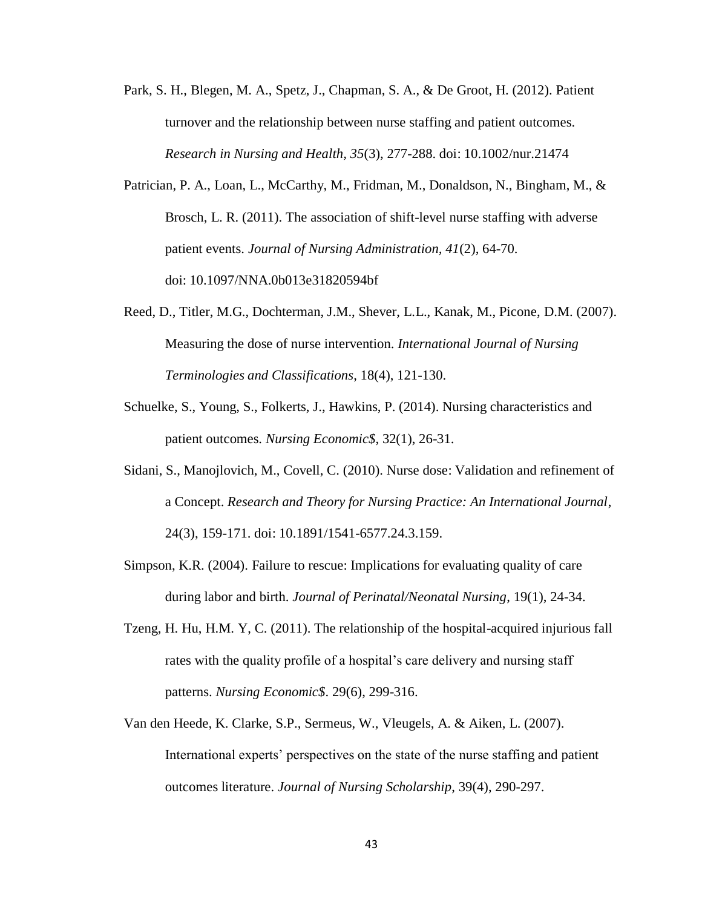Park, S. H., Blegen, M. A., Spetz, J., Chapman, S. A., & De Groot, H. (2012). Patient turnover and the relationship between nurse staffing and patient outcomes. *Research in Nursing and Health*, *35*(3), 277-288. doi: 10.1002/nur.21474

Patrician, P. A., Loan, L., McCarthy, M., Fridman, M., Donaldson, N., Bingham, M., & Brosch, L. R. (2011). The association of shift-level nurse staffing with adverse patient events. *Journal of Nursing Administration, 41*(2), 64-70. doi: 10.1097/NNA.0b013e31820594bf

Reed, D., Titler, M.G., Dochterman, J.M., Shever, L.L., Kanak, M., Picone, D.M. (2007). Measuring the dose of nurse intervention. *International Journal of Nursing Terminologies and Classifications*, 18(4), 121-130.

Schuelke, S., Young, S., Folkerts, J., Hawkins, P. (2014). Nursing characteristics and patient outcomes. *Nursing Economic$*, 32(1), 26-31.

Sidani, S., Manojlovich, M., Covell, C. (2010). Nurse dose: Validation and refinement of a Concept. *Research and Theory for Nursing Practice: An International Journal*, 24(3), 159-171. doi: 10.1891/1541-6577.24.3.159.

Simpson, K.R. (2004). Failure to rescue: Implications for evaluating quality of care during labor and birth. *Journal of Perinatal/Neonatal Nursing*, 19(1), 24-34.

Tzeng, H. Hu, H.M. Y, C. (2011). The relationship of the hospital-acquired injurious fall rates with the quality profile of a hospital's care delivery and nursing staff patterns. *Nursing Economic$*. 29(6), 299-316.

Van den Heede, K. Clarke, S.P., Sermeus, W., Vleugels, A. & Aiken, L. (2007). International experts' perspectives on the state of the nurse staffing and patient outcomes literature. *Journal of Nursing Scholarship*, 39(4), 290-297.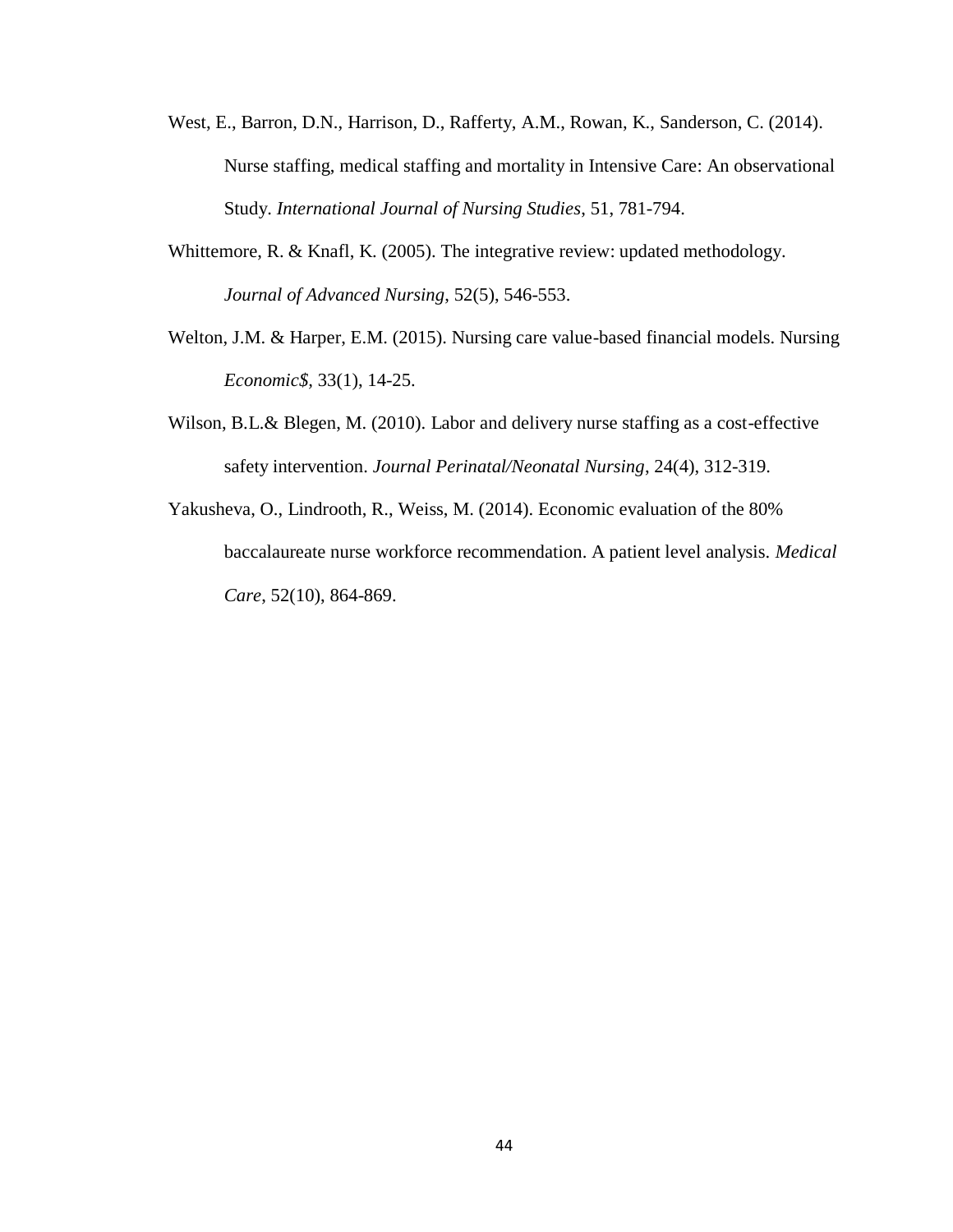West, E., Barron, D.N., Harrison, D., Rafferty, A.M., Rowan, K., Sanderson, C. (2014). Nurse staffing, medical staffing and mortality in Intensive Care: An observational Study. *International Journal of Nursing Studies*, 51, 781-794.

Whittemore, R. & Knafl, K. (2005). The integrative review: updated methodology. *Journal of Advanced Nursing*, 52(5), 546-553.

Welton, J.M. & Harper, E.M. (2015). Nursing care value-based financial models. Nursing *Economic$*, 33(1), 14-25.

Wilson, B.L.& Blegen, M. (2010). Labor and delivery nurse staffing as a cost-effective safety intervention. *Journal Perinatal/Neonatal Nursing*, 24(4), 312-319.

Yakusheva, O., Lindrooth, R., Weiss, M. (2014). Economic evaluation of the 80% baccalaureate nurse workforce recommendation. A patient level analysis. *Medical Care*, 52(10), 864-869.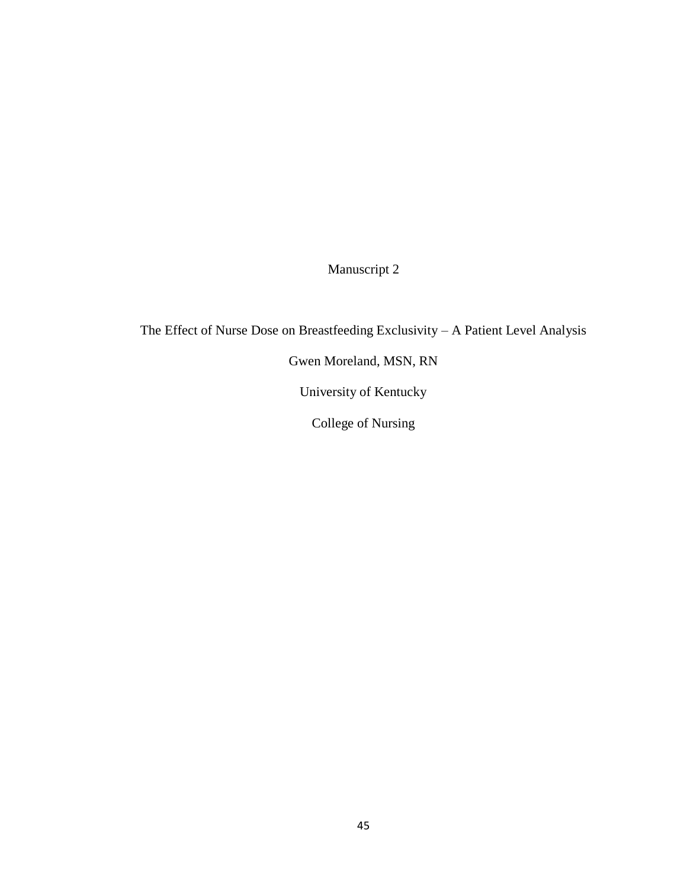Manuscript 2

The Effect of Nurse Dose on Breastfeeding Exclusivity – A Patient Level Analysis

Gwen Moreland, MSN, RN

University of Kentucky

College of Nursing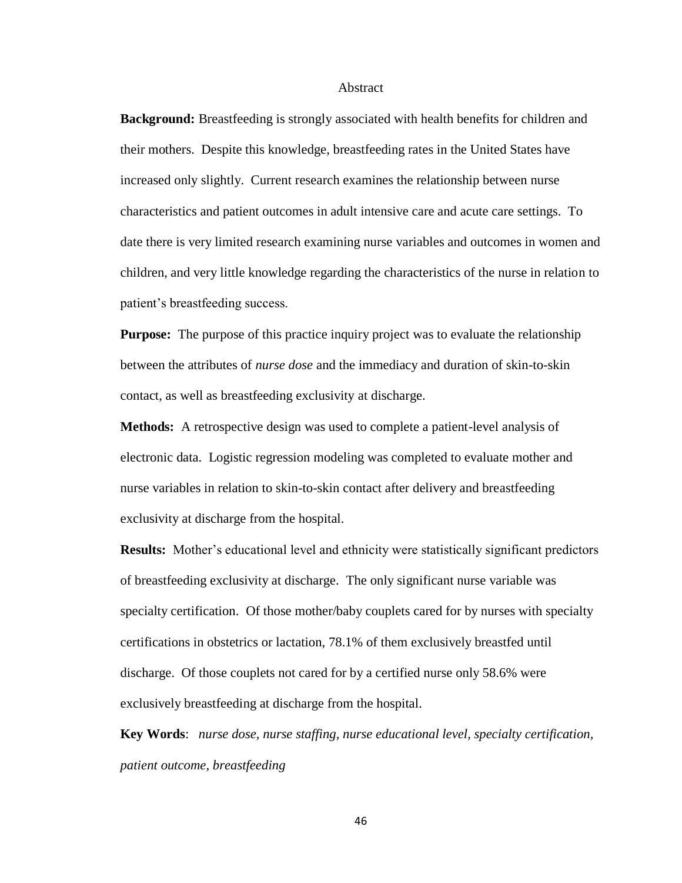# Abstract

**Background:** Breastfeeding is strongly associated with health benefits for children and their mothers. Despite this knowledge, breastfeeding rates in the United States have increased only slightly. Current research examines the relationship between nurse characteristics and patient outcomes in adult intensive care and acute care settings. To date there is very limited research examining nurse variables and outcomes in women and children, and very little knowledge regarding the characteristics of the nurse in relation to patient's breastfeeding success.

**Purpose:** The purpose of this practice inquiry project was to evaluate the relationship between the attributes of *nurse dose* and the immediacy and duration of skin-to-skin contact, as well as breastfeeding exclusivity at discharge.

**Methods:** A retrospective design was used to complete a patient-level analysis of electronic data. Logistic regression modeling was completed to evaluate mother and nurse variables in relation to skin-to-skin contact after delivery and breastfeeding exclusivity at discharge from the hospital.

**Results:** Mother's educational level and ethnicity were statistically significant predictors of breastfeeding exclusivity at discharge. The only significant nurse variable was specialty certification. Of those mother/baby couplets cared for by nurses with specialty certifications in obstetrics or lactation, 78.1% of them exclusively breastfed until discharge. Of those couplets not cared for by a certified nurse only 58.6% were exclusively breastfeeding at discharge from the hospital.

**Key Words**: *nurse dose, nurse staffing, nurse educational level, specialty certification, patient outcome, breastfeeding*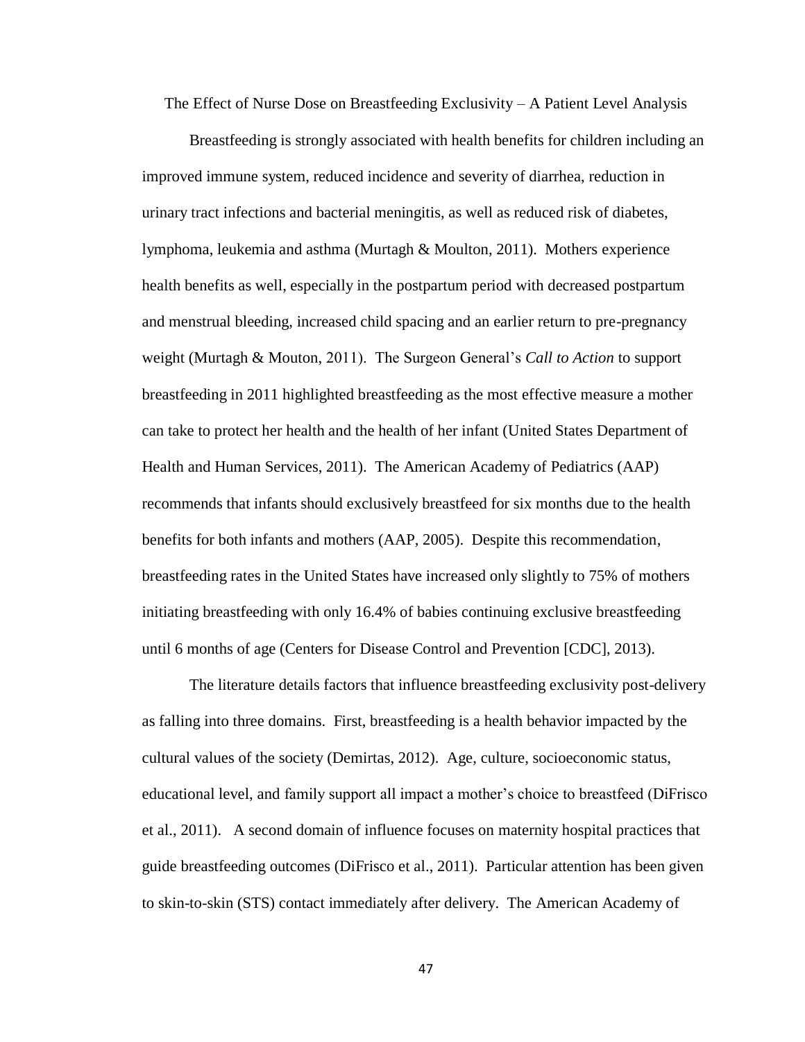# The Effect of Nurse Dose on Breastfeeding Exclusivity – A Patient Level Analysis

Breastfeeding is strongly associated with health benefits for children including an improved immune system, reduced incidence and severity of diarrhea, reduction in urinary tract infections and bacterial meningitis, as well as reduced risk of diabetes, lymphoma, leukemia and asthma (Murtagh & Moulton, 2011). Mothers experience health benefits as well, especially in the postpartum period with decreased postpartum and menstrual bleeding, increased child spacing and an earlier return to pre-pregnancy weight (Murtagh & Mouton, 2011). The Surgeon General's *Call to Action* to support breastfeeding in 2011 highlighted breastfeeding as the most effective measure a mother can take to protect her health and the health of her infant (United States Department of Health and Human Services, 2011). The American Academy of Pediatrics (AAP) recommends that infants should exclusively breastfeed for six months due to the health benefits for both infants and mothers (AAP, 2005). Despite this recommendation, breastfeeding rates in the United States have increased only slightly to 75% of mothers initiating breastfeeding with only 16.4% of babies continuing exclusive breastfeeding until 6 months of age (Centers for Disease Control and Prevention [CDC], 2013).

The literature details factors that influence breastfeeding exclusivity post-delivery as falling into three domains. First, breastfeeding is a health behavior impacted by the cultural values of the society (Demirtas, 2012). Age, culture, socioeconomic status, educational level, and family support all impact a mother's choice to breastfeed (DiFrisco et al., 2011). A second domain of influence focuses on maternity hospital practices that guide breastfeeding outcomes (DiFrisco et al., 2011). Particular attention has been given to skin-to-skin (STS) contact immediately after delivery. The American Academy of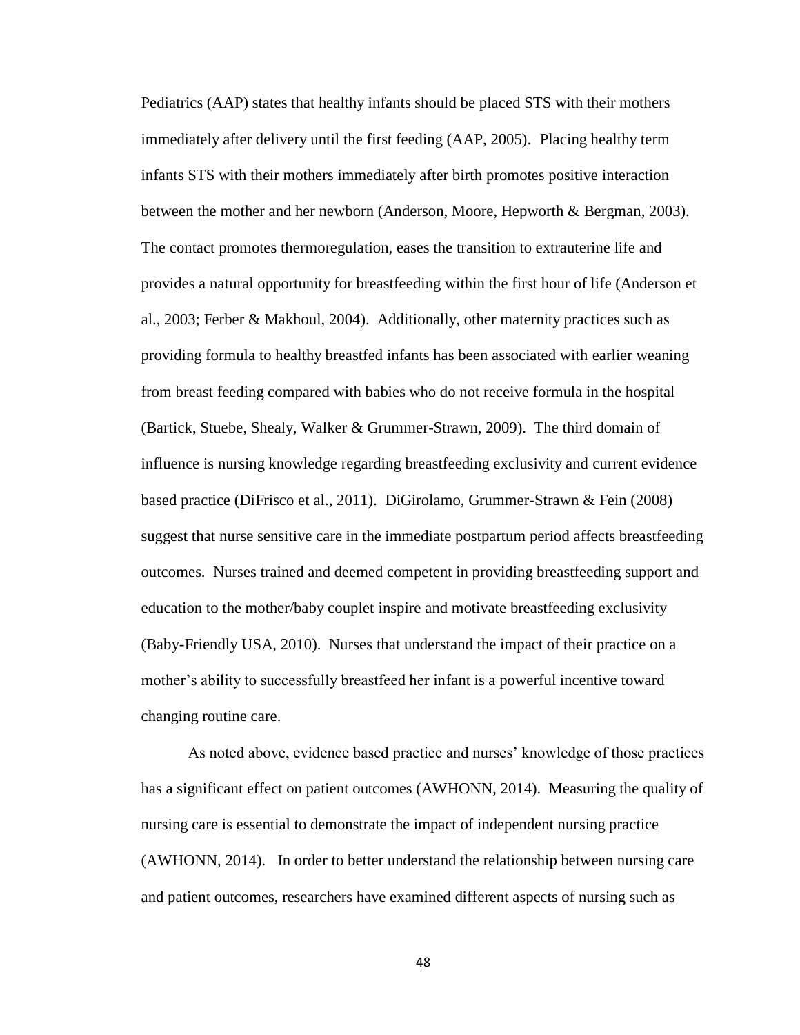Pediatrics (AAP) states that healthy infants should be placed STS with their mothers immediately after delivery until the first feeding (AAP, 2005). Placing healthy term infants STS with their mothers immediately after birth promotes positive interaction between the mother and her newborn (Anderson, Moore, Hepworth & Bergman, 2003). The contact promotes thermoregulation, eases the transition to extrauterine life and provides a natural opportunity for breastfeeding within the first hour of life (Anderson et al., 2003; Ferber & Makhoul, 2004). Additionally, other maternity practices such as providing formula to healthy breastfed infants has been associated with earlier weaning from breast feeding compared with babies who do not receive formula in the hospital (Bartick, Stuebe, Shealy, Walker & Grummer-Strawn, 2009). The third domain of influence is nursing knowledge regarding breastfeeding exclusivity and current evidence based practice (DiFrisco et al., 2011). DiGirolamo, Grummer-Strawn & Fein (2008) suggest that nurse sensitive care in the immediate postpartum period affects breastfeeding outcomes. Nurses trained and deemed competent in providing breastfeeding support and education to the mother/baby couplet inspire and motivate breastfeeding exclusivity (Baby-Friendly USA, 2010). Nurses that understand the impact of their practice on a mother's ability to successfully breastfeed her infant is a powerful incentive toward changing routine care.

As noted above, evidence based practice and nurses' knowledge of those practices has a significant effect on patient outcomes (AWHONN, 2014). Measuring the quality of nursing care is essential to demonstrate the impact of independent nursing practice (AWHONN, 2014). In order to better understand the relationship between nursing care and patient outcomes, researchers have examined different aspects of nursing such as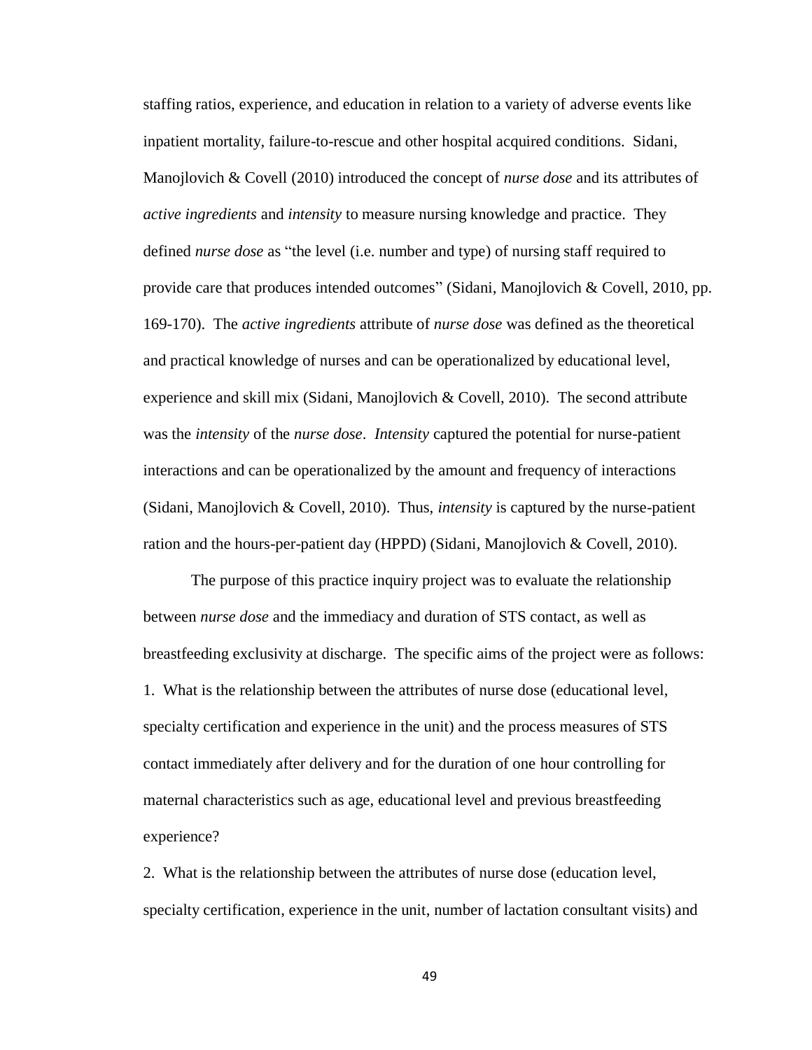staffing ratios, experience, and education in relation to a variety of adverse events like inpatient mortality, failure-to-rescue and other hospital acquired conditions. Sidani, Manojlovich & Covell (2010) introduced the concept of *nurse dose* and its attributes of *active ingredients* and *intensity* to measure nursing knowledge and practice. They defined *nurse dose* as "the level (i.e. number and type) of nursing staff required to provide care that produces intended outcomes" (Sidani, Manojlovich & Covell, 2010, pp. 169-170). The *active ingredients* attribute of *nurse dose* was defined as the theoretical and practical knowledge of nurses and can be operationalized by educational level, experience and skill mix (Sidani, Manojlovich & Covell, 2010). The second attribute was the *intensity* of the *nurse dose*. *Intensity* captured the potential for nurse-patient interactions and can be operationalized by the amount and frequency of interactions (Sidani, Manojlovich & Covell, 2010). Thus, *intensity* is captured by the nurse-patient ration and the hours-per-patient day (HPPD) (Sidani, Manojlovich & Covell, 2010).

The purpose of this practice inquiry project was to evaluate the relationship between *nurse dose* and the immediacy and duration of STS contact, as well as breastfeeding exclusivity at discharge. The specific aims of the project were as follows:

1. What is the relationship between the attributes of nurse dose (educational level, specialty certification and experience in the unit) and the process measures of STS contact immediately after delivery and for the duration of one hour controlling for maternal characteristics such as age, educational level and previous breastfeeding experience?

2. What is the relationship between the attributes of nurse dose (education level, specialty certification, experience in the unit, number of lactation consultant visits) and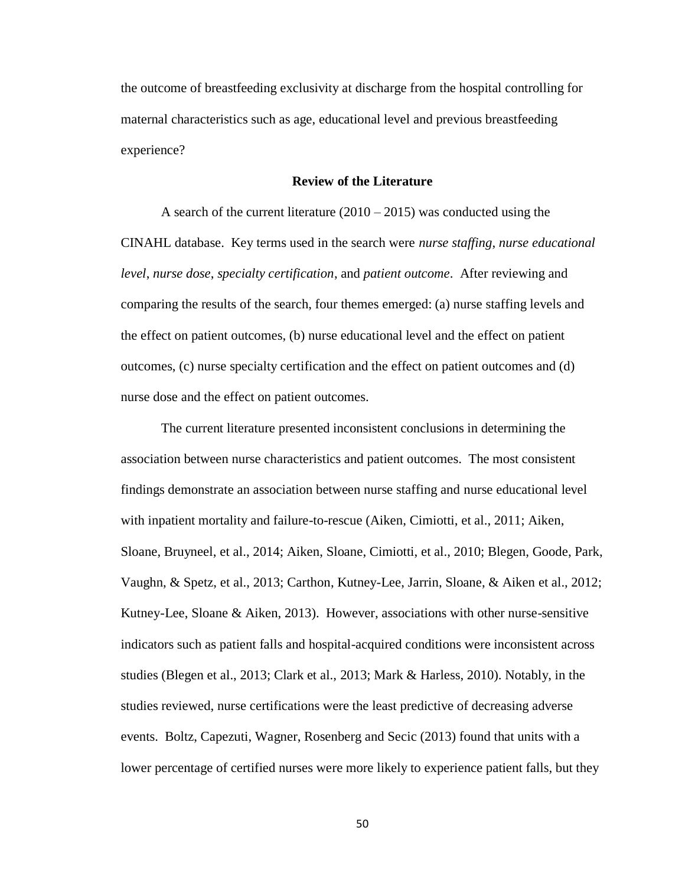the outcome of breastfeeding exclusivity at discharge from the hospital controlling for maternal characteristics such as age, educational level and previous breastfeeding experience?

## Review of the Literature

A search of the current literature (2010 – 2015) was conducted using the CINAHL database. Key terms used in the search were *nurse staffing*, *nurse educational level*, *nurse dose*, *specialty certification*, and *patient outcome*. After reviewing and comparing the results of the search, four themes emerged: (a) nurse staffing levels and the effect on patient outcomes, (b) nurse educational level and the effect on patient outcomes, (c) nurse specialty certification and the effect on patient outcomes and (d) nurse dose and the effect on patient outcomes.

The current literature presented inconsistent conclusions in determining the association between nurse characteristics and patient outcomes. The most consistent findings demonstrate an association between nurse staffing and nurse educational level with inpatient mortality and failure-to-rescue (Aiken, Cimiotti, et al., 2011; Aiken, Sloane, Bruyneel, et al., 2014; Aiken, Sloane, Cimiotti, et al., 2010; Blegen, Goode, Park, Vaughn, & Spetz, et al., 2013; Carthon, Kutney-Lee, Jarrin, Sloane, & Aiken et al., 2012; Kutney-Lee, Sloane & Aiken, 2013). However, associations with other nurse-sensitive indicators such as patient falls and hospital-acquired conditions were inconsistent across studies (Blegen et al., 2013; Clark et al., 2013; Mark & Harless, 2010). Notably, in the studies reviewed, nurse certifications were the least predictive of decreasing adverse events. Boltz, Capezuti, Wagner, Rosenberg and Secic (2013) found that units with a lower percentage of certified nurses were more likely to experience patient falls, but they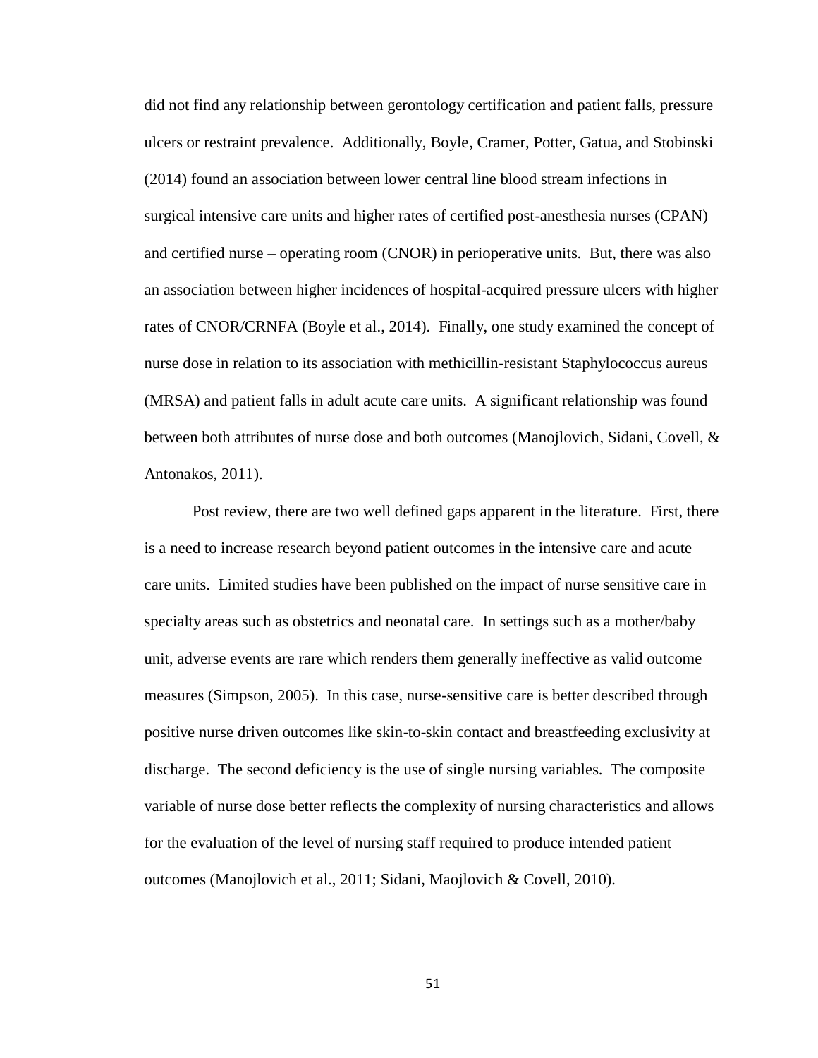did not find any relationship between gerontology certification and patient falls, pressure ulcers or restraint prevalence. Additionally, Boyle, Cramer, Potter, Gatua, and Stobinski (2014) found an association between lower central line blood stream infections in surgical intensive care units and higher rates of certified post-anesthesia nurses (CPAN) and certified nurse – operating room (CNOR) in perioperative units. But, there was also an association between higher incidences of hospital-acquired pressure ulcers with higher rates of CNOR/CRNFA (Boyle et al., 2014). Finally, one study examined the concept of nurse dose in relation to its association with methicillin-resistant Staphylococcus aureus (MRSA) and patient falls in adult acute care units. A significant relationship was found between both attributes of nurse dose and both outcomes (Manojlovich, Sidani, Covell, & Antonakos, 2011).

Post review, there are two well defined gaps apparent in the literature. First, there is a need to increase research beyond patient outcomes in the intensive care and acute care units. Limited studies have been published on the impact of nurse sensitive care in specialty areas such as obstetrics and neonatal care. In settings such as a mother/baby unit, adverse events are rare which renders them generally ineffective as valid outcome measures (Simpson, 2005). In this case, nurse-sensitive care is better described through positive nurse driven outcomes like skin-to-skin contact and breastfeeding exclusivity at discharge. The second deficiency is the use of single nursing variables. The composite variable of nurse dose better reflects the complexity of nursing characteristics and allows for the evaluation of the level of nursing staff required to produce intended patient outcomes (Manojlovich et al., 2011; Sidani, Maojlovich & Covell, 2010).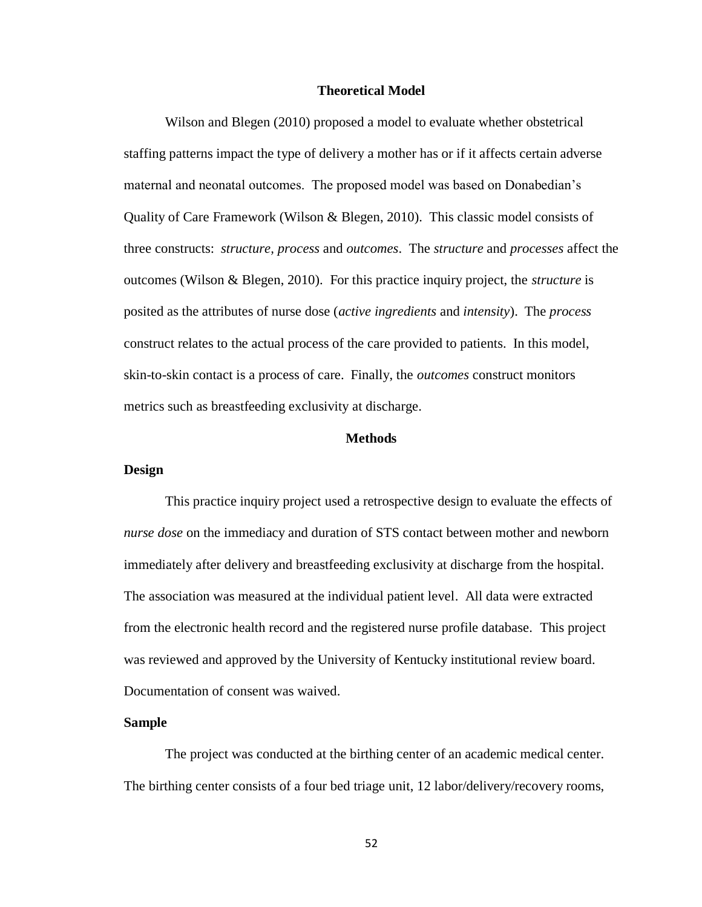## Theoretical Model

Wilson and Blegen (2010) proposed a model to evaluate whether obstetrical staffing patterns impact the type of delivery a mother has or if it affects certain adverse maternal and neonatal outcomes. The proposed model was based on Donabedian's Quality of Care Framework (Wilson & Blegen, 2010). This classic model consists of three constructs: *structure*, *process* and *outcomes*. The *structure* and *processes* affect the outcomes (Wilson & Blegen, 2010). For this practice inquiry project, the *structure* is posited as the attributes of nurse dose (*active ingredients* and *intensity*). The *process* construct relates to the actual process of the care provided to patients. In this model, skin-to-skin contact is a process of care. Finally, the *outcomes* construct monitors metrics such as breastfeeding exclusivity at discharge.

## Methods

### Design

This practice inquiry project used a retrospective design to evaluate the effects of *nurse dose* on the immediacy and duration of STS contact between mother and newborn immediately after delivery and breastfeeding exclusivity at discharge from the hospital. The association was measured at the individual patient level. All data were extracted from the electronic health record and the registered nurse profile database. This project was reviewed and approved by the University of Kentucky institutional review board. Documentation of consent was waived.

### Sample

The project was conducted at the birthing center of an academic medical center. The birthing center consists of a four bed triage unit, 12 labor/delivery/recovery rooms,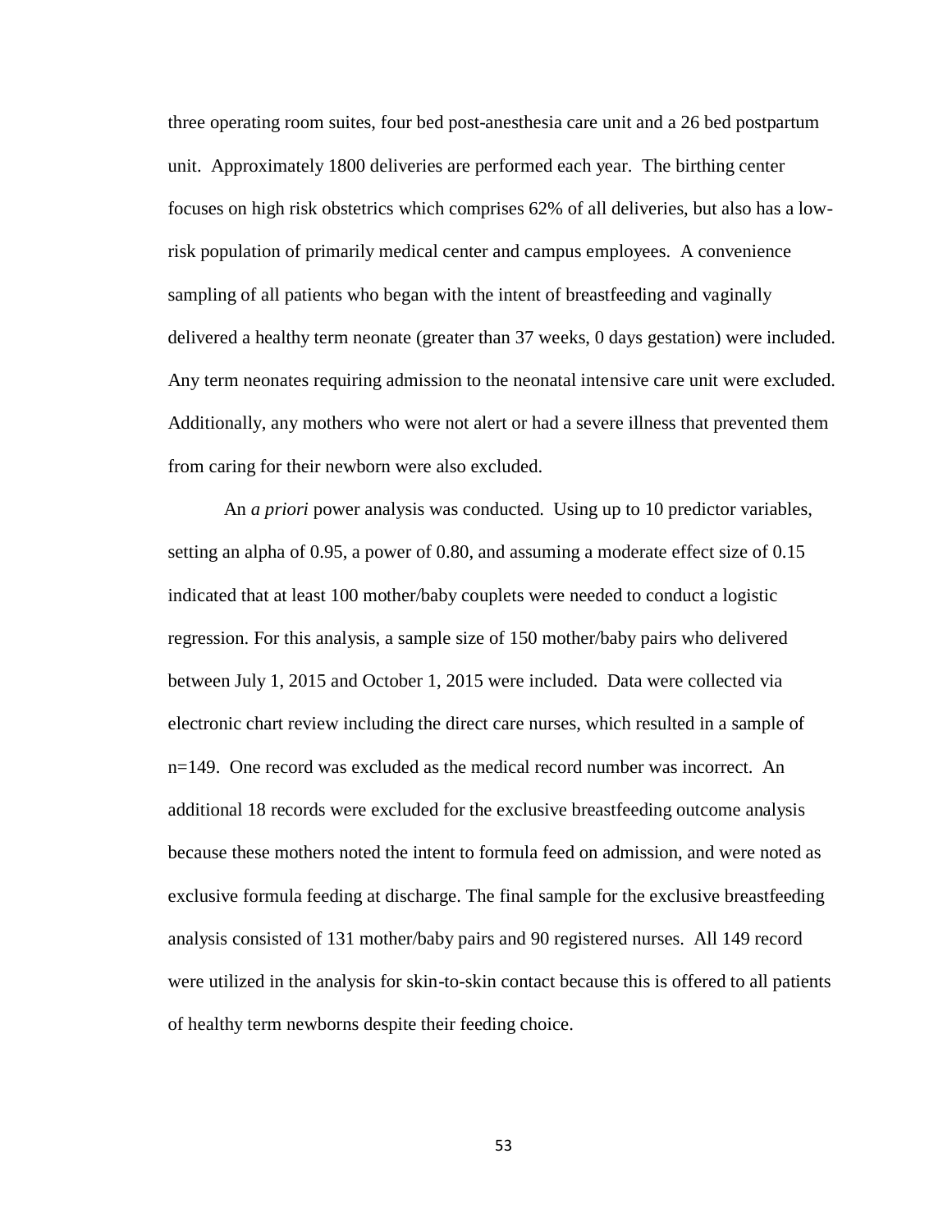three operating room suites, four bed post-anesthesia care unit and a 26 bed postpartum unit. Approximately 1800 deliveries are performed each year. The birthing center focuses on high risk obstetrics which comprises 62% of all deliveries, but also has a low-risk population of primarily medical center and campus employees. A convenience sampling of all patients who began with the intent of breastfeeding and vaginally delivered a healthy term neonate (greater than 37 weeks, 0 days gestation) were included. Any term neonates requiring admission to the neonatal intensive care unit were excluded. Additionally, any mothers who were not alert or had a severe illness that prevented them from caring for their newborn were also excluded.

An *a priori* power analysis was conducted. Using up to 10 predictor variables, setting an alpha of 0.95, a power of 0.80, and assuming a moderate effect size of 0.15 indicated that at least 100 mother/baby couplets were needed to conduct a logistic regression. For this analysis, a sample size of 150 mother/baby pairs who delivered between July 1, 2015 and October 1, 2015 were included. Data were collected via electronic chart review including the direct care nurses, which resulted in a sample of n=149. One record was excluded as the medical record number was incorrect. An additional 18 records were excluded for the exclusive breastfeeding outcome analysis because these mothers noted the intent to formula feed on admission, and were noted as exclusive formula feeding at discharge. The final sample for the exclusive breastfeeding analysis consisted of 131 mother/baby pairs and 90 registered nurses. All 149 record were utilized in the analysis for skin-to-skin contact because this is offered to all patients of healthy term newborns despite their feeding choice.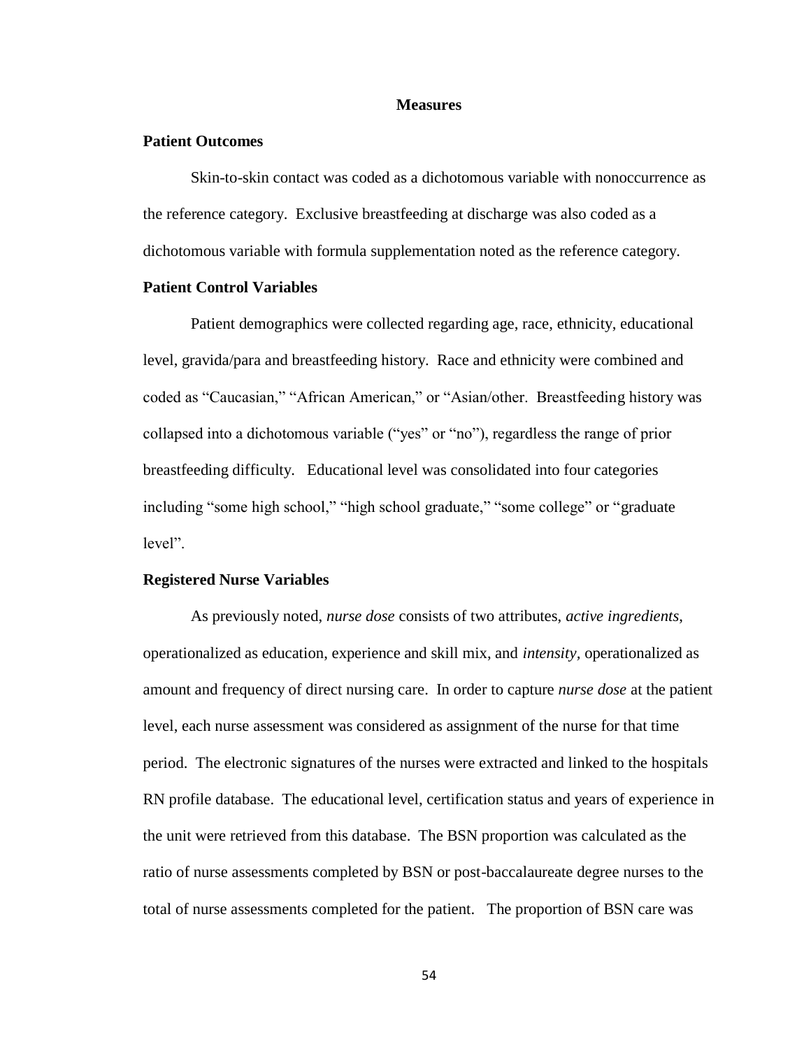# Measures

## Patient Outcomes

Skin-to-skin contact was coded as a dichotomous variable with nonoccurrence as the reference category. Exclusive breastfeeding at discharge was also coded as a dichotomous variable with formula supplementation noted as the reference category.

## Patient Control Variables

Patient demographics were collected regarding age, race, ethnicity, educational level, gravida/para and breastfeeding history. Race and ethnicity were combined and coded as "Caucasian," "African American," or "Asian/other. Breastfeeding history was collapsed into a dichotomous variable ("yes" or "no"), regardless the range of prior breastfeeding difficulty. Educational level was consolidated into four categories including "some high school," "high school graduate," "some college" or "graduate level".

## Registered Nurse Variables

As previously noted, *nurse dose* consists of two attributes, *active ingredients*, operationalized as education, experience and skill mix, and *intensity*, operationalized as amount and frequency of direct nursing care. In order to capture *nurse dose* at the patient level, each nurse assessment was considered as assignment of the nurse for that time period. The electronic signatures of the nurses were extracted and linked to the hospitals RN profile database. The educational level, certification status and years of experience in the unit were retrieved from this database. The BSN proportion was calculated as the ratio of nurse assessments completed by BSN or post-baccalaureate degree nurses to the total of nurse assessments completed for the patient. The proportion of BSN care was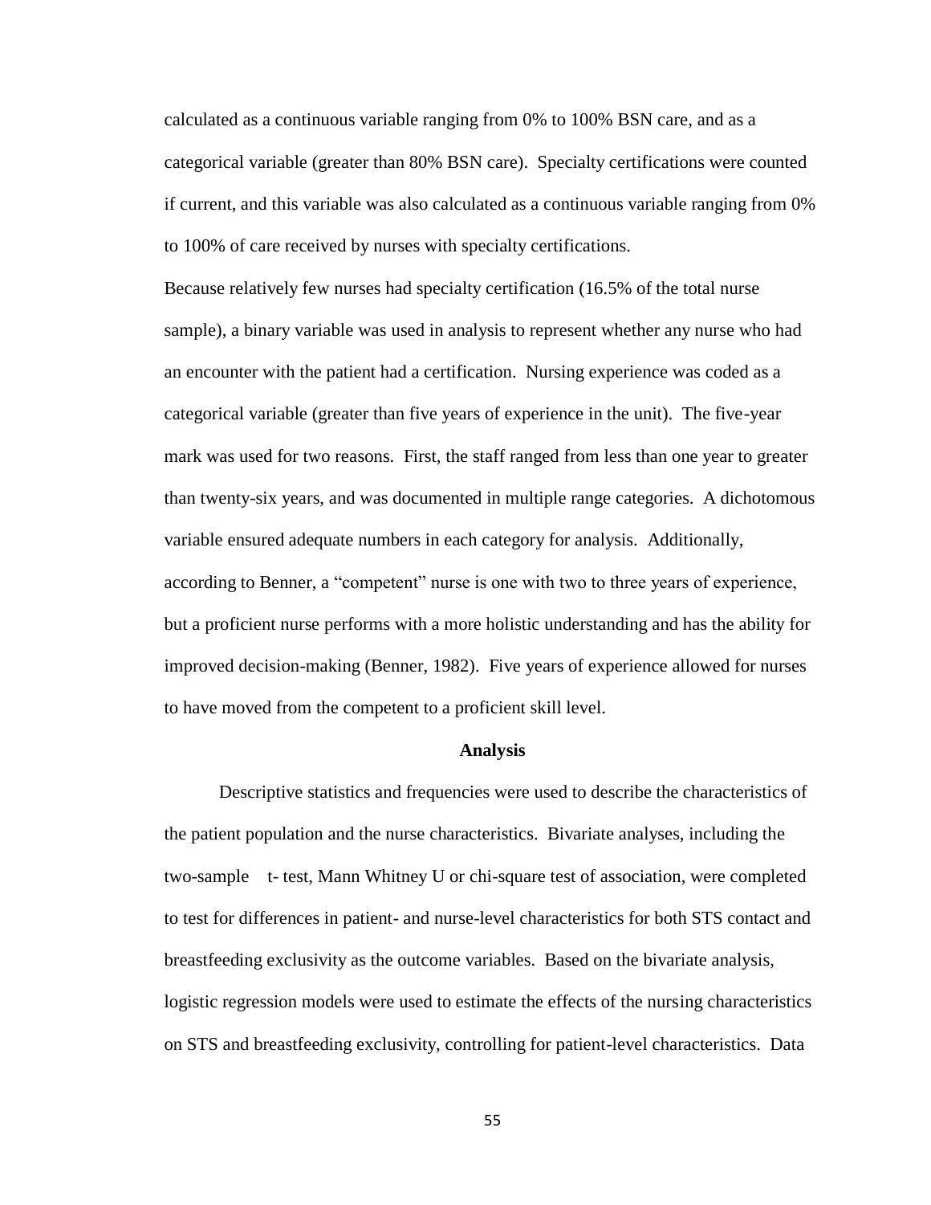calculated as a continuous variable ranging from 0% to 100% BSN care, and as a categorical variable (greater than 80% BSN care). Specialty certifications were counted if current, and this variable was also calculated as a continuous variable ranging from 0% to 100% of care received by nurses with specialty certifications.

Because relatively few nurses had specialty certification (16.5% of the total nurse sample), a binary variable was used in analysis to represent whether any nurse who had an encounter with the patient had a certification. Nursing experience was coded as a categorical variable (greater than five years of experience in the unit). The five-year mark was used for two reasons. First, the staff ranged from less than one year to greater than twenty-six years, and was documented in multiple range categories. A dichotomous variable ensured adequate numbers in each category for analysis. Additionally, according to Benner, a "competent" nurse is one with two to three years of experience, but a proficient nurse performs with a more holistic understanding and has the ability for improved decision-making (Benner, 1982). Five years of experience allowed for nurses to have moved from the competent to a proficient skill level.

## Analysis

Descriptive statistics and frequencies were used to describe the characteristics of the patient population and the nurse characteristics. Bivariate analyses, including the two-sample t- test, Mann Whitney U or chi-square test of association, were completed to test for differences in patient- and nurse-level characteristics for both STS contact and breastfeeding exclusivity as the outcome variables. Based on the bivariate analysis, logistic regression models were used to estimate the effects of the nursing characteristics on STS and breastfeeding exclusivity, controlling for patient-level characteristics. Data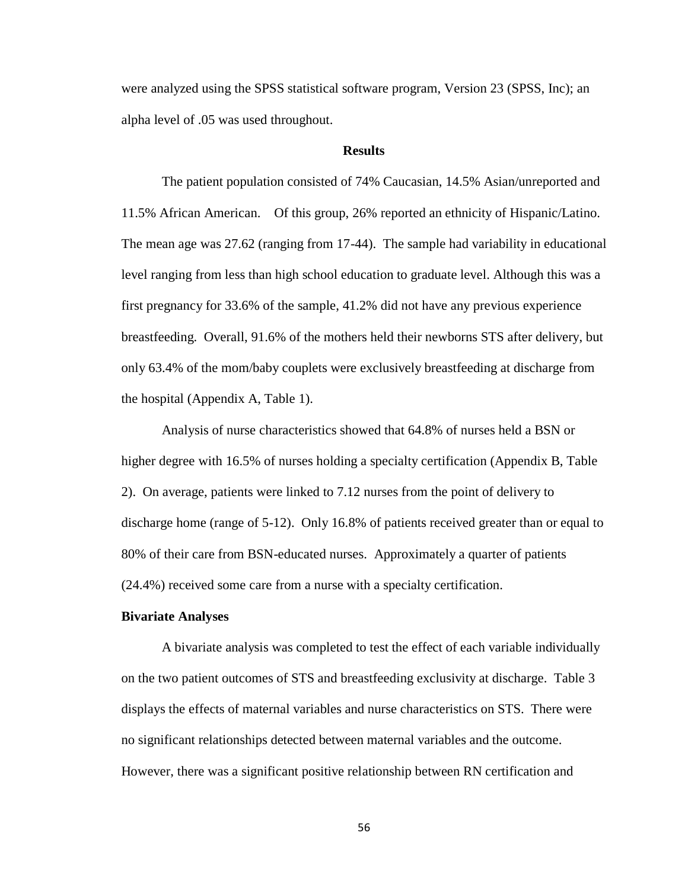were analyzed using the SPSS statistical software program, Version 23 (SPSS, Inc); an alpha level of .05 was used throughout.

## Results

The patient population consisted of 74% Caucasian, 14.5% Asian/unreported and 11.5% African American. Of this group, 26% reported an ethnicity of Hispanic/Latino. The mean age was 27.62 (ranging from 17-44). The sample had variability in educational level ranging from less than high school education to graduate level. Although this was a first pregnancy for 33.6% of the sample, 41.2% did not have any previous experience breastfeeding. Overall, 91.6% of the mothers held their newborns STS after delivery, but only 63.4% of the mom/baby couplets were exclusively breastfeeding at discharge from the hospital (Appendix A, Table 1).

Analysis of nurse characteristics showed that 64.8% of nurses held a BSN or higher degree with 16.5% of nurses holding a specialty certification (Appendix B, Table 2). On average, patients were linked to 7.12 nurses from the point of delivery to discharge home (range of 5-12). Only 16.8% of patients received greater than or equal to 80% of their care from BSN-educated nurses. Approximately a quarter of patients (24.4%) received some care from a nurse with a specialty certification.

### Bivariate Analyses

A bivariate analysis was completed to test the effect of each variable individually on the two patient outcomes of STS and breastfeeding exclusivity at discharge. Table 3 displays the effects of maternal variables and nurse characteristics on STS. There were no significant relationships detected between maternal variables and the outcome. However, there was a significant positive relationship between RN certification and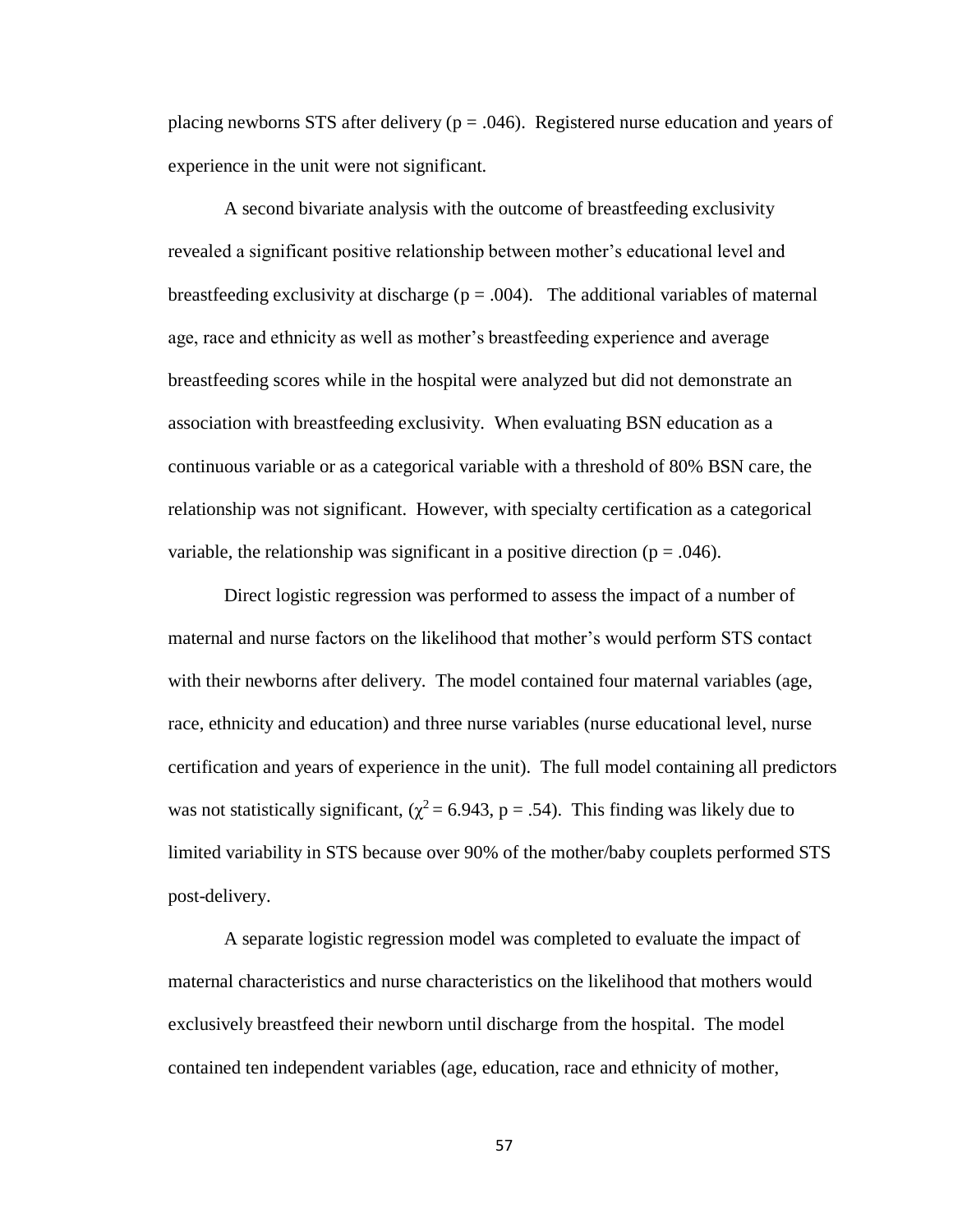placing newborns STS after delivery ($p = .046$). Registered nurse education and years of experience in the unit were not significant.

A second bivariate analysis with the outcome of breastfeeding exclusivity revealed a significant positive relationship between mother's educational level and breastfeeding exclusivity at discharge ($p = .004$). The additional variables of maternal age, race and ethnicity as well as mother's breastfeeding experience and average breastfeeding scores while in the hospital were analyzed but did not demonstrate an association with breastfeeding exclusivity. When evaluating BSN education as a continuous variable or as a categorical variable with a threshold of 80% BSN care, the relationship was not significant. However, with specialty certification as a categorical variable, the relationship was significant in a positive direction ($p = .046$).

Direct logistic regression was performed to assess the impact of a number of maternal and nurse factors on the likelihood that mother's would perform STS contact with their newborns after delivery. The model contained four maternal variables (age, race, ethnicity and education) and three nurse variables (nurse educational level, nurse certification and years of experience in the unit). The full model containing all predictors was not statistically significant, ($\chi^2 = 6.943$, $p = .54$). This finding was likely due to limited variability in STS because over 90% of the mother/baby couplets performed STS post-delivery.

A separate logistic regression model was completed to evaluate the impact of maternal characteristics and nurse characteristics on the likelihood that mothers would exclusively breastfeed their newborn until discharge from the hospital. The model contained ten independent variables (age, education, race and ethnicity of mother,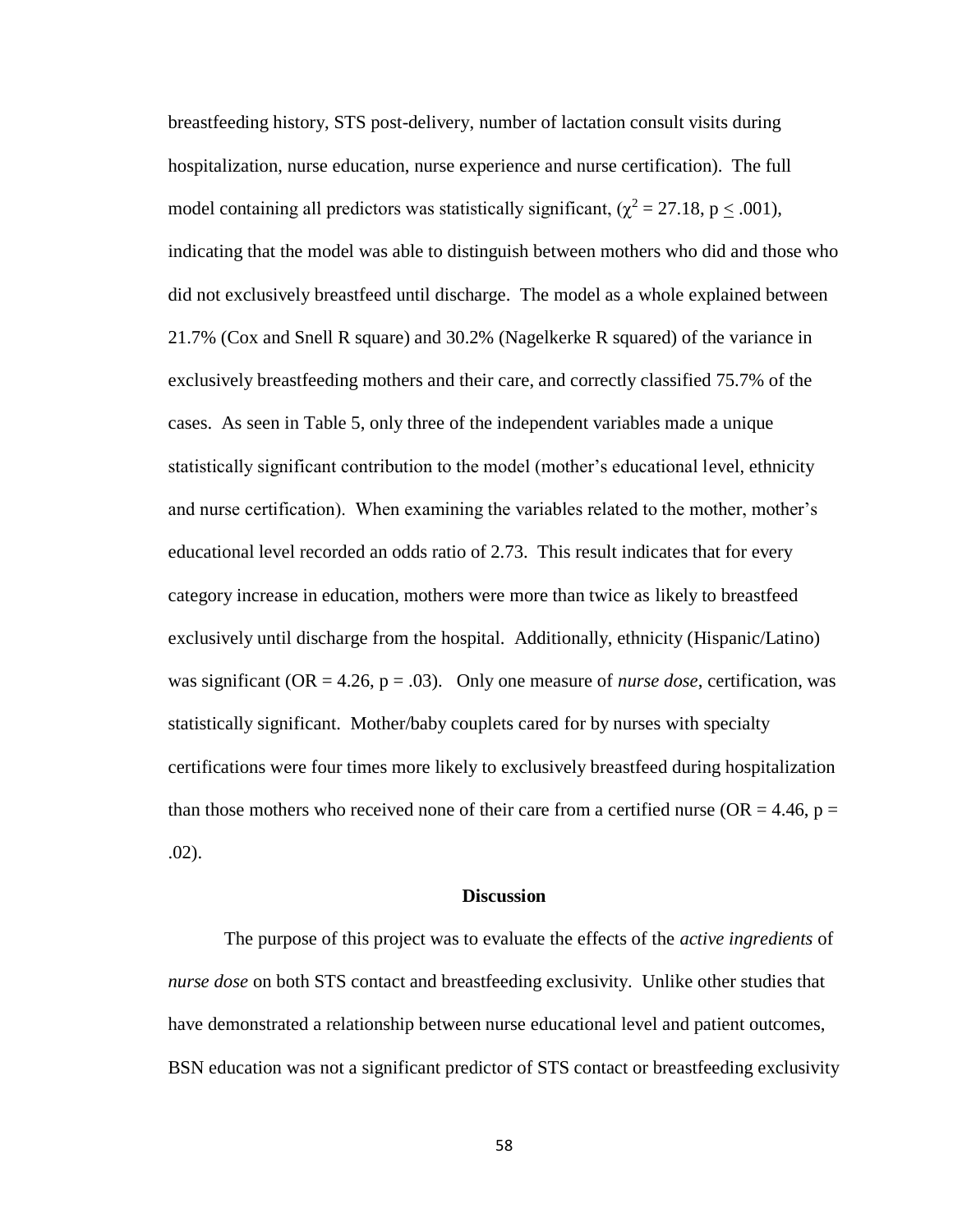breastfeeding history, STS post-delivery, number of lactation consult visits during hospitalization, nurse education, nurse experience and nurse certification). The full model containing all predictors was statistically significant, ($\chi^2 = 27.18$, $p \leq .001$), indicating that the model was able to distinguish between mothers who did and those who did not exclusively breastfeed until discharge. The model as a whole explained between 21.7% (Cox and Snell R square) and 30.2% (Nagelkerke R squared) of the variance in exclusively breastfeeding mothers and their care, and correctly classified 75.7% of the cases. As seen in Table 5, only three of the independent variables made a unique statistically significant contribution to the model (mother's educational level, ethnicity and nurse certification). When examining the variables related to the mother, mother's educational level recorded an odds ratio of 2.73. This result indicates that for every category increase in education, mothers were more than twice as likely to breastfeed exclusively until discharge from the hospital. Additionally, ethnicity (Hispanic/Latino) was significant (OR = 4.26, $p = .03$). Only one measure of *nurse dose*, certification, was statistically significant. Mother/baby couplets cared for by nurses with specialty certifications were four times more likely to exclusively breastfeed during hospitalization than those mothers who received none of their care from a certified nurse (OR = 4.46, $p = .02$).

## Discussion

The purpose of this project was to evaluate the effects of the *active ingredients* of *nurse dose* on both STS contact and breastfeeding exclusivity. Unlike other studies that have demonstrated a relationship between nurse educational level and patient outcomes, BSN education was not a significant predictor of STS contact or breastfeeding exclusivity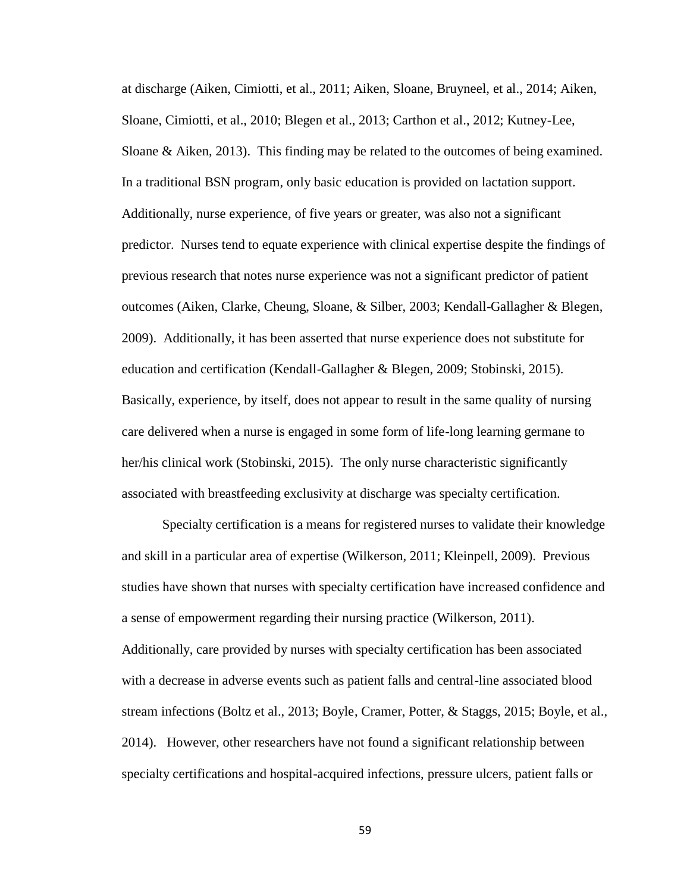at discharge (Aiken, Cimiotti, et al., 2011; Aiken, Sloane, Bruyneel, et al., 2014; Aiken, Sloane, Cimiotti, et al., 2010; Blegen et al., 2013; Carthon et al., 2012; Kutney-Lee, Sloane & Aiken, 2013). This finding may be related to the outcomes of being examined. In a traditional BSN program, only basic education is provided on lactation support. Additionally, nurse experience, of five years or greater, was also not a significant predictor. Nurses tend to equate experience with clinical expertise despite the findings of previous research that notes nurse experience was not a significant predictor of patient outcomes (Aiken, Clarke, Cheung, Sloane, & Silber, 2003; Kendall-Gallagher & Blegen, 2009). Additionally, it has been asserted that nurse experience does not substitute for education and certification (Kendall-Gallagher & Blegen, 2009; Stobinski, 2015). Basically, experience, by itself, does not appear to result in the same quality of nursing care delivered when a nurse is engaged in some form of life-long learning germane to her/his clinical work (Stobinski, 2015). The only nurse characteristic significantly associated with breastfeeding exclusivity at discharge was specialty certification.

Specialty certification is a means for registered nurses to validate their knowledge and skill in a particular area of expertise (Wilkerson, 2011; Kleinpell, 2009). Previous studies have shown that nurses with specialty certification have increased confidence and a sense of empowerment regarding their nursing practice (Wilkerson, 2011). Additionally, care provided by nurses with specialty certification has been associated with a decrease in adverse events such as patient falls and central-line associated blood stream infections (Boltz et al., 2013; Boyle, Cramer, Potter, & Staggs, 2015; Boyle, et al., 2014). However, other researchers have not found a significant relationship between specialty certifications and hospital-acquired infections, pressure ulcers, patient falls or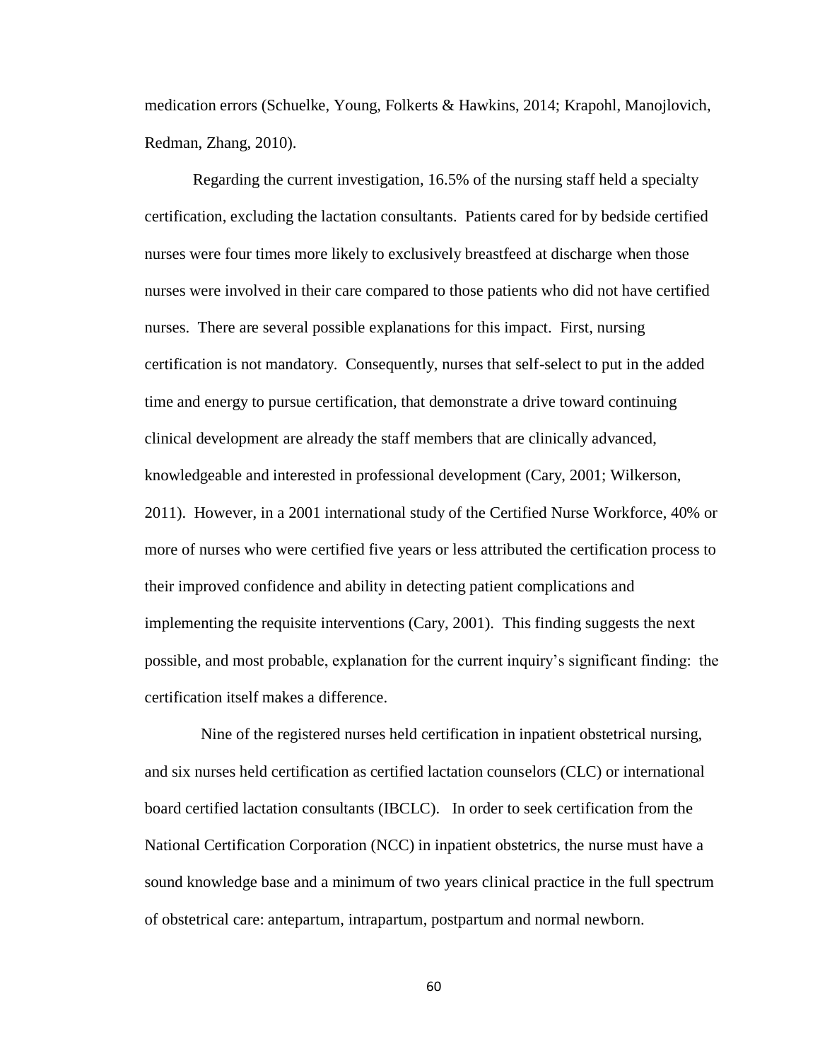medication errors (Schuelke, Young, Folkerts & Hawkins, 2014; Krapohl, Manojlovich, Redman, Zhang, 2010).

Regarding the current investigation, 16.5% of the nursing staff held a specialty certification, excluding the lactation consultants. Patients cared for by bedside certified nurses were four times more likely to exclusively breastfeed at discharge when those nurses were involved in their care compared to those patients who did not have certified nurses. There are several possible explanations for this impact. First, nursing certification is not mandatory. Consequently, nurses that self-select to put in the added time and energy to pursue certification, that demonstrate a drive toward continuing clinical development are already the staff members that are clinically advanced, knowledgeable and interested in professional development (Cary, 2001; Wilkerson, 2011). However, in a 2001 international study of the Certified Nurse Workforce, 40% or more of nurses who were certified five years or less attributed the certification process to their improved confidence and ability in detecting patient complications and implementing the requisite interventions (Cary, 2001). This finding suggests the next possible, and most probable, explanation for the current inquiry's significant finding: the certification itself makes a difference.

Nine of the registered nurses held certification in inpatient obstetrical nursing, and six nurses held certification as certified lactation counselors (CLC) or international board certified lactation consultants (IBCLC). In order to seek certification from the National Certification Corporation (NCC) in inpatient obstetrics, the nurse must have a sound knowledge base and a minimum of two years clinical practice in the full spectrum of obstetrical care: antepartum, intrapartum, postpartum and normal newborn.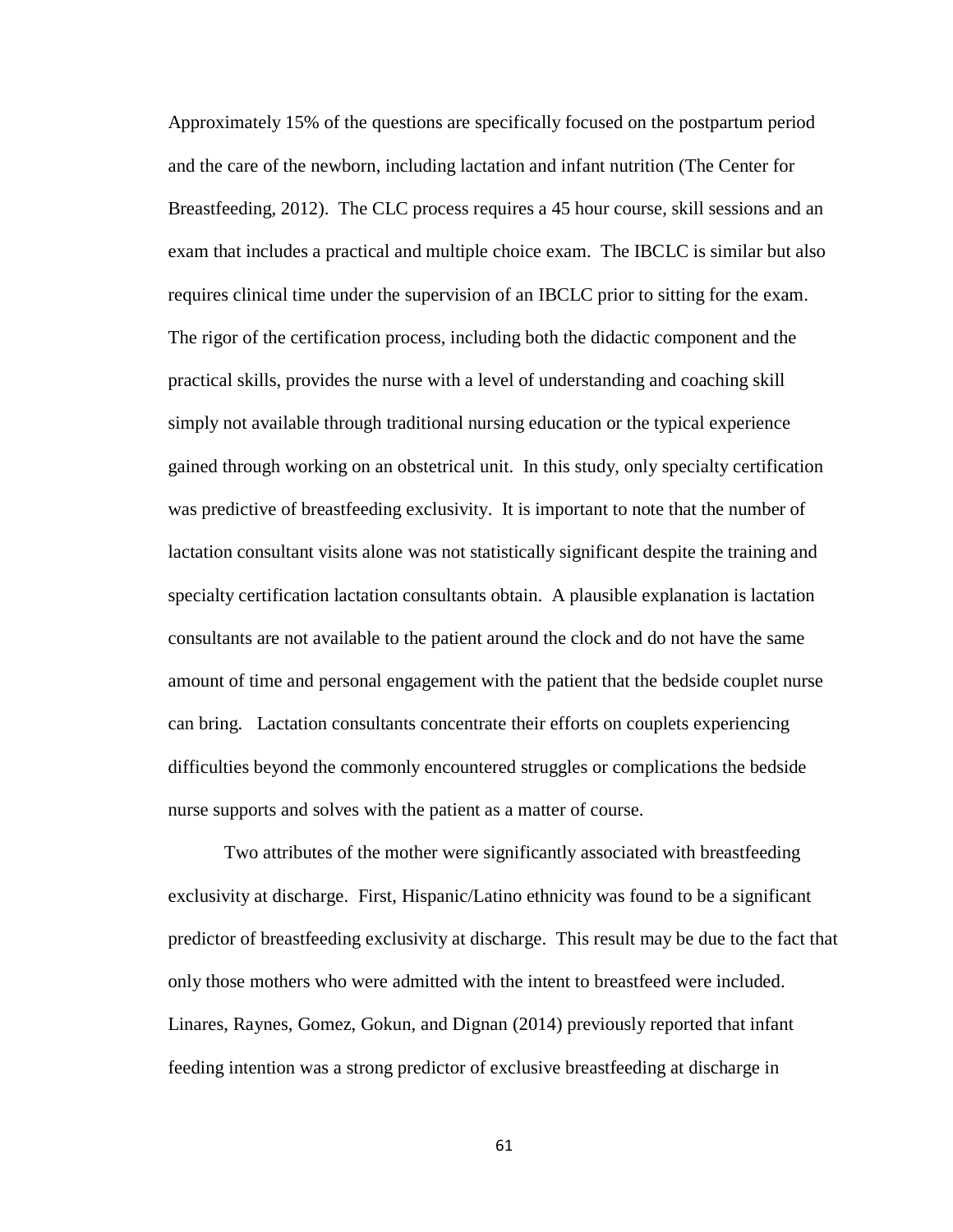Approximately 15% of the questions are specifically focused on the postpartum period and the care of the newborn, including lactation and infant nutrition (The Center for Breastfeeding, 2012). The CLC process requires a 45 hour course, skill sessions and an exam that includes a practical and multiple choice exam. The IBCLC is similar but also requires clinical time under the supervision of an IBCLC prior to sitting for the exam. The rigor of the certification process, including both the didactic component and the practical skills, provides the nurse with a level of understanding and coaching skill simply not available through traditional nursing education or the typical experience gained through working on an obstetrical unit. In this study, only specialty certification was predictive of breastfeeding exclusivity. It is important to note that the number of lactation consultant visits alone was not statistically significant despite the training and specialty certification lactation consultants obtain. A plausible explanation is lactation consultants are not available to the patient around the clock and do not have the same amount of time and personal engagement with the patient that the bedside couplet nurse can bring. Lactation consultants concentrate their efforts on couplets experiencing difficulties beyond the commonly encountered struggles or complications the bedside nurse supports and solves with the patient as a matter of course.

Two attributes of the mother were significantly associated with breastfeeding exclusivity at discharge. First, Hispanic/Latino ethnicity was found to be a significant predictor of breastfeeding exclusivity at discharge. This result may be due to the fact that only those mothers who were admitted with the intent to breastfeed were included. Linares, Raynes, Gomez, Gokun, and Dignan (2014) previously reported that infant feeding intention was a strong predictor of exclusive breastfeeding at discharge in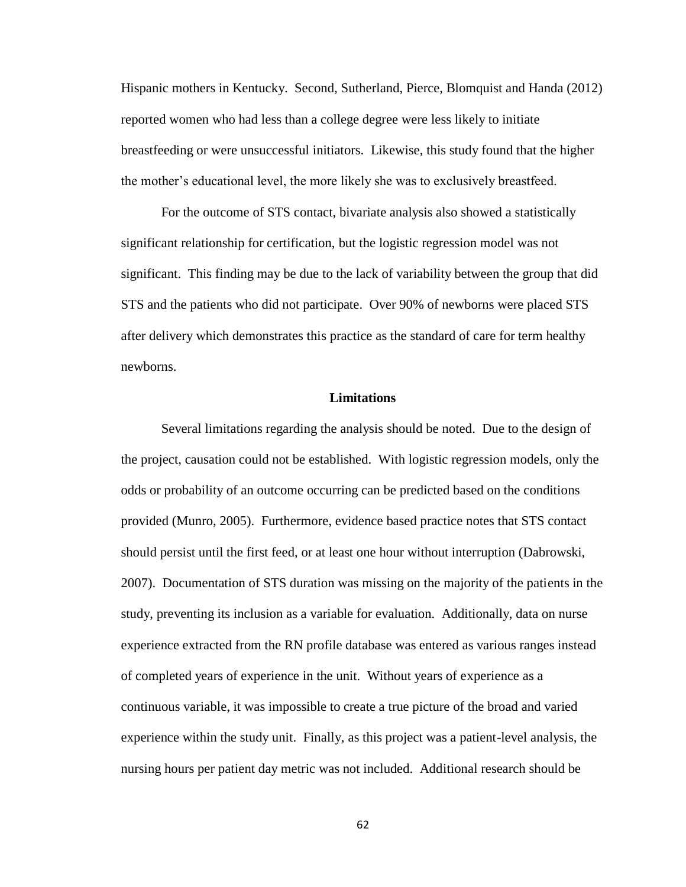Hispanic mothers in Kentucky. Second, Sutherland, Pierce, Blomquist and Handa (2012) reported women who had less than a college degree were less likely to initiate breastfeeding or were unsuccessful initiators. Likewise, this study found that the higher the mother's educational level, the more likely she was to exclusively breastfeed.

For the outcome of STS contact, bivariate analysis also showed a statistically significant relationship for certification, but the logistic regression model was not significant. This finding may be due to the lack of variability between the group that did STS and the patients who did not participate. Over 90% of newborns were placed STS after delivery which demonstrates this practice as the standard of care for term healthy newborns.

## Limitations

Several limitations regarding the analysis should be noted. Due to the design of the project, causation could not be established. With logistic regression models, only the odds or probability of an outcome occurring can be predicted based on the conditions provided (Munro, 2005). Furthermore, evidence based practice notes that STS contact should persist until the first feed, or at least one hour without interruption (Dabrowski, 2007). Documentation of STS duration was missing on the majority of the patients in the study, preventing its inclusion as a variable for evaluation. Additionally, data on nurse experience extracted from the RN profile database was entered as various ranges instead of completed years of experience in the unit. Without years of experience as a continuous variable, it was impossible to create a true picture of the broad and varied experience within the study unit. Finally, as this project was a patient-level analysis, the nursing hours per patient day metric was not included. Additional research should be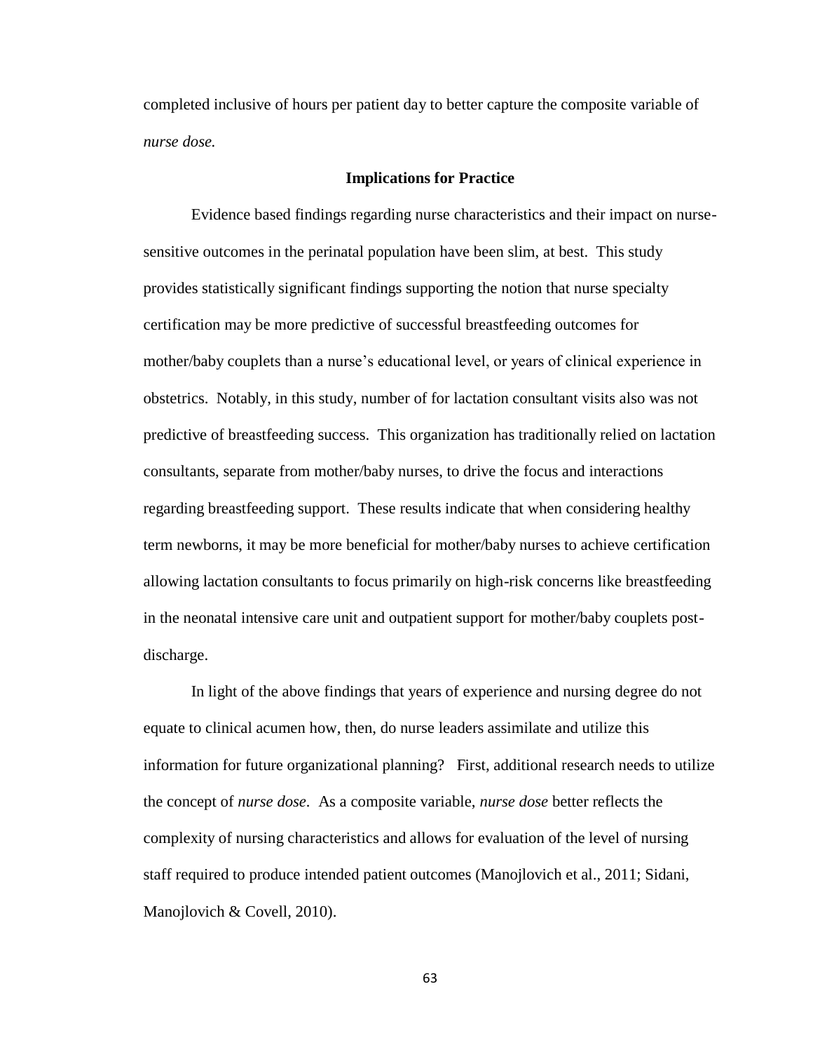completed inclusive of hours per patient day to better capture the composite variable of *nurse dose.*

## Implications for Practice

Evidence based findings regarding nurse characteristics and their impact on nurse-sensitive outcomes in the perinatal population have been slim, at best. This study provides statistically significant findings supporting the notion that nurse specialty certification may be more predictive of successful breastfeeding outcomes for mother/baby couplets than a nurse's educational level, or years of clinical experience in obstetrics. Notably, in this study, number of for lactation consultant visits also was not predictive of breastfeeding success. This organization has traditionally relied on lactation consultants, separate from mother/baby nurses, to drive the focus and interactions regarding breastfeeding support. These results indicate that when considering healthy term newborns, it may be more beneficial for mother/baby nurses to achieve certification allowing lactation consultants to focus primarily on high-risk concerns like breastfeeding in the neonatal intensive care unit and outpatient support for mother/baby couplets post-discharge.

In light of the above findings that years of experience and nursing degree do not equate to clinical acumen how, then, do nurse leaders assimilate and utilize this information for future organizational planning? First, additional research needs to utilize the concept of *nurse dose*. As a composite variable, *nurse dose* better reflects the complexity of nursing characteristics and allows for evaluation of the level of nursing staff required to produce intended patient outcomes (Manojlovich et al., 2011; Sidani, Manojlovich & Covell, 2010).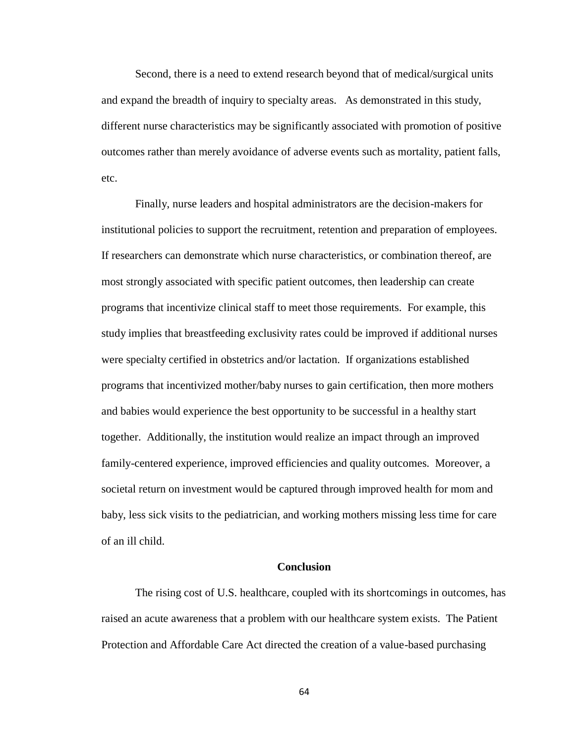Second, there is a need to extend research beyond that of medical/surgical units and expand the breadth of inquiry to specialty areas. As demonstrated in this study, different nurse characteristics may be significantly associated with promotion of positive outcomes rather than merely avoidance of adverse events such as mortality, patient falls, etc.

Finally, nurse leaders and hospital administrators are the decision-makers for institutional policies to support the recruitment, retention and preparation of employees. If researchers can demonstrate which nurse characteristics, or combination thereof, are most strongly associated with specific patient outcomes, then leadership can create programs that incentivize clinical staff to meet those requirements. For example, this study implies that breastfeeding exclusivity rates could be improved if additional nurses were specialty certified in obstetrics and/or lactation. If organizations established programs that incentivized mother/baby nurses to gain certification, then more mothers and babies would experience the best opportunity to be successful in a healthy start together. Additionally, the institution would realize an impact through an improved family-centered experience, improved efficiencies and quality outcomes. Moreover, a societal return on investment would be captured through improved health for mom and baby, less sick visits to the pediatrician, and working mothers missing less time for care of an ill child.

## Conclusion

The rising cost of U.S. healthcare, coupled with its shortcomings in outcomes, has raised an acute awareness that a problem with our healthcare system exists. The Patient Protection and Affordable Care Act directed the creation of a value-based purchasing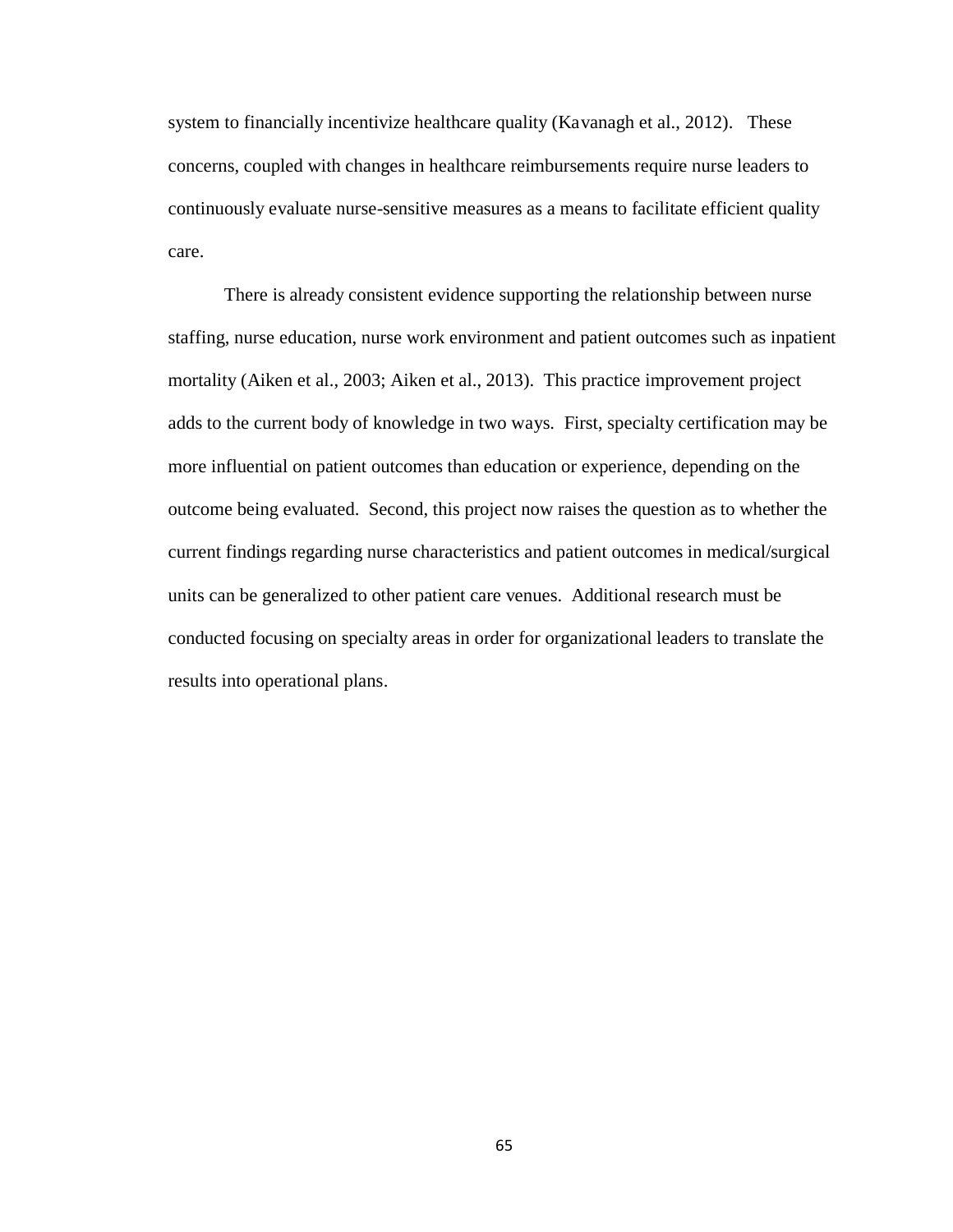system to financially incentivize healthcare quality (Kavanagh et al., 2012). These concerns, coupled with changes in healthcare reimbursements require nurse leaders to continuously evaluate nurse-sensitive measures as a means to facilitate efficient quality care.

There is already consistent evidence supporting the relationship between nurse staffing, nurse education, nurse work environment and patient outcomes such as inpatient mortality (Aiken et al., 2003; Aiken et al., 2013). This practice improvement project adds to the current body of knowledge in two ways. First, specialty certification may be more influential on patient outcomes than education or experience, depending on the outcome being evaluated. Second, this project now raises the question as to whether the current findings regarding nurse characteristics and patient outcomes in medical/surgical units can be generalized to other patient care venues. Additional research must be conducted focusing on specialty areas in order for organizational leaders to translate the results into operational plans.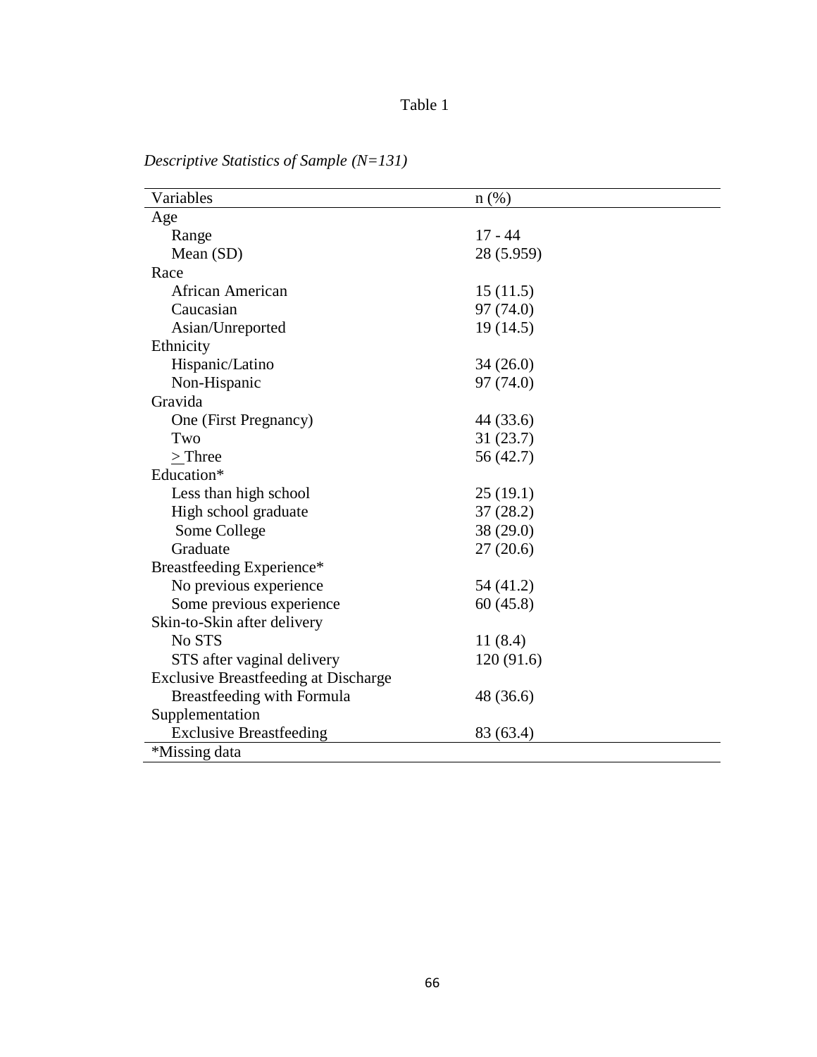Table 1

*Descriptive Statistics of Sample (N=131)*

| Variables | n (%) |
|---|---|
| Age | |
| Range | 17 - 44 |
| Mean (SD) | 28 (5.959) |
| Race | |
| African American | 15 (11.5) |
| Caucasian | 97 (74.0) |
| Asian/Unreported | 19 (14.5) |
| Ethnicity | |
| Hispanic/Latino | 34 (26.0) |
| Non-Hispanic | 97 (74.0) |
| Gravida | |
| One (First Pregnancy) | 44 (33.6) |
| Two | 31 (23.7) |
| $\geq$ Three | 56 (42.7) |
| Education* | |
| Less than high school | 25 (19.1) |
| High school graduate | 37 (28.2) |
| Some College | 38 (29.0) |
| Graduate | 27 (20.6) |
| Breastfeeding Experience* | |
| No previous experience | 54 (41.2) |
| Some previous experience | 60 (45.8) |
| Skin-to-Skin after delivery | |
| No STS | 11 (8.4) |
| STS after vaginal delivery | 120 (91.6) |
| Exclusive Breastfeeding at Discharge | |
| Breastfeeding with Formula | 48 (36.6) |
| Supplementation | |
| Exclusive Breastfeeding | 83 (63.4) |

*Missing data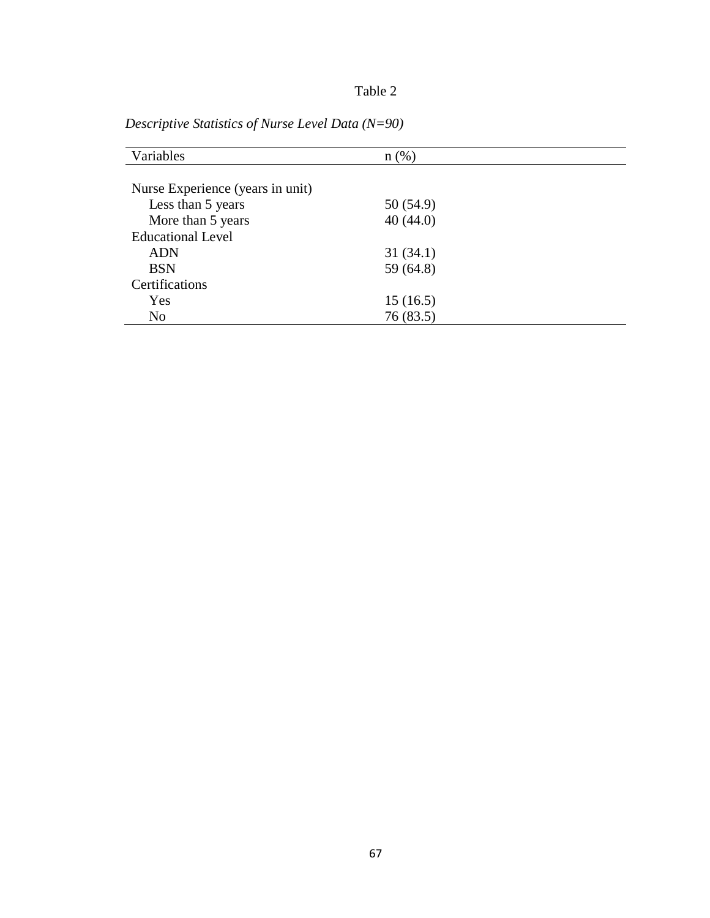Table 2

*Descriptive Statistics of Nurse Level Data (N=90)*

| Variables | n (%) |
|---|---|
| Nurse Experience (years in unit) | |
| Less than 5 years | 50 (54.9) |
| More than 5 years | 40 (44.0) |
| Educational Level | |
| ADN | 31 (34.1) |
| BSN | 59 (64.8) |
| Certifications | |
| Yes | 15 (16.5) |
| No | 76 (83.5) |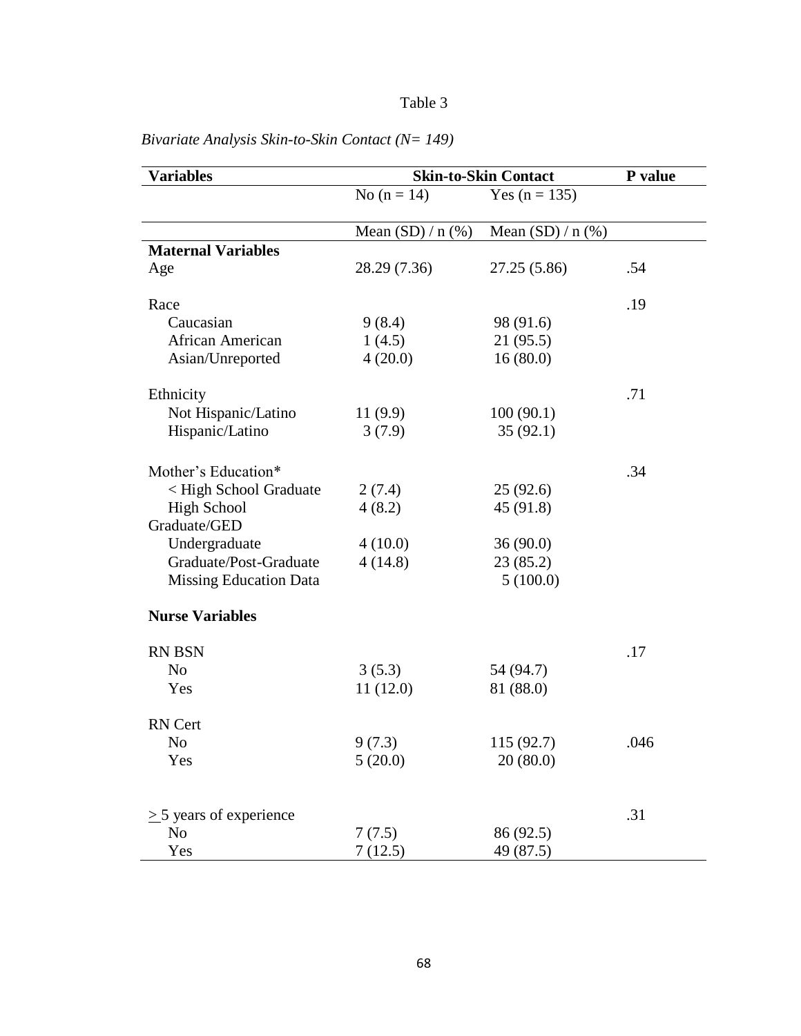Table 3

*Bivariate Analysis Skin-to-Skin Contact (N= 149)*

| Variables | Skin-to-Skin Contact | | P value |
|---|---|---|---|
| | No (n = 14) | Yes (n = 135) | |
| | Mean (SD) / n (%) | Mean (SD) / n (%) | |
| **Maternal Variables** | | | |
| Age | 28.29 (7.36) | 27.25 (5.86) | .54 |
| Race | | | .19 |
| Caucasian | 9 (8.4) | 98 (91.6) | |
| African American | 1 (4.5) | 21 (95.5) | |
| Asian/Unreported | 4 (20.0) | 16 (80.0) | |
| Ethnicity | | | .71 |
| Not Hispanic/Latino | 11 (9.9) | 100 (90.1) | |
| Hispanic/Latino | 3 (7.9) | 35 (92.1) | |
| Mother's Education* | | | .34 |
| < High School Graduate | 2 (7.4) | 25 (92.6) | |
| High School Graduate/GED | 4 (8.2) | 45 (91.8) | |
| Undergraduate | 4 (10.0) | 36 (90.0) | |
| Graduate/Post-Graduate | 4 (14.8) | 23 (85.2) | |
| Missing Education Data | | 5 (100.0) | |
| **Nurse Variables** | | | |
| RN BSN | | | .17 |
| No | 3 (5.3) | 54 (94.7) | |
| Yes | 11 (12.0) | 81 (88.0) | |
| RN Cert | | | |
| No | 9 (7.3) | 115 (92.7) | .046 |
| Yes | 5 (20.0) | 20 (80.0) | |
| ≥ 5 years of experience | | | .31 |
| No | 7 (7.5) | 86 (92.5) | |
| Yes | 7 (12.5) | 49 (87.5) | |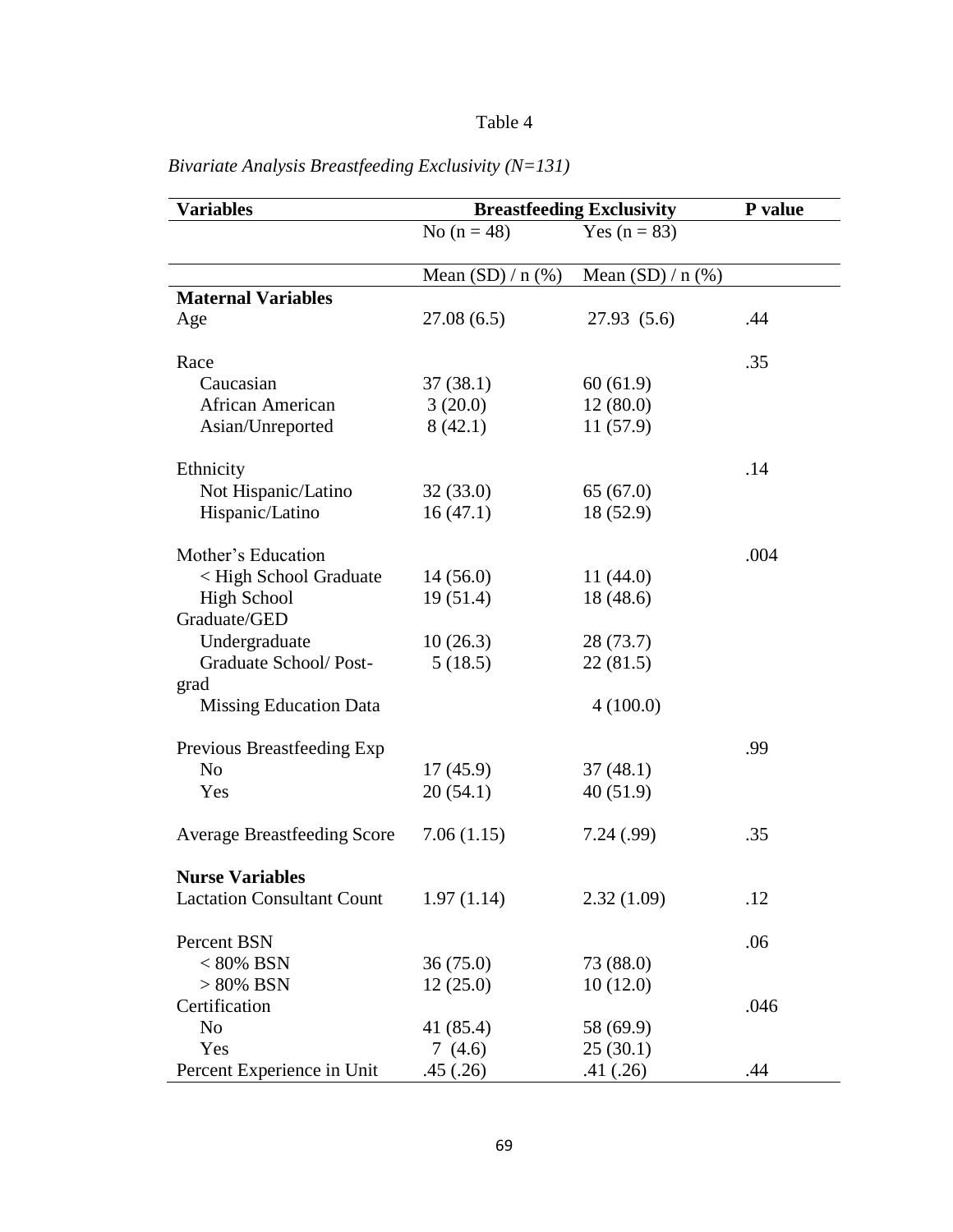Table 4

*Bivariate Analysis Breastfeeding Exclusivity (N=131)*

| Variables | Breastfeeding Exclusivity | | P value |
|---|---|---|---|
| | No (n = 48) | Yes (n = 83) | |
| | Mean (SD) / n (%) | Mean (SD) / n (%) | |
| **Maternal Variables** | | | |
| Age | 27.08 (6.5) | 27.93 (5.6) | .44 |
| Race | | | .35 |
| Caucasian | 37 (38.1) | 60 (61.9) | |
| African American | 3 (20.0) | 12 (80.0) | |
| Asian/Unreported | 8 (42.1) | 11 (57.9) | |
| Ethnicity | | | .14 |
| Not Hispanic/Latino | 32 (33.0) | 65 (67.0) | |
| Hispanic/Latino | 16 (47.1) | 18 (52.9) | |
| Mother's Education | | | .004 |
| < High School Graduate | 14 (56.0) | 11 (44.0) | |
| High School Graduate/GED | 19 (51.4) | 18 (48.6) | |
| Undergraduate | 10 (26.3) | 28 (73.7) | |
| Graduate School/ Post-grad | 5 (18.5) | 22 (81.5) | |
| Missing Education Data | | 4 (100.0) | |
| Previous Breastfeeding Exp | | | .99 |
| No | 17 (45.9) | 37 (48.1) | |
| Yes | 20 (54.1) | 40 (51.9) | |
| Average Breastfeeding Score | 7.06 (1.15) | 7.24 (.99) | .35 |
| **Nurse Variables** | | | |
| Lactation Consultant Count | 1.97 (1.14) | 2.32 (1.09) | .12 |
| Percent BSN | | | .06 |
| < 80% BSN | 36 (75.0) | 73 (88.0) | |
| > 80% BSN | 12 (25.0) | 10 (12.0) | |
| Certification | | | .046 |
| No | 41 (85.4) | 58 (69.9) | |
| Yes | 7 (4.6) | 25 (30.1) | |
| Percent Experience in Unit | .45 (.26) | .41 (.26) | .44 |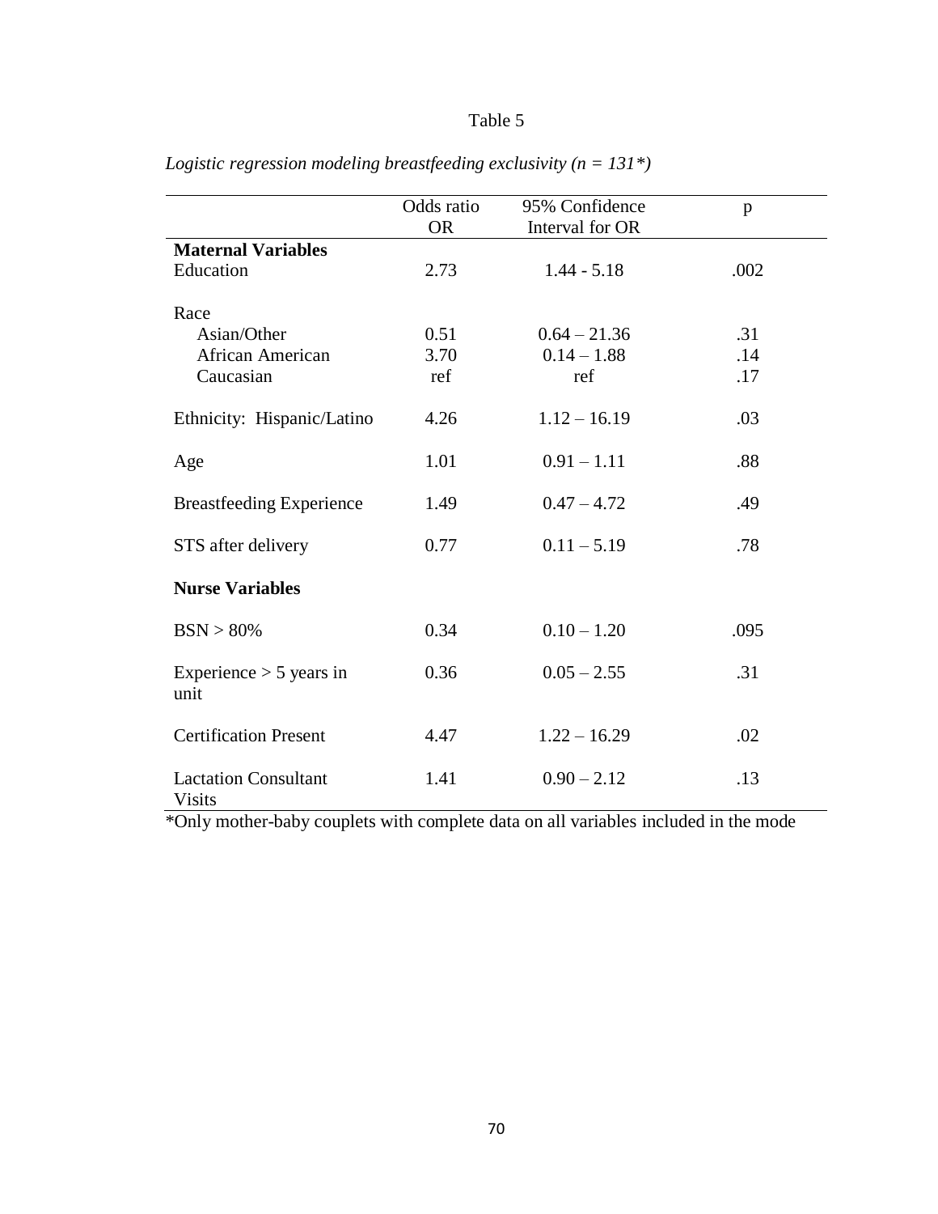Table 5

*Logistic regression modeling breastfeeding exclusivity (n = 131\*)*

| | Odds ratio OR | 95% Confidence Interval for OR | p |
|---|---|---|---|
| **Maternal Variables** | | | |
| Education | 2.73 | 1.44 - 5.18 | .002 |
| Race | | | |
| Asian/Other | 0.51 | 0.64 – 21.36 | .31 |
| African American | 3.70 | 0.14 – 1.88 | .14 |
| Caucasian | ref | ref | .17 |
| Ethnicity: Hispanic/Latino | 4.26 | 1.12 – 16.19 | .03 |
| Age | 1.01 | 0.91 – 1.11 | .88 |
| Breastfeeding Experience | 1.49 | 0.47 – 4.72 | .49 |
| STS after delivery | 0.77 | 0.11 – 5.19 | .78 |
| **Nurse Variables** | | | |
| BSN > 80% | 0.34 | 0.10 – 1.20 | .095 |
| Experience > 5 years in unit | 0.36 | 0.05 – 2.55 | .31 |
| Certification Present | 4.47 | 1.22 – 16.29 | .02 |
| Lactation Consultant Visits | 1.41 | 0.90 – 2.12 | .13 |

*Only mother-baby couplets with complete data on all variables included in the mode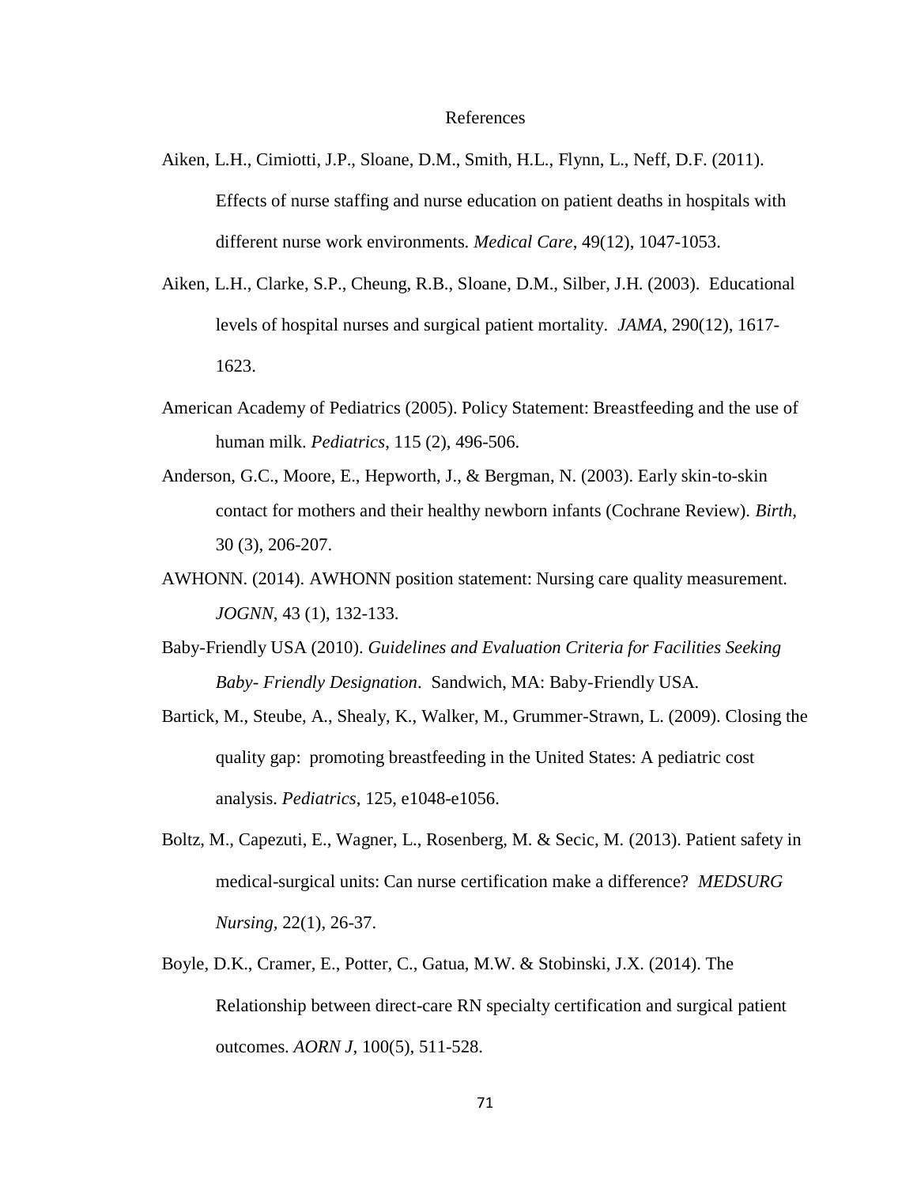# References

Aiken, L.H., Cimiotti, J.P., Sloane, D.M., Smith, H.L., Flynn, L., Neff, D.F. (2011). Effects of nurse staffing and nurse education on patient deaths in hospitals with different nurse work environments. *Medical Care*, 49(12), 1047-1053.

Aiken, L.H., Clarke, S.P., Cheung, R.B., Sloane, D.M., Silber, J.H. (2003). Educational levels of hospital nurses and surgical patient mortality. *JAMA*, 290(12), 1617-1623.

American Academy of Pediatrics (2005). Policy Statement: Breastfeeding and the use of human milk. *Pediatrics*, 115 (2), 496-506.

Anderson, G.C., Moore, E., Hepworth, J., & Bergman, N. (2003). Early skin-to-skin contact for mothers and their healthy newborn infants (Cochrane Review). *Birth*, 30 (3), 206-207.

AWHONN. (2014). AWHONN position statement: Nursing care quality measurement. *JOGNN*, 43 (1), 132-133.

Baby-Friendly USA (2010). *Guidelines and Evaluation Criteria for Facilities Seeking Baby- Friendly Designation*. Sandwich, MA: Baby-Friendly USA.

Bartick, M., Steube, A., Shealy, K., Walker, M., Grummer-Strawn, L. (2009). Closing the quality gap: promoting breastfeeding in the United States: A pediatric cost analysis. *Pediatrics*, 125, e1048-e1056.

Boltz, M., Capezuti, E., Wagner, L., Rosenberg, M. & Secic, M. (2013). Patient safety in medical-surgical units: Can nurse certification make a difference? *MEDSURG Nursing*, 22(1), 26-37.

Boyle, D.K., Cramer, E., Potter, C., Gatua, M.W. & Stobinski, J.X. (2014). The Relationship between direct-care RN specialty certification and surgical patient outcomes. *AORN J*, 100(5), 511-528.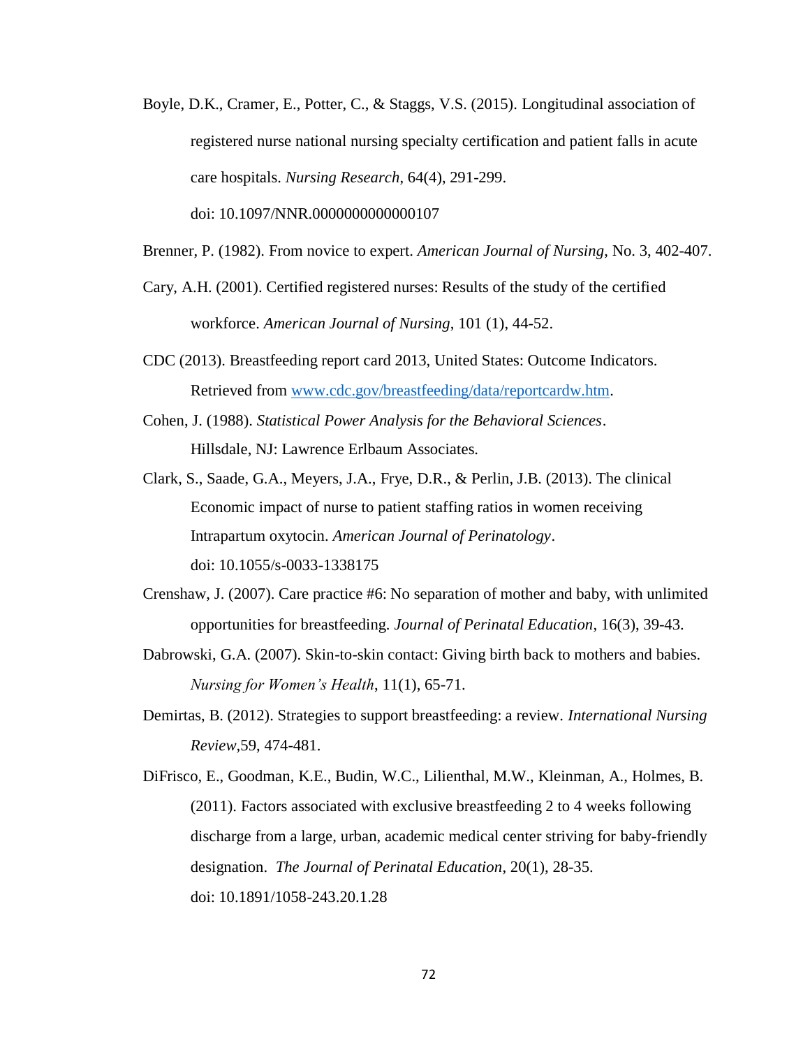Boyle, D.K., Cramer, E., Potter, C., & Staggs, V.S. (2015). Longitudinal association of registered nurse national nursing specialty certification and patient falls in acute care hospitals. *Nursing Research*, 64(4), 291-299. doi: 10.1097/NNR.0000000000000107

Brenner, P. (1982). From novice to expert. *American Journal of Nursing*, No. 3, 402-407.

Cary, A.H. (2001). Certified registered nurses: Results of the study of the certified workforce. *American Journal of Nursing*, 101 (1), 44-52.

CDC (2013). Breastfeeding report card 2013, United States: Outcome Indicators. Retrieved from [www.cdc.gov/breastfeeding/data/reportcardw.htm](www.cdc.gov/breastfeeding/data/reportcardw.htm).

Cohen, J. (1988). *Statistical Power Analysis for the Behavioral Sciences*. Hillsdale, NJ: Lawrence Erlbaum Associates.

Clark, S., Saade, G.A., Meyers, J.A., Frye, D.R., & Perlin, J.B. (2013). The clinical Economic impact of nurse to patient staffing ratios in women receiving Intrapartum oxytocin. *American Journal of Perinatology*. doi: 10.1055/s-0033-1338175

Crenshaw, J. (2007). Care practice #6: No separation of mother and baby, with unlimited opportunities for breastfeeding. *Journal of Perinatal Education*, 16(3), 39-43.

Dabrowski, G.A. (2007). Skin-to-skin contact: Giving birth back to mothers and babies. *Nursing for Women's Health*, 11(1), 65-71.

Demirtas, B. (2012). Strategies to support breastfeeding: a review. *International Nursing Review*,59, 474-481.

DiFrisco, E., Goodman, K.E., Budin, W.C., Lilienthal, M.W., Kleinman, A., Holmes, B. (2011). Factors associated with exclusive breastfeeding 2 to 4 weeks following discharge from a large, urban, academic medical center striving for baby-friendly designation. *The Journal of Perinatal Education*, 20(1), 28-35. doi: 10.1891/1058-243.20.1.28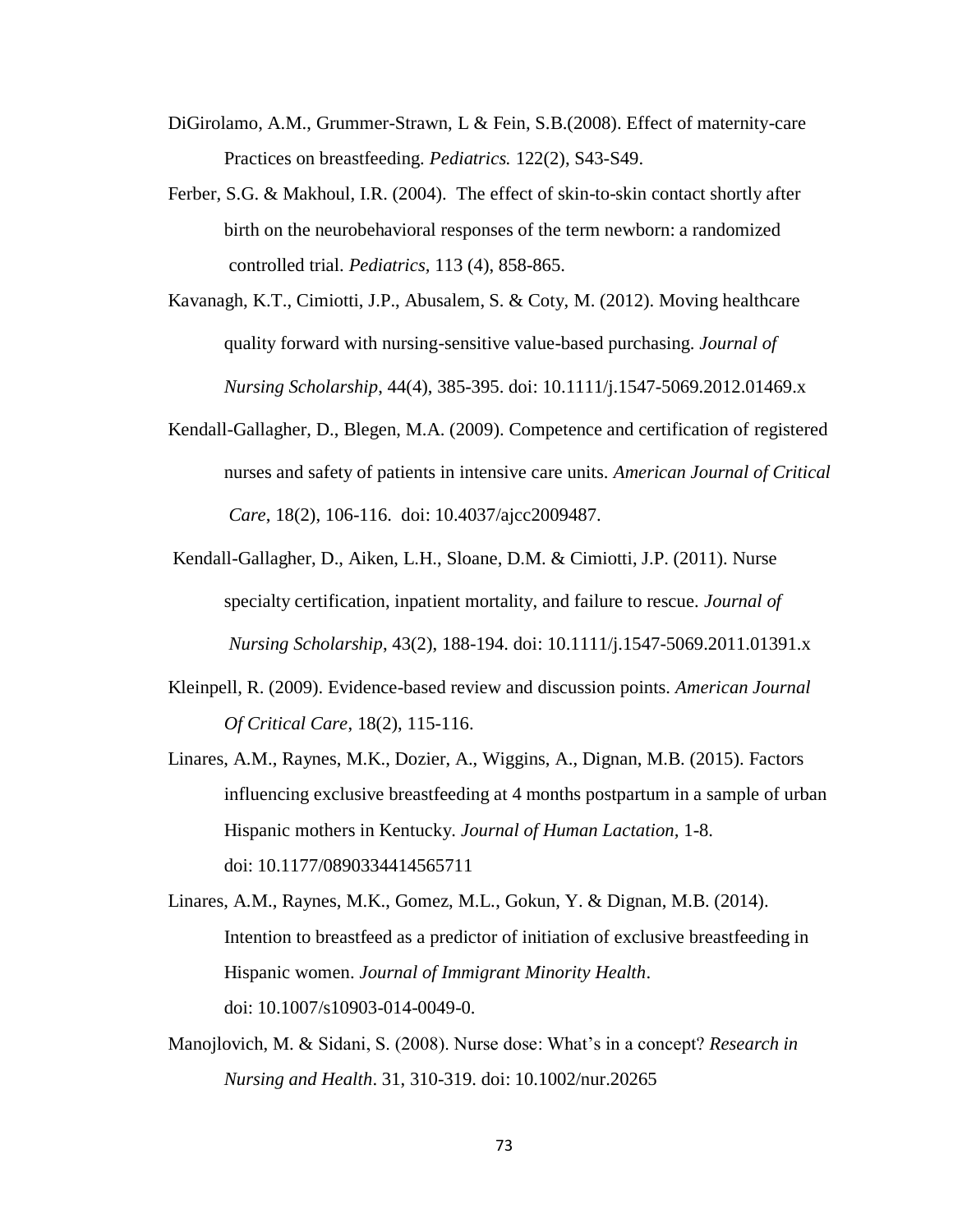DiGirolamo, A.M., Grummer-Strawn, L & Fein, S.B.(2008). Effect of maternity-care Practices on breastfeeding. *Pediatrics.* 122(2), S43-S49.

Ferber, S.G. & Makhoul, I.R. (2004). The effect of skin-to-skin contact shortly after birth on the neurobehavioral responses of the term newborn: a randomized controlled trial. *Pediatrics,* 113 (4), 858-865.

Kavanagh, K.T., Cimiotti, J.P., Abusalem, S. & Coty, M. (2012). Moving healthcare quality forward with nursing-sensitive value-based purchasing. *Journal of Nursing Scholarship*, 44(4), 385-395. doi: 10.1111/j.1547-5069.2012.01469.x

Kendall-Gallagher, D., Blegen, M.A. (2009). Competence and certification of registered nurses and safety of patients in intensive care units. *American Journal of Critical Care*, 18(2), 106-116. doi: 10.4037/ajcc2009487.

Kendall-Gallagher, D., Aiken, L.H., Sloane, D.M. & Cimiotti, J.P. (2011). Nurse specialty certification, inpatient mortality, and failure to rescue. *Journal of Nursing Scholarship*, 43(2), 188-194. doi: 10.1111/j.1547-5069.2011.01391.x

Kleinpell, R. (2009). Evidence-based review and discussion points. *American Journal Of Critical Care*, 18(2), 115-116.

Linares, A.M., Raynes, M.K., Dozier, A., Wiggins, A., Dignan, M.B. (2015). Factors influencing exclusive breastfeeding at 4 months postpartum in a sample of urban Hispanic mothers in Kentucky. *Journal of Human Lactation,* 1-8. doi: 10.1177/0890334414565711

Linares, A.M., Raynes, M.K., Gomez, M.L., Gokun, Y. & Dignan, M.B. (2014). Intention to breastfeed as a predictor of initiation of exclusive breastfeeding in Hispanic women. *Journal of Immigrant Minority Health*. doi: 10.1007/s10903-014-0049-0.

Manojlovich, M. & Sidani, S. (2008). Nurse dose: What's in a concept? *Research in Nursing and Health*. 31, 310-319. doi: 10.1002/nur.20265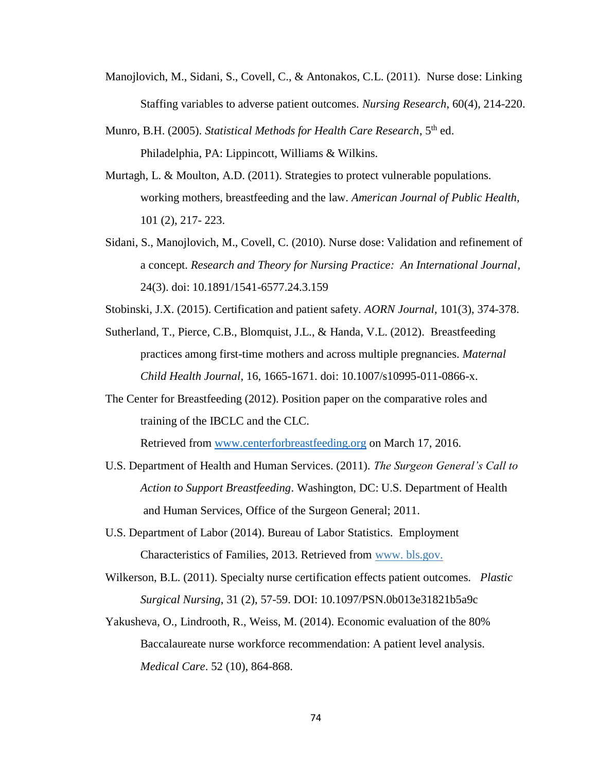Manojlovich, M., Sidani, S., Covell, C., & Antonakos, C.L. (2011). Nurse dose: Linking Staffing variables to adverse patient outcomes. *Nursing Research*, 60(4), 214-220.

Munro, B.H. (2005). *Statistical Methods for Health Care Research*, 5th ed. Philadelphia, PA: Lippincott, Williams & Wilkins.

Murtagh, L. & Moulton, A.D. (2011). Strategies to protect vulnerable populations. working mothers, breastfeeding and the law. *American Journal of Public Health*, 101 (2), 217- 223.

Sidani, S., Manojlovich, M., Covell, C. (2010). Nurse dose: Validation and refinement of a concept. *Research and Theory for Nursing Practice: An International Journal*, 24(3). doi: 10.1891/1541-6577.24.3.159

Stobinski, J.X. (2015). Certification and patient safety. *AORN Journal*, 101(3), 374-378.

Sutherland, T., Pierce, C.B., Blomquist, J.L., & Handa, V.L. (2012). Breastfeeding practices among first-time mothers and across multiple pregnancies. *Maternal Child Health Journal*, 16, 1665-1671. doi: 10.1007/s10995-011-0866-x.

The Center for Breastfeeding (2012). Position paper on the comparative roles and training of the IBCLC and the CLC. Retrieved from www.centerforbreastfeeding.org on March 17, 2016.

U.S. Department of Health and Human Services. (2011). *The Surgeon General's Call to Action to Support Breastfeeding*. Washington, DC: U.S. Department of Health and Human Services, Office of the Surgeon General; 2011.

U.S. Department of Labor (2014). Bureau of Labor Statistics. Employment Characteristics of Families, 2013. Retrieved from www. bls.gov.

Wilkerson, B.L. (2011). Specialty nurse certification effects patient outcomes. *Plastic Surgical Nursing*, 31 (2), 57-59. DOI: 10.1097/PSN.0b013e31821b5a9c

Yakusheva, O., Lindrooth, R., Weiss, M. (2014). Economic evaluation of the 80% Baccalaureate nurse workforce recommendation: A patient level analysis. *Medical Care*. 52 (10), 864-868.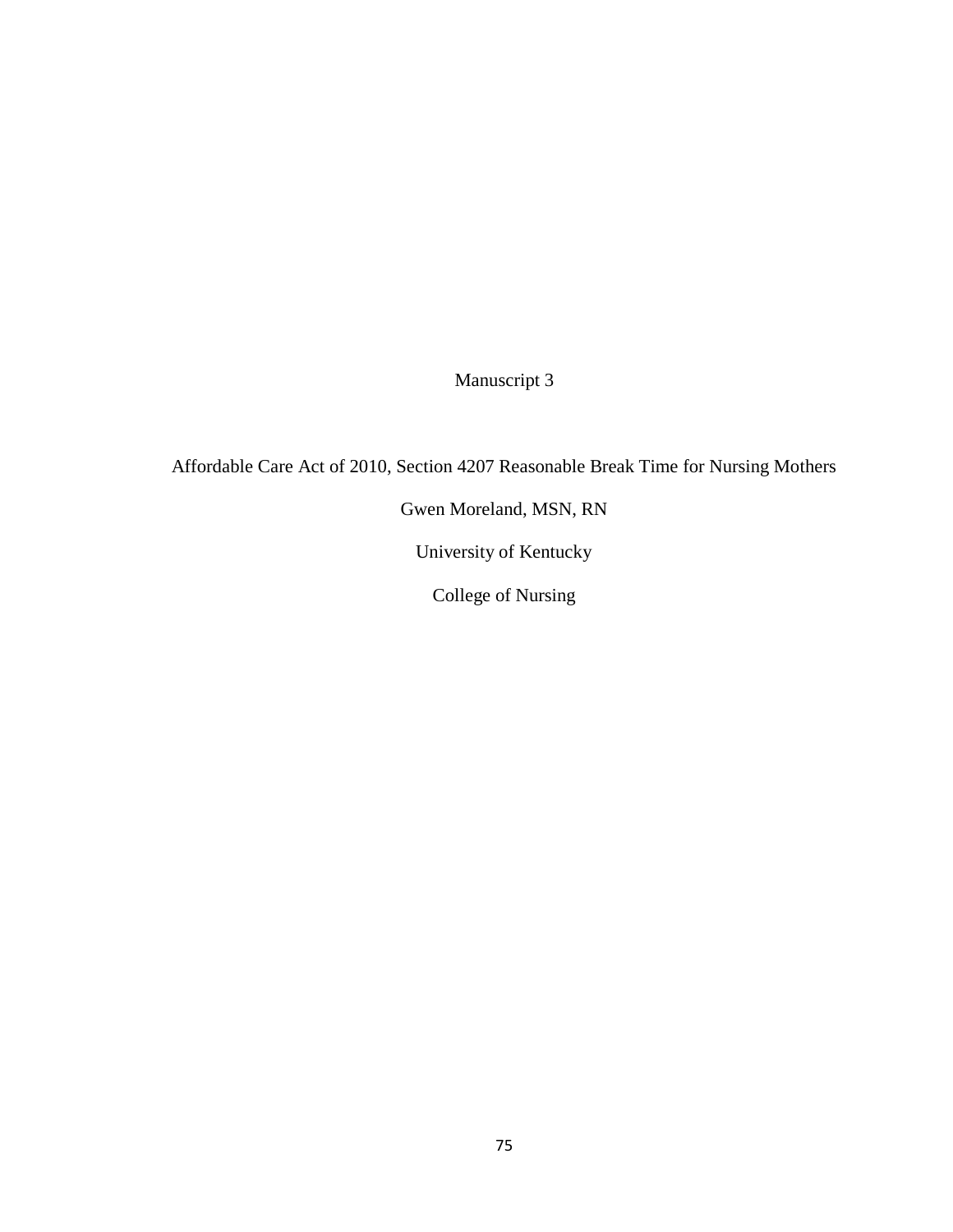# Manuscript 3

Affordable Care Act of 2010, Section 4207 Reasonable Break Time for Nursing Mothers

Gwen Moreland, MSN, RN

University of Kentucky

College of Nursing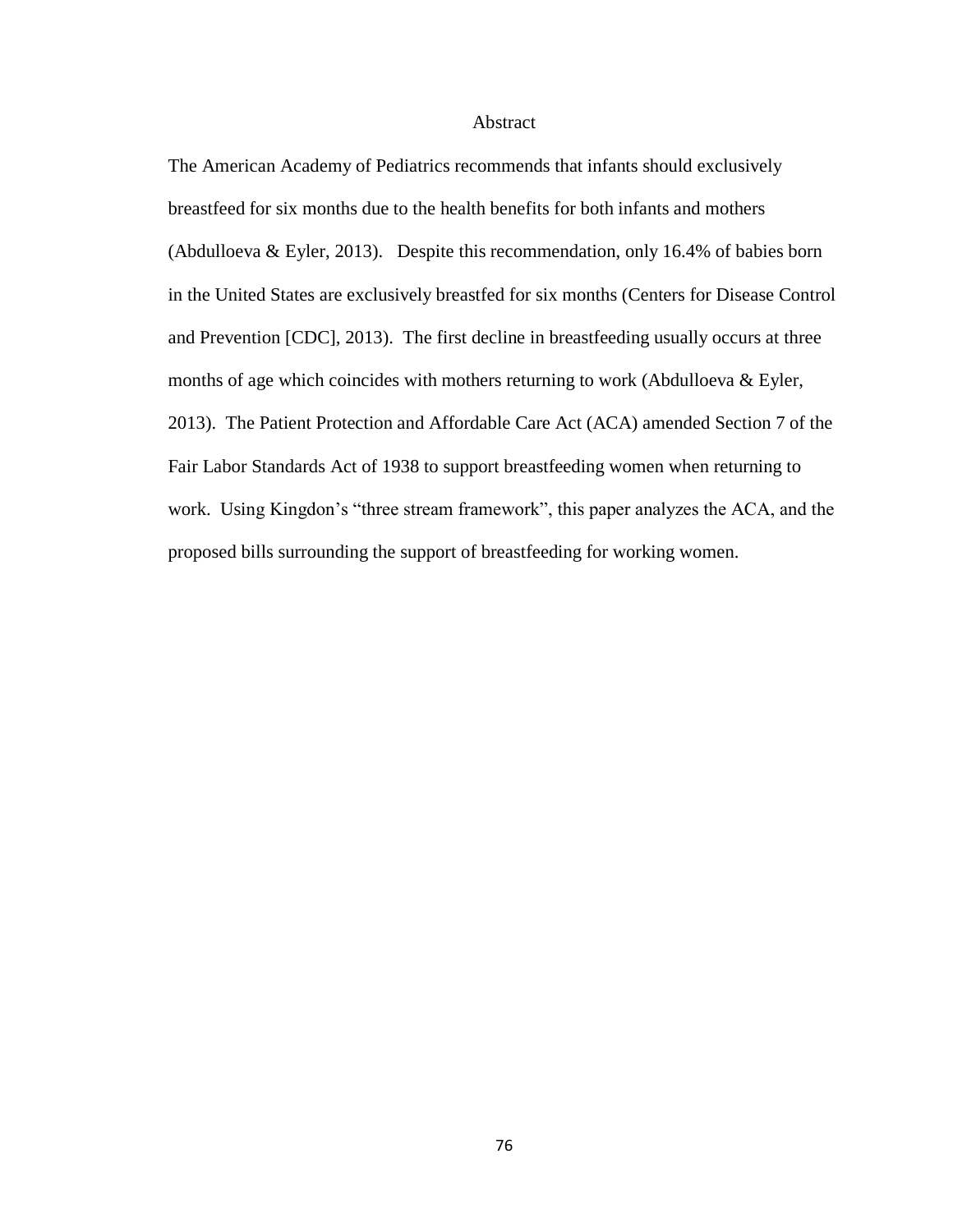# Abstract

The American Academy of Pediatrics recommends that infants should exclusively breastfeed for six months due to the health benefits for both infants and mothers (Abdulloeva & Eyler, 2013). Despite this recommendation, only 16.4% of babies born in the United States are exclusively breastfed for six months (Centers for Disease Control and Prevention [CDC], 2013). The first decline in breastfeeding usually occurs at three months of age which coincides with mothers returning to work (Abdulloeva & Eyler, 2013). The Patient Protection and Affordable Care Act (ACA) amended Section 7 of the Fair Labor Standards Act of 1938 to support breastfeeding women when returning to work. Using Kingdon's "three stream framework", this paper analyzes the ACA, and the proposed bills surrounding the support of breastfeeding for working women.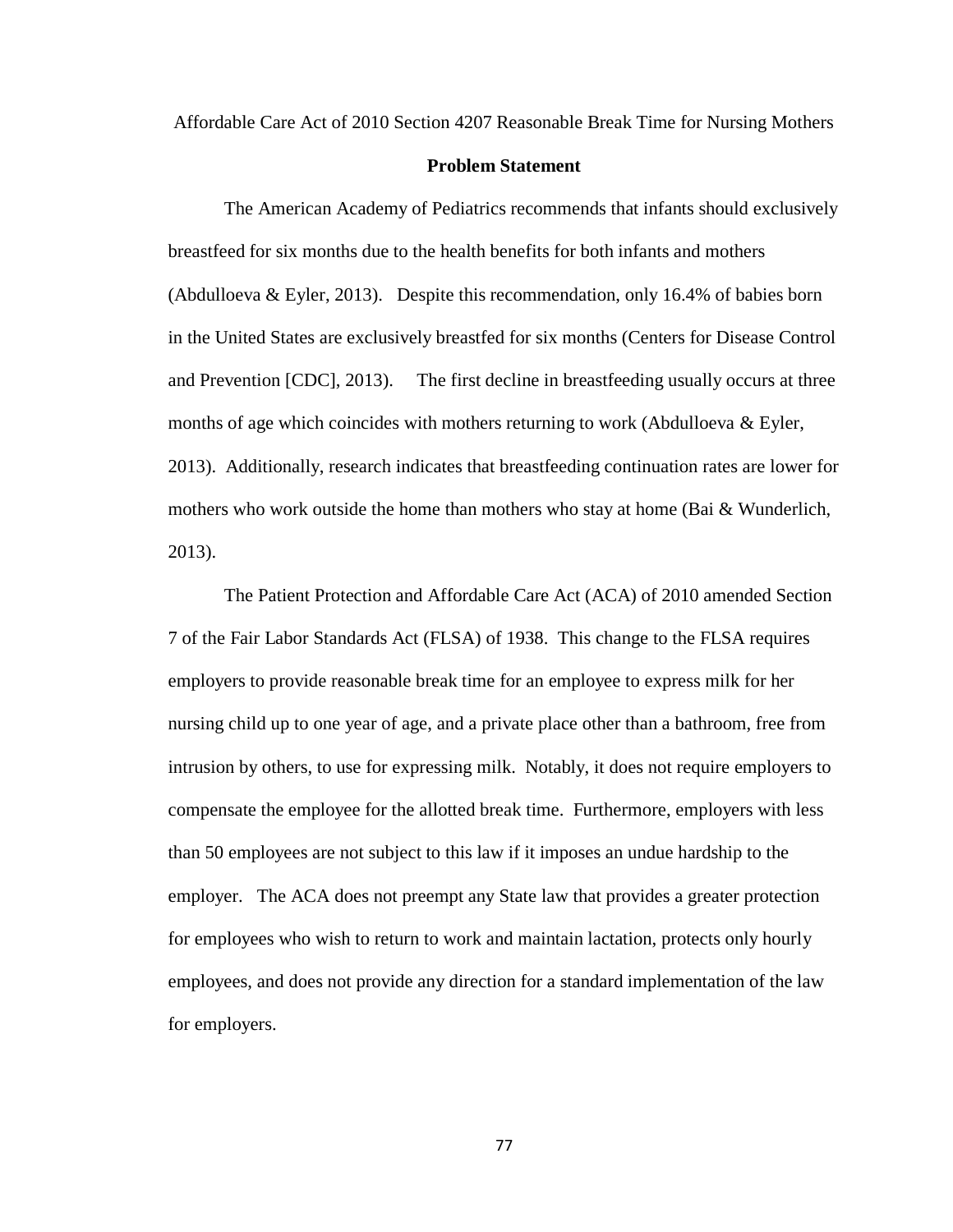Affordable Care Act of 2010 Section 4207 Reasonable Break Time for Nursing Mothers

## Problem Statement

The American Academy of Pediatrics recommends that infants should exclusively breastfeed for six months due to the health benefits for both infants and mothers (Abdulloeva & Eyler, 2013). Despite this recommendation, only 16.4% of babies born in the United States are exclusively breastfed for six months (Centers for Disease Control and Prevention [CDC], 2013). The first decline in breastfeeding usually occurs at three months of age which coincides with mothers returning to work (Abdulloeva & Eyler, 2013). Additionally, research indicates that breastfeeding continuation rates are lower for mothers who work outside the home than mothers who stay at home (Bai & Wunderlich, 2013).

The Patient Protection and Affordable Care Act (ACA) of 2010 amended Section 7 of the Fair Labor Standards Act (FLSA) of 1938. This change to the FLSA requires employers to provide reasonable break time for an employee to express milk for her nursing child up to one year of age, and a private place other than a bathroom, free from intrusion by others, to use for expressing milk. Notably, it does not require employers to compensate the employee for the allotted break time. Furthermore, employers with less than 50 employees are not subject to this law if it imposes an undue hardship to the employer. The ACA does not preempt any State law that provides a greater protection for employees who wish to return to work and maintain lactation, protects only hourly employees, and does not provide any direction for a standard implementation of the law for employers.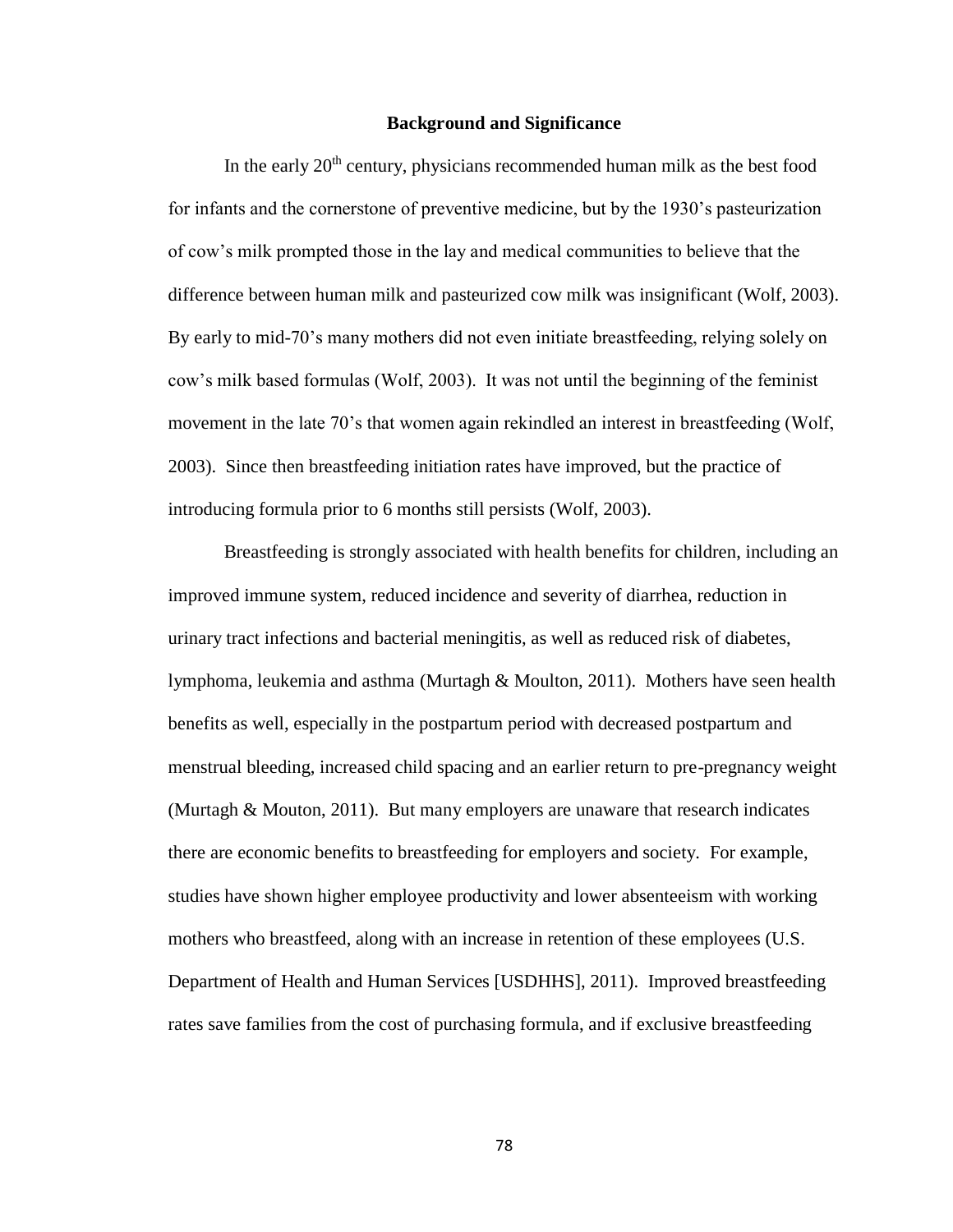## Background and Significance

In the early $20^{th}$ century, physicians recommended human milk as the best food for infants and the cornerstone of preventive medicine, but by the 1930's pasteurization of cow's milk prompted those in the lay and medical communities to believe that the difference between human milk and pasteurized cow milk was insignificant (Wolf, 2003). By early to mid-70's many mothers did not even initiate breastfeeding, relying solely on cow's milk based formulas (Wolf, 2003). It was not until the beginning of the feminist movement in the late 70's that women again rekindled an interest in breastfeeding (Wolf, 2003). Since then breastfeeding initiation rates have improved, but the practice of introducing formula prior to 6 months still persists (Wolf, 2003).

Breastfeeding is strongly associated with health benefits for children, including an improved immune system, reduced incidence and severity of diarrhea, reduction in urinary tract infections and bacterial meningitis, as well as reduced risk of diabetes, lymphoma, leukemia and asthma (Murtagh & Moulton, 2011). Mothers have seen health benefits as well, especially in the postpartum period with decreased postpartum and menstrual bleeding, increased child spacing and an earlier return to pre-pregnancy weight (Murtagh & Mouton, 2011). But many employers are unaware that research indicates there are economic benefits to breastfeeding for employers and society. For example, studies have shown higher employee productivity and lower absenteeism with working mothers who breastfeed, along with an increase in retention of these employees (U.S. Department of Health and Human Services [USDHHS], 2011). Improved breastfeeding rates save families from the cost of purchasing formula, and if exclusive breastfeeding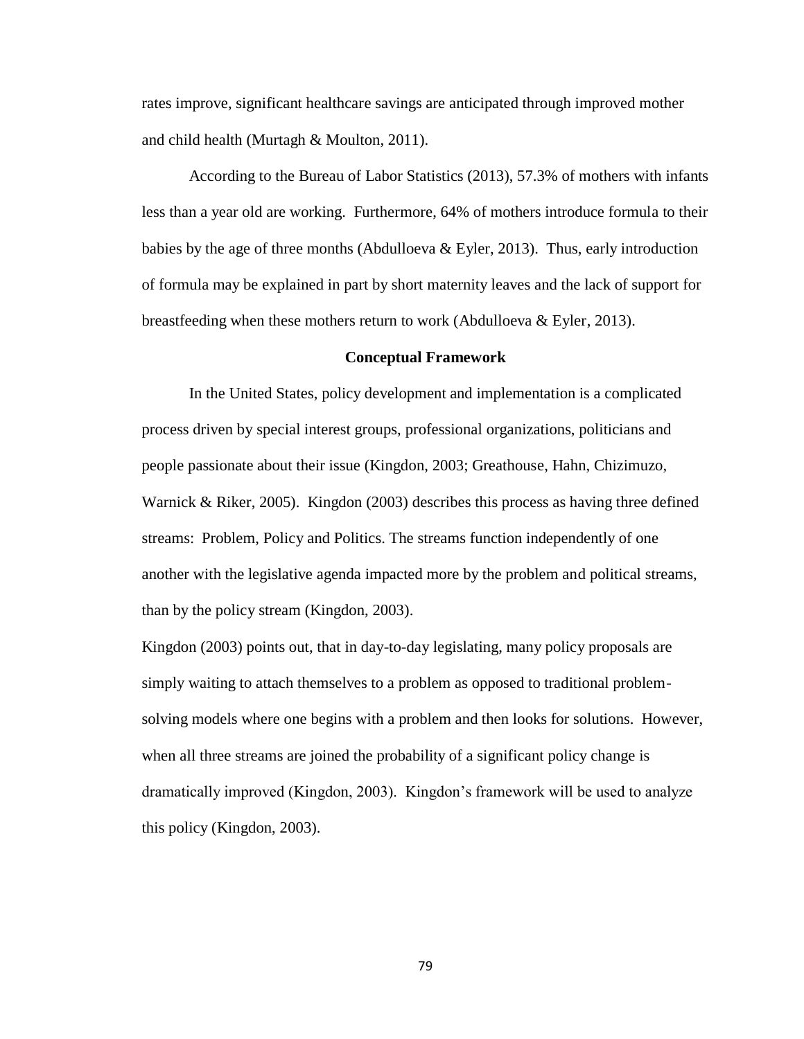rates improve, significant healthcare savings are anticipated through improved mother and child health (Murtagh & Moulton, 2011).

According to the Bureau of Labor Statistics (2013), 57.3% of mothers with infants less than a year old are working. Furthermore, 64% of mothers introduce formula to their babies by the age of three months (Abdulloeva & Eyler, 2013). Thus, early introduction of formula may be explained in part by short maternity leaves and the lack of support for breastfeeding when these mothers return to work (Abdulloeva & Eyler, 2013).

## Conceptual Framework

In the United States, policy development and implementation is a complicated process driven by special interest groups, professional organizations, politicians and people passionate about their issue (Kingdon, 2003; Greathouse, Hahn, Chizimuzo, Warnick & Riker, 2005). Kingdon (2003) describes this process as having three defined streams: Problem, Policy and Politics. The streams function independently of one another with the legislative agenda impacted more by the problem and political streams, than by the policy stream (Kingdon, 2003).

Kingdon (2003) points out, that in day-to-day legislating, many policy proposals are simply waiting to attach themselves to a problem as opposed to traditional problem-solving models where one begins with a problem and then looks for solutions. However, when all three streams are joined the probability of a significant policy change is dramatically improved (Kingdon, 2003). Kingdon's framework will be used to analyze this policy (Kingdon, 2003).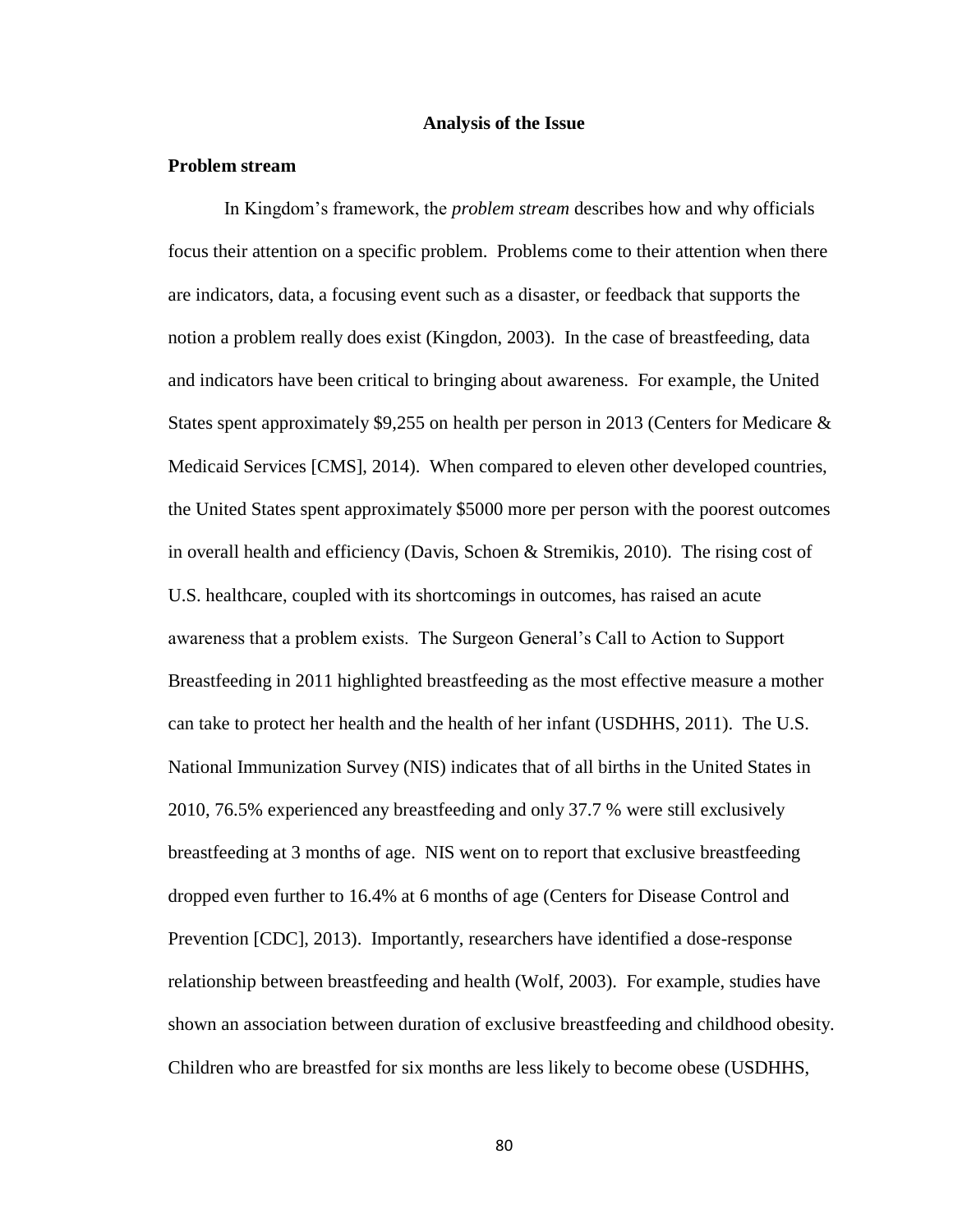## Analysis of the Issue

### Problem stream

In Kingdom's framework, the *problem stream* describes how and why officials focus their attention on a specific problem. Problems come to their attention when there are indicators, data, a focusing event such as a disaster, or feedback that supports the notion a problem really does exist (Kingdon, 2003). In the case of breastfeeding, data and indicators have been critical to bringing about awareness. For example, the United States spent approximately $9,255 on health per person in 2013 (Centers for Medicare & Medicaid Services [CMS], 2014). When compared to eleven other developed countries, the United States spent approximately $5000 more per person with the poorest outcomes in overall health and efficiency (Davis, Schoen & Stremikis, 2010). The rising cost of U.S. healthcare, coupled with its shortcomings in outcomes, has raised an acute awareness that a problem exists. The Surgeon General's Call to Action to Support Breastfeeding in 2011 highlighted breastfeeding as the most effective measure a mother can take to protect her health and the health of her infant (USDHHS, 2011). The U.S. National Immunization Survey (NIS) indicates that of all births in the United States in 2010, 76.5% experienced any breastfeeding and only 37.7 % were still exclusively breastfeeding at 3 months of age. NIS went on to report that exclusive breastfeeding dropped even further to 16.4% at 6 months of age (Centers for Disease Control and Prevention [CDC], 2013). Importantly, researchers have identified a dose-response relationship between breastfeeding and health (Wolf, 2003). For example, studies have shown an association between duration of exclusive breastfeeding and childhood obesity. Children who are breastfed for six months are less likely to become obese (USDHHS,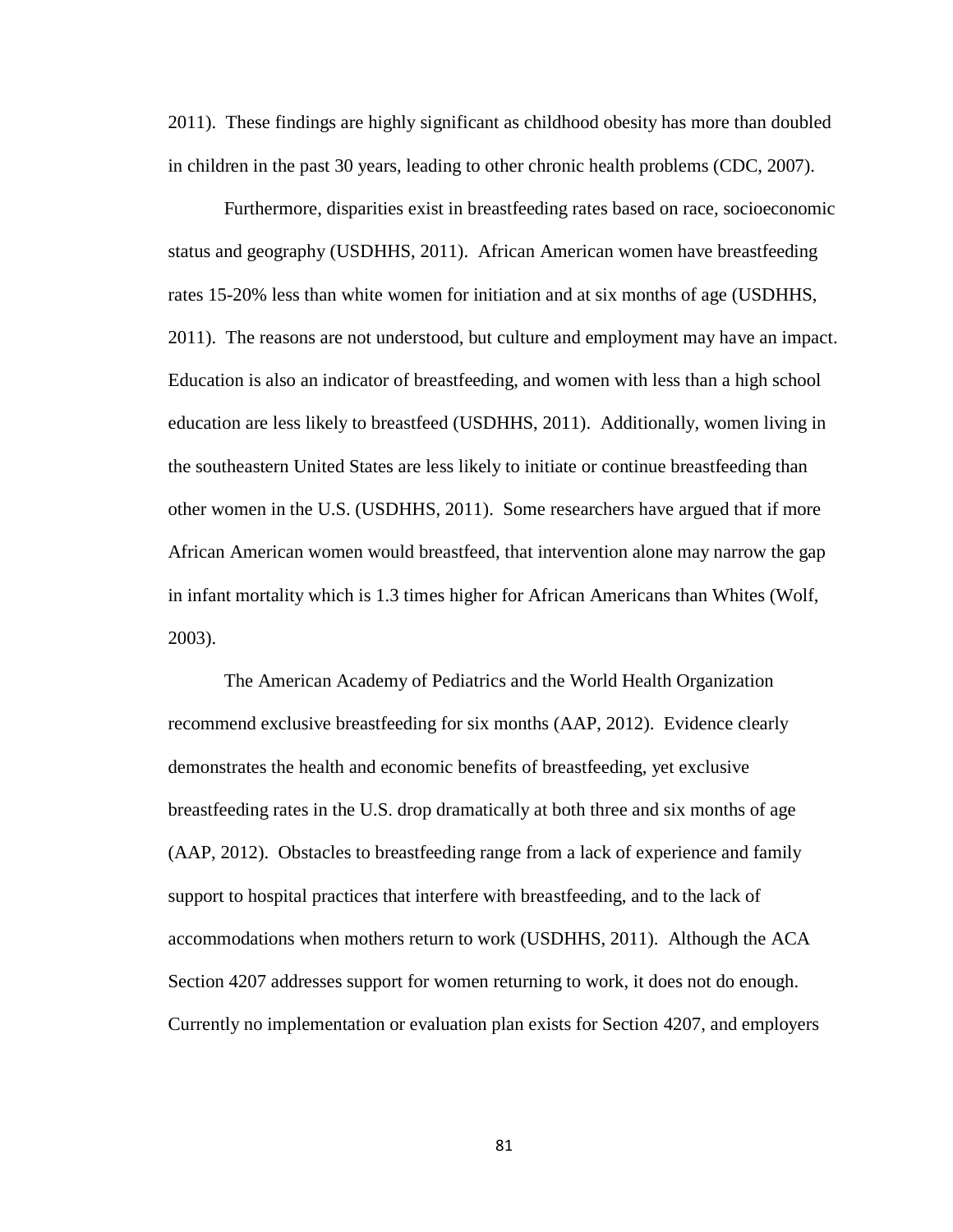2011). These findings are highly significant as childhood obesity has more than doubled in children in the past 30 years, leading to other chronic health problems (CDC, 2007).

Furthermore, disparities exist in breastfeeding rates based on race, socioeconomic status and geography (USDHHS, 2011). African American women have breastfeeding rates 15-20% less than white women for initiation and at six months of age (USDHHS, 2011). The reasons are not understood, but culture and employment may have an impact. Education is also an indicator of breastfeeding, and women with less than a high school education are less likely to breastfeed (USDHHS, 2011). Additionally, women living in the southeastern United States are less likely to initiate or continue breastfeeding than other women in the U.S. (USDHHS, 2011). Some researchers have argued that if more African American women would breastfeed, that intervention alone may narrow the gap in infant mortality which is 1.3 times higher for African Americans than Whites (Wolf, 2003).

The American Academy of Pediatrics and the World Health Organization recommend exclusive breastfeeding for six months (AAP, 2012). Evidence clearly demonstrates the health and economic benefits of breastfeeding, yet exclusive breastfeeding rates in the U.S. drop dramatically at both three and six months of age (AAP, 2012). Obstacles to breastfeeding range from a lack of experience and family support to hospital practices that interfere with breastfeeding, and to the lack of accommodations when mothers return to work (USDHHS, 2011). Although the ACA Section 4207 addresses support for women returning to work, it does not do enough. Currently no implementation or evaluation plan exists for Section 4207, and employers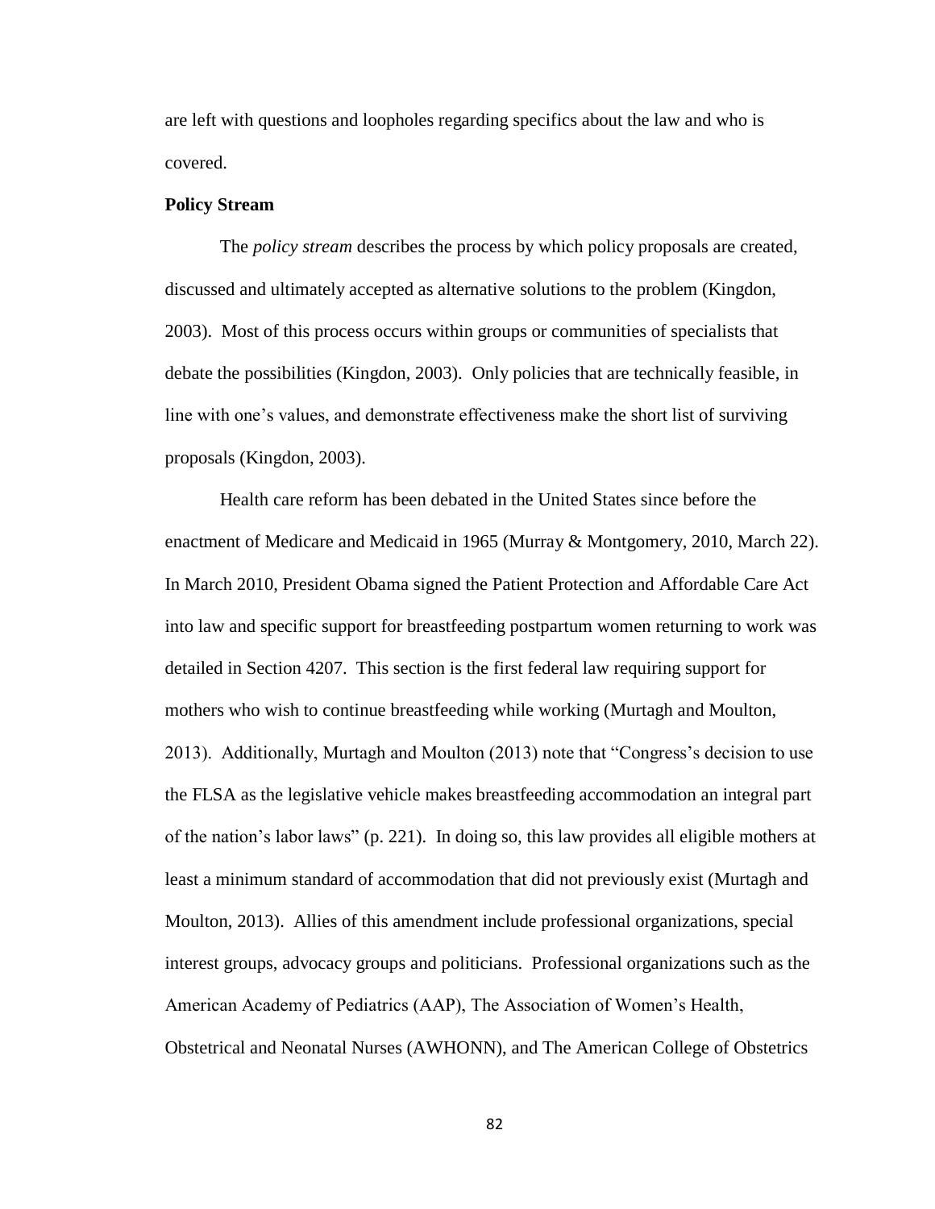are left with questions and loopholes regarding specifics about the law and who is covered.

**Policy Stream**

The *policy stream* describes the process by which policy proposals are created, discussed and ultimately accepted as alternative solutions to the problem (Kingdon, 2003). Most of this process occurs within groups or communities of specialists that debate the possibilities (Kingdon, 2003). Only policies that are technically feasible, in line with one's values, and demonstrate effectiveness make the short list of surviving proposals (Kingdon, 2003).

Health care reform has been debated in the United States since before the enactment of Medicare and Medicaid in 1965 (Murray & Montgomery, 2010, March 22). In March 2010, President Obama signed the Patient Protection and Affordable Care Act into law and specific support for breastfeeding postpartum women returning to work was detailed in Section 4207. This section is the first federal law requiring support for mothers who wish to continue breastfeeding while working (Murtagh and Moulton, 2013). Additionally, Murtagh and Moulton (2013) note that "Congress's decision to use the FLSA as the legislative vehicle makes breastfeeding accommodation an integral part of the nation's labor laws" (p. 221). In doing so, this law provides all eligible mothers at least a minimum standard of accommodation that did not previously exist (Murtagh and Moulton, 2013). Allies of this amendment include professional organizations, special interest groups, advocacy groups and politicians. Professional organizations such as the American Academy of Pediatrics (AAP), The Association of Women's Health, Obstetrical and Neonatal Nurses (AWHONN), and The American College of Obstetrics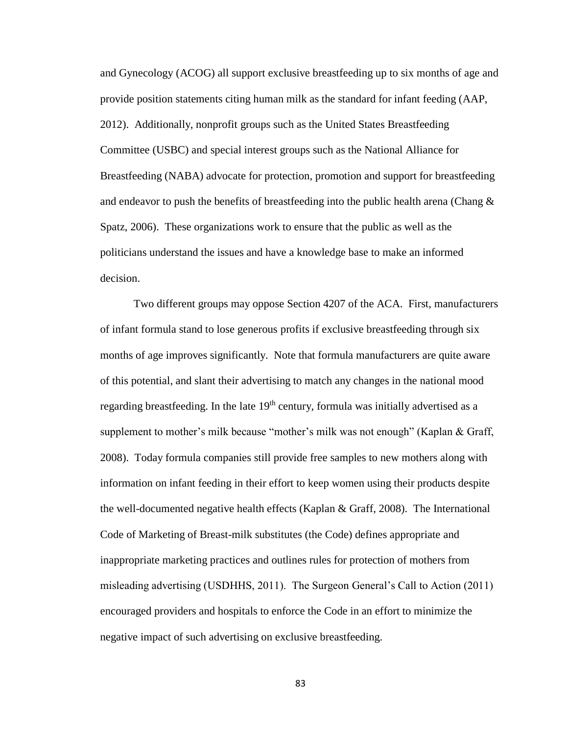and Gynecology (ACOG) all support exclusive breastfeeding up to six months of age and provide position statements citing human milk as the standard for infant feeding (AAP, 2012). Additionally, nonprofit groups such as the United States Breastfeeding Committee (USBC) and special interest groups such as the National Alliance for Breastfeeding (NABA) advocate for protection, promotion and support for breastfeeding and endeavor to push the benefits of breastfeeding into the public health arena (Chang & Spatz, 2006). These organizations work to ensure that the public as well as the politicians understand the issues and have a knowledge base to make an informed decision.

Two different groups may oppose Section 4207 of the ACA. First, manufacturers of infant formula stand to lose generous profits if exclusive breastfeeding through six months of age improves significantly. Note that formula manufacturers are quite aware of this potential, and slant their advertising to match any changes in the national mood regarding breastfeeding. In the late 19th century, formula was initially advertised as a supplement to mother's milk because "mother's milk was not enough" (Kaplan & Graff, 2008). Today formula companies still provide free samples to new mothers along with information on infant feeding in their effort to keep women using their products despite the well-documented negative health effects (Kaplan & Graff, 2008). The International Code of Marketing of Breast-milk substitutes (the Code) defines appropriate and inappropriate marketing practices and outlines rules for protection of mothers from misleading advertising (USDHHS, 2011). The Surgeon General's Call to Action (2011) encouraged providers and hospitals to enforce the Code in an effort to minimize the negative impact of such advertising on exclusive breastfeeding.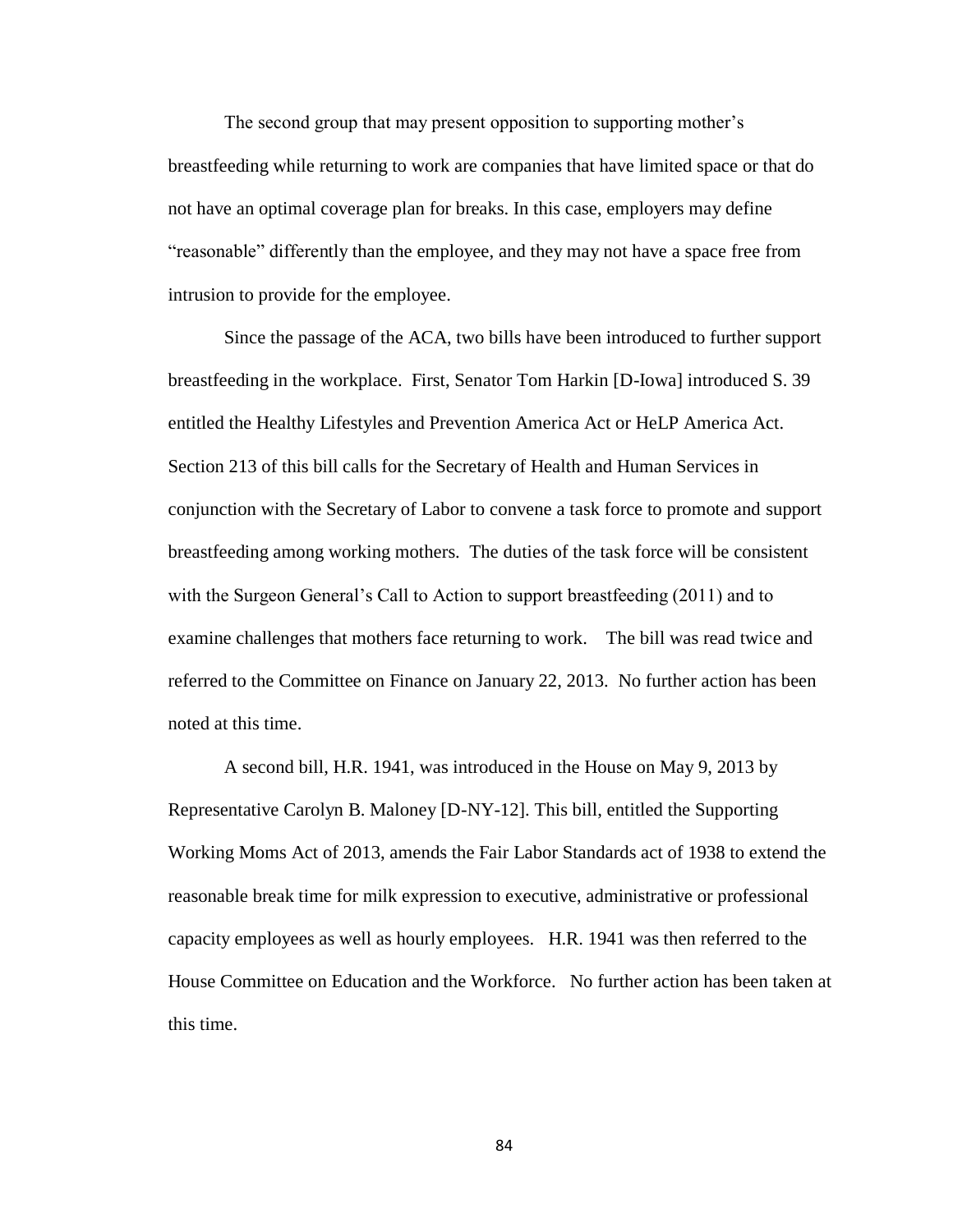The second group that may present opposition to supporting mother's breastfeeding while returning to work are companies that have limited space or that do not have an optimal coverage plan for breaks. In this case, employers may define "reasonable" differently than the employee, and they may not have a space free from intrusion to provide for the employee.

Since the passage of the ACA, two bills have been introduced to further support breastfeeding in the workplace. First, Senator Tom Harkin [D-Iowa] introduced S. 39 entitled the Healthy Lifestyles and Prevention America Act or HeLP America Act. Section 213 of this bill calls for the Secretary of Health and Human Services in conjunction with the Secretary of Labor to convene a task force to promote and support breastfeeding among working mothers. The duties of the task force will be consistent with the Surgeon General's Call to Action to support breastfeeding (2011) and to examine challenges that mothers face returning to work. The bill was read twice and referred to the Committee on Finance on January 22, 2013. No further action has been noted at this time.

A second bill, H.R. 1941, was introduced in the House on May 9, 2013 by Representative Carolyn B. Maloney [D-NY-12]. This bill, entitled the Supporting Working Moms Act of 2013, amends the Fair Labor Standards act of 1938 to extend the reasonable break time for milk expression to executive, administrative or professional capacity employees as well as hourly employees. H.R. 1941 was then referred to the House Committee on Education and the Workforce. No further action has been taken at this time.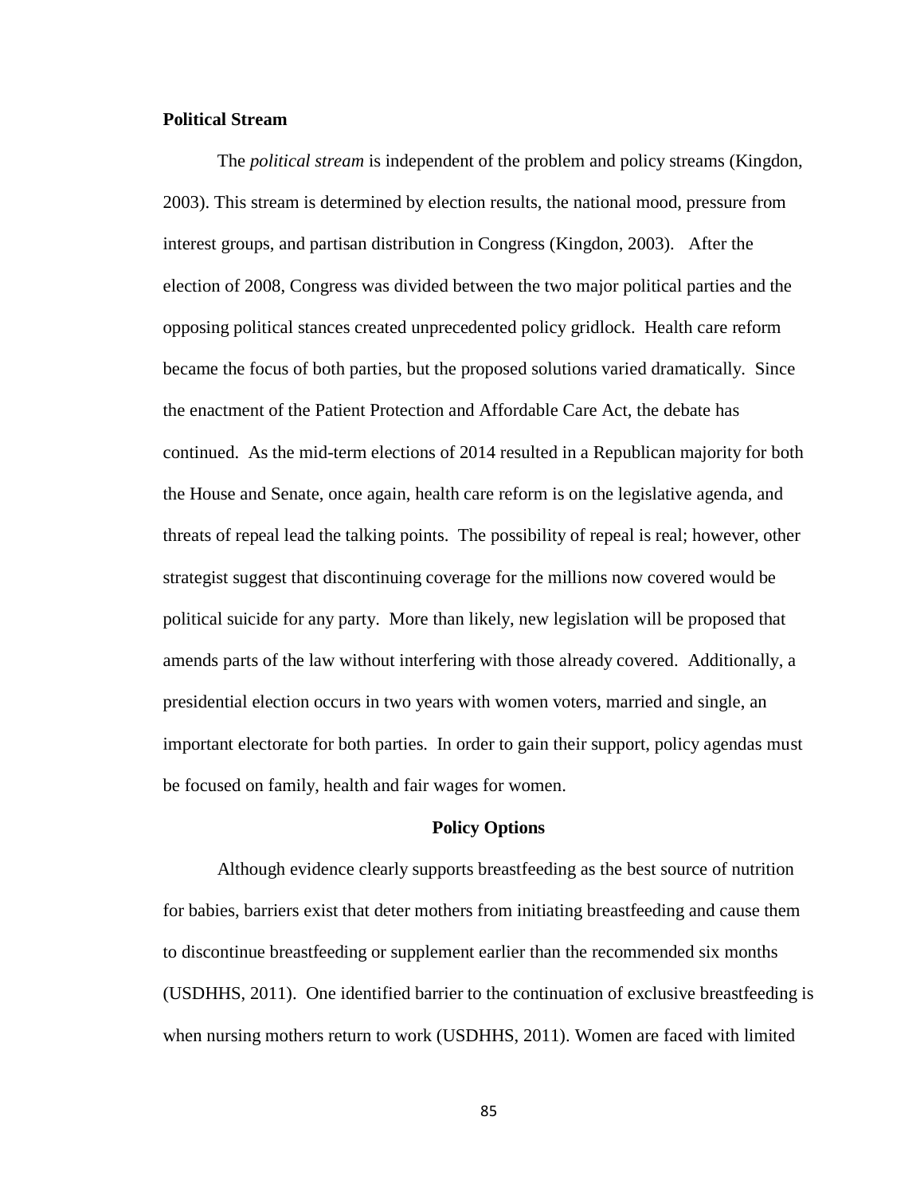### Political Stream

The *political stream* is independent of the problem and policy streams (Kingdon, 2003). This stream is determined by election results, the national mood, pressure from interest groups, and partisan distribution in Congress (Kingdon, 2003). After the election of 2008, Congress was divided between the two major political parties and the opposing political stances created unprecedented policy gridlock. Health care reform became the focus of both parties, but the proposed solutions varied dramatically. Since the enactment of the Patient Protection and Affordable Care Act, the debate has continued. As the mid-term elections of 2014 resulted in a Republican majority for both the House and Senate, once again, health care reform is on the legislative agenda, and threats of repeal lead the talking points. The possibility of repeal is real; however, other strategist suggest that discontinuing coverage for the millions now covered would be political suicide for any party. More than likely, new legislation will be proposed that amends parts of the law without interfering with those already covered. Additionally, a presidential election occurs in two years with women voters, married and single, an important electorate for both parties. In order to gain their support, policy agendas must be focused on family, health and fair wages for women.

## Policy Options

Although evidence clearly supports breastfeeding as the best source of nutrition for babies, barriers exist that deter mothers from initiating breastfeeding and cause them to discontinue breastfeeding or supplement earlier than the recommended six months (USDHHS, 2011). One identified barrier to the continuation of exclusive breastfeeding is when nursing mothers return to work (USDHHS, 2011). Women are faced with limited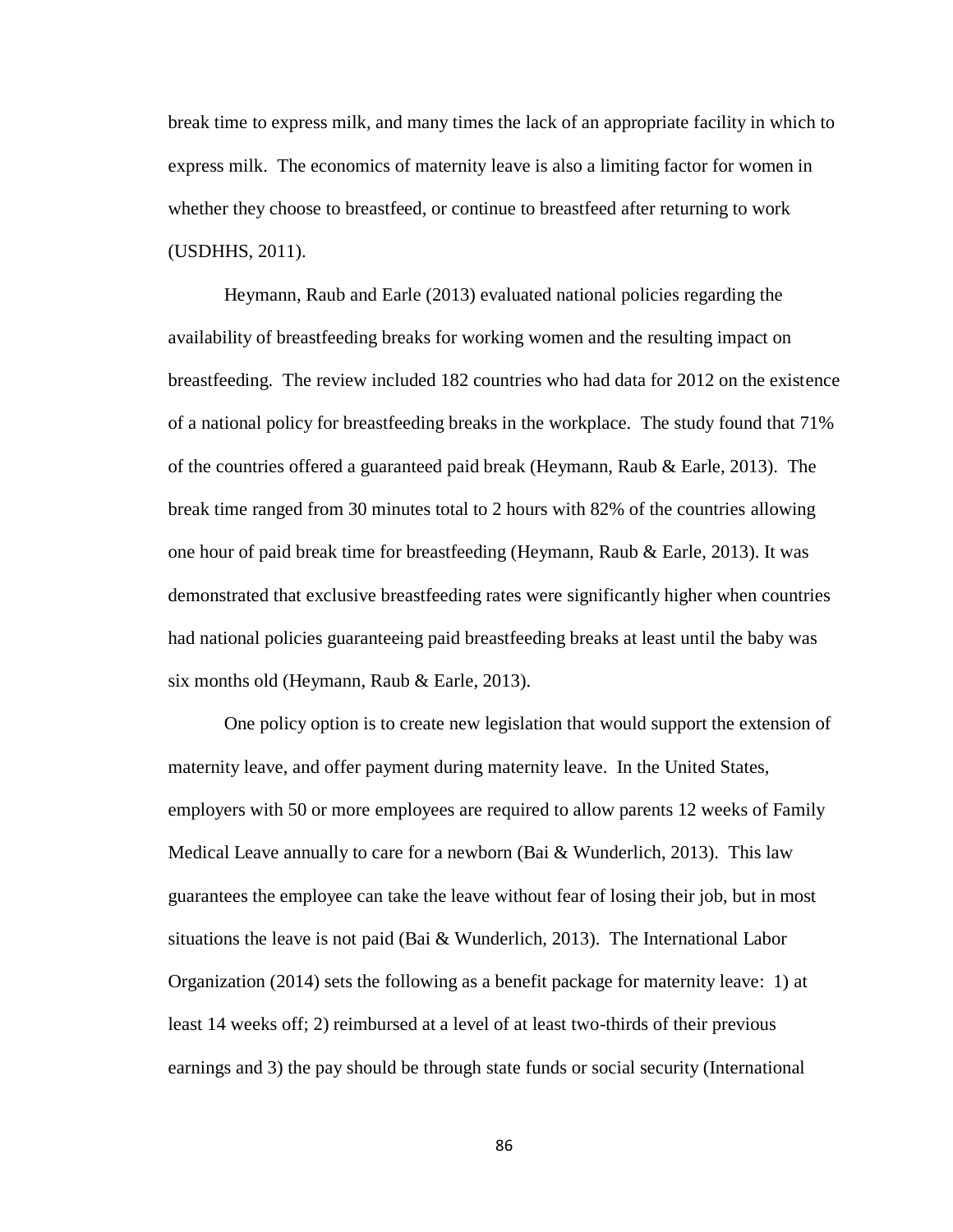break time to express milk, and many times the lack of an appropriate facility in which to express milk. The economics of maternity leave is also a limiting factor for women in whether they choose to breastfeed, or continue to breastfeed after returning to work (USDHHS, 2011).

Heymann, Raub and Earle (2013) evaluated national policies regarding the availability of breastfeeding breaks for working women and the resulting impact on breastfeeding. The review included 182 countries who had data for 2012 on the existence of a national policy for breastfeeding breaks in the workplace. The study found that 71% of the countries offered a guaranteed paid break (Heymann, Raub & Earle, 2013). The break time ranged from 30 minutes total to 2 hours with 82% of the countries allowing one hour of paid break time for breastfeeding (Heymann, Raub & Earle, 2013). It was demonstrated that exclusive breastfeeding rates were significantly higher when countries had national policies guaranteeing paid breastfeeding breaks at least until the baby was six months old (Heymann, Raub & Earle, 2013).

One policy option is to create new legislation that would support the extension of maternity leave, and offer payment during maternity leave. In the United States, employers with 50 or more employees are required to allow parents 12 weeks of Family Medical Leave annually to care for a newborn (Bai & Wunderlich, 2013). This law guarantees the employee can take the leave without fear of losing their job, but in most situations the leave is not paid (Bai & Wunderlich, 2013). The International Labor Organization (2014) sets the following as a benefit package for maternity leave: 1) at least 14 weeks off; 2) reimbursed at a level of at least two-thirds of their previous earnings and 3) the pay should be through state funds or social security (International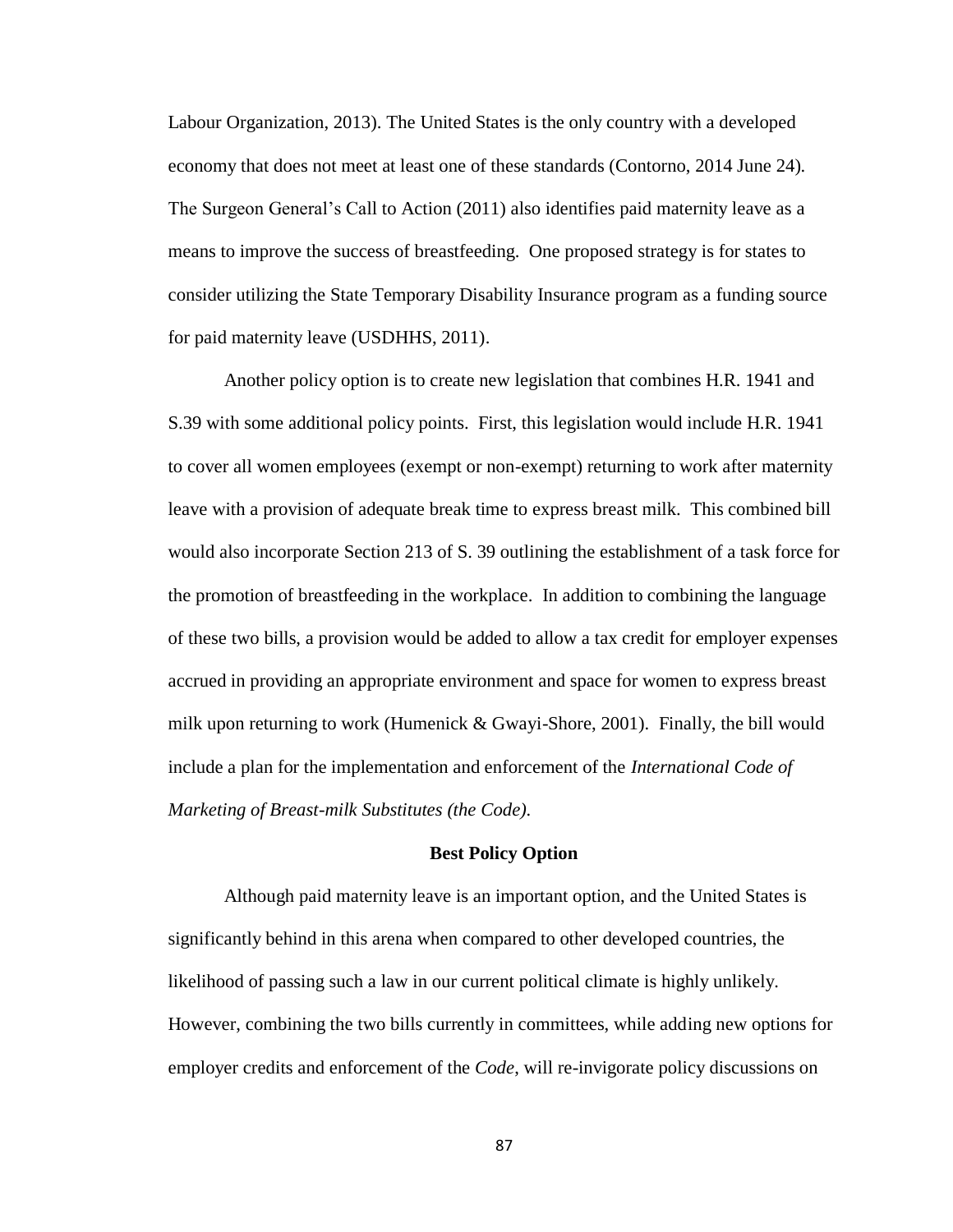Labour Organization, 2013). The United States is the only country with a developed economy that does not meet at least one of these standards (Contorno, 2014 June 24). The Surgeon General's Call to Action (2011) also identifies paid maternity leave as a means to improve the success of breastfeeding. One proposed strategy is for states to consider utilizing the State Temporary Disability Insurance program as a funding source for paid maternity leave (USDHHS, 2011).

Another policy option is to create new legislation that combines H.R. 1941 and S.39 with some additional policy points. First, this legislation would include H.R. 1941 to cover all women employees (exempt or non-exempt) returning to work after maternity leave with a provision of adequate break time to express breast milk. This combined bill would also incorporate Section 213 of S. 39 outlining the establishment of a task force for the promotion of breastfeeding in the workplace. In addition to combining the language of these two bills, a provision would be added to allow a tax credit for employer expenses accrued in providing an appropriate environment and space for women to express breast milk upon returning to work (Humenick & Gwayi-Shore, 2001). Finally, the bill would include a plan for the implementation and enforcement of the *International Code of Marketing of Breast-milk Substitutes (the Code)*.

**Best Policy Option**

Although paid maternity leave is an important option, and the United States is significantly behind in this arena when compared to other developed countries, the likelihood of passing such a law in our current political climate is highly unlikely. However, combining the two bills currently in committees, while adding new options for employer credits and enforcement of the *Code*, will re-invigorate policy discussions on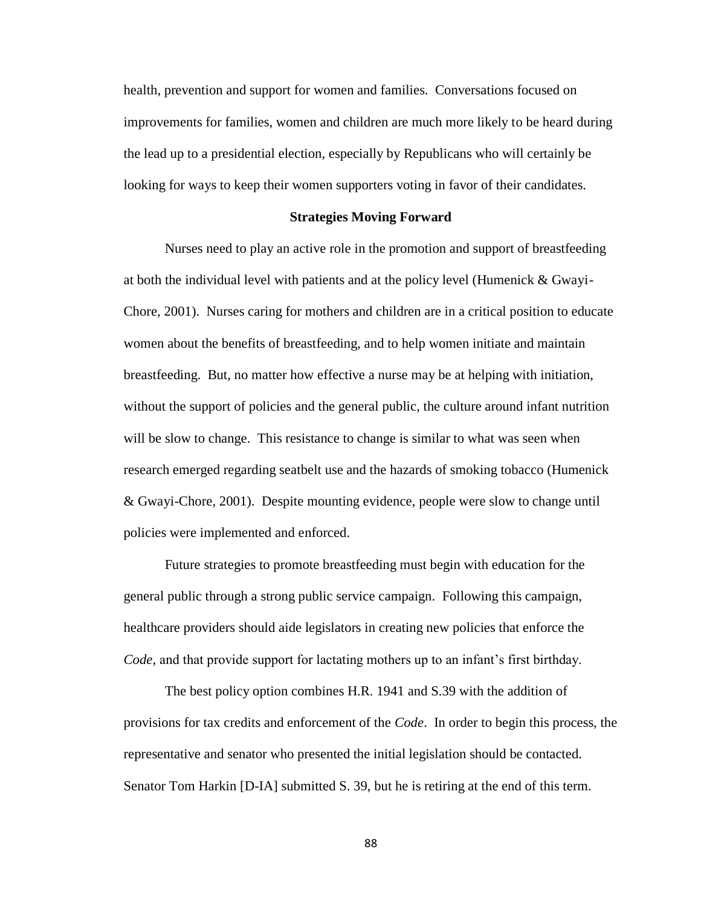health, prevention and support for women and families. Conversations focused on improvements for families, women and children are much more likely to be heard during the lead up to a presidential election, especially by Republicans who will certainly be looking for ways to keep their women supporters voting in favor of their candidates.

## Strategies Moving Forward

Nurses need to play an active role in the promotion and support of breastfeeding at both the individual level with patients and at the policy level (Humenick & Gwayi-Chore, 2001). Nurses caring for mothers and children are in a critical position to educate women about the benefits of breastfeeding, and to help women initiate and maintain breastfeeding. But, no matter how effective a nurse may be at helping with initiation, without the support of policies and the general public, the culture around infant nutrition will be slow to change. This resistance to change is similar to what was seen when research emerged regarding seatbelt use and the hazards of smoking tobacco (Humenick & Gwayi-Chore, 2001). Despite mounting evidence, people were slow to change until policies were implemented and enforced.

Future strategies to promote breastfeeding must begin with education for the general public through a strong public service campaign. Following this campaign, healthcare providers should aide legislators in creating new policies that enforce the *Code*, and that provide support for lactating mothers up to an infant's first birthday.

The best policy option combines H.R. 1941 and S.39 with the addition of provisions for tax credits and enforcement of the *Code*. In order to begin this process, the representative and senator who presented the initial legislation should be contacted. Senator Tom Harkin [D-IA] submitted S. 39, but he is retiring at the end of this term.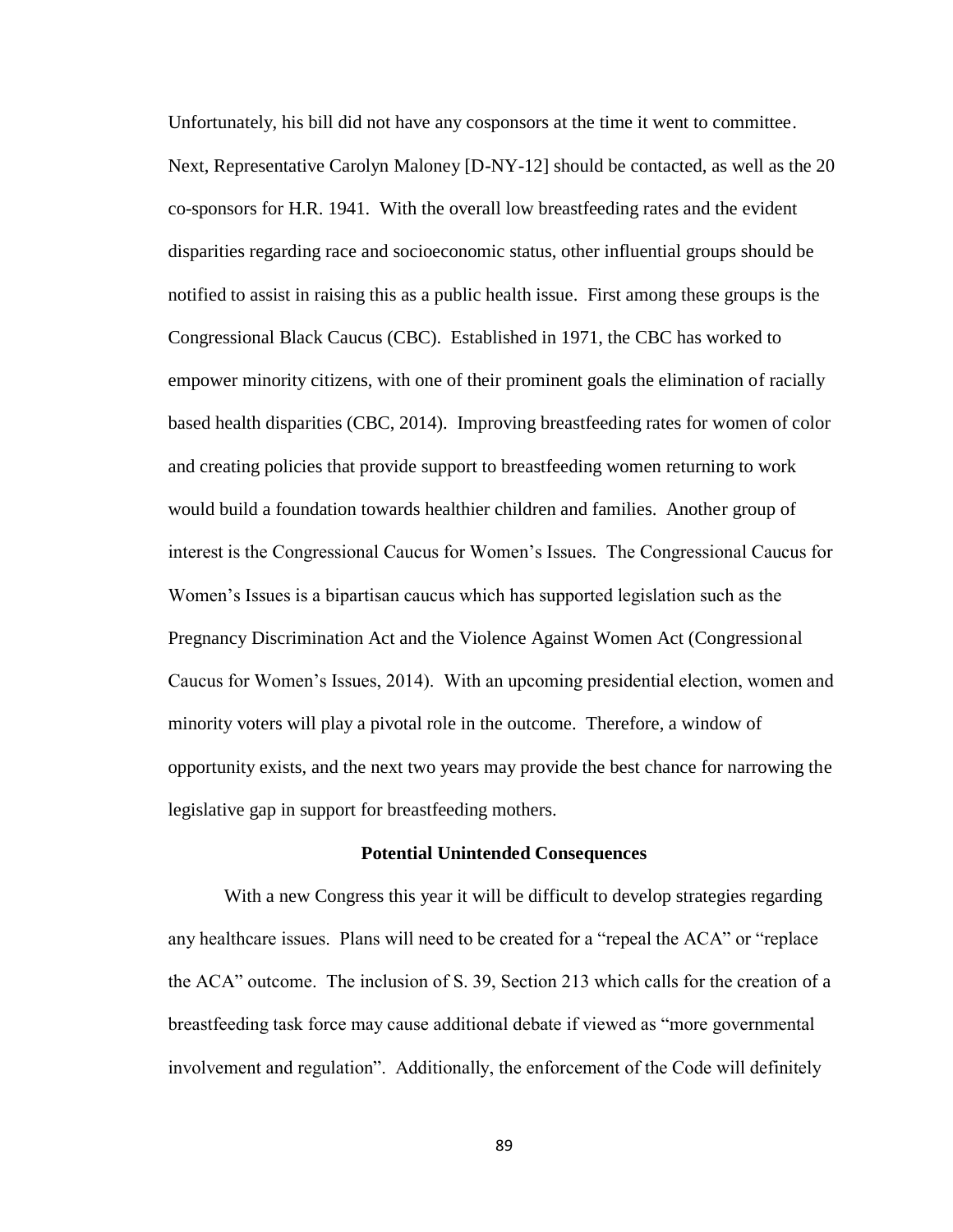Unfortunately, his bill did not have any cosponsors at the time it went to committee. Next, Representative Carolyn Maloney [D-NY-12] should be contacted, as well as the 20 co-sponsors for H.R. 1941. With the overall low breastfeeding rates and the evident disparities regarding race and socioeconomic status, other influential groups should be notified to assist in raising this as a public health issue. First among these groups is the Congressional Black Caucus (CBC). Established in 1971, the CBC has worked to empower minority citizens, with one of their prominent goals the elimination of racially based health disparities (CBC, 2014). Improving breastfeeding rates for women of color and creating policies that provide support to breastfeeding women returning to work would build a foundation towards healthier children and families. Another group of interest is the Congressional Caucus for Women's Issues. The Congressional Caucus for Women's Issues is a bipartisan caucus which has supported legislation such as the Pregnancy Discrimination Act and the Violence Against Women Act (Congressional Caucus for Women's Issues, 2014). With an upcoming presidential election, women and minority voters will play a pivotal role in the outcome. Therefore, a window of opportunity exists, and the next two years may provide the best chance for narrowing the legislative gap in support for breastfeeding mothers.

## Potential Unintended Consequences

With a new Congress this year it will be difficult to develop strategies regarding any healthcare issues. Plans will need to be created for a "repeal the ACA" or "replace the ACA" outcome. The inclusion of S. 39, Section 213 which calls for the creation of a breastfeeding task force may cause additional debate if viewed as "more governmental involvement and regulation". Additionally, the enforcement of the Code will definitely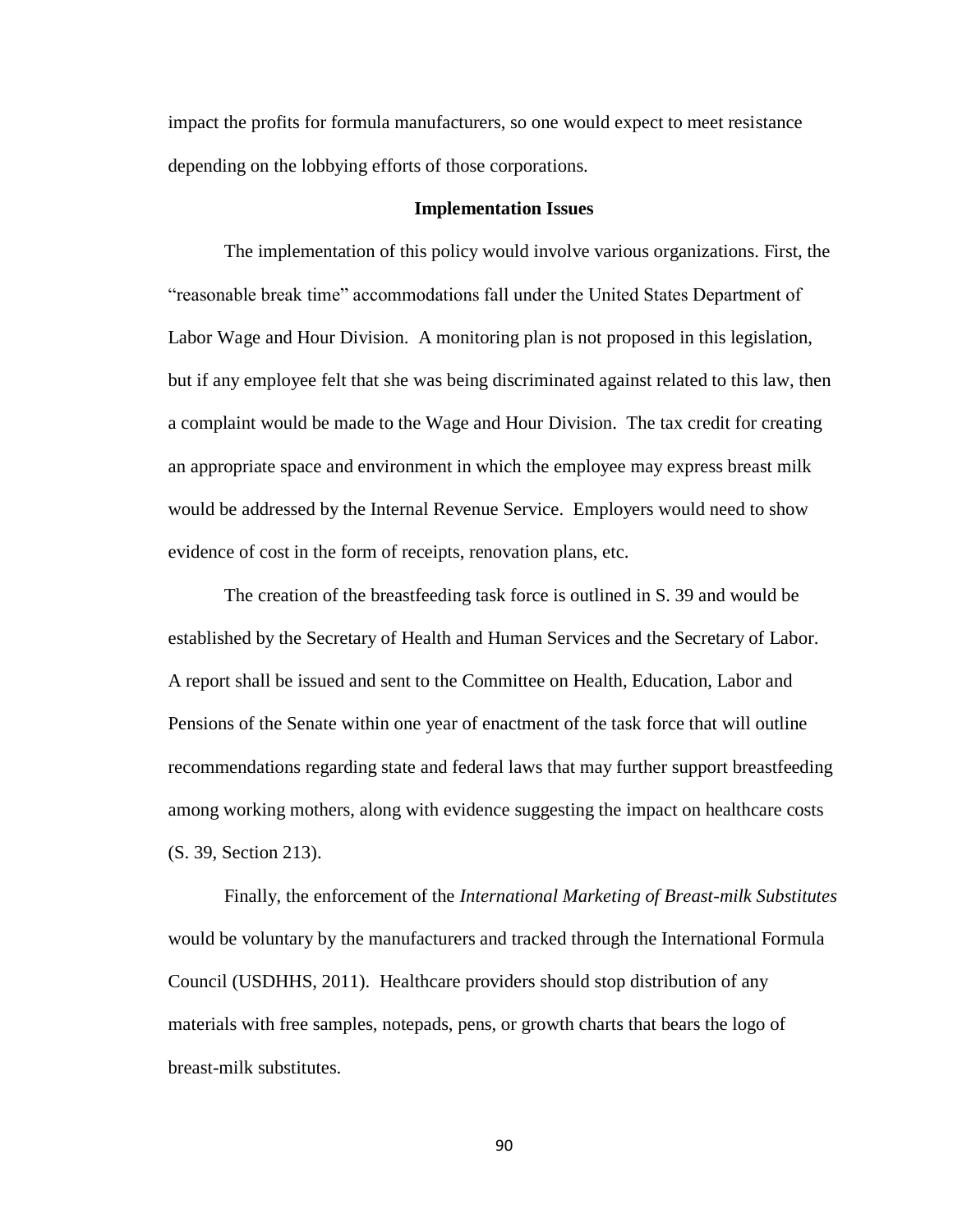impact the profits for formula manufacturers, so one would expect to meet resistance depending on the lobbying efforts of those corporations.

## Implementation Issues

The implementation of this policy would involve various organizations. First, the "reasonable break time" accommodations fall under the United States Department of Labor Wage and Hour Division. A monitoring plan is not proposed in this legislation, but if any employee felt that she was being discriminated against related to this law, then a complaint would be made to the Wage and Hour Division. The tax credit for creating an appropriate space and environment in which the employee may express breast milk would be addressed by the Internal Revenue Service. Employers would need to show evidence of cost in the form of receipts, renovation plans, etc.

The creation of the breastfeeding task force is outlined in S. 39 and would be established by the Secretary of Health and Human Services and the Secretary of Labor. A report shall be issued and sent to the Committee on Health, Education, Labor and Pensions of the Senate within one year of enactment of the task force that will outline recommendations regarding state and federal laws that may further support breastfeeding among working mothers, along with evidence suggesting the impact on healthcare costs (S. 39, Section 213).

Finally, the enforcement of the *International Marketing of Breast-milk Substitutes* would be voluntary by the manufacturers and tracked through the International Formula Council (USDHHS, 2011). Healthcare providers should stop distribution of any materials with free samples, notepads, pens, or growth charts that bears the logo of breast-milk substitutes.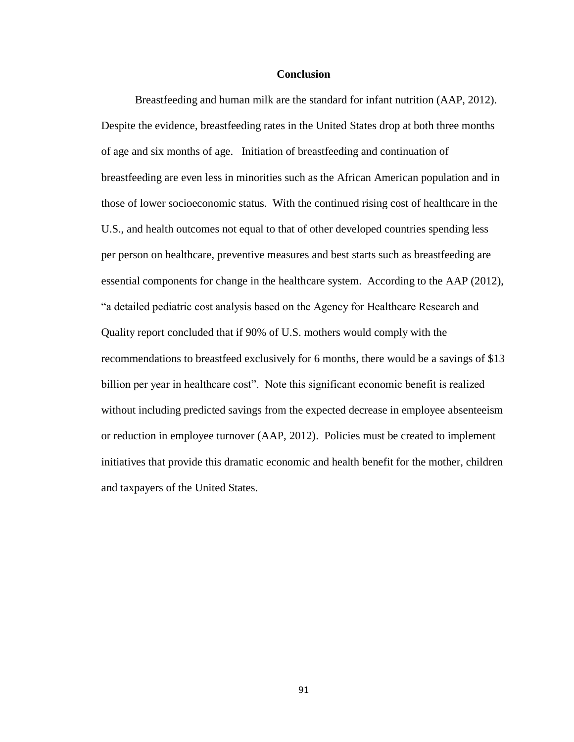## Conclusion

Breastfeeding and human milk are the standard for infant nutrition (AAP, 2012). Despite the evidence, breastfeeding rates in the United States drop at both three months of age and six months of age. Initiation of breastfeeding and continuation of breastfeeding are even less in minorities such as the African American population and in those of lower socioeconomic status. With the continued rising cost of healthcare in the U.S., and health outcomes not equal to that of other developed countries spending less per person on healthcare, preventive measures and best starts such as breastfeeding are essential components for change in the healthcare system. According to the AAP (2012), "a detailed pediatric cost analysis based on the Agency for Healthcare Research and Quality report concluded that if 90% of U.S. mothers would comply with the recommendations to breastfeed exclusively for 6 months, there would be a savings of $13 billion per year in healthcare cost". Note this significant economic benefit is realized without including predicted savings from the expected decrease in employee absenteeism or reduction in employee turnover (AAP, 2012). Policies must be created to implement initiatives that provide this dramatic economic and health benefit for the mother, children and taxpayers of the United States.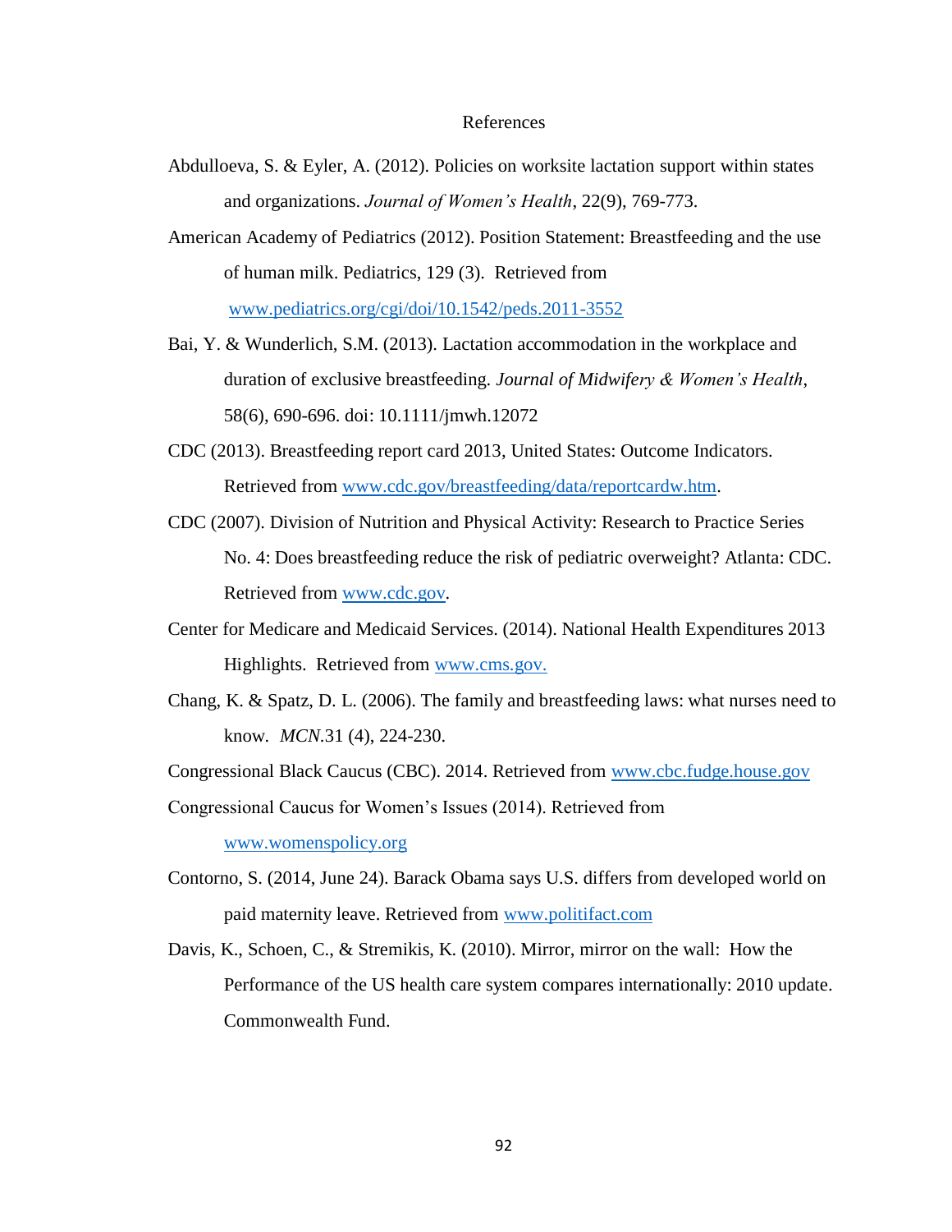# References

Abdulloeva, S. & Eyler, A. (2012). Policies on worksite lactation support within states and organizations. *Journal of Women's Health*, 22(9), 769-773.

American Academy of Pediatrics (2012). Position Statement: Breastfeeding and the use of human milk. Pediatrics, 129 (3). Retrieved from www.pediatrics.org/cgi/doi/10.1542/peds.2011-3552

Bai, Y. & Wunderlich, S.M. (2013). Lactation accommodation in the workplace and duration of exclusive breastfeeding. *Journal of Midwifery & Women's Health*, 58(6), 690-696. doi: 10.1111/jmwh.12072

CDC (2013). Breastfeeding report card 2013, United States: Outcome Indicators. Retrieved from www.cdc.gov/breastfeeding/data/reportcardw.htm.

CDC (2007). Division of Nutrition and Physical Activity: Research to Practice Series No. 4: Does breastfeeding reduce the risk of pediatric overweight? Atlanta: CDC. Retrieved from www.cdc.gov.

Center for Medicare and Medicaid Services. (2014). National Health Expenditures 2013 Highlights. Retrieved from www.cms.gov.

Chang, K. & Spatz, D. L. (2006). The family and breastfeeding laws: what nurses need to know. *MCN*.31 (4), 224-230.

Congressional Black Caucus (CBC). 2014. Retrieved from www.cbc.fudge.house.gov

Congressional Caucus for Women's Issues (2014). Retrieved from www.womenspolicy.org

Contorno, S. (2014, June 24). Barack Obama says U.S. differs from developed world on paid maternity leave. Retrieved from www.politifact.com

Davis, K., Schoen, C., & Stremikis, K. (2010). Mirror, mirror on the wall: How the Performance of the US health care system compares internationally: 2010 update. Commonwealth Fund.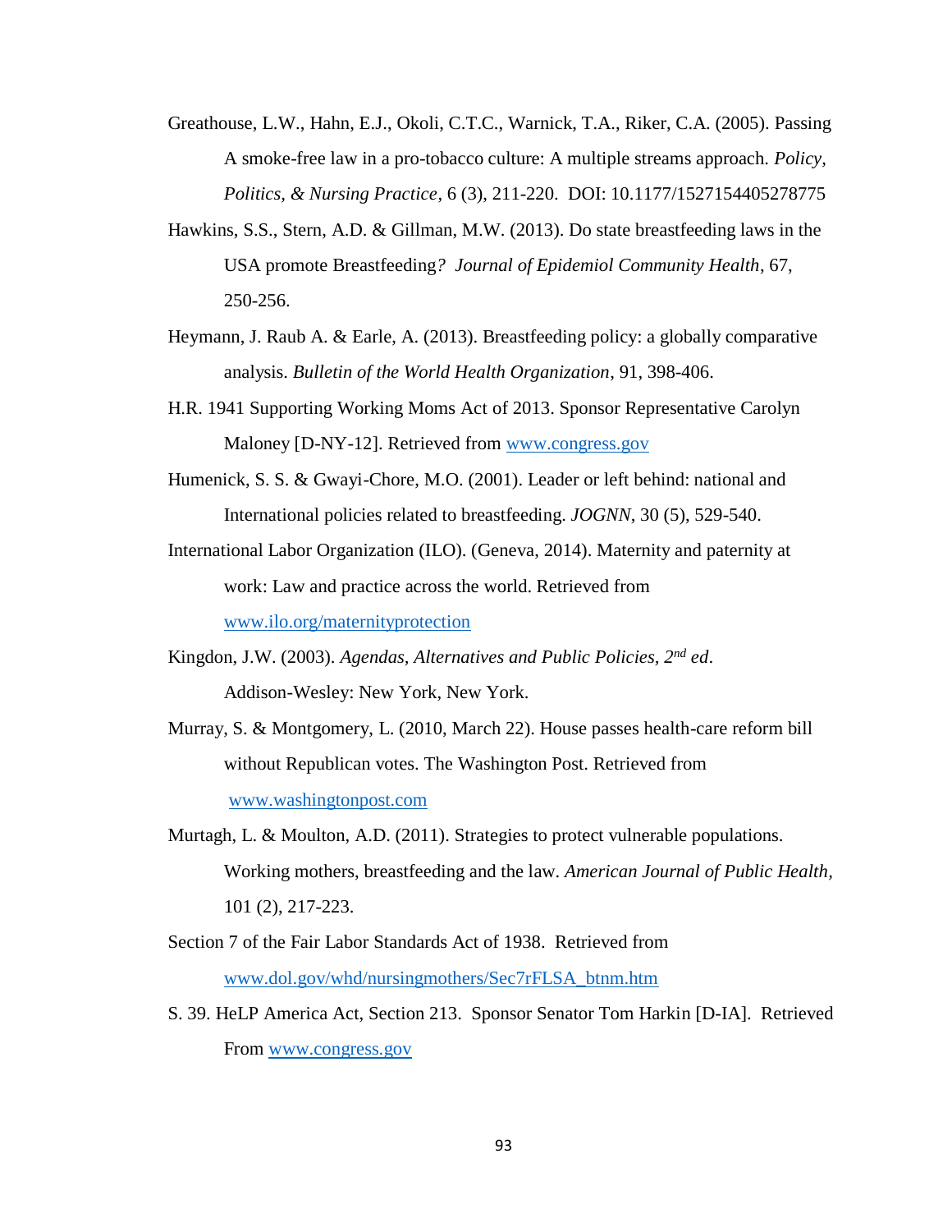Greathouse, L.W., Hahn, E.J., Okoli, C.T.C., Warnick, T.A., Riker, C.A. (2005). Passing A smoke-free law in a pro-tobacco culture: A multiple streams approach. *Policy, Politics, & Nursing Practice*, 6 (3), 211-220. DOI: 10.1177/1527154405278775

Hawkins, S.S., Stern, A.D. & Gillman, M.W. (2013). Do state breastfeeding laws in the USA promote Breastfeeding? *Journal of Epidemiol Community Health*, 67, 250-256.

Heymann, J. Raub A. & Earle, A. (2013). Breastfeeding policy: a globally comparative analysis. *Bulletin of the World Health Organization*, 91, 398-406.

H.R. 1941 Supporting Working Moms Act of 2013. Sponsor Representative Carolyn Maloney [D-NY-12]. Retrieved from www.congress.gov

Humenick, S. S. & Gwayi-Chore, M.O. (2001). Leader or left behind: national and International policies related to breastfeeding. *JOGNN*, 30 (5), 529-540.

International Labor Organization (ILO). (Geneva, 2014). Maternity and paternity at work: Law and practice across the world. Retrieved from www.ilo.org/maternityprotection

Kingdon, J.W. (2003). *Agendas, Alternatives and Public Policies, 2nd ed*. Addison-Wesley: New York, New York.

Murray, S. & Montgomery, L. (2010, March 22). House passes health-care reform bill without Republican votes. The Washington Post. Retrieved from www.washingtonpost.com

Murtagh, L. & Moulton, A.D. (2011). Strategies to protect vulnerable populations. Working mothers, breastfeeding and the law. *American Journal of Public Health*, 101 (2), 217-223.

Section 7 of the Fair Labor Standards Act of 1938. Retrieved from www.dol.gov/whd/nursingmothers/Sec7rFLSA_btnm.htm

S. 39. HeLP America Act, Section 213. Sponsor Senator Tom Harkin [D-IA]. Retrieved From www.congress.gov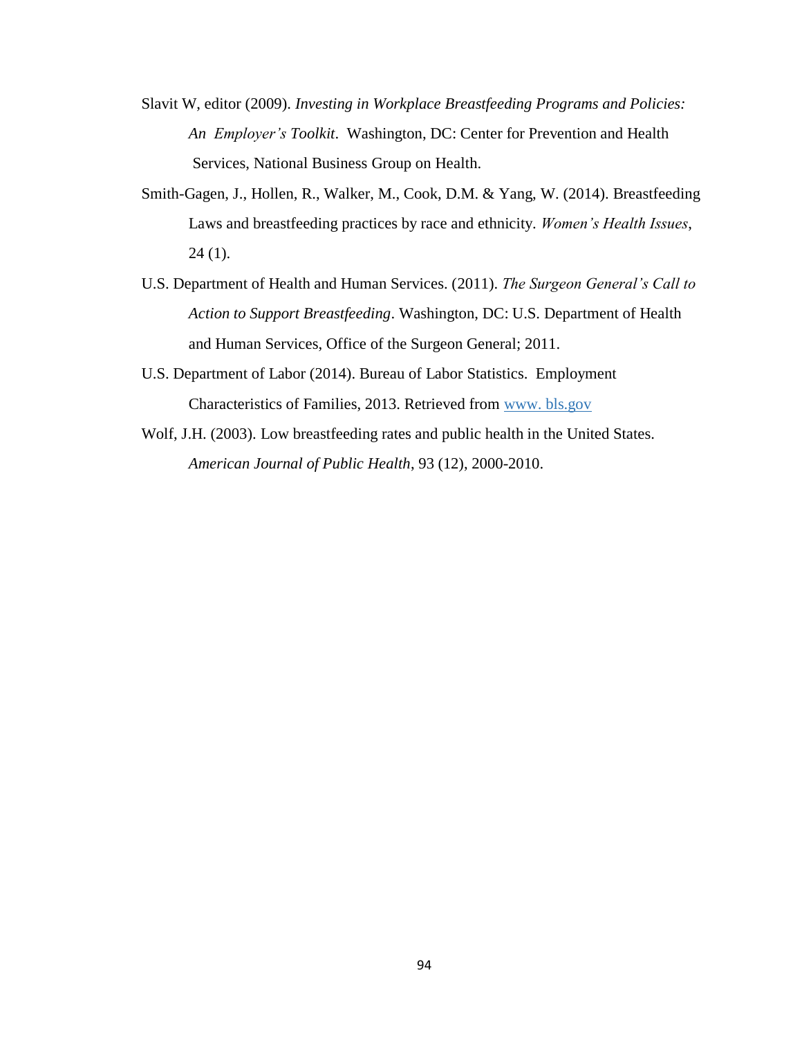Slavit W, editor (2009). *Investing in Workplace Breastfeeding Programs and Policies: An Employer's Toolkit*. Washington, DC: Center for Prevention and Health Services, National Business Group on Health.

Smith-Gagen, J., Hollen, R., Walker, M., Cook, D.M. & Yang, W. (2014). Breastfeeding Laws and breastfeeding practices by race and ethnicity. *Women's Health Issues*, 24 (1).

U.S. Department of Health and Human Services. (2011). *The Surgeon General's Call to Action to Support Breastfeeding*. Washington, DC: U.S. Department of Health and Human Services, Office of the Surgeon General; 2011.

U.S. Department of Labor (2014). Bureau of Labor Statistics. Employment Characteristics of Families, 2013. Retrieved from www. bls.gov

Wolf, J.H. (2003). Low breastfeeding rates and public health in the United States. *American Journal of Public Health*, 93 (12), 2000-2010.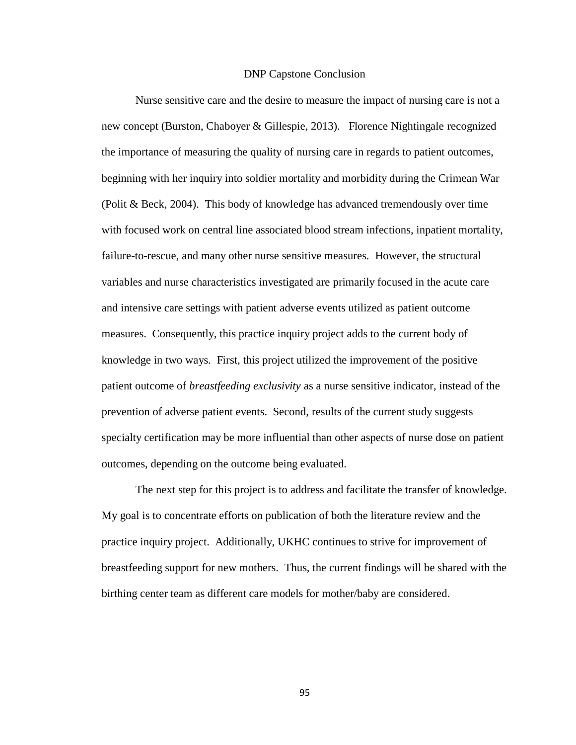# DNP Capstone Conclusion

Nurse sensitive care and the desire to measure the impact of nursing care is not a new concept (Burston, Chaboyer & Gillespie, 2013). Florence Nightingale recognized the importance of measuring the quality of nursing care in regards to patient outcomes, beginning with her inquiry into soldier mortality and morbidity during the Crimean War (Polit & Beck, 2004). This body of knowledge has advanced tremendously over time with focused work on central line associated blood stream infections, inpatient mortality, failure-to-rescue, and many other nurse sensitive measures. However, the structural variables and nurse characteristics investigated are primarily focused in the acute care and intensive care settings with patient adverse events utilized as patient outcome measures. Consequently, this practice inquiry project adds to the current body of knowledge in two ways. First, this project utilized the improvement of the positive patient outcome of *breastfeeding exclusivity* as a nurse sensitive indicator, instead of the prevention of adverse patient events. Second, results of the current study suggests specialty certification may be more influential than other aspects of nurse dose on patient outcomes, depending on the outcome being evaluated.

The next step for this project is to address and facilitate the transfer of knowledge. My goal is to concentrate efforts on publication of both the literature review and the practice inquiry project. Additionally, UKHC continues to strive for improvement of breastfeeding support for new mothers. Thus, the current findings will be shared with the birthing center team as different care models for mother/baby are considered.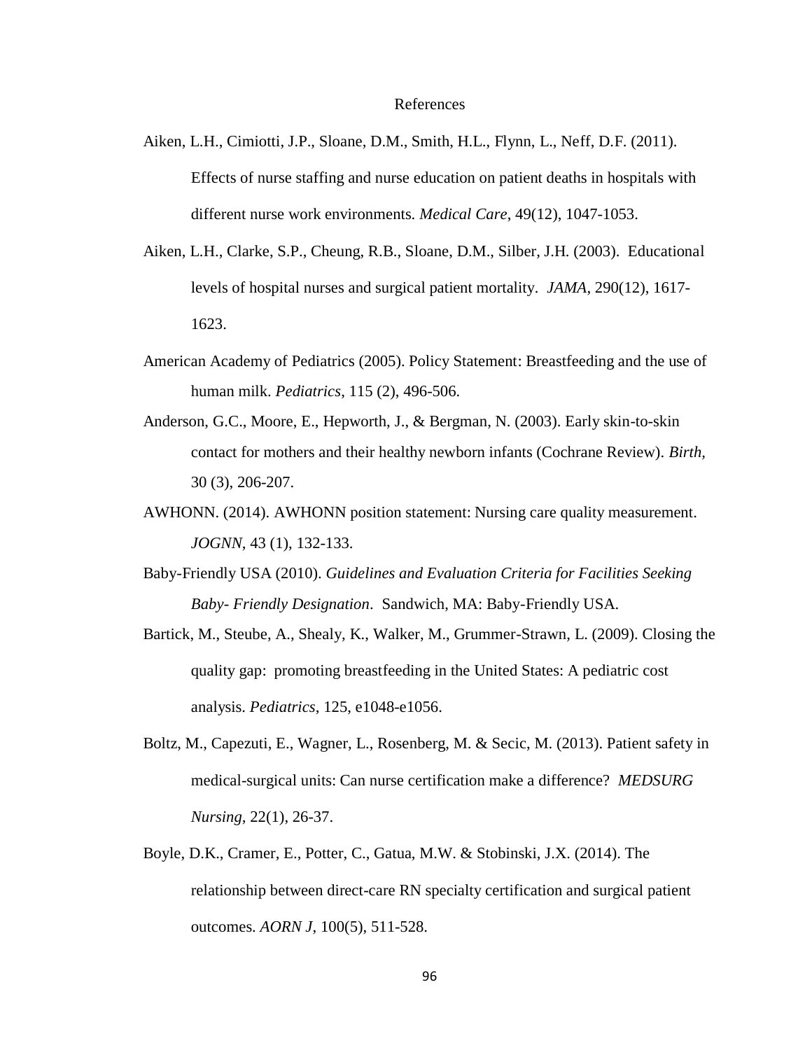# References

Aiken, L.H., Cimiotti, J.P., Sloane, D.M., Smith, H.L., Flynn, L., Neff, D.F. (2011). Effects of nurse staffing and nurse education on patient deaths in hospitals with different nurse work environments. *Medical Care*, 49(12), 1047-1053.

Aiken, L.H., Clarke, S.P., Cheung, R.B., Sloane, D.M., Silber, J.H. (2003). Educational levels of hospital nurses and surgical patient mortality. *JAMA*, 290(12), 1617-1623.

American Academy of Pediatrics (2005). Policy Statement: Breastfeeding and the use of human milk. *Pediatrics*, 115 (2), 496-506.

Anderson, G.C., Moore, E., Hepworth, J., & Bergman, N. (2003). Early skin-to-skin contact for mothers and their healthy newborn infants (Cochrane Review). *Birth*, 30 (3), 206-207.

AWHONN. (2014). AWHONN position statement: Nursing care quality measurement. *JOGNN*, 43 (1), 132-133.

Baby-Friendly USA (2010). *Guidelines and Evaluation Criteria for Facilities Seeking Baby- Friendly Designation*. Sandwich, MA: Baby-Friendly USA.

Bartick, M., Steube, A., Shealy, K., Walker, M., Grummer-Strawn, L. (2009). Closing the quality gap: promoting breastfeeding in the United States: A pediatric cost analysis. *Pediatrics*, 125, e1048-e1056.

Boltz, M., Capezuti, E., Wagner, L., Rosenberg, M. & Secic, M. (2013). Patient safety in medical-surgical units: Can nurse certification make a difference? *MEDSURG Nursing*, 22(1), 26-37.

Boyle, D.K., Cramer, E., Potter, C., Gatua, M.W. & Stobinski, J.X. (2014). The relationship between direct-care RN specialty certification and surgical patient outcomes. *AORN J*, 100(5), 511-528.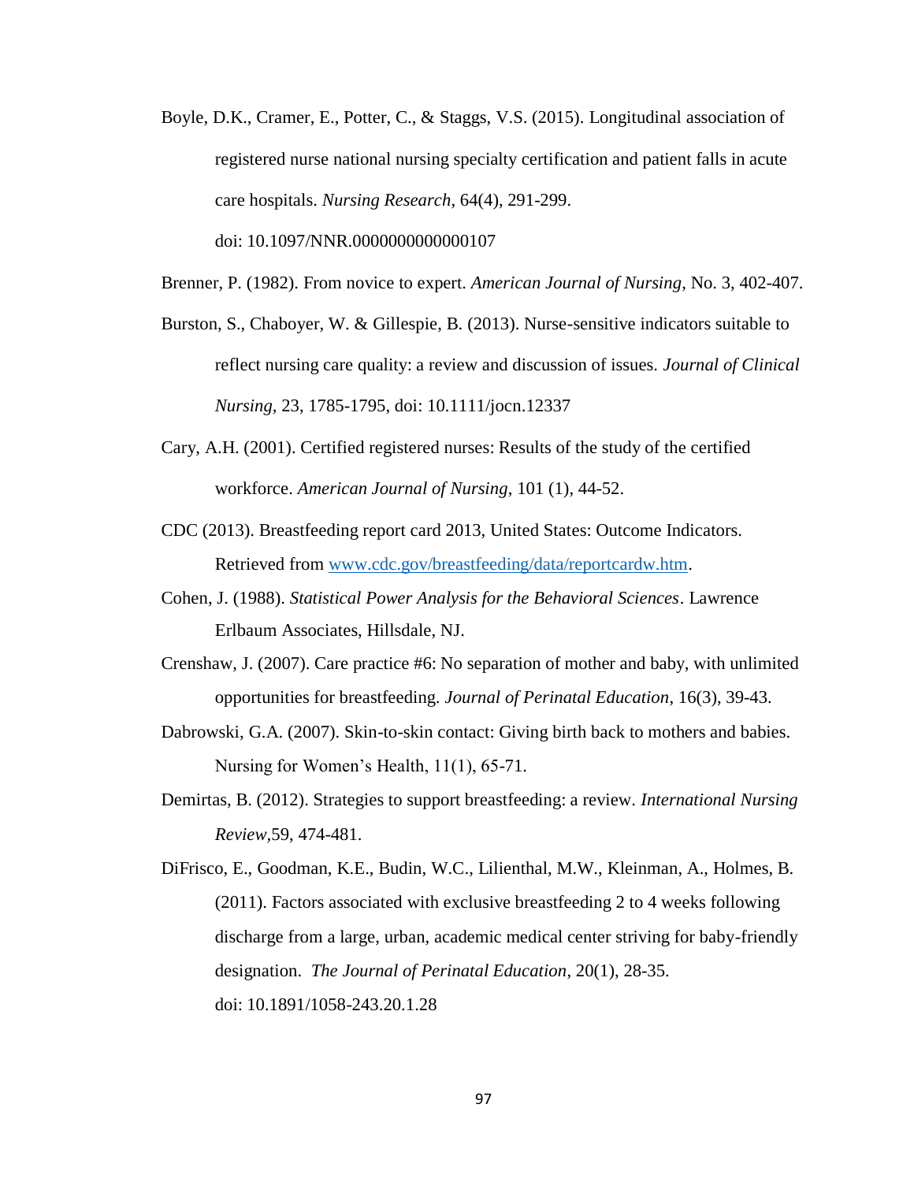Boyle, D.K., Cramer, E., Potter, C., & Staggs, V.S. (2015). Longitudinal association of registered nurse national nursing specialty certification and patient falls in acute care hospitals. *Nursing Research*, 64(4), 291-299. doi: 10.1097/NNR.0000000000000107

Brenner, P. (1982). From novice to expert. *American Journal of Nursing*, No. 3, 402-407.

Burston, S., Chaboyer, W. & Gillespie, B. (2013). Nurse-sensitive indicators suitable to reflect nursing care quality: a review and discussion of issues. *Journal of Clinical Nursing*, 23, 1785-1795, doi: 10.1111/jocn.12337

Cary, A.H. (2001). Certified registered nurses: Results of the study of the certified workforce. *American Journal of Nursing*, 101 (1), 44-52.

CDC (2013). Breastfeeding report card 2013, United States: Outcome Indicators. Retrieved from [www.cdc.gov/breastfeeding/data/reportcardw.htm](www.cdc.gov/breastfeeding/data/reportcardw.htm).

Cohen, J. (1988). *Statistical Power Analysis for the Behavioral Sciences*. Lawrence Erlbaum Associates, Hillsdale, NJ.

Crenshaw, J. (2007). Care practice #6: No separation of mother and baby, with unlimited opportunities for breastfeeding. *Journal of Perinatal Education*, 16(3), 39-43.

Dabrowski, G.A. (2007). Skin-to-skin contact: Giving birth back to mothers and babies. Nursing for Women's Health, 11(1), 65-71.

Demirtas, B. (2012). Strategies to support breastfeeding: a review. *International Nursing Review*,59, 474-481.

DiFrisco, E., Goodman, K.E., Budin, W.C., Lilienthal, M.W., Kleinman, A., Holmes, B. (2011). Factors associated with exclusive breastfeeding 2 to 4 weeks following discharge from a large, urban, academic medical center striving for baby-friendly designation. *The Journal of Perinatal Education*, 20(1), 28-35. doi: 10.1891/1058-243.20.1.28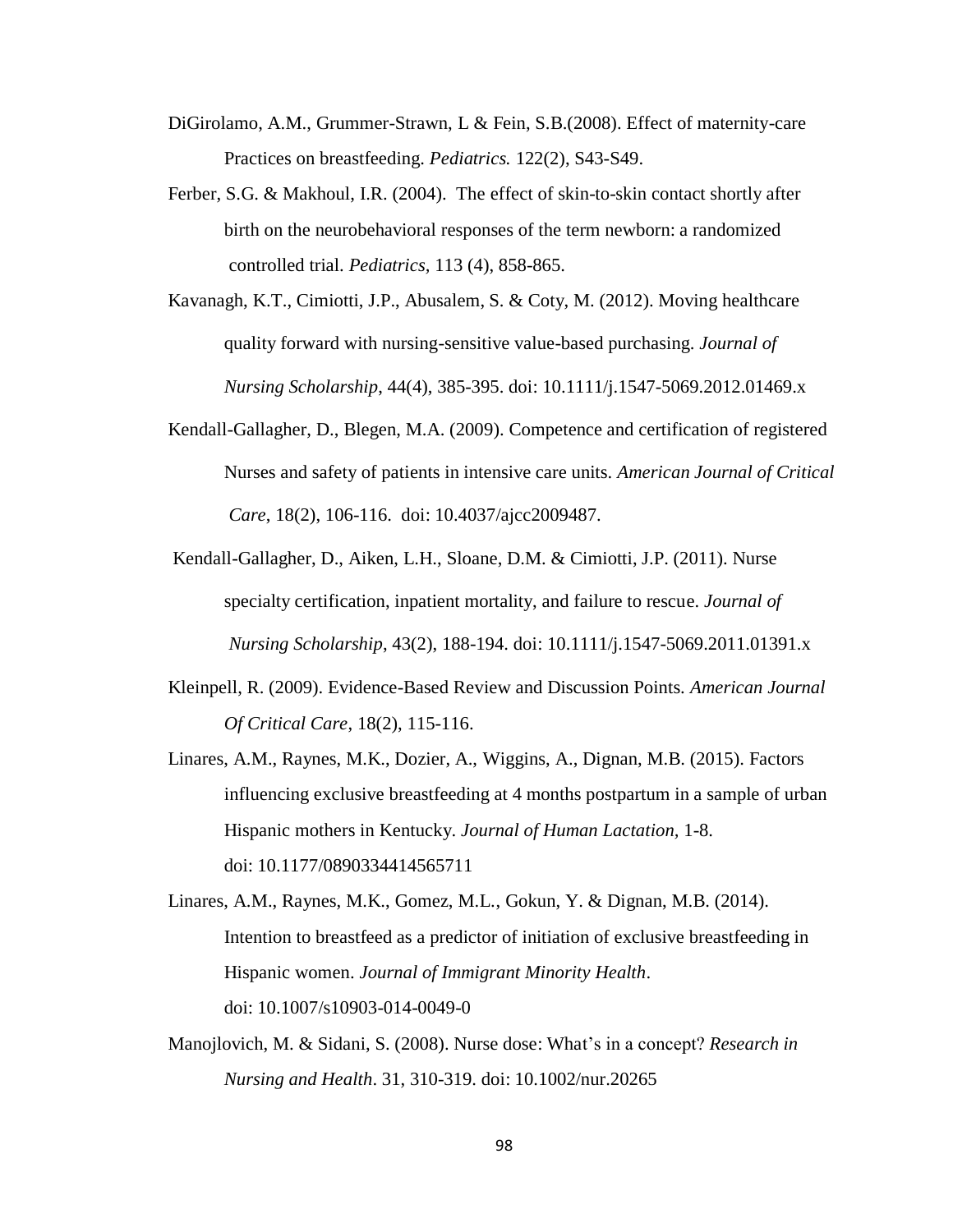DiGirolamo, A.M., Grummer-Strawn, L & Fein, S.B.(2008). Effect of maternity-care Practices on breastfeeding. *Pediatrics.* 122(2), S43-S49.

Ferber, S.G. & Makhoul, I.R. (2004). The effect of skin-to-skin contact shortly after birth on the neurobehavioral responses of the term newborn: a randomized controlled trial. *Pediatrics*, 113 (4), 858-865.

Kavanagh, K.T., Cimiotti, J.P., Abusalem, S. & Coty, M. (2012). Moving healthcare quality forward with nursing-sensitive value-based purchasing. *Journal of Nursing Scholarship*, 44(4), 385-395. doi: 10.1111/j.1547-5069.2012.01469.x

Kendall-Gallagher, D., Blegen, M.A. (2009). Competence and certification of registered Nurses and safety of patients in intensive care units. *American Journal of Critical Care*, 18(2), 106-116. doi: 10.4037/ajcc2009487.

Kendall-Gallagher, D., Aiken, L.H., Sloane, D.M. & Cimiotti, J.P. (2011). Nurse specialty certification, inpatient mortality, and failure to rescue. *Journal of Nursing Scholarship*, 43(2), 188-194. doi: 10.1111/j.1547-5069.2011.01391.x

Kleinpell, R. (2009). Evidence-Based Review and Discussion Points. *American Journal Of Critical Care*, 18(2), 115-116.

Linares, A.M., Raynes, M.K., Dozier, A., Wiggins, A., Dignan, M.B. (2015). Factors influencing exclusive breastfeeding at 4 months postpartum in a sample of urban Hispanic mothers in Kentucky. *Journal of Human Lactation*, 1-8. doi: 10.1177/0890334414565711

Linares, A.M., Raynes, M.K., Gomez, M.L., Gokun, Y. & Dignan, M.B. (2014). Intention to breastfeed as a predictor of initiation of exclusive breastfeeding in Hispanic women. *Journal of Immigrant Minority Health*. doi: 10.1007/s10903-014-0049-0

Manojlovich, M. & Sidani, S. (2008). Nurse dose: What's in a concept? *Research in Nursing and Health*. 31, 310-319. doi: 10.1002/nur.20265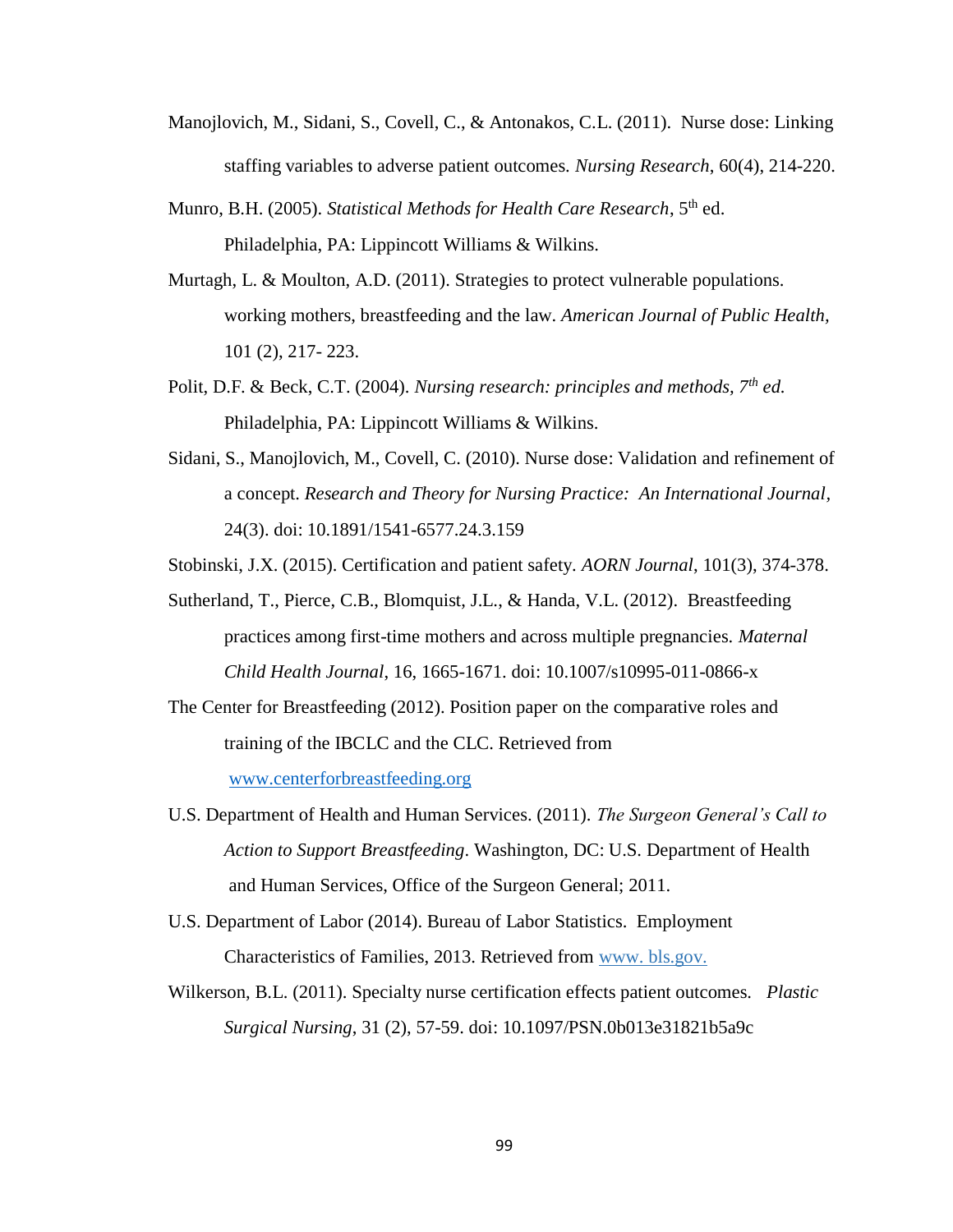Manojlovich, M., Sidani, S., Covell, C., & Antonakos, C.L. (2011). Nurse dose: Linking staffing variables to adverse patient outcomes. *Nursing Research*, 60(4), 214-220.

Munro, B.H. (2005). *Statistical Methods for Health Care Research*, 5th ed. Philadelphia, PA: Lippincott Williams & Wilkins.

Murtagh, L. & Moulton, A.D. (2011). Strategies to protect vulnerable populations. working mothers, breastfeeding and the law. *American Journal of Public Health*, 101 (2), 217- 223.

Polit, D.F. & Beck, C.T. (2004). *Nursing research: principles and methods, 7th ed.* Philadelphia, PA: Lippincott Williams & Wilkins.

Sidani, S., Manojlovich, M., Covell, C. (2010). Nurse dose: Validation and refinement of a concept. *Research and Theory for Nursing Practice: An International Journal*, 24(3). doi: 10.1891/1541-6577.24.3.159

Stobinski, J.X. (2015). Certification and patient safety. *AORN Journal*, 101(3), 374-378.

Sutherland, T., Pierce, C.B., Blomquist, J.L., & Handa, V.L. (2012). Breastfeeding practices among first-time mothers and across multiple pregnancies. *Maternal Child Health Journal*, 16, 1665-1671. doi: 10.1007/s10995-011-0866-x

The Center for Breastfeeding (2012). Position paper on the comparative roles and training of the IBCLC and the CLC. Retrieved from www.centerforbreastfeeding.org

U.S. Department of Health and Human Services. (2011). *The Surgeon General's Call to Action to Support Breastfeeding*. Washington, DC: U.S. Department of Health and Human Services, Office of the Surgeon General; 2011.

U.S. Department of Labor (2014). Bureau of Labor Statistics. Employment Characteristics of Families, 2013. Retrieved from www. bls.gov.

Wilkerson, B.L. (2011). Specialty nurse certification effects patient outcomes. *Plastic Surgical Nursing*, 31 (2), 57-59. doi: 10.1097/PSN.0b013e31821b5a9c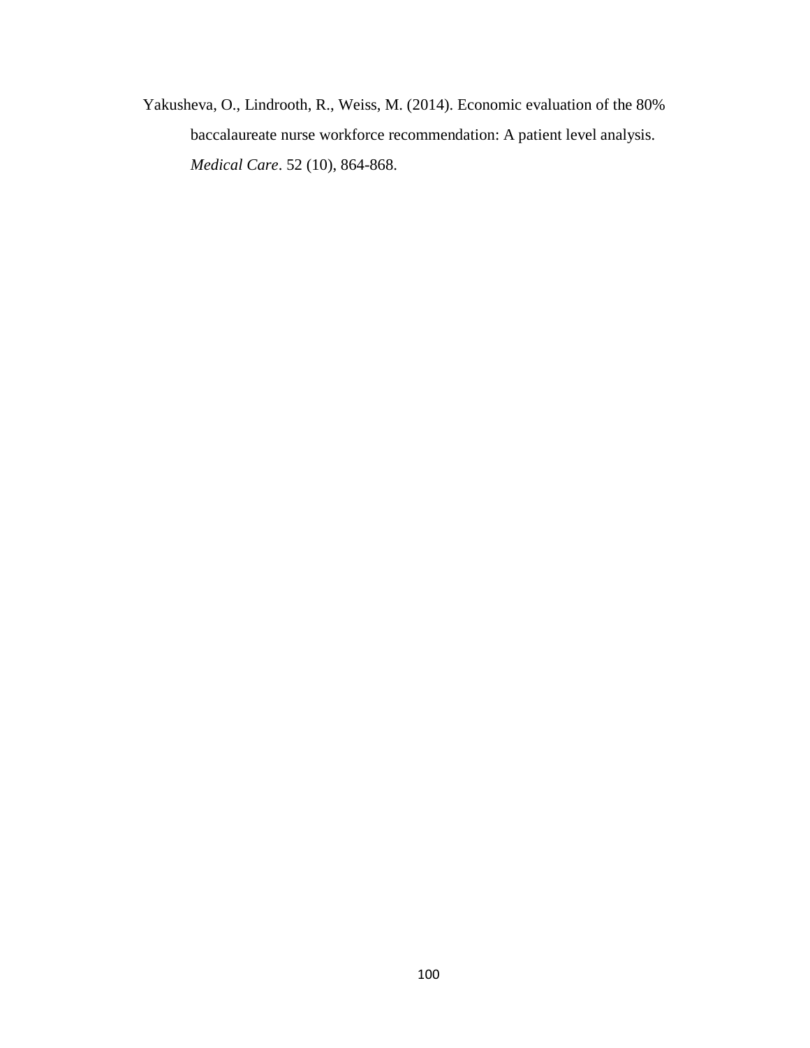Yakusheva, O., Lindrooth, R., Weiss, M. (2014). Economic evaluation of the 80% baccalaureate nurse workforce recommendation: A patient level analysis. *Medical Care*. 52 (10), 864-868.